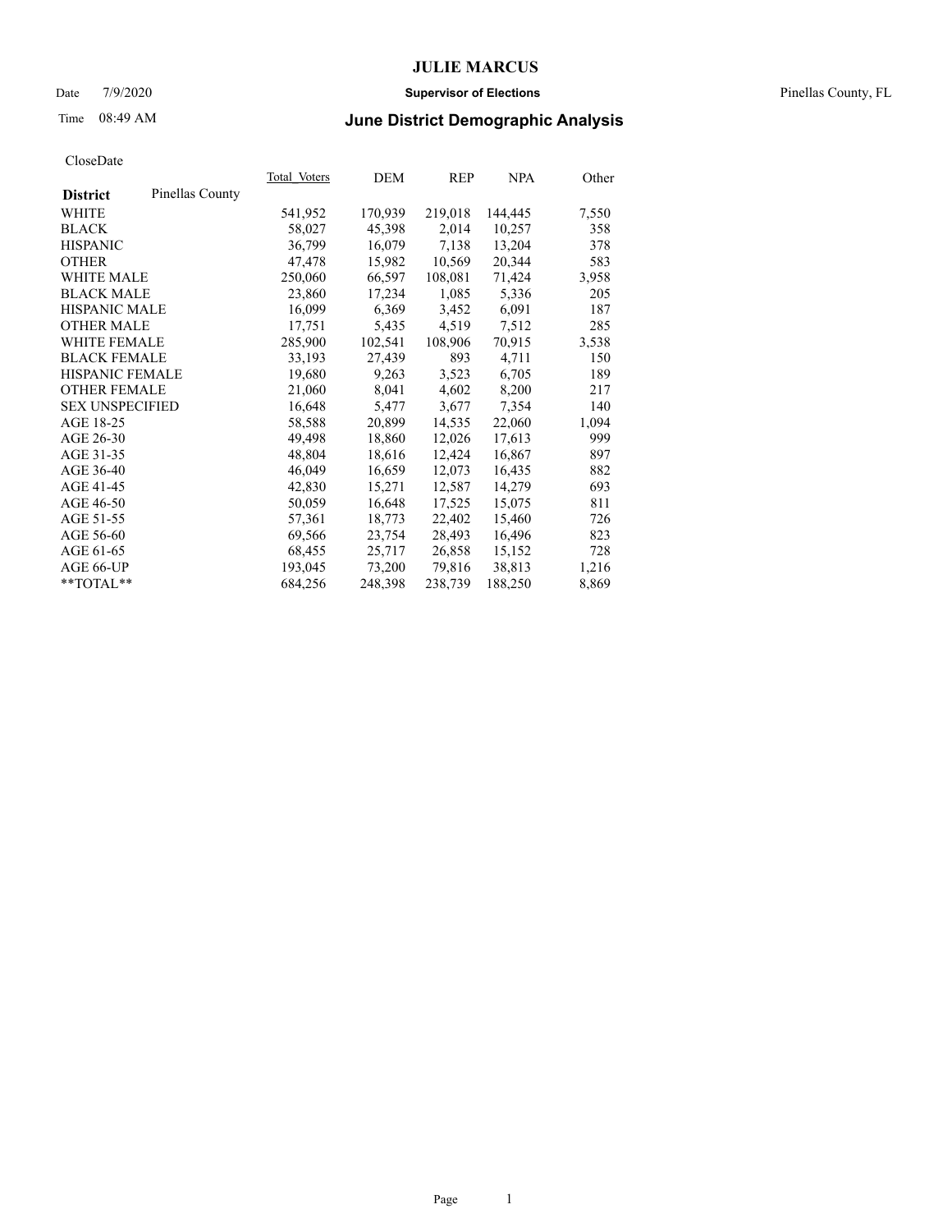# JULIE MARCUS

Date 7/9/2020 **Supervisor of Elections** Pinellas County, FL

Time 08:49 AM **June District Demographic Analysis**

CloseDate

| **District** Pinellas County | Total Voters | DEM | REP | NPA | Other |
|---|---|---|---|---|---|
| WHITE | 541,952 | 170,939 | 219,018 | 144,445 | 7,550 |
| BLACK | 58,027 | 45,398 | 2,014 | 10,257 | 358 |
| HISPANIC | 36,799 | 16,079 | 7,138 | 13,204 | 378 |
| OTHER | 47,478 | 15,982 | 10,569 | 20,344 | 583 |
| WHITE MALE | 250,060 | 66,597 | 108,081 | 71,424 | 3,958 |
| BLACK MALE | 23,860 | 17,234 | 1,085 | 5,336 | 205 |
| HISPANIC MALE | 16,099 | 6,369 | 3,452 | 6,091 | 187 |
| OTHER MALE | 17,751 | 5,435 | 4,519 | 7,512 | 285 |
| WHITE FEMALE | 285,900 | 102,541 | 108,906 | 70,915 | 3,538 |
| BLACK FEMALE | 33,193 | 27,439 | 893 | 4,711 | 150 |
| HISPANIC FEMALE | 19,680 | 9,263 | 3,523 | 6,705 | 189 |
| OTHER FEMALE | 21,060 | 8,041 | 4,602 | 8,200 | 217 |
| SEX UNSPECIFIED | 16,648 | 5,477 | 3,677 | 7,354 | 140 |
| AGE 18-25 | 58,588 | 20,899 | 14,535 | 22,060 | 1,094 |
| AGE 26-30 | 49,498 | 18,860 | 12,026 | 17,613 | 999 |
| AGE 31-35 | 48,804 | 18,616 | 12,424 | 16,867 | 897 |
| AGE 36-40 | 46,049 | 16,659 | 12,073 | 16,435 | 882 |
| AGE 41-45 | 42,830 | 15,271 | 12,587 | 14,279 | 693 |
| AGE 46-50 | 50,059 | 16,648 | 17,525 | 15,075 | 811 |
| AGE 51-55 | 57,361 | 18,773 | 22,402 | 15,460 | 726 |
| AGE 56-60 | 69,566 | 23,754 | 28,493 | 16,496 | 823 |
| AGE 61-65 | 68,455 | 25,717 | 26,858 | 15,152 | 728 |
| AGE 66-UP | 193,045 | 73,200 | 79,816 | 38,813 | 1,216 |
| **TOTAL** | 684,256 | 248,398 | 238,739 | 188,250 | 8,869 |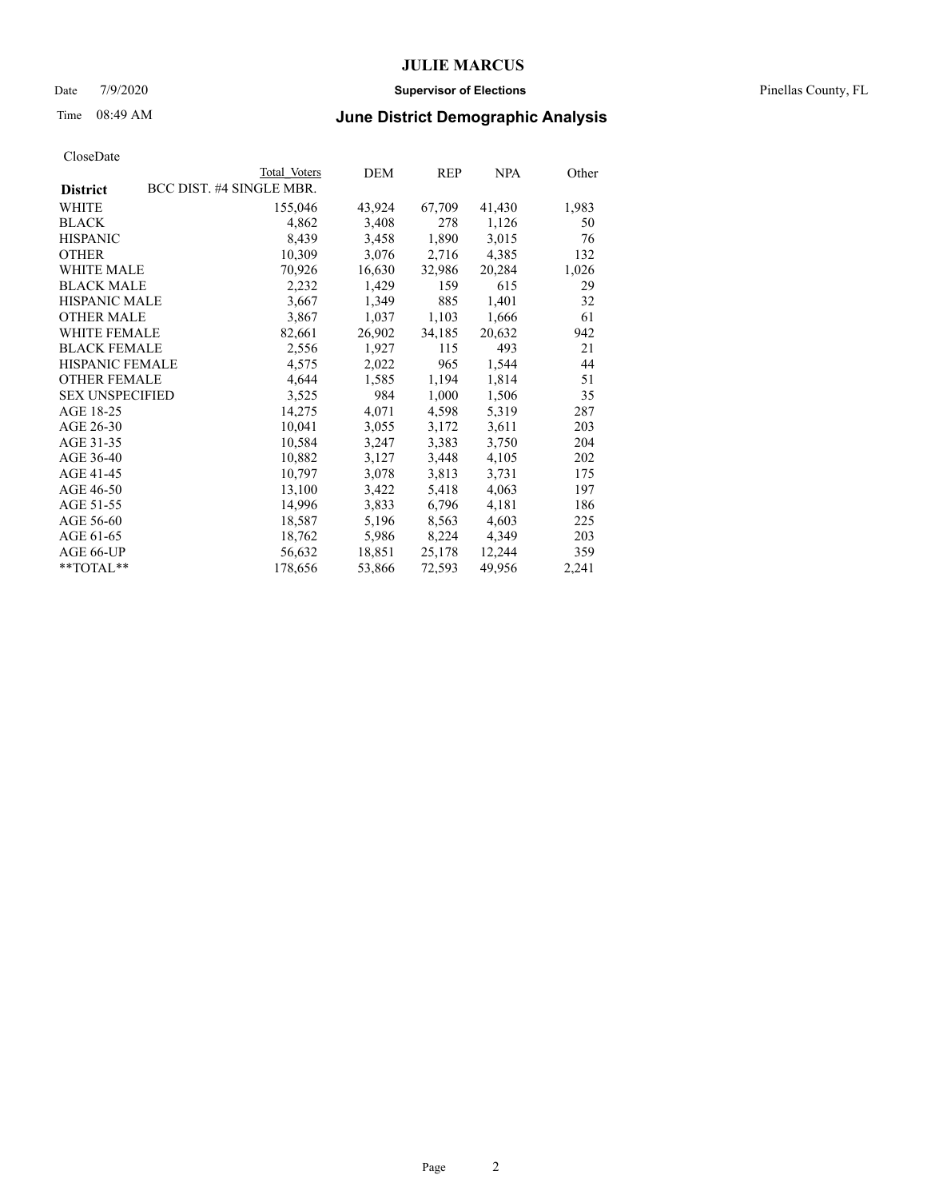# JULIE MARCUS

Date 7/9/2020 **Supervisor of Elections** Pinellas County, FL

Time 08:49 AM **June District Demographic Analysis**

CloseDate

| **District** | BCC DIST. #4 SINGLE MBR. Total Voters | DEM | REP | NPA | Other |
|---|---|---|---|---|---|
| WHITE | 155,046 | 43,924 | 67,709 | 41,430 | 1,983 |
| BLACK | 4,862 | 3,408 | 278 | 1,126 | 50 |
| HISPANIC | 8,439 | 3,458 | 1,890 | 3,015 | 76 |
| OTHER | 10,309 | 3,076 | 2,716 | 4,385 | 132 |
| WHITE MALE | 70,926 | 16,630 | 32,986 | 20,284 | 1,026 |
| BLACK MALE | 2,232 | 1,429 | 159 | 615 | 29 |
| HISPANIC MALE | 3,667 | 1,349 | 885 | 1,401 | 32 |
| OTHER MALE | 3,867 | 1,037 | 1,103 | 1,666 | 61 |
| WHITE FEMALE | 82,661 | 26,902 | 34,185 | 20,632 | 942 |
| BLACK FEMALE | 2,556 | 1,927 | 115 | 493 | 21 |
| HISPANIC FEMALE | 4,575 | 2,022 | 965 | 1,544 | 44 |
| OTHER FEMALE | 4,644 | 1,585 | 1,194 | 1,814 | 51 |
| SEX UNSPECIFIED | 3,525 | 984 | 1,000 | 1,506 | 35 |
| AGE 18-25 | 14,275 | 4,071 | 4,598 | 5,319 | 287 |
| AGE 26-30 | 10,041 | 3,055 | 3,172 | 3,611 | 203 |
| AGE 31-35 | 10,584 | 3,247 | 3,383 | 3,750 | 204 |
| AGE 36-40 | 10,882 | 3,127 | 3,448 | 4,105 | 202 |
| AGE 41-45 | 10,797 | 3,078 | 3,813 | 3,731 | 175 |
| AGE 46-50 | 13,100 | 3,422 | 5,418 | 4,063 | 197 |
| AGE 51-55 | 14,996 | 3,833 | 6,796 | 4,181 | 186 |
| AGE 56-60 | 18,587 | 5,196 | 8,563 | 4,603 | 225 |
| AGE 61-65 | 18,762 | 5,986 | 8,224 | 4,349 | 203 |
| AGE 66-UP | 56,632 | 18,851 | 25,178 | 12,244 | 359 |
| **TOTAL** | 178,656 | 53,866 | 72,593 | 49,956 | 2,241 |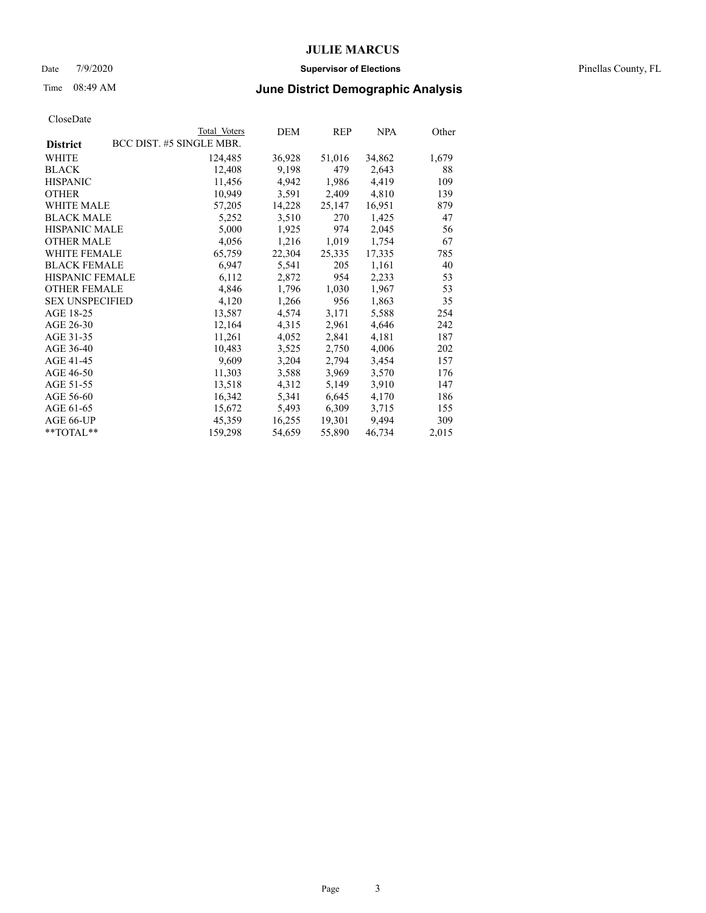# JULIE MARCUS

Date 7/9/2020 **Supervisor of Elections** Pinellas County, FL

Time 08:49 AM **June District Demographic Analysis**

CloseDate

| **District** | Total Voters | DEM | REP | NPA | Other |
|---|---|---|---|---|---|
| BCC DIST. #5 SINGLE MBR. | | | | | |
| WHITE | 124,485 | 36,928 | 51,016 | 34,862 | 1,679 |
| BLACK | 12,408 | 9,198 | 479 | 2,643 | 88 |
| HISPANIC | 11,456 | 4,942 | 1,986 | 4,419 | 109 |
| OTHER | 10,949 | 3,591 | 2,409 | 4,810 | 139 |
| WHITE MALE | 57,205 | 14,228 | 25,147 | 16,951 | 879 |
| BLACK MALE | 5,252 | 3,510 | 270 | 1,425 | 47 |
| HISPANIC MALE | 5,000 | 1,925 | 974 | 2,045 | 56 |
| OTHER MALE | 4,056 | 1,216 | 1,019 | 1,754 | 67 |
| WHITE FEMALE | 65,759 | 22,304 | 25,335 | 17,335 | 785 |
| BLACK FEMALE | 6,947 | 5,541 | 205 | 1,161 | 40 |
| HISPANIC FEMALE | 6,112 | 2,872 | 954 | 2,233 | 53 |
| OTHER FEMALE | 4,846 | 1,796 | 1,030 | 1,967 | 53 |
| SEX UNSPECIFIED | 4,120 | 1,266 | 956 | 1,863 | 35 |
| AGE 18-25 | 13,587 | 4,574 | 3,171 | 5,588 | 254 |
| AGE 26-30 | 12,164 | 4,315 | 2,961 | 4,646 | 242 |
| AGE 31-35 | 11,261 | 4,052 | 2,841 | 4,181 | 187 |
| AGE 36-40 | 10,483 | 3,525 | 2,750 | 4,006 | 202 |
| AGE 41-45 | 9,609 | 3,204 | 2,794 | 3,454 | 157 |
| AGE 46-50 | 11,303 | 3,588 | 3,969 | 3,570 | 176 |
| AGE 51-55 | 13,518 | 4,312 | 5,149 | 3,910 | 147 |
| AGE 56-60 | 16,342 | 5,341 | 6,645 | 4,170 | 186 |
| AGE 61-65 | 15,672 | 5,493 | 6,309 | 3,715 | 155 |
| AGE 66-UP | 45,359 | 16,255 | 19,301 | 9,494 | 309 |
| **TOTAL** | 159,298 | 54,659 | 55,890 | 46,734 | 2,015 |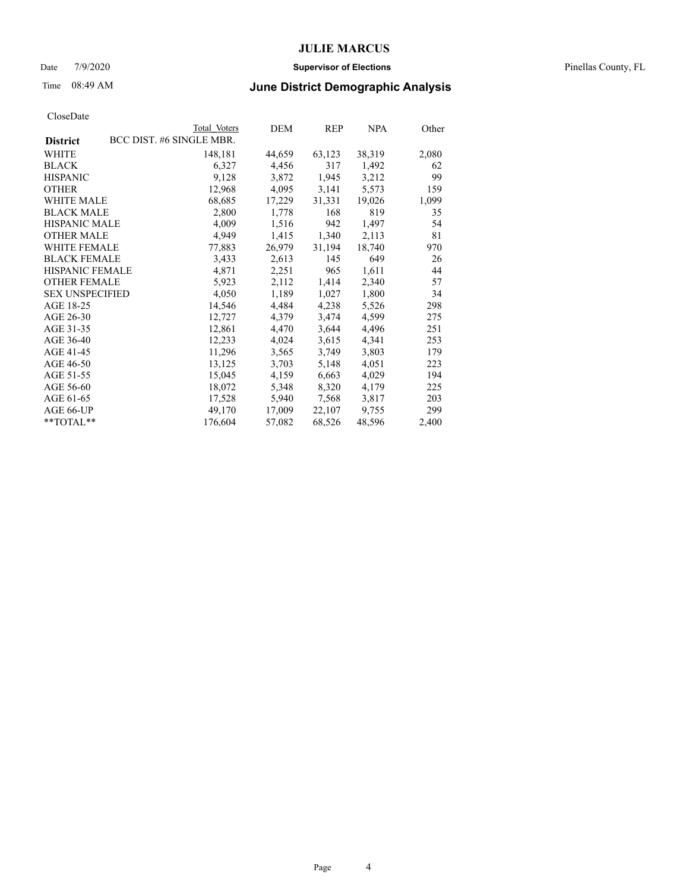CloseDate

| District | Total Voters | DEM | REP | NPA | Other |
|---|---|---|---|---|---|
| BCC DIST. #6 SINGLE MBR. | | | | | |
| WHITE | 148,181 | 44,659 | 63,123 | 38,319 | 2,080 |
| BLACK | 6,327 | 4,456 | 317 | 1,492 | 62 |
| HISPANIC | 9,128 | 3,872 | 1,945 | 3,212 | 99 |
| OTHER | 12,968 | 4,095 | 3,141 | 5,573 | 159 |
| WHITE MALE | 68,685 | 17,229 | 31,331 | 19,026 | 1,099 |
| BLACK MALE | 2,800 | 1,778 | 168 | 819 | 35 |
| HISPANIC MALE | 4,009 | 1,516 | 942 | 1,497 | 54 |
| OTHER MALE | 4,949 | 1,415 | 1,340 | 2,113 | 81 |
| WHITE FEMALE | 77,883 | 26,979 | 31,194 | 18,740 | 970 |
| BLACK FEMALE | 3,433 | 2,613 | 145 | 649 | 26 |
| HISPANIC FEMALE | 4,871 | 2,251 | 965 | 1,611 | 44 |
| OTHER FEMALE | 5,923 | 2,112 | 1,414 | 2,340 | 57 |
| SEX UNSPECIFIED | 4,050 | 1,189 | 1,027 | 1,800 | 34 |
| AGE 18-25 | 14,546 | 4,484 | 4,238 | 5,526 | 298 |
| AGE 26-30 | 12,727 | 4,379 | 3,474 | 4,599 | 275 |
| AGE 31-35 | 12,861 | 4,470 | 3,644 | 4,496 | 251 |
| AGE 36-40 | 12,233 | 4,024 | 3,615 | 4,341 | 253 |
| AGE 41-45 | 11,296 | 3,565 | 3,749 | 3,803 | 179 |
| AGE 46-50 | 13,125 | 3,703 | 5,148 | 4,051 | 223 |
| AGE 51-55 | 15,045 | 4,159 | 6,663 | 4,029 | 194 |
| AGE 56-60 | 18,072 | 5,348 | 8,320 | 4,179 | 225 |
| AGE 61-65 | 17,528 | 5,940 | 7,568 | 3,817 | 203 |
| AGE 66-UP | 49,170 | 17,009 | 22,107 | 9,755 | 299 |
| **TOTAL** | 176,604 | 57,082 | 68,526 | 48,596 | 2,400 |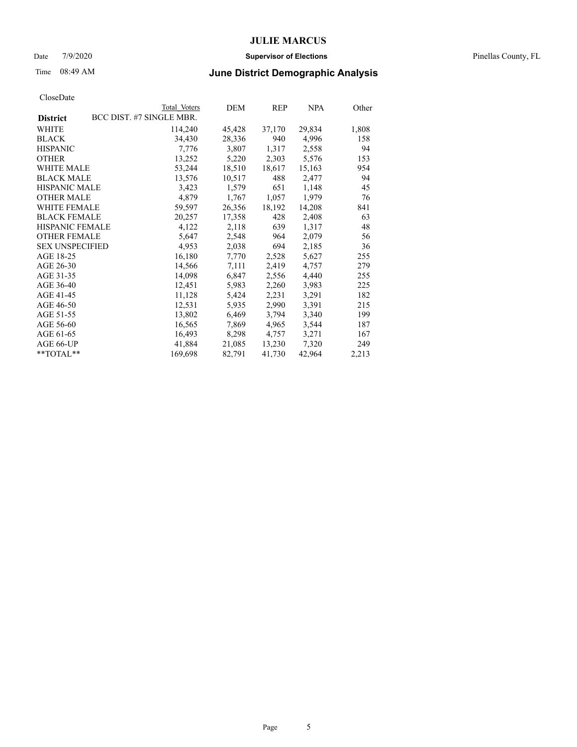CloseDate

| District | Total Voters | DEM | REP | NPA | Other |
|---|---|---|---|---|---|
| BCC DIST. #7 SINGLE MBR. | | | | | |
| WHITE | 114,240 | 45,428 | 37,170 | 29,834 | 1,808 |
| BLACK | 34,430 | 28,336 | 940 | 4,996 | 158 |
| HISPANIC | 7,776 | 3,807 | 1,317 | 2,558 | 94 |
| OTHER | 13,252 | 5,220 | 2,303 | 5,576 | 153 |
| WHITE MALE | 53,244 | 18,510 | 18,617 | 15,163 | 954 |
| BLACK MALE | 13,576 | 10,517 | 488 | 2,477 | 94 |
| HISPANIC MALE | 3,423 | 1,579 | 651 | 1,148 | 45 |
| OTHER MALE | 4,879 | 1,767 | 1,057 | 1,979 | 76 |
| WHITE FEMALE | 59,597 | 26,356 | 18,192 | 14,208 | 841 |
| BLACK FEMALE | 20,257 | 17,358 | 428 | 2,408 | 63 |
| HISPANIC FEMALE | 4,122 | 2,118 | 639 | 1,317 | 48 |
| OTHER FEMALE | 5,647 | 2,548 | 964 | 2,079 | 56 |
| SEX UNSPECIFIED | 4,953 | 2,038 | 694 | 2,185 | 36 |
| AGE 18-25 | 16,180 | 7,770 | 2,528 | 5,627 | 255 |
| AGE 26-30 | 14,566 | 7,111 | 2,419 | 4,757 | 279 |
| AGE 31-35 | 14,098 | 6,847 | 2,556 | 4,440 | 255 |
| AGE 36-40 | 12,451 | 5,983 | 2,260 | 3,983 | 225 |
| AGE 41-45 | 11,128 | 5,424 | 2,231 | 3,291 | 182 |
| AGE 46-50 | 12,531 | 5,935 | 2,990 | 3,391 | 215 |
| AGE 51-55 | 13,802 | 6,469 | 3,794 | 3,340 | 199 |
| AGE 56-60 | 16,565 | 7,869 | 4,965 | 3,544 | 187 |
| AGE 61-65 | 16,493 | 8,298 | 4,757 | 3,271 | 167 |
| AGE 66-UP | 41,884 | 21,085 | 13,230 | 7,320 | 249 |
| **TOTAL** | 169,698 | 82,791 | 41,730 | 42,964 | 2,213 |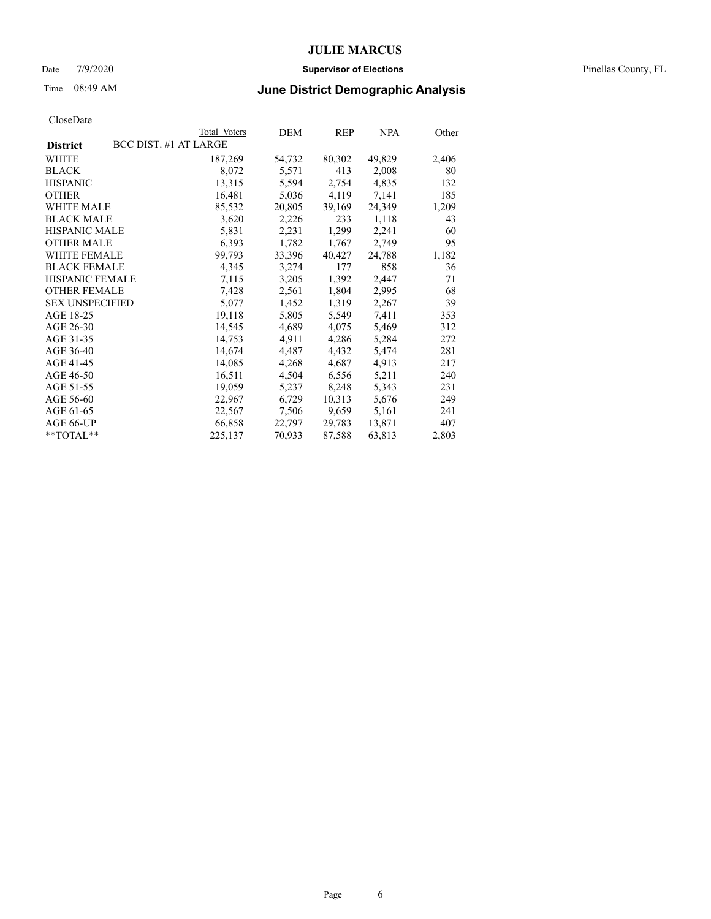# JULIE MARCUS

Date 7/9/2020 **Supervisor of Elections** Pinellas County, FL

Time 08:49 AM **June District Demographic Analysis**

CloseDate

| **District** BCC DIST. #1 AT LARGE | Total Voters | DEM | REP | NPA | Other |
|---|---|---|---|---|---|
| WHITE | 187,269 | 54,732 | 80,302 | 49,829 | 2,406 |
| BLACK | 8,072 | 5,571 | 413 | 2,008 | 80 |
| HISPANIC | 13,315 | 5,594 | 2,754 | 4,835 | 132 |
| OTHER | 16,481 | 5,036 | 4,119 | 7,141 | 185 |
| WHITE MALE | 85,532 | 20,805 | 39,169 | 24,349 | 1,209 |
| BLACK MALE | 3,620 | 2,226 | 233 | 1,118 | 43 |
| HISPANIC MALE | 5,831 | 2,231 | 1,299 | 2,241 | 60 |
| OTHER MALE | 6,393 | 1,782 | 1,767 | 2,749 | 95 |
| WHITE FEMALE | 99,793 | 33,396 | 40,427 | 24,788 | 1,182 |
| BLACK FEMALE | 4,345 | 3,274 | 177 | 858 | 36 |
| HISPANIC FEMALE | 7,115 | 3,205 | 1,392 | 2,447 | 71 |
| OTHER FEMALE | 7,428 | 2,561 | 1,804 | 2,995 | 68 |
| SEX UNSPECIFIED | 5,077 | 1,452 | 1,319 | 2,267 | 39 |
| AGE 18-25 | 19,118 | 5,805 | 5,549 | 7,411 | 353 |
| AGE 26-30 | 14,545 | 4,689 | 4,075 | 5,469 | 312 |
| AGE 31-35 | 14,753 | 4,911 | 4,286 | 5,284 | 272 |
| AGE 36-40 | 14,674 | 4,487 | 4,432 | 5,474 | 281 |
| AGE 41-45 | 14,085 | 4,268 | 4,687 | 4,913 | 217 |
| AGE 46-50 | 16,511 | 4,504 | 6,556 | 5,211 | 240 |
| AGE 51-55 | 19,059 | 5,237 | 8,248 | 5,343 | 231 |
| AGE 56-60 | 22,967 | 6,729 | 10,313 | 5,676 | 249 |
| AGE 61-65 | 22,567 | 7,506 | 9,659 | 5,161 | 241 |
| AGE 66-UP | 66,858 | 22,797 | 29,783 | 13,871 | 407 |
| **TOTAL** | 225,137 | 70,933 | 87,588 | 63,813 | 2,803 |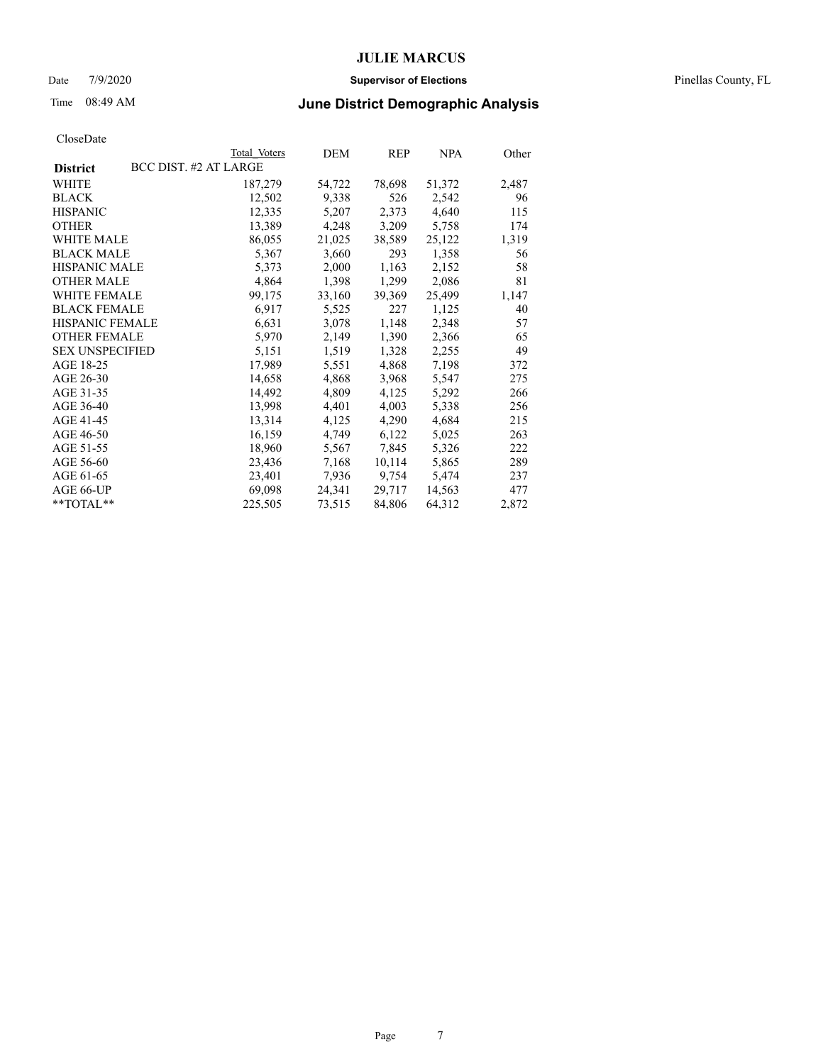CloseDate

| District | BCC DIST. #2 AT LARGE | Total Voters | DEM | REP | NPA | Other |
|---|---|---|---|---|---|---|
| WHITE | | 187,279 | 54,722 | 78,698 | 51,372 | 2,487 |
| BLACK | | 12,502 | 9,338 | 526 | 2,542 | 96 |
| HISPANIC | | 12,335 | 5,207 | 2,373 | 4,640 | 115 |
| OTHER | | 13,389 | 4,248 | 3,209 | 5,758 | 174 |
| WHITE MALE | | 86,055 | 21,025 | 38,589 | 25,122 | 1,319 |
| BLACK MALE | | 5,367 | 3,660 | 293 | 1,358 | 56 |
| HISPANIC MALE | | 5,373 | 2,000 | 1,163 | 2,152 | 58 |
| OTHER MALE | | 4,864 | 1,398 | 1,299 | 2,086 | 81 |
| WHITE FEMALE | | 99,175 | 33,160 | 39,369 | 25,499 | 1,147 |
| BLACK FEMALE | | 6,917 | 5,525 | 227 | 1,125 | 40 |
| HISPANIC FEMALE | | 6,631 | 3,078 | 1,148 | 2,348 | 57 |
| OTHER FEMALE | | 5,970 | 2,149 | 1,390 | 2,366 | 65 |
| SEX UNSPECIFIED | | 5,151 | 1,519 | 1,328 | 2,255 | 49 |
| AGE 18-25 | | 17,989 | 5,551 | 4,868 | 7,198 | 372 |
| AGE 26-30 | | 14,658 | 4,868 | 3,968 | 5,547 | 275 |
| AGE 31-35 | | 14,492 | 4,809 | 4,125 | 5,292 | 266 |
| AGE 36-40 | | 13,998 | 4,401 | 4,003 | 5,338 | 256 |
| AGE 41-45 | | 13,314 | 4,125 | 4,290 | 4,684 | 215 |
| AGE 46-50 | | 16,159 | 4,749 | 6,122 | 5,025 | 263 |
| AGE 51-55 | | 18,960 | 5,567 | 7,845 | 5,326 | 222 |
| AGE 56-60 | | 23,436 | 7,168 | 10,114 | 5,865 | 289 |
| AGE 61-65 | | 23,401 | 7,936 | 9,754 | 5,474 | 237 |
| AGE 66-UP | | 69,098 | 24,341 | 29,717 | 14,563 | 477 |
| **TOTAL** | | 225,505 | 73,515 | 84,806 | 64,312 | 2,872 |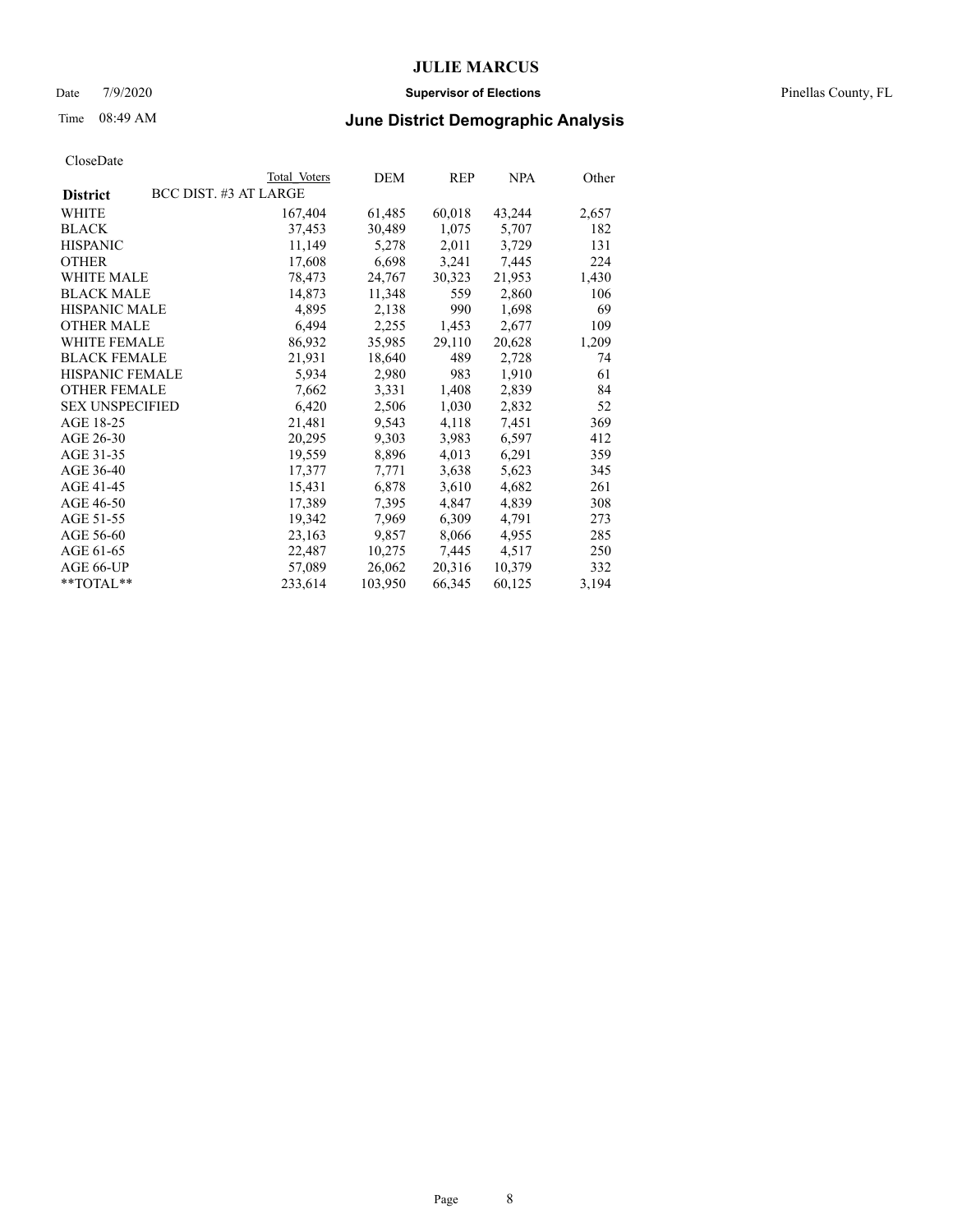# JULIE MARCUS

Date 7/9/2020 **Supervisor of Elections** Pinellas County, FL

Time 08:49 AM **June District Demographic Analysis**

CloseDate

| District | Total Voters | DEM | REP | NPA | Other |
|---|---|---|---|---|---|
| **BCC DIST. #3 AT LARGE** | | | | | |
| WHITE | 167,404 | 61,485 | 60,018 | 43,244 | 2,657 |
| BLACK | 37,453 | 30,489 | 1,075 | 5,707 | 182 |
| HISPANIC | 11,149 | 5,278 | 2,011 | 3,729 | 131 |
| OTHER | 17,608 | 6,698 | 3,241 | 7,445 | 224 |
| WHITE MALE | 78,473 | 24,767 | 30,323 | 21,953 | 1,430 |
| BLACK MALE | 14,873 | 11,348 | 559 | 2,860 | 106 |
| HISPANIC MALE | 4,895 | 2,138 | 990 | 1,698 | 69 |
| OTHER MALE | 6,494 | 2,255 | 1,453 | 2,677 | 109 |
| WHITE FEMALE | 86,932 | 35,985 | 29,110 | 20,628 | 1,209 |
| BLACK FEMALE | 21,931 | 18,640 | 489 | 2,728 | 74 |
| HISPANIC FEMALE | 5,934 | 2,980 | 983 | 1,910 | 61 |
| OTHER FEMALE | 7,662 | 3,331 | 1,408 | 2,839 | 84 |
| SEX UNSPECIFIED | 6,420 | 2,506 | 1,030 | 2,832 | 52 |
| AGE 18-25 | 21,481 | 9,543 | 4,118 | 7,451 | 369 |
| AGE 26-30 | 20,295 | 9,303 | 3,983 | 6,597 | 412 |
| AGE 31-35 | 19,559 | 8,896 | 4,013 | 6,291 | 359 |
| AGE 36-40 | 17,377 | 7,771 | 3,638 | 5,623 | 345 |
| AGE 41-45 | 15,431 | 6,878 | 3,610 | 4,682 | 261 |
| AGE 46-50 | 17,389 | 7,395 | 4,847 | 4,839 | 308 |
| AGE 51-55 | 19,342 | 7,969 | 6,309 | 4,791 | 273 |
| AGE 56-60 | 23,163 | 9,857 | 8,066 | 4,955 | 285 |
| AGE 61-65 | 22,487 | 10,275 | 7,445 | 4,517 | 250 |
| AGE 66-UP | 57,089 | 26,062 | 20,316 | 10,379 | 332 |
| **TOTAL** | 233,614 | 103,950 | 66,345 | 60,125 | 3,194 |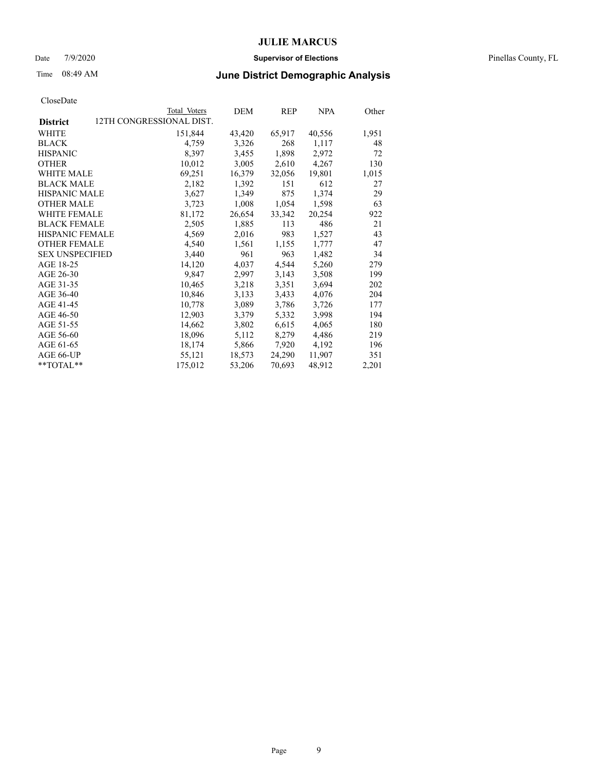# JULIE MARCUS

Date 7/9/2020 **Supervisor of Elections** Pinellas County, FL

Time 08:49 AM **June District Demographic Analysis**

CloseDate

| District | Total Voters | DEM | REP | NPA | Other |
|---|---|---|---|---|---|
| 12TH CONGRESSIONAL DIST. | | | | | |
| WHITE | 151,844 | 43,420 | 65,917 | 40,556 | 1,951 |
| BLACK | 4,759 | 3,326 | 268 | 1,117 | 48 |
| HISPANIC | 8,397 | 3,455 | 1,898 | 2,972 | 72 |
| OTHER | 10,012 | 3,005 | 2,610 | 4,267 | 130 |
| WHITE MALE | 69,251 | 16,379 | 32,056 | 19,801 | 1,015 |
| BLACK MALE | 2,182 | 1,392 | 151 | 612 | 27 |
| HISPANIC MALE | 3,627 | 1,349 | 875 | 1,374 | 29 |
| OTHER MALE | 3,723 | 1,008 | 1,054 | 1,598 | 63 |
| WHITE FEMALE | 81,172 | 26,654 | 33,342 | 20,254 | 922 |
| BLACK FEMALE | 2,505 | 1,885 | 113 | 486 | 21 |
| HISPANIC FEMALE | 4,569 | 2,016 | 983 | 1,527 | 43 |
| OTHER FEMALE | 4,540 | 1,561 | 1,155 | 1,777 | 47 |
| SEX UNSPECIFIED | 3,440 | 961 | 963 | 1,482 | 34 |
| AGE 18-25 | 14,120 | 4,037 | 4,544 | 5,260 | 279 |
| AGE 26-30 | 9,847 | 2,997 | 3,143 | 3,508 | 199 |
| AGE 31-35 | 10,465 | 3,218 | 3,351 | 3,694 | 202 |
| AGE 36-40 | 10,846 | 3,133 | 3,433 | 4,076 | 204 |
| AGE 41-45 | 10,778 | 3,089 | 3,786 | 3,726 | 177 |
| AGE 46-50 | 12,903 | 3,379 | 5,332 | 3,998 | 194 |
| AGE 51-55 | 14,662 | 3,802 | 6,615 | 4,065 | 180 |
| AGE 56-60 | 18,096 | 5,112 | 8,279 | 4,486 | 219 |
| AGE 61-65 | 18,174 | 5,866 | 7,920 | 4,192 | 196 |
| AGE 66-UP | 55,121 | 18,573 | 24,290 | 11,907 | 351 |
| **TOTAL** | 175,012 | 53,206 | 70,693 | 48,912 | 2,201 |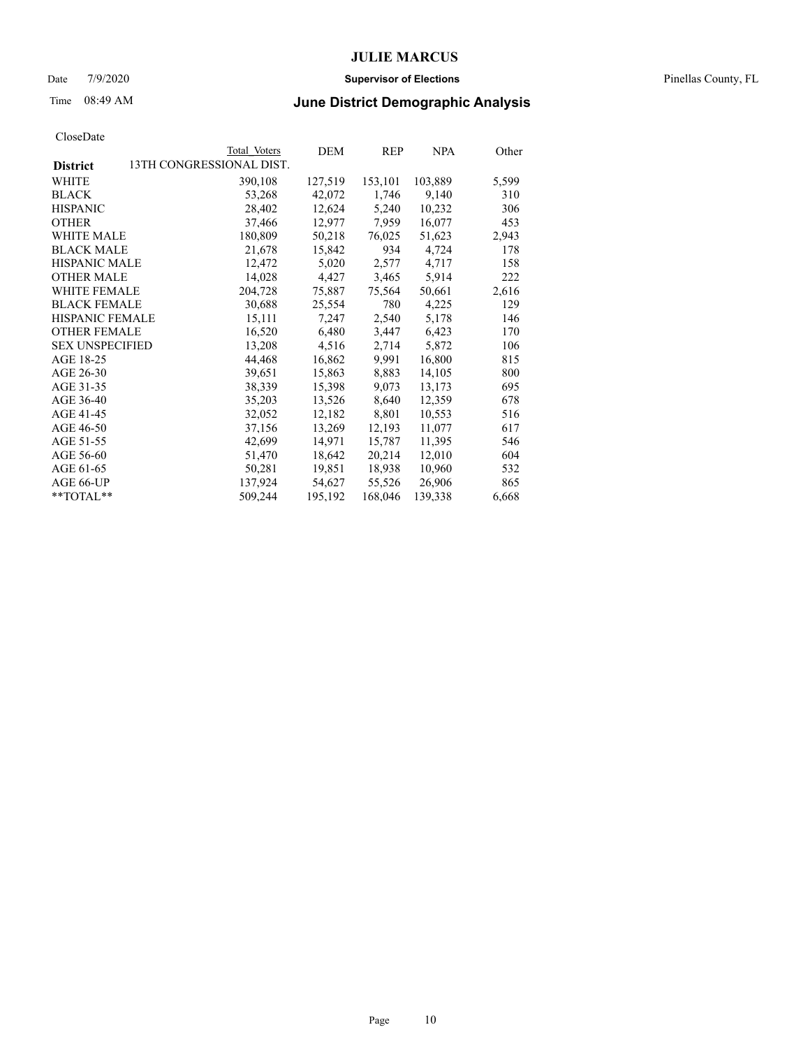CloseDate

| District | Total Voters | DEM | REP | NPA | Other |
|---|---|---|---|---|---|
| 13TH CONGRESSIONAL DIST. | | | | | |
| WHITE | 390,108 | 127,519 | 153,101 | 103,889 | 5,599 |
| BLACK | 53,268 | 42,072 | 1,746 | 9,140 | 310 |
| HISPANIC | 28,402 | 12,624 | 5,240 | 10,232 | 306 |
| OTHER | 37,466 | 12,977 | 7,959 | 16,077 | 453 |
| WHITE MALE | 180,809 | 50,218 | 76,025 | 51,623 | 2,943 |
| BLACK MALE | 21,678 | 15,842 | 934 | 4,724 | 178 |
| HISPANIC MALE | 12,472 | 5,020 | 2,577 | 4,717 | 158 |
| OTHER MALE | 14,028 | 4,427 | 3,465 | 5,914 | 222 |
| WHITE FEMALE | 204,728 | 75,887 | 75,564 | 50,661 | 2,616 |
| BLACK FEMALE | 30,688 | 25,554 | 780 | 4,225 | 129 |
| HISPANIC FEMALE | 15,111 | 7,247 | 2,540 | 5,178 | 146 |
| OTHER FEMALE | 16,520 | 6,480 | 3,447 | 6,423 | 170 |
| SEX UNSPECIFIED | 13,208 | 4,516 | 2,714 | 5,872 | 106 |
| AGE 18-25 | 44,468 | 16,862 | 9,991 | 16,800 | 815 |
| AGE 26-30 | 39,651 | 15,863 | 8,883 | 14,105 | 800 |
| AGE 31-35 | 38,339 | 15,398 | 9,073 | 13,173 | 695 |
| AGE 36-40 | 35,203 | 13,526 | 8,640 | 12,359 | 678 |
| AGE 41-45 | 32,052 | 12,182 | 8,801 | 10,553 | 516 |
| AGE 46-50 | 37,156 | 13,269 | 12,193 | 11,077 | 617 |
| AGE 51-55 | 42,699 | 14,971 | 15,787 | 11,395 | 546 |
| AGE 56-60 | 51,470 | 18,642 | 20,214 | 12,010 | 604 |
| AGE 61-65 | 50,281 | 19,851 | 18,938 | 10,960 | 532 |
| AGE 66-UP | 137,924 | 54,627 | 55,526 | 26,906 | 865 |
| **TOTAL** | 509,244 | 195,192 | 168,046 | 139,338 | 6,668 |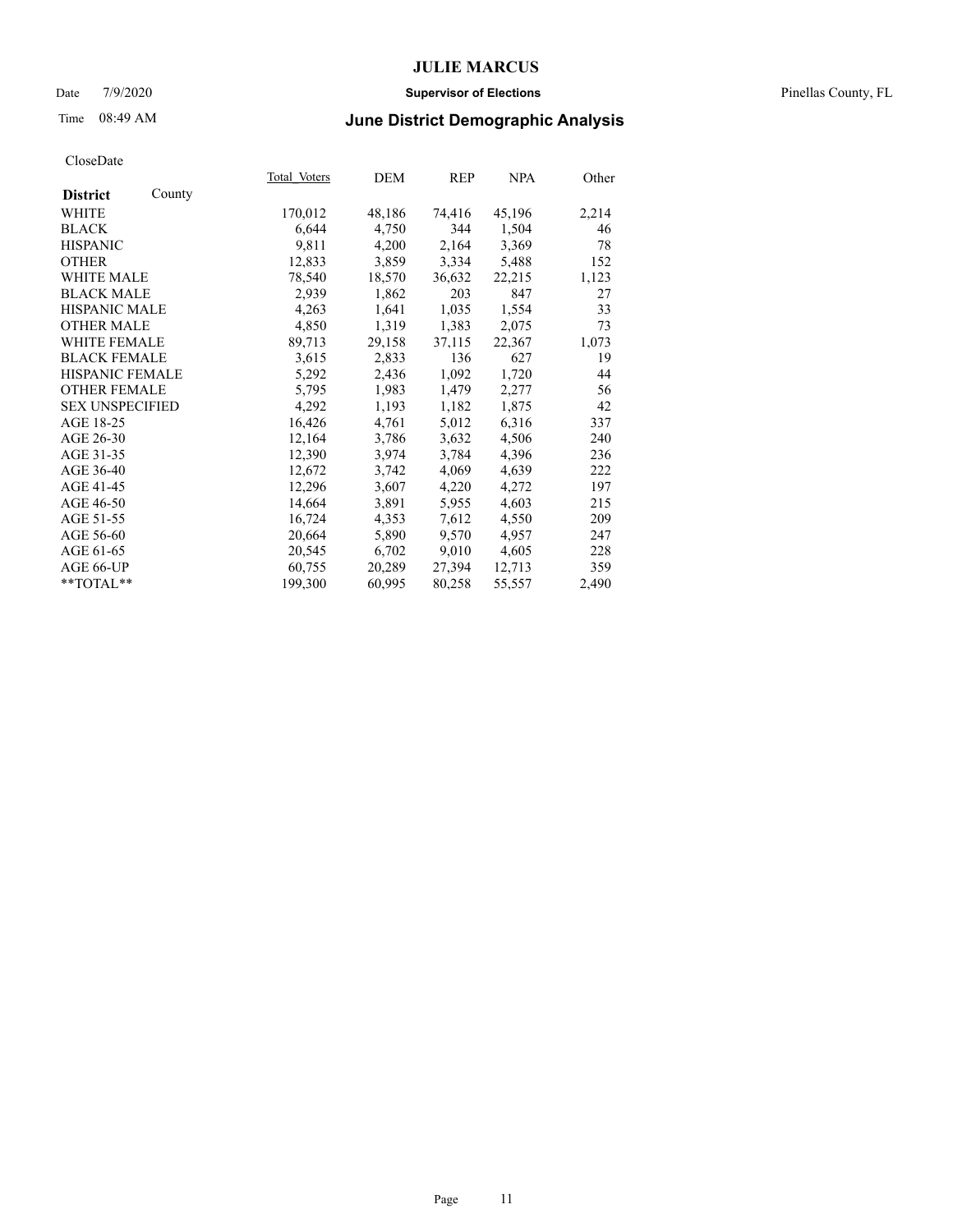**JULIE MARCUS**

Date 7/9/2020 **Supervisor of Elections** Pinellas County, FL

Time 08:49 AM **June District Demographic Analysis**

CloseDate

| **District** County | Total Voters | DEM | REP | NPA | Other |
|---|---|---|---|---|---|
| WHITE | 170,012 | 48,186 | 74,416 | 45,196 | 2,214 |
| BLACK | 6,644 | 4,750 | 344 | 1,504 | 46 |
| HISPANIC | 9,811 | 4,200 | 2,164 | 3,369 | 78 |
| OTHER | 12,833 | 3,859 | 3,334 | 5,488 | 152 |
| WHITE MALE | 78,540 | 18,570 | 36,632 | 22,215 | 1,123 |
| BLACK MALE | 2,939 | 1,862 | 203 | 847 | 27 |
| HISPANIC MALE | 4,263 | 1,641 | 1,035 | 1,554 | 33 |
| OTHER MALE | 4,850 | 1,319 | 1,383 | 2,075 | 73 |
| WHITE FEMALE | 89,713 | 29,158 | 37,115 | 22,367 | 1,073 |
| BLACK FEMALE | 3,615 | 2,833 | 136 | 627 | 19 |
| HISPANIC FEMALE | 5,292 | 2,436 | 1,092 | 1,720 | 44 |
| OTHER FEMALE | 5,795 | 1,983 | 1,479 | 2,277 | 56 |
| SEX UNSPECIFIED | 4,292 | 1,193 | 1,182 | 1,875 | 42 |
| AGE 18-25 | 16,426 | 4,761 | 5,012 | 6,316 | 337 |
| AGE 26-30 | 12,164 | 3,786 | 3,632 | 4,506 | 240 |
| AGE 31-35 | 12,390 | 3,974 | 3,784 | 4,396 | 236 |
| AGE 36-40 | 12,672 | 3,742 | 4,069 | 4,639 | 222 |
| AGE 41-45 | 12,296 | 3,607 | 4,220 | 4,272 | 197 |
| AGE 46-50 | 14,664 | 3,891 | 5,955 | 4,603 | 215 |
| AGE 51-55 | 16,724 | 4,353 | 7,612 | 4,550 | 209 |
| AGE 56-60 | 20,664 | 5,890 | 9,570 | 4,957 | 247 |
| AGE 61-65 | 20,545 | 6,702 | 9,010 | 4,605 | 228 |
| AGE 66-UP | 60,755 | 20,289 | 27,394 | 12,713 | 359 |
| **TOTAL** | 199,300 | 60,995 | 80,258 | 55,557 | 2,490 |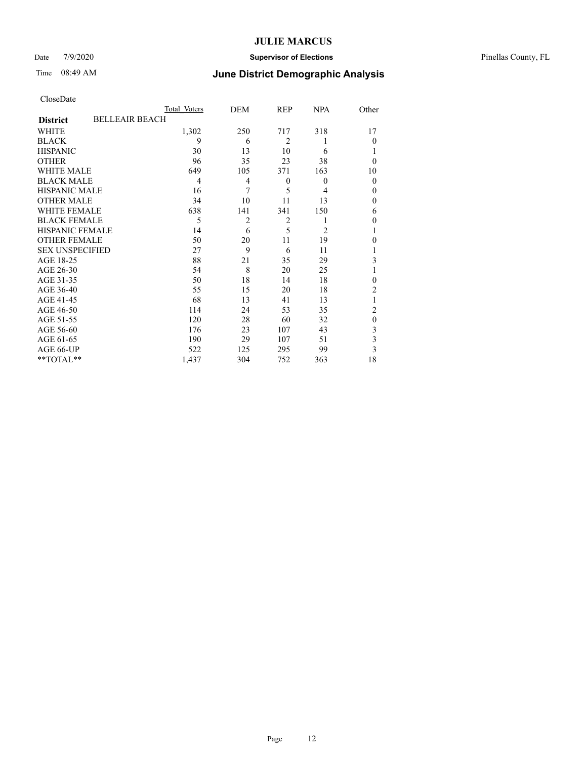# JULIE MARCUS

Date 7/9/2020 **Supervisor of Elections** Pinellas County, FL

Time 08:49 AM **June District Demographic Analysis**

CloseDate

| **District** BELLEAIR BEACH | Total Voters | DEM | REP | NPA | Other |
|---|---|---|---|---|---|
| WHITE | 1,302 | 250 | 717 | 318 | 17 |
| BLACK | 9 | 6 | 2 | 1 | 0 |
| HISPANIC | 30 | 13 | 10 | 6 | 1 |
| OTHER | 96 | 35 | 23 | 38 | 0 |
| WHITE MALE | 649 | 105 | 371 | 163 | 10 |
| BLACK MALE | 4 | 4 | 0 | 0 | 0 |
| HISPANIC MALE | 16 | 7 | 5 | 4 | 0 |
| OTHER MALE | 34 | 10 | 11 | 13 | 0 |
| WHITE FEMALE | 638 | 141 | 341 | 150 | 6 |
| BLACK FEMALE | 5 | 2 | 2 | 1 | 0 |
| HISPANIC FEMALE | 14 | 6 | 5 | 2 | 1 |
| OTHER FEMALE | 50 | 20 | 11 | 19 | 0 |
| SEX UNSPECIFIED | 27 | 9 | 6 | 11 | 1 |
| AGE 18-25 | 88 | 21 | 35 | 29 | 3 |
| AGE 26-30 | 54 | 8 | 20 | 25 | 1 |
| AGE 31-35 | 50 | 18 | 14 | 18 | 0 |
| AGE 36-40 | 55 | 15 | 20 | 18 | 2 |
| AGE 41-45 | 68 | 13 | 41 | 13 | 1 |
| AGE 46-50 | 114 | 24 | 53 | 35 | 2 |
| AGE 51-55 | 120 | 28 | 60 | 32 | 0 |
| AGE 56-60 | 176 | 23 | 107 | 43 | 3 |
| AGE 61-65 | 190 | 29 | 107 | 51 | 3 |
| AGE 66-UP | 522 | 125 | 295 | 99 | 3 |
| **TOTAL** | 1,437 | 304 | 752 | 363 | 18 |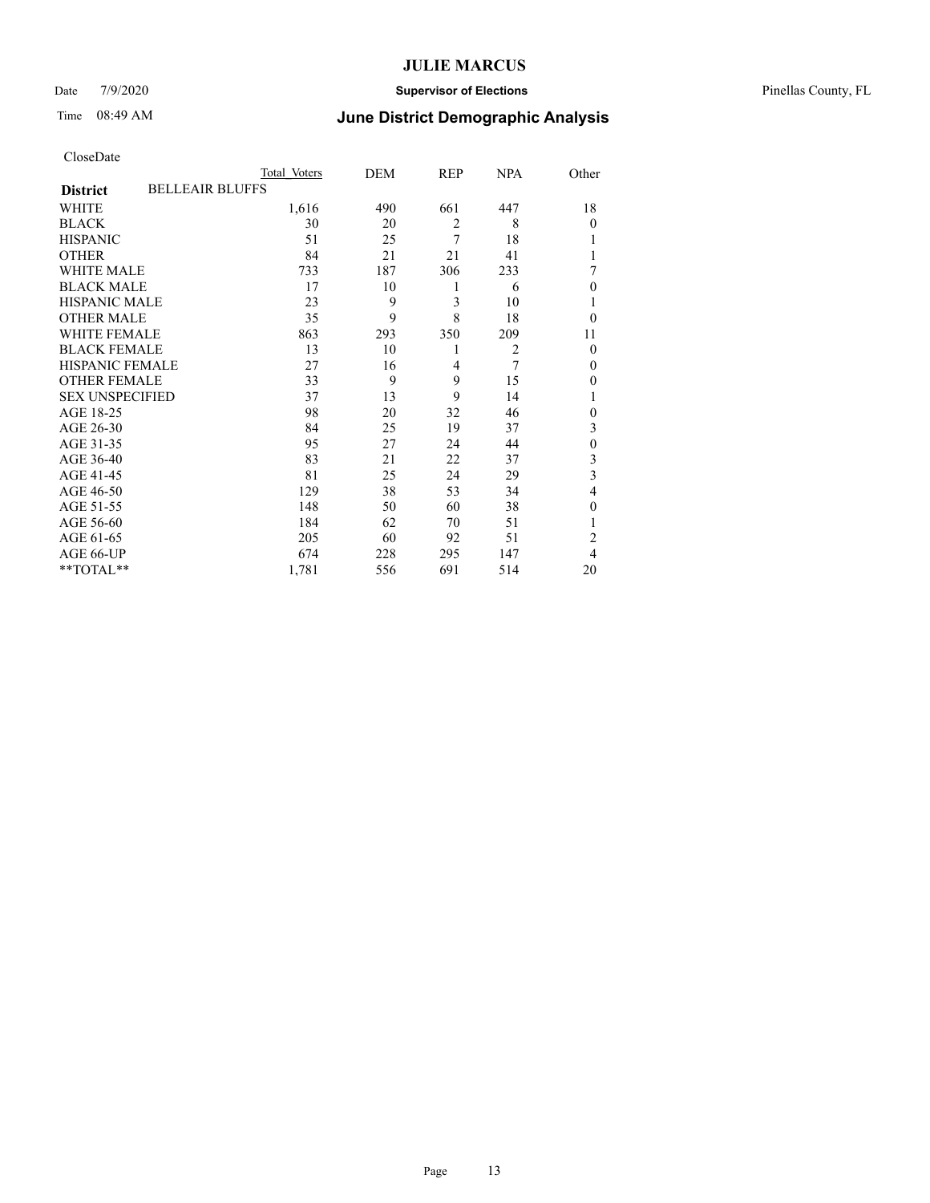CloseDate

| District | BELLEAIR BLUFFS | Total Voters | DEM | REP | NPA | Other |
|---|---|---|---|---|---|---|
| WHITE | | 1,616 | 490 | 661 | 447 | 18 |
| BLACK | | 30 | 20 | 2 | 8 | 0 |
| HISPANIC | | 51 | 25 | 7 | 18 | 1 |
| OTHER | | 84 | 21 | 21 | 41 | 1 |
| WHITE MALE | | 733 | 187 | 306 | 233 | 7 |
| BLACK MALE | | 17 | 10 | 1 | 6 | 0 |
| HISPANIC MALE | | 23 | 9 | 3 | 10 | 1 |
| OTHER MALE | | 35 | 9 | 8 | 18 | 0 |
| WHITE FEMALE | | 863 | 293 | 350 | 209 | 11 |
| BLACK FEMALE | | 13 | 10 | 1 | 2 | 0 |
| HISPANIC FEMALE | | 27 | 16 | 4 | 7 | 0 |
| OTHER FEMALE | | 33 | 9 | 9 | 15 | 0 |
| SEX UNSPECIFIED | | 37 | 13 | 9 | 14 | 1 |
| AGE 18-25 | | 98 | 20 | 32 | 46 | 0 |
| AGE 26-30 | | 84 | 25 | 19 | 37 | 3 |
| AGE 31-35 | | 95 | 27 | 24 | 44 | 0 |
| AGE 36-40 | | 83 | 21 | 22 | 37 | 3 |
| AGE 41-45 | | 81 | 25 | 24 | 29 | 3 |
| AGE 46-50 | | 129 | 38 | 53 | 34 | 4 |
| AGE 51-55 | | 148 | 50 | 60 | 38 | 0 |
| AGE 56-60 | | 184 | 62 | 70 | 51 | 1 |
| AGE 61-65 | | 205 | 60 | 92 | 51 | 2 |
| AGE 66-UP | | 674 | 228 | 295 | 147 | 4 |
| **TOTAL** | | 1,781 | 556 | 691 | 514 | 20 |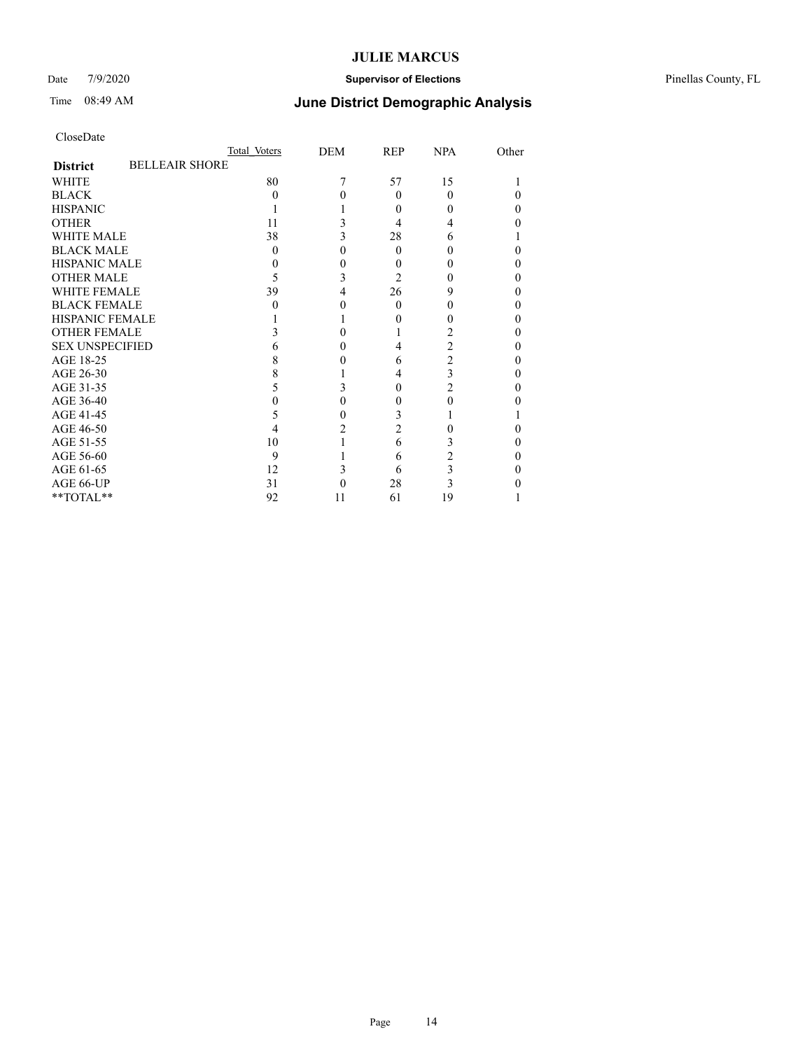CloseDate

| | Total Voters | DEM | REP | NPA | Other |
|---|---|---|---|---|---|
| **District** BELLEAIR SHORE | | | | | |
| WHITE | 80 | 7 | 57 | 15 | 1 |
| BLACK | 0 | 0 | 0 | 0 | 0 |
| HISPANIC | 1 | 1 | 0 | 0 | 0 |
| OTHER | 11 | 3 | 4 | 4 | 0 |
| WHITE MALE | 38 | 3 | 28 | 6 | 1 |
| BLACK MALE | 0 | 0 | 0 | 0 | 0 |
| HISPANIC MALE | 0 | 0 | 0 | 0 | 0 |
| OTHER MALE | 5 | 3 | 2 | 0 | 0 |
| WHITE FEMALE | 39 | 4 | 26 | 9 | 0 |
| BLACK FEMALE | 0 | 0 | 0 | 0 | 0 |
| HISPANIC FEMALE | 1 | 1 | 0 | 0 | 0 |
| OTHER FEMALE | 3 | 0 | 1 | 2 | 0 |
| SEX UNSPECIFIED | 6 | 0 | 4 | 2 | 0 |
| AGE 18-25 | 8 | 0 | 6 | 2 | 0 |
| AGE 26-30 | 8 | 1 | 4 | 3 | 0 |
| AGE 31-35 | 5 | 3 | 0 | 2 | 0 |
| AGE 36-40 | 0 | 0 | 0 | 0 | 0 |
| AGE 41-45 | 5 | 0 | 3 | 1 | 1 |
| AGE 46-50 | 4 | 2 | 2 | 0 | 0 |
| AGE 51-55 | 10 | 1 | 6 | 3 | 0 |
| AGE 56-60 | 9 | 1 | 6 | 2 | 0 |
| AGE 61-65 | 12 | 3 | 6 | 3 | 0 |
| AGE 66-UP | 31 | 0 | 28 | 3 | 0 |
| **TOTAL** | 92 | 11 | 61 | 19 | 1 |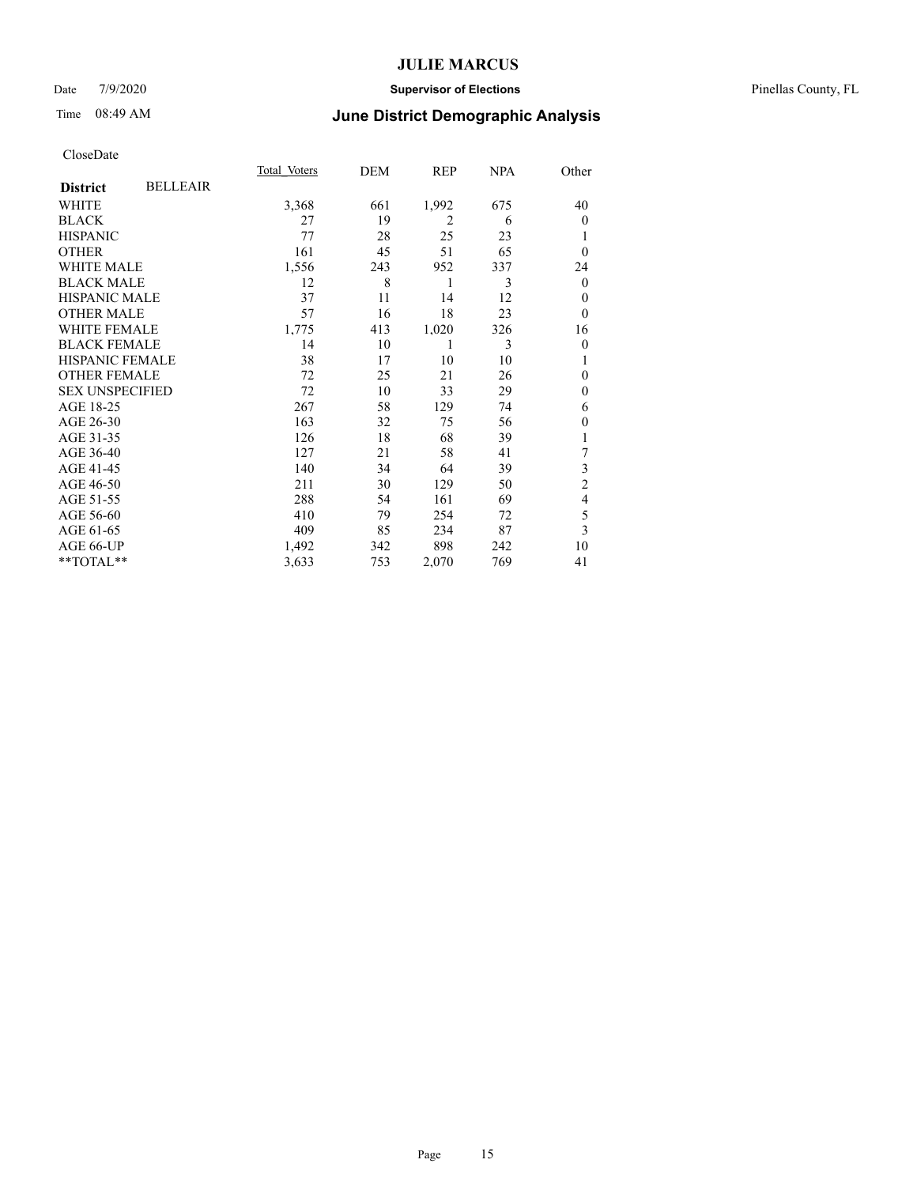CloseDate

| District BELLEAIR | Total Voters | DEM | REP | NPA | Other |
|---|---|---|---|---|---|
| WHITE | 3,368 | 661 | 1,992 | 675 | 40 |
| BLACK | 27 | 19 | 2 | 6 | 0 |
| HISPANIC | 77 | 28 | 25 | 23 | 1 |
| OTHER | 161 | 45 | 51 | 65 | 0 |
| WHITE MALE | 1,556 | 243 | 952 | 337 | 24 |
| BLACK MALE | 12 | 8 | 1 | 3 | 0 |
| HISPANIC MALE | 37 | 11 | 14 | 12 | 0 |
| OTHER MALE | 57 | 16 | 18 | 23 | 0 |
| WHITE FEMALE | 1,775 | 413 | 1,020 | 326 | 16 |
| BLACK FEMALE | 14 | 10 | 1 | 3 | 0 |
| HISPANIC FEMALE | 38 | 17 | 10 | 10 | 1 |
| OTHER FEMALE | 72 | 25 | 21 | 26 | 0 |
| SEX UNSPECIFIED | 72 | 10 | 33 | 29 | 0 |
| AGE 18-25 | 267 | 58 | 129 | 74 | 6 |
| AGE 26-30 | 163 | 32 | 75 | 56 | 0 |
| AGE 31-35 | 126 | 18 | 68 | 39 | 1 |
| AGE 36-40 | 127 | 21 | 58 | 41 | 7 |
| AGE 41-45 | 140 | 34 | 64 | 39 | 3 |
| AGE 46-50 | 211 | 30 | 129 | 50 | 2 |
| AGE 51-55 | 288 | 54 | 161 | 69 | 4 |
| AGE 56-60 | 410 | 79 | 254 | 72 | 5 |
| AGE 61-65 | 409 | 85 | 234 | 87 | 3 |
| AGE 66-UP | 1,492 | 342 | 898 | 242 | 10 |
| **TOTAL** | 3,633 | 753 | 2,070 | 769 | 41 |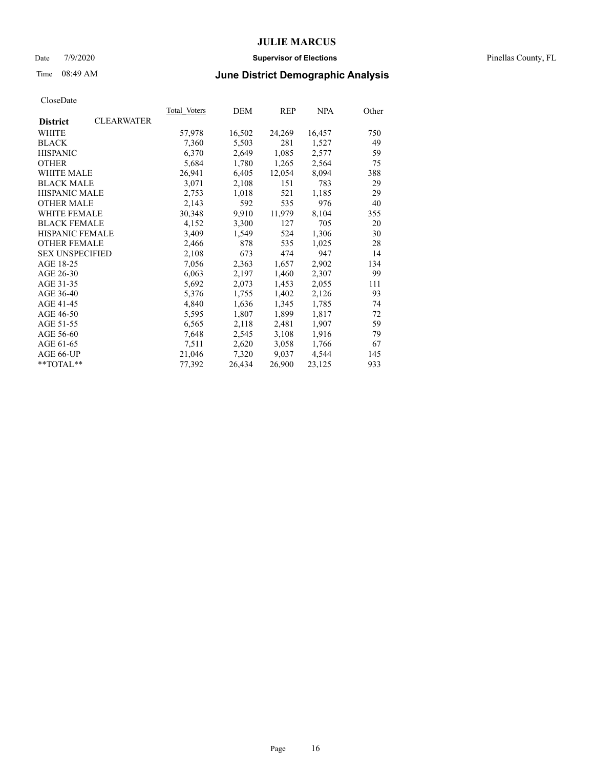CloseDate

| | Total Voters | DEM | REP | NPA | Other |
|---|---|---|---|---|---|
| **District** CLEARWATER | | | | | |
| WHITE | 57,978 | 16,502 | 24,269 | 16,457 | 750 |
| BLACK | 7,360 | 5,503 | 281 | 1,527 | 49 |
| HISPANIC | 6,370 | 2,649 | 1,085 | 2,577 | 59 |
| OTHER | 5,684 | 1,780 | 1,265 | 2,564 | 75 |
| WHITE MALE | 26,941 | 6,405 | 12,054 | 8,094 | 388 |
| BLACK MALE | 3,071 | 2,108 | 151 | 783 | 29 |
| HISPANIC MALE | 2,753 | 1,018 | 521 | 1,185 | 29 |
| OTHER MALE | 2,143 | 592 | 535 | 976 | 40 |
| WHITE FEMALE | 30,348 | 9,910 | 11,979 | 8,104 | 355 |
| BLACK FEMALE | 4,152 | 3,300 | 127 | 705 | 20 |
| HISPANIC FEMALE | 3,409 | 1,549 | 524 | 1,306 | 30 |
| OTHER FEMALE | 2,466 | 878 | 535 | 1,025 | 28 |
| SEX UNSPECIFIED | 2,108 | 673 | 474 | 947 | 14 |
| AGE 18-25 | 7,056 | 2,363 | 1,657 | 2,902 | 134 |
| AGE 26-30 | 6,063 | 2,197 | 1,460 | 2,307 | 99 |
| AGE 31-35 | 5,692 | 2,073 | 1,453 | 2,055 | 111 |
| AGE 36-40 | 5,376 | 1,755 | 1,402 | 2,126 | 93 |
| AGE 41-45 | 4,840 | 1,636 | 1,345 | 1,785 | 74 |
| AGE 46-50 | 5,595 | 1,807 | 1,899 | 1,817 | 72 |
| AGE 51-55 | 6,565 | 2,118 | 2,481 | 1,907 | 59 |
| AGE 56-60 | 7,648 | 2,545 | 3,108 | 1,916 | 79 |
| AGE 61-65 | 7,511 | 2,620 | 3,058 | 1,766 | 67 |
| AGE 66-UP | 21,046 | 7,320 | 9,037 | 4,544 | 145 |
| **TOTAL** | 77,392 | 26,434 | 26,900 | 23,125 | 933 |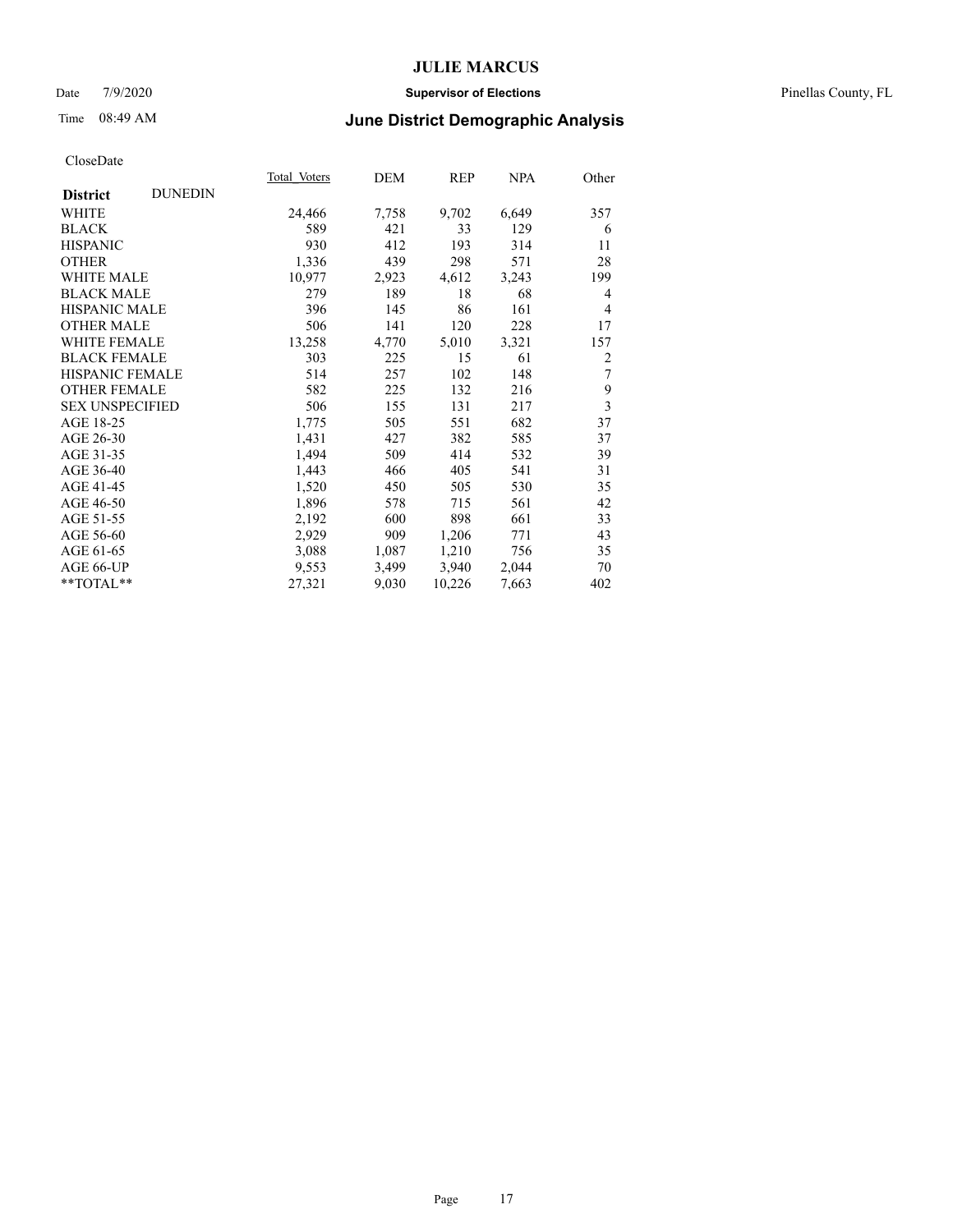# JULIE MARCUS

Date 7/9/2020 **Supervisor of Elections** Pinellas County, FL

Time 08:49 AM **June District Demographic Analysis**

CloseDate

| **District** DUNEDIN | Total Voters | DEM | REP | NPA | Other |
|---|---|---|---|---|---|
| WHITE | 24,466 | 7,758 | 9,702 | 6,649 | 357 |
| BLACK | 589 | 421 | 33 | 129 | 6 |
| HISPANIC | 930 | 412 | 193 | 314 | 11 |
| OTHER | 1,336 | 439 | 298 | 571 | 28 |
| WHITE MALE | 10,977 | 2,923 | 4,612 | 3,243 | 199 |
| BLACK MALE | 279 | 189 | 18 | 68 | 4 |
| HISPANIC MALE | 396 | 145 | 86 | 161 | 4 |
| OTHER MALE | 506 | 141 | 120 | 228 | 17 |
| WHITE FEMALE | 13,258 | 4,770 | 5,010 | 3,321 | 157 |
| BLACK FEMALE | 303 | 225 | 15 | 61 | 2 |
| HISPANIC FEMALE | 514 | 257 | 102 | 148 | 7 |
| OTHER FEMALE | 582 | 225 | 132 | 216 | 9 |
| SEX UNSPECIFIED | 506 | 155 | 131 | 217 | 3 |
| AGE 18-25 | 1,775 | 505 | 551 | 682 | 37 |
| AGE 26-30 | 1,431 | 427 | 382 | 585 | 37 |
| AGE 31-35 | 1,494 | 509 | 414 | 532 | 39 |
| AGE 36-40 | 1,443 | 466 | 405 | 541 | 31 |
| AGE 41-45 | 1,520 | 450 | 505 | 530 | 35 |
| AGE 46-50 | 1,896 | 578 | 715 | 561 | 42 |
| AGE 51-55 | 2,192 | 600 | 898 | 661 | 33 |
| AGE 56-60 | 2,929 | 909 | 1,206 | 771 | 43 |
| AGE 61-65 | 3,088 | 1,087 | 1,210 | 756 | 35 |
| AGE 66-UP | 9,553 | 3,499 | 3,940 | 2,044 | 70 |
| **TOTAL** | 27,321 | 9,030 | 10,226 | 7,663 | 402 |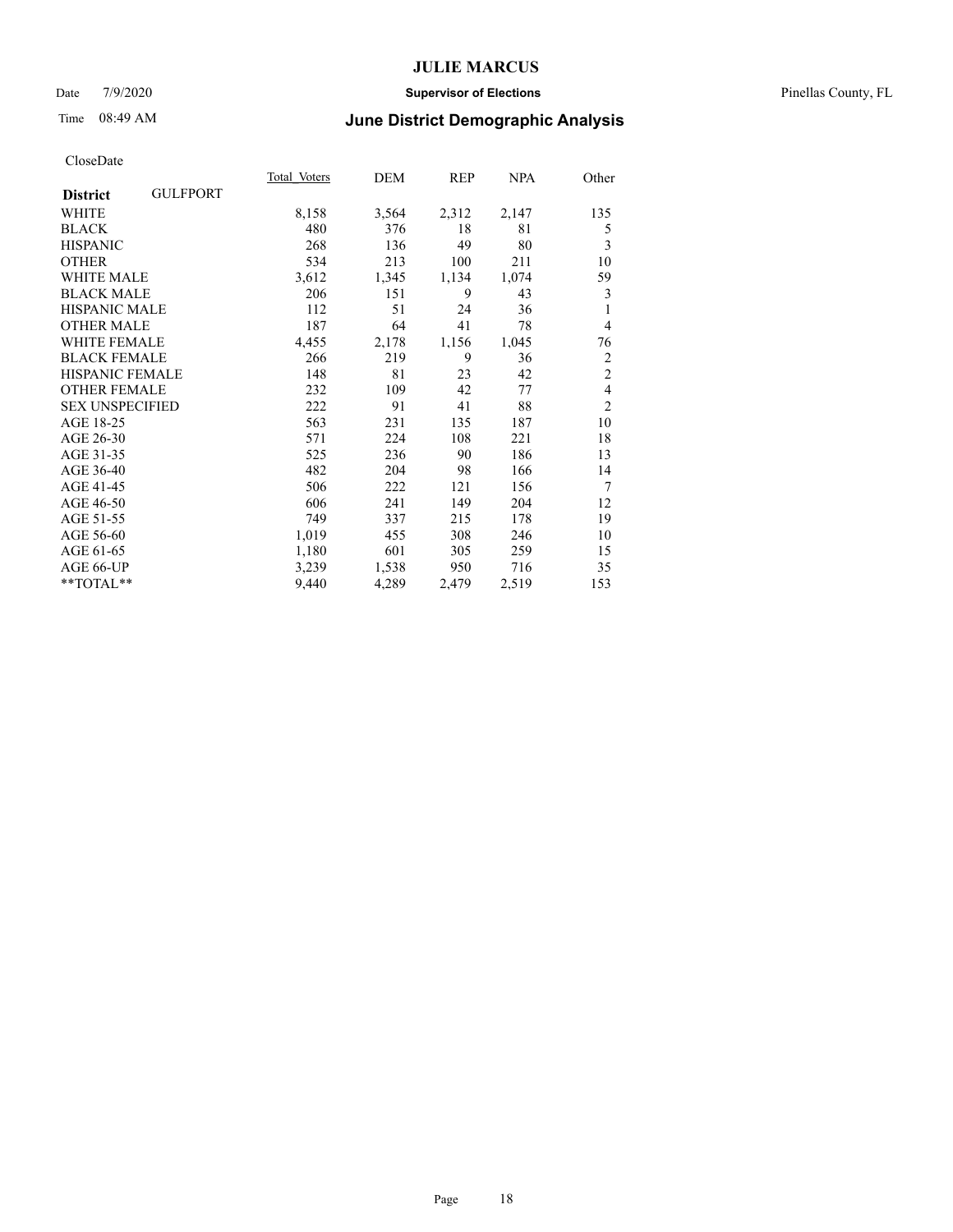# JULIE MARCUS

Date 7/9/2020 **Supervisor of Elections** Pinellas County, FL

Time 08:49 AM **June District Demographic Analysis**

CloseDate

| **District** GULFPORT | Total_Voters | DEM | REP | NPA | Other |
|---|---|---|---|---|---|
| WHITE | 8,158 | 3,564 | 2,312 | 2,147 | 135 |
| BLACK | 480 | 376 | 18 | 81 | 5 |
| HISPANIC | 268 | 136 | 49 | 80 | 3 |
| OTHER | 534 | 213 | 100 | 211 | 10 |
| WHITE MALE | 3,612 | 1,345 | 1,134 | 1,074 | 59 |
| BLACK MALE | 206 | 151 | 9 | 43 | 3 |
| HISPANIC MALE | 112 | 51 | 24 | 36 | 1 |
| OTHER MALE | 187 | 64 | 41 | 78 | 4 |
| WHITE FEMALE | 4,455 | 2,178 | 1,156 | 1,045 | 76 |
| BLACK FEMALE | 266 | 219 | 9 | 36 | 2 |
| HISPANIC FEMALE | 148 | 81 | 23 | 42 | 2 |
| OTHER FEMALE | 232 | 109 | 42 | 77 | 4 |
| SEX UNSPECIFIED | 222 | 91 | 41 | 88 | 2 |
| AGE 18-25 | 563 | 231 | 135 | 187 | 10 |
| AGE 26-30 | 571 | 224 | 108 | 221 | 18 |
| AGE 31-35 | 525 | 236 | 90 | 186 | 13 |
| AGE 36-40 | 482 | 204 | 98 | 166 | 14 |
| AGE 41-45 | 506 | 222 | 121 | 156 | 7 |
| AGE 46-50 | 606 | 241 | 149 | 204 | 12 |
| AGE 51-55 | 749 | 337 | 215 | 178 | 19 |
| AGE 56-60 | 1,019 | 455 | 308 | 246 | 10 |
| AGE 61-65 | 1,180 | 601 | 305 | 259 | 15 |
| AGE 66-UP | 3,239 | 1,538 | 950 | 716 | 35 |
| **TOTAL** | 9,440 | 4,289 | 2,479 | 2,519 | 153 |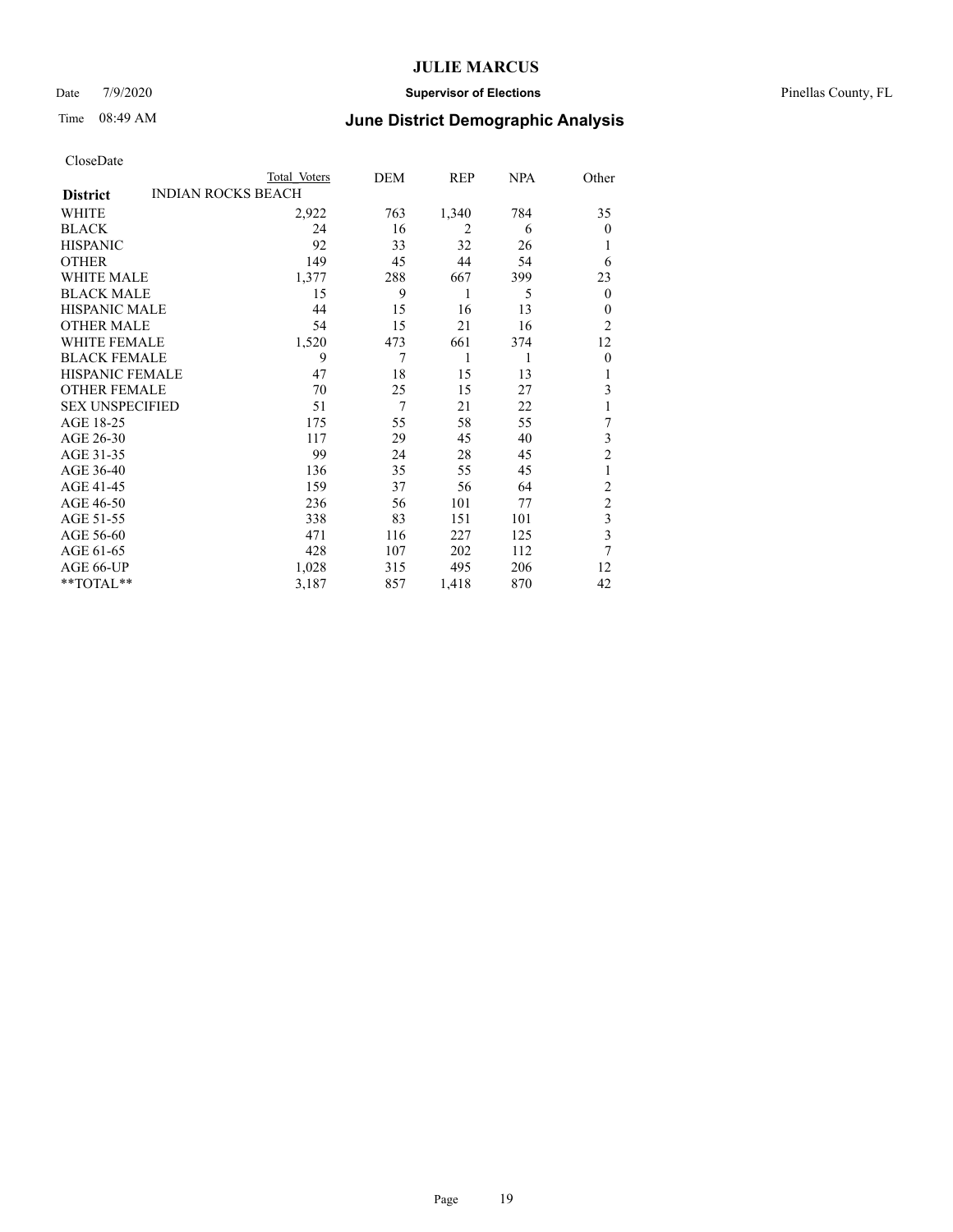CloseDate

| District | Total Voters | DEM | REP | NPA | Other |
|---|---|---|---|---|---|
| INDIAN ROCKS BEACH | | | | | |
| WHITE | 2,922 | 763 | 1,340 | 784 | 35 |
| BLACK | 24 | 16 | 2 | 6 | 0 |
| HISPANIC | 92 | 33 | 32 | 26 | 1 |
| OTHER | 149 | 45 | 44 | 54 | 6 |
| WHITE MALE | 1,377 | 288 | 667 | 399 | 23 |
| BLACK MALE | 15 | 9 | 1 | 5 | 0 |
| HISPANIC MALE | 44 | 15 | 16 | 13 | 0 |
| OTHER MALE | 54 | 15 | 21 | 16 | 2 |
| WHITE FEMALE | 1,520 | 473 | 661 | 374 | 12 |
| BLACK FEMALE | 9 | 7 | 1 | 1 | 0 |
| HISPANIC FEMALE | 47 | 18 | 15 | 13 | 1 |
| OTHER FEMALE | 70 | 25 | 15 | 27 | 3 |
| SEX UNSPECIFIED | 51 | 7 | 21 | 22 | 1 |
| AGE 18-25 | 175 | 55 | 58 | 55 | 7 |
| AGE 26-30 | 117 | 29 | 45 | 40 | 3 |
| AGE 31-35 | 99 | 24 | 28 | 45 | 2 |
| AGE 36-40 | 136 | 35 | 55 | 45 | 1 |
| AGE 41-45 | 159 | 37 | 56 | 64 | 2 |
| AGE 46-50 | 236 | 56 | 101 | 77 | 2 |
| AGE 51-55 | 338 | 83 | 151 | 101 | 3 |
| AGE 56-60 | 471 | 116 | 227 | 125 | 3 |
| AGE 61-65 | 428 | 107 | 202 | 112 | 7 |
| AGE 66-UP | 1,028 | 315 | 495 | 206 | 12 |
| **TOTAL** | 3,187 | 857 | 1,418 | 870 | 42 |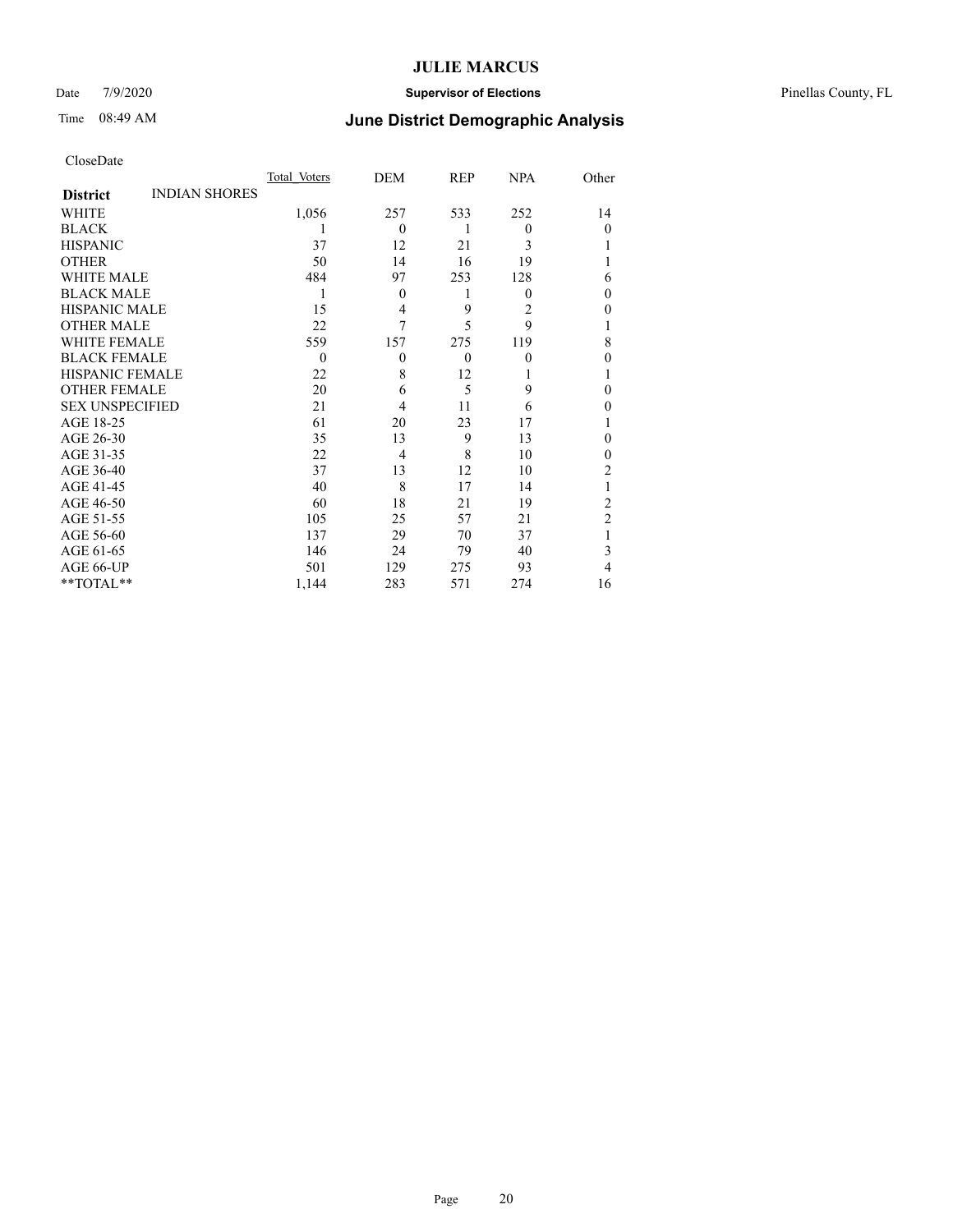CloseDate

| District | INDIAN SHORES | Total Voters | DEM | REP | NPA | Other |
|---|---|---|---|---|---|---|
| WHITE | | 1,056 | 257 | 533 | 252 | 14 |
| BLACK | | 1 | 0 | 1 | 0 | 0 |
| HISPANIC | | 37 | 12 | 21 | 3 | 1 |
| OTHER | | 50 | 14 | 16 | 19 | 1 |
| WHITE MALE | | 484 | 97 | 253 | 128 | 6 |
| BLACK MALE | | 1 | 0 | 1 | 0 | 0 |
| HISPANIC MALE | | 15 | 4 | 9 | 2 | 0 |
| OTHER MALE | | 22 | 7 | 5 | 9 | 1 |
| WHITE FEMALE | | 559 | 157 | 275 | 119 | 8 |
| BLACK FEMALE | | 0 | 0 | 0 | 0 | 0 |
| HISPANIC FEMALE | | 22 | 8 | 12 | 1 | 1 |
| OTHER FEMALE | | 20 | 6 | 5 | 9 | 0 |
| SEX UNSPECIFIED | | 21 | 4 | 11 | 6 | 0 |
| AGE 18-25 | | 61 | 20 | 23 | 17 | 1 |
| AGE 26-30 | | 35 | 13 | 9 | 13 | 0 |
| AGE 31-35 | | 22 | 4 | 8 | 10 | 0 |
| AGE 36-40 | | 37 | 13 | 12 | 10 | 2 |
| AGE 41-45 | | 40 | 8 | 17 | 14 | 1 |
| AGE 46-50 | | 60 | 18 | 21 | 19 | 2 |
| AGE 51-55 | | 105 | 25 | 57 | 21 | 2 |
| AGE 56-60 | | 137 | 29 | 70 | 37 | 1 |
| AGE 61-65 | | 146 | 24 | 79 | 40 | 3 |
| AGE 66-UP | | 501 | 129 | 275 | 93 | 4 |
| **TOTAL** | | 1,144 | 283 | 571 | 274 | 16 |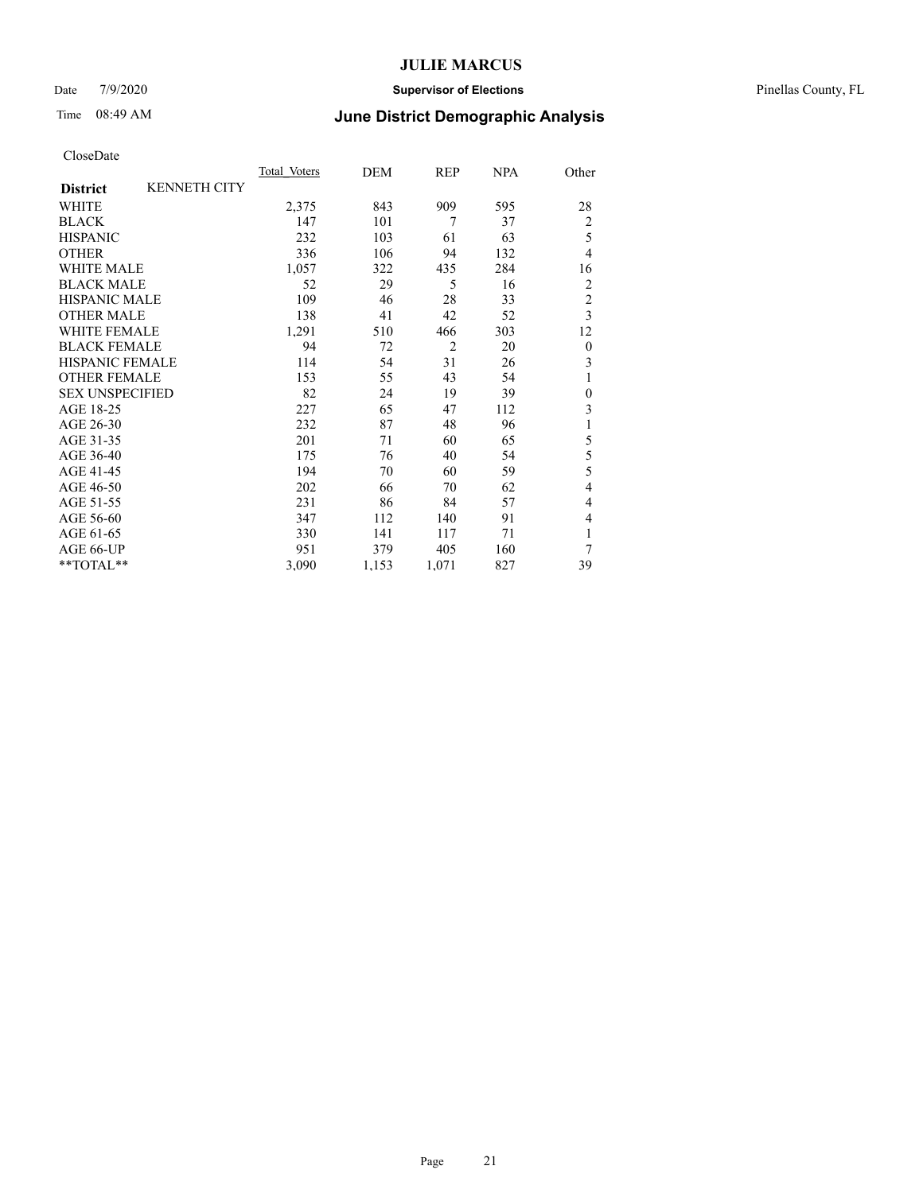# JULIE MARCUS

Date 7/9/2020 **Supervisor of Elections** Pinellas County, FL

Time 08:49 AM **June District Demographic Analysis**

CloseDate

| **District** KENNETH CITY | Total Voters | DEM | REP | NPA | Other |
|---|---|---|---|---|---|
| WHITE | 2,375 | 843 | 909 | 595 | 28 |
| BLACK | 147 | 101 | 7 | 37 | 2 |
| HISPANIC | 232 | 103 | 61 | 63 | 5 |
| OTHER | 336 | 106 | 94 | 132 | 4 |
| WHITE MALE | 1,057 | 322 | 435 | 284 | 16 |
| BLACK MALE | 52 | 29 | 5 | 16 | 2 |
| HISPANIC MALE | 109 | 46 | 28 | 33 | 2 |
| OTHER MALE | 138 | 41 | 42 | 52 | 3 |
| WHITE FEMALE | 1,291 | 510 | 466 | 303 | 12 |
| BLACK FEMALE | 94 | 72 | 2 | 20 | 0 |
| HISPANIC FEMALE | 114 | 54 | 31 | 26 | 3 |
| OTHER FEMALE | 153 | 55 | 43 | 54 | 1 |
| SEX UNSPECIFIED | 82 | 24 | 19 | 39 | 0 |
| AGE 18-25 | 227 | 65 | 47 | 112 | 3 |
| AGE 26-30 | 232 | 87 | 48 | 96 | 1 |
| AGE 31-35 | 201 | 71 | 60 | 65 | 5 |
| AGE 36-40 | 175 | 76 | 40 | 54 | 5 |
| AGE 41-45 | 194 | 70 | 60 | 59 | 5 |
| AGE 46-50 | 202 | 66 | 70 | 62 | 4 |
| AGE 51-55 | 231 | 86 | 84 | 57 | 4 |
| AGE 56-60 | 347 | 112 | 140 | 91 | 4 |
| AGE 61-65 | 330 | 141 | 117 | 71 | 1 |
| AGE 66-UP | 951 | 379 | 405 | 160 | 7 |
| **TOTAL** | 3,090 | 1,153 | 1,071 | 827 | 39 |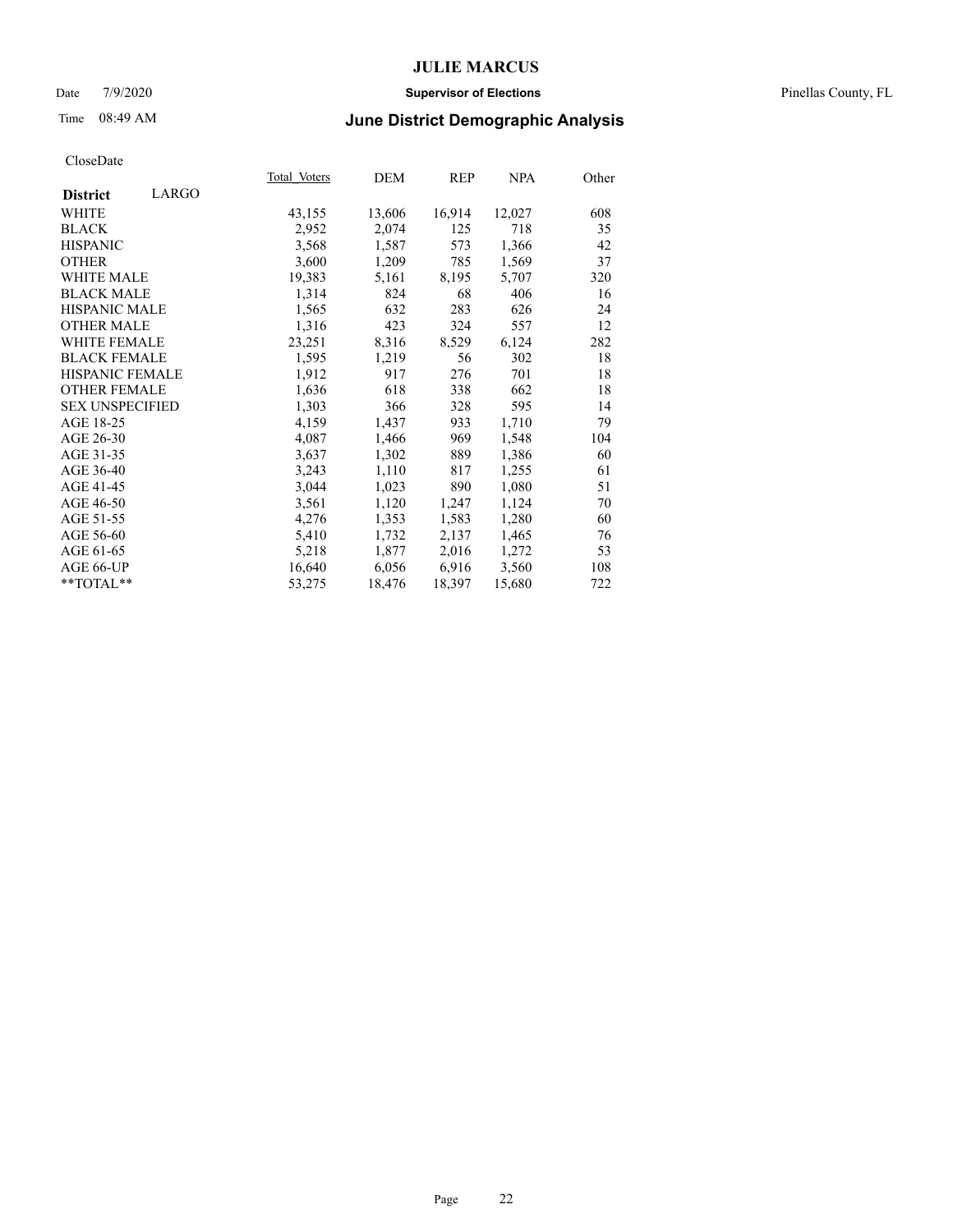CloseDate

| District LARGO | Total_Voters | DEM | REP | NPA | Other |
|---|---|---|---|---|---|
| WHITE | 43,155 | 13,606 | 16,914 | 12,027 | 608 |
| BLACK | 2,952 | 2,074 | 125 | 718 | 35 |
| HISPANIC | 3,568 | 1,587 | 573 | 1,366 | 42 |
| OTHER | 3,600 | 1,209 | 785 | 1,569 | 37 |
| WHITE MALE | 19,383 | 5,161 | 8,195 | 5,707 | 320 |
| BLACK MALE | 1,314 | 824 | 68 | 406 | 16 |
| HISPANIC MALE | 1,565 | 632 | 283 | 626 | 24 |
| OTHER MALE | 1,316 | 423 | 324 | 557 | 12 |
| WHITE FEMALE | 23,251 | 8,316 | 8,529 | 6,124 | 282 |
| BLACK FEMALE | 1,595 | 1,219 | 56 | 302 | 18 |
| HISPANIC FEMALE | 1,912 | 917 | 276 | 701 | 18 |
| OTHER FEMALE | 1,636 | 618 | 338 | 662 | 18 |
| SEX UNSPECIFIED | 1,303 | 366 | 328 | 595 | 14 |
| AGE 18-25 | 4,159 | 1,437 | 933 | 1,710 | 79 |
| AGE 26-30 | 4,087 | 1,466 | 969 | 1,548 | 104 |
| AGE 31-35 | 3,637 | 1,302 | 889 | 1,386 | 60 |
| AGE 36-40 | 3,243 | 1,110 | 817 | 1,255 | 61 |
| AGE 41-45 | 3,044 | 1,023 | 890 | 1,080 | 51 |
| AGE 46-50 | 3,561 | 1,120 | 1,247 | 1,124 | 70 |
| AGE 51-55 | 4,276 | 1,353 | 1,583 | 1,280 | 60 |
| AGE 56-60 | 5,410 | 1,732 | 2,137 | 1,465 | 76 |
| AGE 61-65 | 5,218 | 1,877 | 2,016 | 1,272 | 53 |
| AGE 66-UP | 16,640 | 6,056 | 6,916 | 3,560 | 108 |
| **TOTAL** | 53,275 | 18,476 | 18,397 | 15,680 | 722 |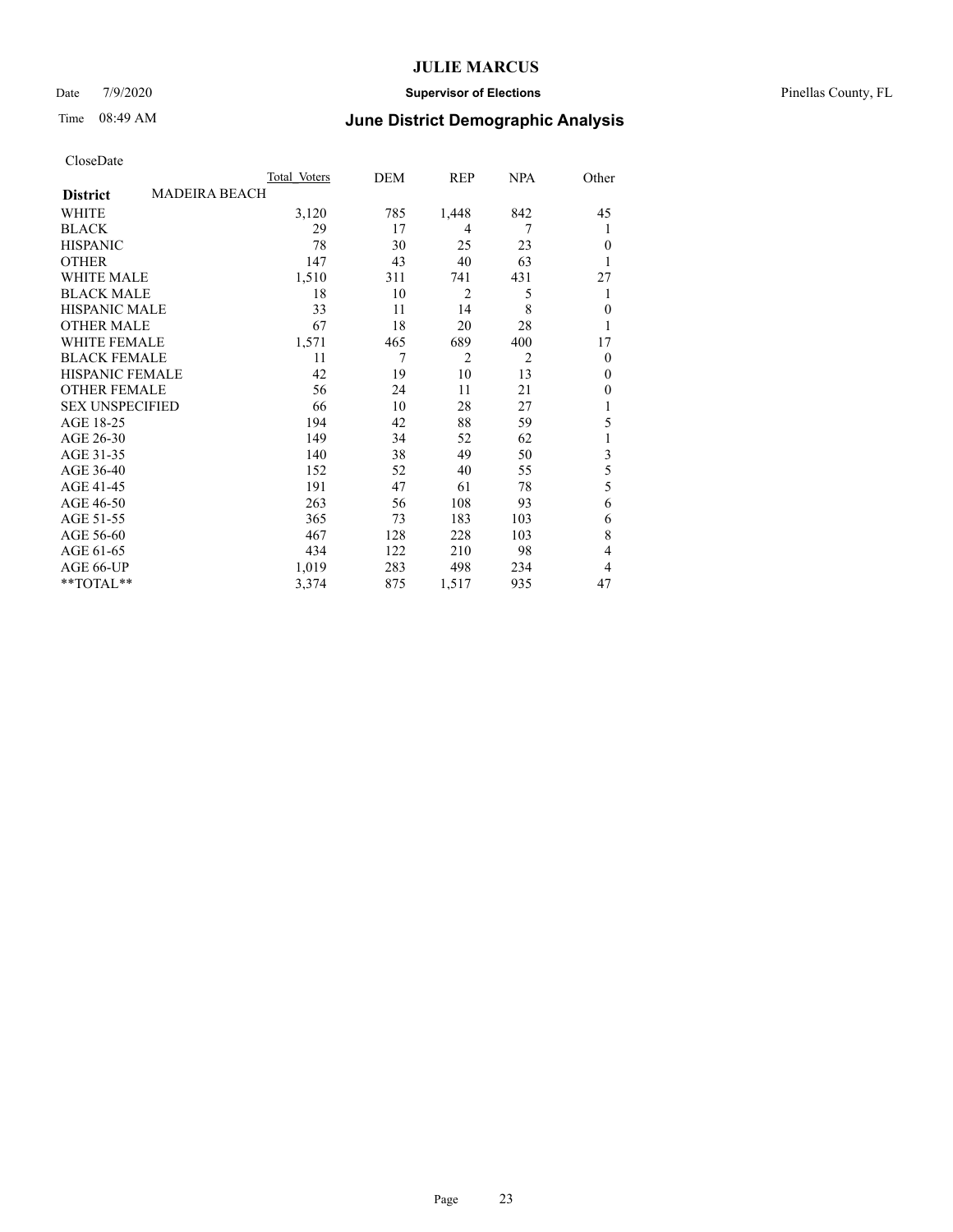# JULIE MARCUS

Date 7/9/2020 **Supervisor of Elections** Pinellas County, FL

Time 08:49 AM **June District Demographic Analysis**

CloseDate

| **District** MADEIRA BEACH | Total Voters | DEM | REP | NPA | Other |
|---|---|---|---|---|---|
| WHITE | 3,120 | 785 | 1,448 | 842 | 45 |
| BLACK | 29 | 17 | 4 | 7 | 1 |
| HISPANIC | 78 | 30 | 25 | 23 | 0 |
| OTHER | 147 | 43 | 40 | 63 | 1 |
| WHITE MALE | 1,510 | 311 | 741 | 431 | 27 |
| BLACK MALE | 18 | 10 | 2 | 5 | 1 |
| HISPANIC MALE | 33 | 11 | 14 | 8 | 0 |
| OTHER MALE | 67 | 18 | 20 | 28 | 1 |
| WHITE FEMALE | 1,571 | 465 | 689 | 400 | 17 |
| BLACK FEMALE | 11 | 7 | 2 | 2 | 0 |
| HISPANIC FEMALE | 42 | 19 | 10 | 13 | 0 |
| OTHER FEMALE | 56 | 24 | 11 | 21 | 0 |
| SEX UNSPECIFIED | 66 | 10 | 28 | 27 | 1 |
| AGE 18-25 | 194 | 42 | 88 | 59 | 5 |
| AGE 26-30 | 149 | 34 | 52 | 62 | 1 |
| AGE 31-35 | 140 | 38 | 49 | 50 | 3 |
| AGE 36-40 | 152 | 52 | 40 | 55 | 5 |
| AGE 41-45 | 191 | 47 | 61 | 78 | 5 |
| AGE 46-50 | 263 | 56 | 108 | 93 | 6 |
| AGE 51-55 | 365 | 73 | 183 | 103 | 6 |
| AGE 56-60 | 467 | 128 | 228 | 103 | 8 |
| AGE 61-65 | 434 | 122 | 210 | 98 | 4 |
| AGE 66-UP | 1,019 | 283 | 498 | 234 | 4 |
| **TOTAL** | 3,374 | 875 | 1,517 | 935 | 47 |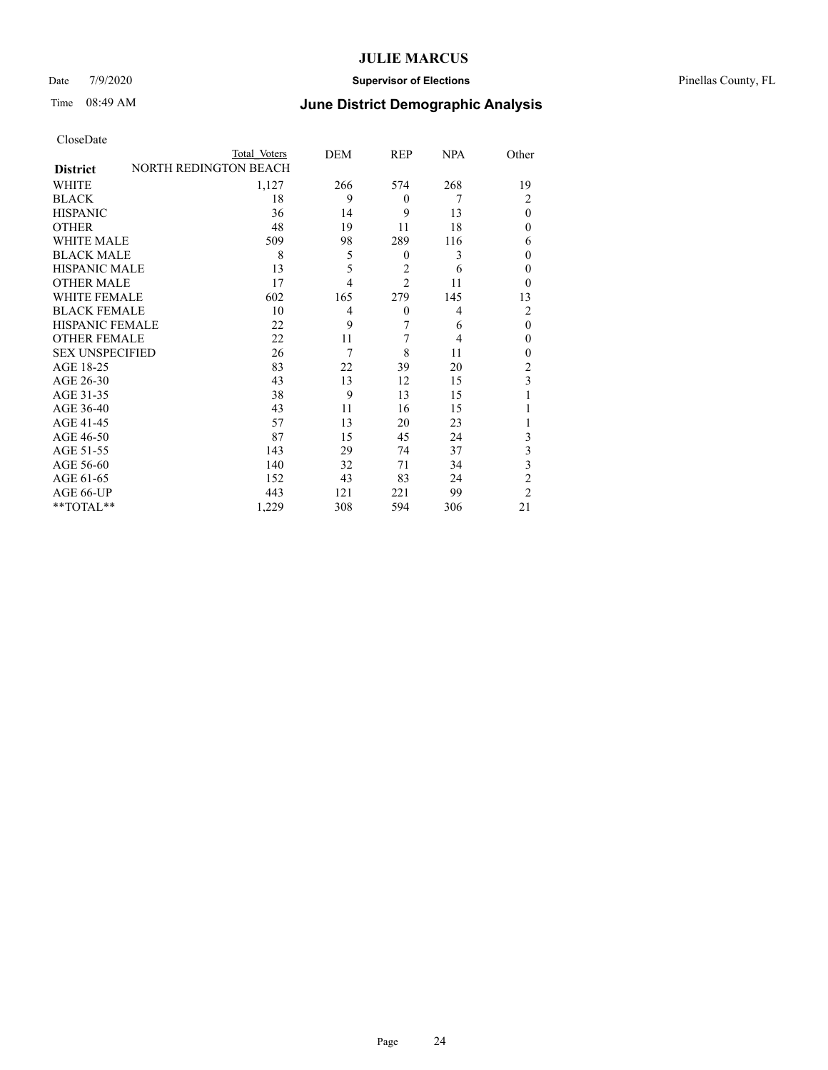CloseDate

| District | Total Voters | DEM | REP | NPA | Other |
|---|---|---|---|---|---|
| NORTH REDINGTON BEACH | | | | | |
| WHITE | 1,127 | 266 | 574 | 268 | 19 |
| BLACK | 18 | 9 | 0 | 7 | 2 |
| HISPANIC | 36 | 14 | 9 | 13 | 0 |
| OTHER | 48 | 19 | 11 | 18 | 0 |
| WHITE MALE | 509 | 98 | 289 | 116 | 6 |
| BLACK MALE | 8 | 5 | 0 | 3 | 0 |
| HISPANIC MALE | 13 | 5 | 2 | 6 | 0 |
| OTHER MALE | 17 | 4 | 2 | 11 | 0 |
| WHITE FEMALE | 602 | 165 | 279 | 145 | 13 |
| BLACK FEMALE | 10 | 4 | 0 | 4 | 2 |
| HISPANIC FEMALE | 22 | 9 | 7 | 6 | 0 |
| OTHER FEMALE | 22 | 11 | 7 | 4 | 0 |
| SEX UNSPECIFIED | 26 | 7 | 8 | 11 | 0 |
| AGE 18-25 | 83 | 22 | 39 | 20 | 2 |
| AGE 26-30 | 43 | 13 | 12 | 15 | 3 |
| AGE 31-35 | 38 | 9 | 13 | 15 | 1 |
| AGE 36-40 | 43 | 11 | 16 | 15 | 1 |
| AGE 41-45 | 57 | 13 | 20 | 23 | 1 |
| AGE 46-50 | 87 | 15 | 45 | 24 | 3 |
| AGE 51-55 | 143 | 29 | 74 | 37 | 3 |
| AGE 56-60 | 140 | 32 | 71 | 34 | 3 |
| AGE 61-65 | 152 | 43 | 83 | 24 | 2 |
| AGE 66-UP | 443 | 121 | 221 | 99 | 2 |
| **TOTAL** | 1,229 | 308 | 594 | 306 | 21 |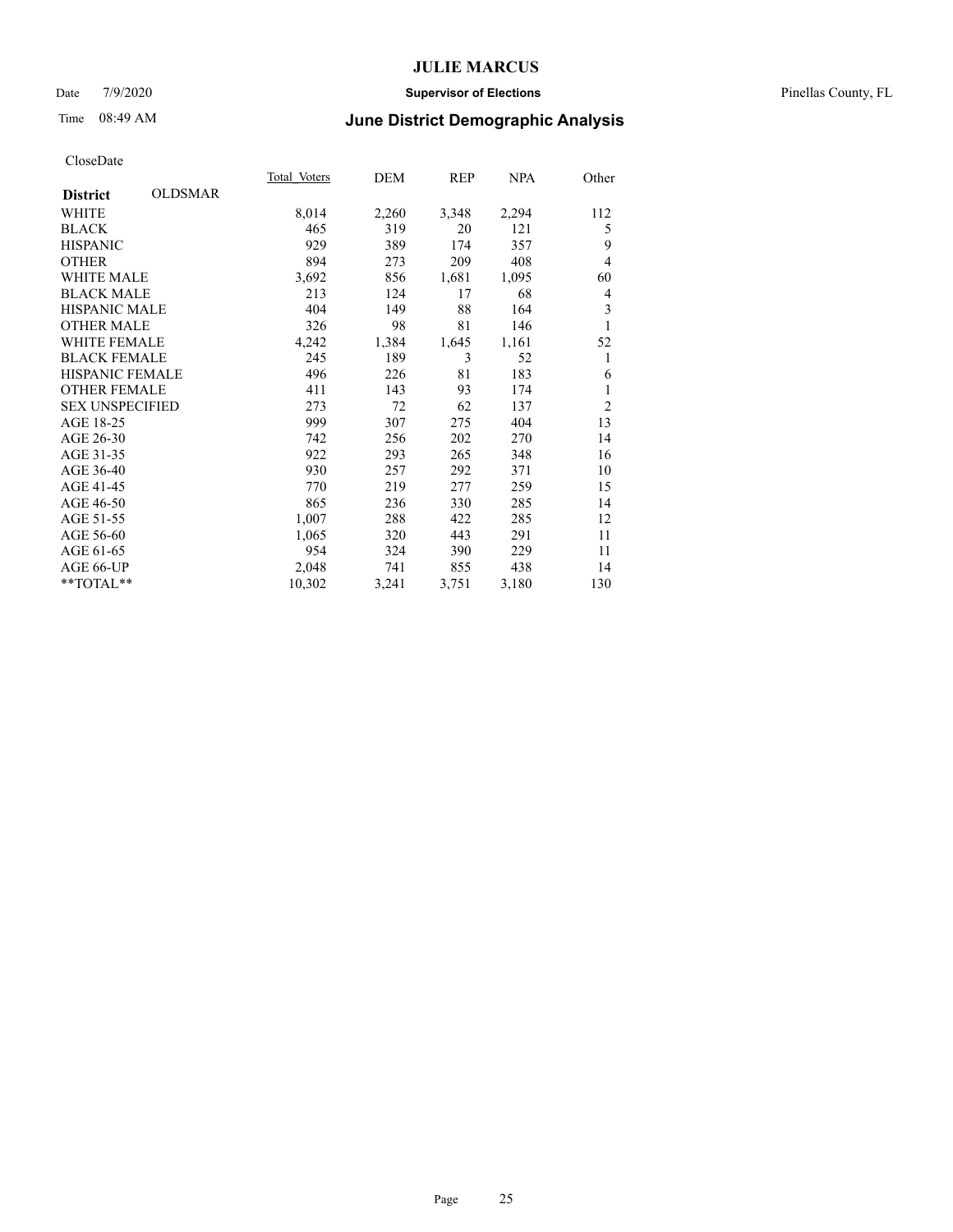# JULIE MARCUS

Date 7/9/2020 **Supervisor of Elections** Pinellas County, FL

Time 08:49 AM **June District Demographic Analysis**

CloseDate

| **District** OLDSMAR | Total Voters | DEM | REP | NPA | Other |
|---|---|---|---|---|---|
| WHITE | 8,014 | 2,260 | 3,348 | 2,294 | 112 |
| BLACK | 465 | 319 | 20 | 121 | 5 |
| HISPANIC | 929 | 389 | 174 | 357 | 9 |
| OTHER | 894 | 273 | 209 | 408 | 4 |
| WHITE MALE | 3,692 | 856 | 1,681 | 1,095 | 60 |
| BLACK MALE | 213 | 124 | 17 | 68 | 4 |
| HISPANIC MALE | 404 | 149 | 88 | 164 | 3 |
| OTHER MALE | 326 | 98 | 81 | 146 | 1 |
| WHITE FEMALE | 4,242 | 1,384 | 1,645 | 1,161 | 52 |
| BLACK FEMALE | 245 | 189 | 3 | 52 | 1 |
| HISPANIC FEMALE | 496 | 226 | 81 | 183 | 6 |
| OTHER FEMALE | 411 | 143 | 93 | 174 | 1 |
| SEX UNSPECIFIED | 273 | 72 | 62 | 137 | 2 |
| AGE 18-25 | 999 | 307 | 275 | 404 | 13 |
| AGE 26-30 | 742 | 256 | 202 | 270 | 14 |
| AGE 31-35 | 922 | 293 | 265 | 348 | 16 |
| AGE 36-40 | 930 | 257 | 292 | 371 | 10 |
| AGE 41-45 | 770 | 219 | 277 | 259 | 15 |
| AGE 46-50 | 865 | 236 | 330 | 285 | 14 |
| AGE 51-55 | 1,007 | 288 | 422 | 285 | 12 |
| AGE 56-60 | 1,065 | 320 | 443 | 291 | 11 |
| AGE 61-65 | 954 | 324 | 390 | 229 | 11 |
| AGE 66-UP | 2,048 | 741 | 855 | 438 | 14 |
| **TOTAL** | 10,302 | 3,241 | 3,751 | 3,180 | 130 |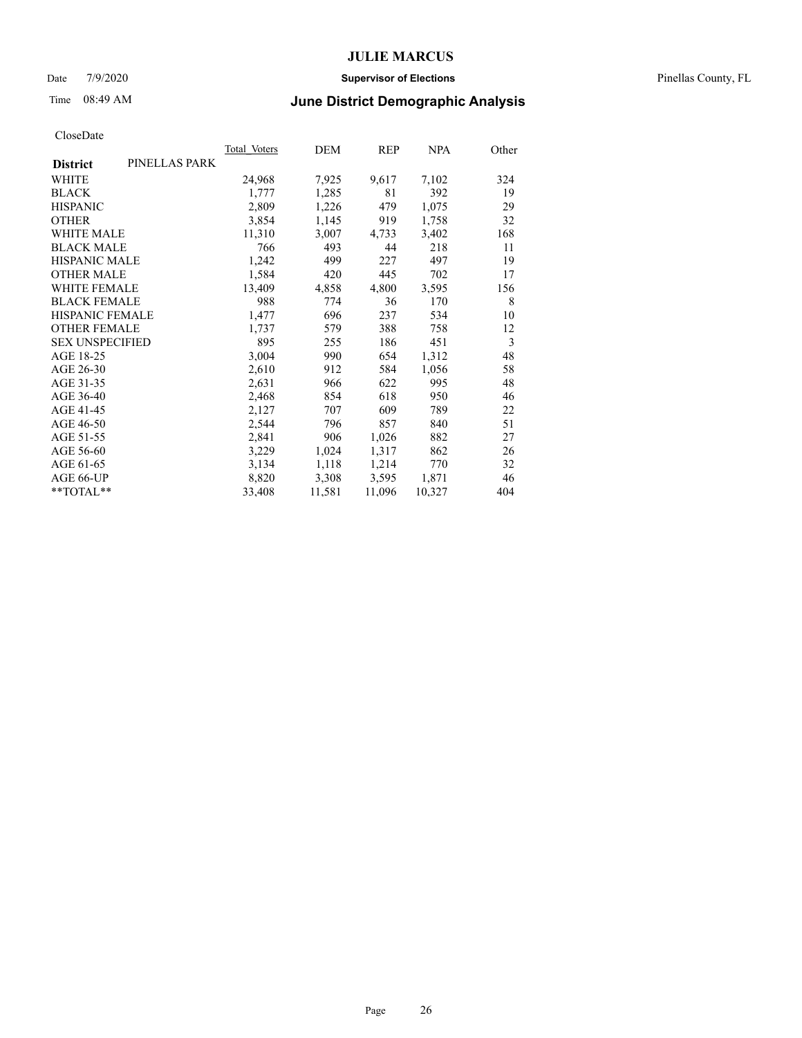Date 7/9/2020 **Supervisor of Elections** Pinellas County, FL

Time 08:49 AM **June District Demographic Analysis**

CloseDate

| **District** PINELLAS PARK | Total Voters | DEM | REP | NPA | Other |
|---|---|---|---|---|---|
| WHITE | 24,968 | 7,925 | 9,617 | 7,102 | 324 |
| BLACK | 1,777 | 1,285 | 81 | 392 | 19 |
| HISPANIC | 2,809 | 1,226 | 479 | 1,075 | 29 |
| OTHER | 3,854 | 1,145 | 919 | 1,758 | 32 |
| WHITE MALE | 11,310 | 3,007 | 4,733 | 3,402 | 168 |
| BLACK MALE | 766 | 493 | 44 | 218 | 11 |
| HISPANIC MALE | 1,242 | 499 | 227 | 497 | 19 |
| OTHER MALE | 1,584 | 420 | 445 | 702 | 17 |
| WHITE FEMALE | 13,409 | 4,858 | 4,800 | 3,595 | 156 |
| BLACK FEMALE | 988 | 774 | 36 | 170 | 8 |
| HISPANIC FEMALE | 1,477 | 696 | 237 | 534 | 10 |
| OTHER FEMALE | 1,737 | 579 | 388 | 758 | 12 |
| SEX UNSPECIFIED | 895 | 255 | 186 | 451 | 3 |
| AGE 18-25 | 3,004 | 990 | 654 | 1,312 | 48 |
| AGE 26-30 | 2,610 | 912 | 584 | 1,056 | 58 |
| AGE 31-35 | 2,631 | 966 | 622 | 995 | 48 |
| AGE 36-40 | 2,468 | 854 | 618 | 950 | 46 |
| AGE 41-45 | 2,127 | 707 | 609 | 789 | 22 |
| AGE 46-50 | 2,544 | 796 | 857 | 840 | 51 |
| AGE 51-55 | 2,841 | 906 | 1,026 | 882 | 27 |
| AGE 56-60 | 3,229 | 1,024 | 1,317 | 862 | 26 |
| AGE 61-65 | 3,134 | 1,118 | 1,214 | 770 | 32 |
| AGE 66-UP | 8,820 | 3,308 | 3,595 | 1,871 | 46 |
| **TOTAL** | 33,408 | 11,581 | 11,096 | 10,327 | 404 |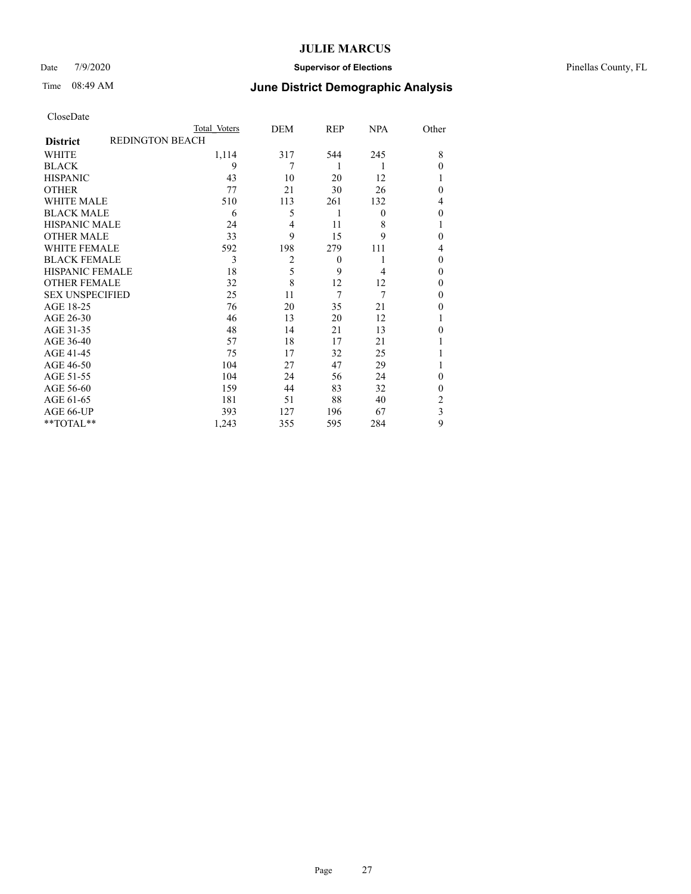# JULIE MARCUS

Date 7/9/2020 **Supervisor of Elections** Pinellas County, FL

Time 08:49 AM **June District Demographic Analysis**

CloseDate

| | Total Voters | DEM | REP | NPA | Other |
|---|---|---|---|---|---|
| **District** REDINGTON BEACH | | | | | |
| WHITE | 1,114 | 317 | 544 | 245 | 8 |
| BLACK | 9 | 7 | 1 | 1 | 0 |
| HISPANIC | 43 | 10 | 20 | 12 | 1 |
| OTHER | 77 | 21 | 30 | 26 | 0 |
| WHITE MALE | 510 | 113 | 261 | 132 | 4 |
| BLACK MALE | 6 | 5 | 1 | 0 | 0 |
| HISPANIC MALE | 24 | 4 | 11 | 8 | 1 |
| OTHER MALE | 33 | 9 | 15 | 9 | 0 |
| WHITE FEMALE | 592 | 198 | 279 | 111 | 4 |
| BLACK FEMALE | 3 | 2 | 0 | 1 | 0 |
| HISPANIC FEMALE | 18 | 5 | 9 | 4 | 0 |
| OTHER FEMALE | 32 | 8 | 12 | 12 | 0 |
| SEX UNSPECIFIED | 25 | 11 | 7 | 7 | 0 |
| AGE 18-25 | 76 | 20 | 35 | 21 | 0 |
| AGE 26-30 | 46 | 13 | 20 | 12 | 1 |
| AGE 31-35 | 48 | 14 | 21 | 13 | 0 |
| AGE 36-40 | 57 | 18 | 17 | 21 | 1 |
| AGE 41-45 | 75 | 17 | 32 | 25 | 1 |
| AGE 46-50 | 104 | 27 | 47 | 29 | 1 |
| AGE 51-55 | 104 | 24 | 56 | 24 | 0 |
| AGE 56-60 | 159 | 44 | 83 | 32 | 0 |
| AGE 61-65 | 181 | 51 | 88 | 40 | 2 |
| AGE 66-UP | 393 | 127 | 196 | 67 | 3 |
| **TOTAL** | 1,243 | 355 | 595 | 284 | 9 |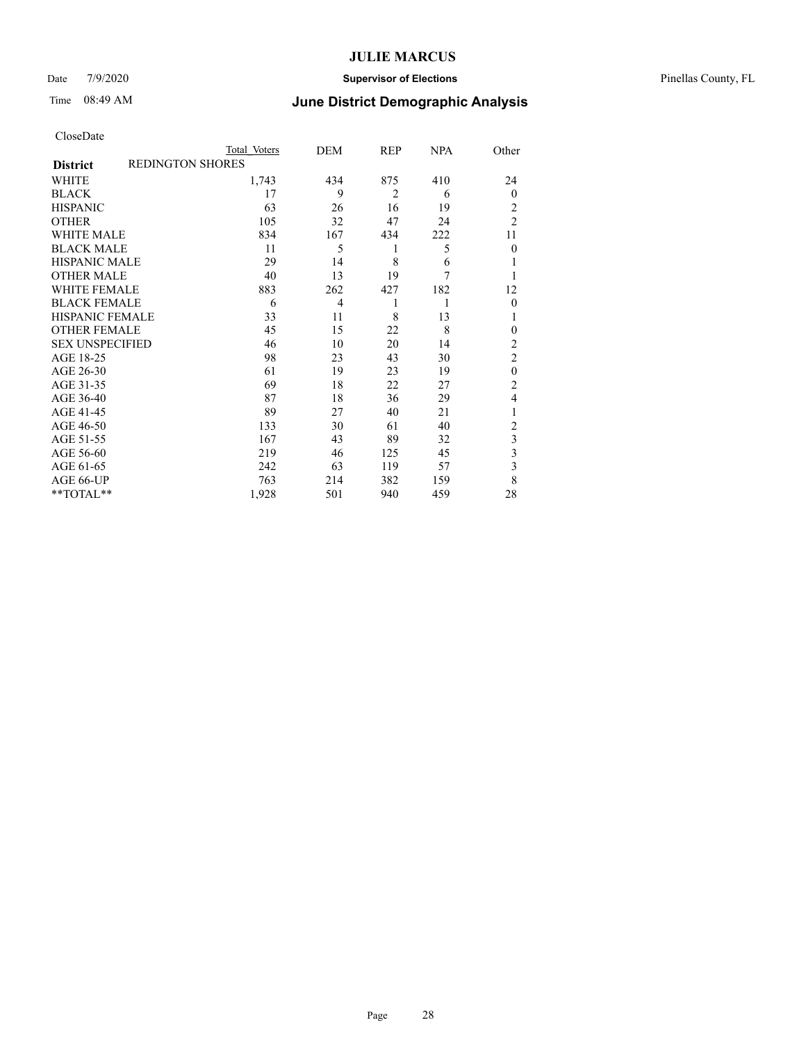CloseDate

| District | REDINGTON SHORES | Total Voters | DEM | REP | NPA | Other |
|---|---|---|---|---|---|---|
| WHITE | | 1,743 | 434 | 875 | 410 | 24 |
| BLACK | | 17 | 9 | 2 | 6 | 0 |
| HISPANIC | | 63 | 26 | 16 | 19 | 2 |
| OTHER | | 105 | 32 | 47 | 24 | 2 |
| WHITE MALE | | 834 | 167 | 434 | 222 | 11 |
| BLACK MALE | | 11 | 5 | 1 | 5 | 0 |
| HISPANIC MALE | | 29 | 14 | 8 | 6 | 1 |
| OTHER MALE | | 40 | 13 | 19 | 7 | 1 |
| WHITE FEMALE | | 883 | 262 | 427 | 182 | 12 |
| BLACK FEMALE | | 6 | 4 | 1 | 1 | 0 |
| HISPANIC FEMALE | | 33 | 11 | 8 | 13 | 1 |
| OTHER FEMALE | | 45 | 15 | 22 | 8 | 0 |
| SEX UNSPECIFIED | | 46 | 10 | 20 | 14 | 2 |
| AGE 18-25 | | 98 | 23 | 43 | 30 | 2 |
| AGE 26-30 | | 61 | 19 | 23 | 19 | 0 |
| AGE 31-35 | | 69 | 18 | 22 | 27 | 2 |
| AGE 36-40 | | 87 | 18 | 36 | 29 | 4 |
| AGE 41-45 | | 89 | 27 | 40 | 21 | 1 |
| AGE 46-50 | | 133 | 30 | 61 | 40 | 2 |
| AGE 51-55 | | 167 | 43 | 89 | 32 | 3 |
| AGE 56-60 | | 219 | 46 | 125 | 45 | 3 |
| AGE 61-65 | | 242 | 63 | 119 | 57 | 3 |
| AGE 66-UP | | 763 | 214 | 382 | 159 | 8 |
| **TOTAL** | | 1,928 | 501 | 940 | 459 | 28 |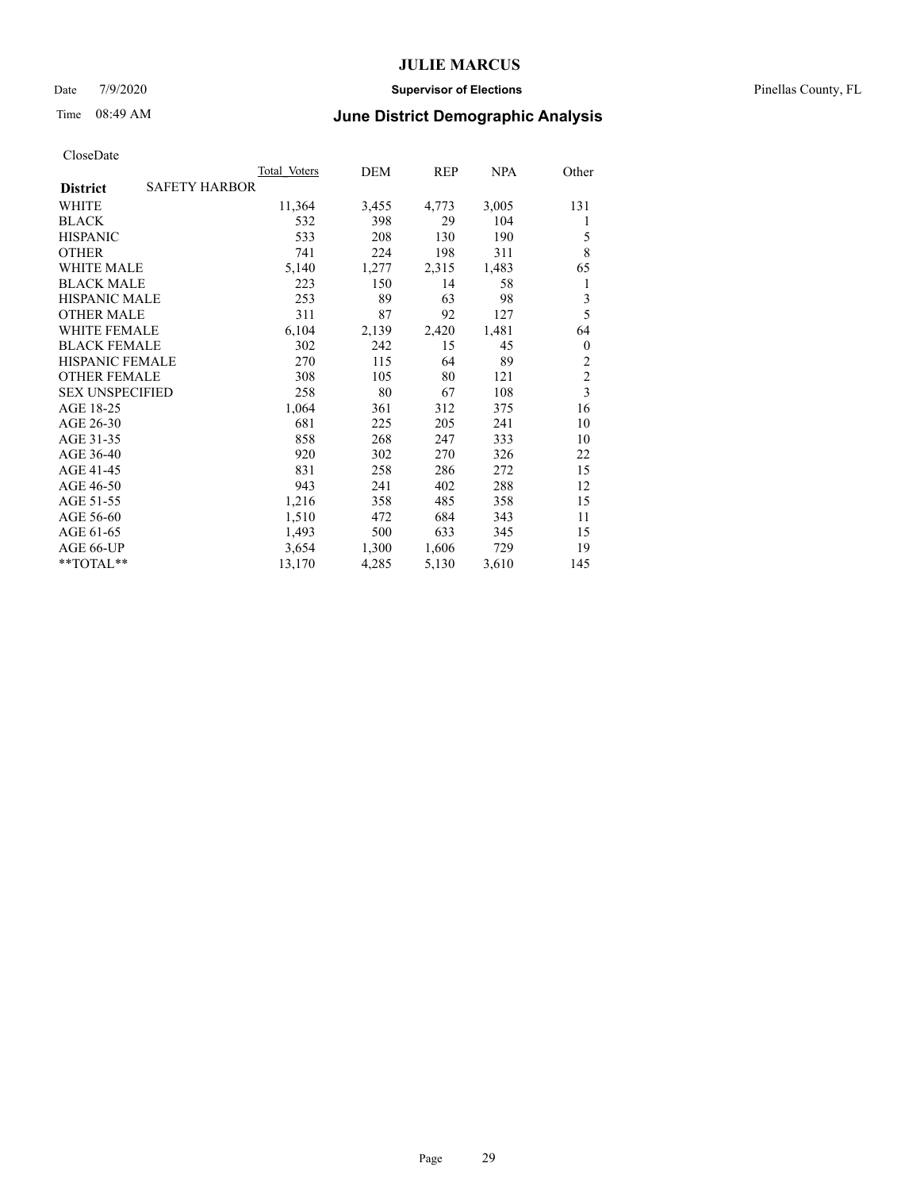# JULIE MARCUS

Date 7/9/2020 **Supervisor of Elections** Pinellas County, FL

Time 08:49 AM **June District Demographic Analysis**

CloseDate

| | Total Voters | DEM | REP | NPA | Other |
|---|---|---|---|---|---|
| **District** SAFETY HARBOR | | | | | |
| WHITE | 11,364 | 3,455 | 4,773 | 3,005 | 131 |
| BLACK | 532 | 398 | 29 | 104 | 1 |
| HISPANIC | 533 | 208 | 130 | 190 | 5 |
| OTHER | 741 | 224 | 198 | 311 | 8 |
| WHITE MALE | 5,140 | 1,277 | 2,315 | 1,483 | 65 |
| BLACK MALE | 223 | 150 | 14 | 58 | 1 |
| HISPANIC MALE | 253 | 89 | 63 | 98 | 3 |
| OTHER MALE | 311 | 87 | 92 | 127 | 5 |
| WHITE FEMALE | 6,104 | 2,139 | 2,420 | 1,481 | 64 |
| BLACK FEMALE | 302 | 242 | 15 | 45 | 0 |
| HISPANIC FEMALE | 270 | 115 | 64 | 89 | 2 |
| OTHER FEMALE | 308 | 105 | 80 | 121 | 2 |
| SEX UNSPECIFIED | 258 | 80 | 67 | 108 | 3 |
| AGE 18-25 | 1,064 | 361 | 312 | 375 | 16 |
| AGE 26-30 | 681 | 225 | 205 | 241 | 10 |
| AGE 31-35 | 858 | 268 | 247 | 333 | 10 |
| AGE 36-40 | 920 | 302 | 270 | 326 | 22 |
| AGE 41-45 | 831 | 258 | 286 | 272 | 15 |
| AGE 46-50 | 943 | 241 | 402 | 288 | 12 |
| AGE 51-55 | 1,216 | 358 | 485 | 358 | 15 |
| AGE 56-60 | 1,510 | 472 | 684 | 343 | 11 |
| AGE 61-65 | 1,493 | 500 | 633 | 345 | 15 |
| AGE 66-UP | 3,654 | 1,300 | 1,606 | 729 | 19 |
| **TOTAL** | 13,170 | 4,285 | 5,130 | 3,610 | 145 |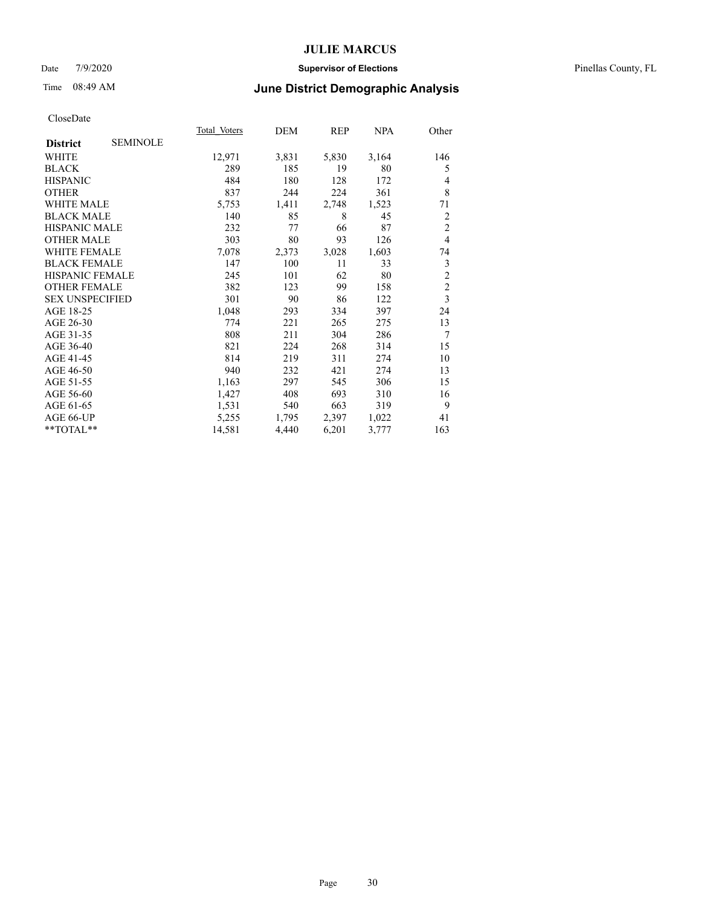# JULIE MARCUS

Date 7/9/2020 **Supervisor of Elections** Pinellas County, FL

Time 08:49 AM **June District Demographic Analysis**

CloseDate

| **District** SEMINOLE | Total Voters | DEM | REP | NPA | Other |
|---|---|---|---|---|---|
| WHITE | 12,971 | 3,831 | 5,830 | 3,164 | 146 |
| BLACK | 289 | 185 | 19 | 80 | 5 |
| HISPANIC | 484 | 180 | 128 | 172 | 4 |
| OTHER | 837 | 244 | 224 | 361 | 8 |
| WHITE MALE | 5,753 | 1,411 | 2,748 | 1,523 | 71 |
| BLACK MALE | 140 | 85 | 8 | 45 | 2 |
| HISPANIC MALE | 232 | 77 | 66 | 87 | 2 |
| OTHER MALE | 303 | 80 | 93 | 126 | 4 |
| WHITE FEMALE | 7,078 | 2,373 | 3,028 | 1,603 | 74 |
| BLACK FEMALE | 147 | 100 | 11 | 33 | 3 |
| HISPANIC FEMALE | 245 | 101 | 62 | 80 | 2 |
| OTHER FEMALE | 382 | 123 | 99 | 158 | 2 |
| SEX UNSPECIFIED | 301 | 90 | 86 | 122 | 3 |
| AGE 18-25 | 1,048 | 293 | 334 | 397 | 24 |
| AGE 26-30 | 774 | 221 | 265 | 275 | 13 |
| AGE 31-35 | 808 | 211 | 304 | 286 | 7 |
| AGE 36-40 | 821 | 224 | 268 | 314 | 15 |
| AGE 41-45 | 814 | 219 | 311 | 274 | 10 |
| AGE 46-50 | 940 | 232 | 421 | 274 | 13 |
| AGE 51-55 | 1,163 | 297 | 545 | 306 | 15 |
| AGE 56-60 | 1,427 | 408 | 693 | 310 | 16 |
| AGE 61-65 | 1,531 | 540 | 663 | 319 | 9 |
| AGE 66-UP | 5,255 | 1,795 | 2,397 | 1,022 | 41 |
| **TOTAL** | 14,581 | 4,440 | 6,201 | 3,777 | 163 |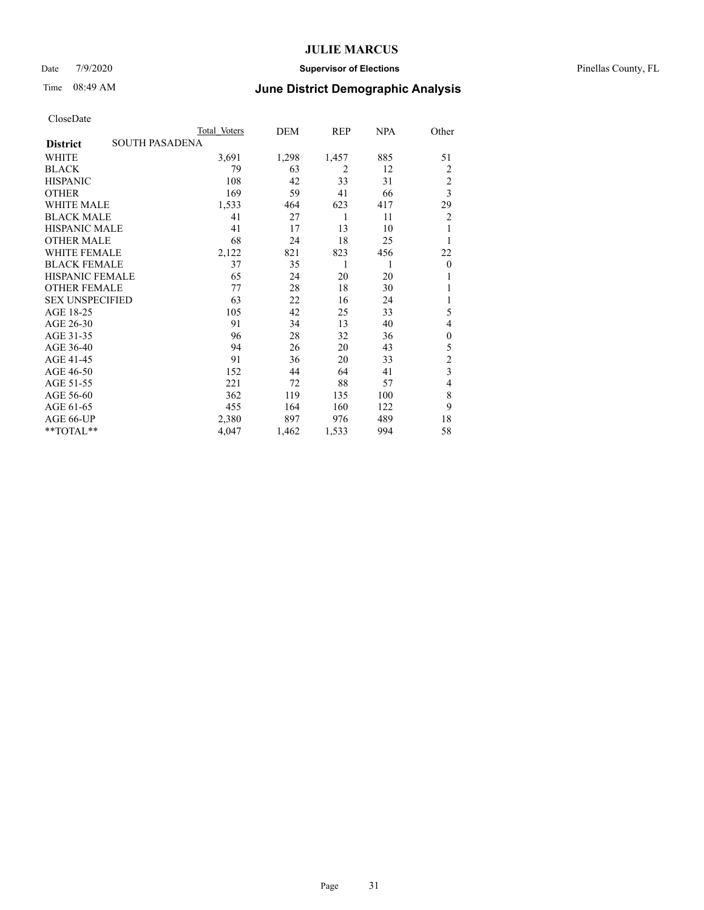CloseDate

| | Total Voters | DEM | REP | NPA | Other |
|---|---|---|---|---|---|
| **District** SOUTH PASADENA | | | | | |
| WHITE | 3,691 | 1,298 | 1,457 | 885 | 51 |
| BLACK | 79 | 63 | 2 | 12 | 2 |
| HISPANIC | 108 | 42 | 33 | 31 | 2 |
| OTHER | 169 | 59 | 41 | 66 | 3 |
| WHITE MALE | 1,533 | 464 | 623 | 417 | 29 |
| BLACK MALE | 41 | 27 | 1 | 11 | 2 |
| HISPANIC MALE | 41 | 17 | 13 | 10 | 1 |
| OTHER MALE | 68 | 24 | 18 | 25 | 1 |
| WHITE FEMALE | 2,122 | 821 | 823 | 456 | 22 |
| BLACK FEMALE | 37 | 35 | 1 | 1 | 0 |
| HISPANIC FEMALE | 65 | 24 | 20 | 20 | 1 |
| OTHER FEMALE | 77 | 28 | 18 | 30 | 1 |
| SEX UNSPECIFIED | 63 | 22 | 16 | 24 | 1 |
| AGE 18-25 | 105 | 42 | 25 | 33 | 5 |
| AGE 26-30 | 91 | 34 | 13 | 40 | 4 |
| AGE 31-35 | 96 | 28 | 32 | 36 | 0 |
| AGE 36-40 | 94 | 26 | 20 | 43 | 5 |
| AGE 41-45 | 91 | 36 | 20 | 33 | 2 |
| AGE 46-50 | 152 | 44 | 64 | 41 | 3 |
| AGE 51-55 | 221 | 72 | 88 | 57 | 4 |
| AGE 56-60 | 362 | 119 | 135 | 100 | 8 |
| AGE 61-65 | 455 | 164 | 160 | 122 | 9 |
| AGE 66-UP | 2,380 | 897 | 976 | 489 | 18 |
| **TOTAL** | 4,047 | 1,462 | 1,533 | 994 | 58 |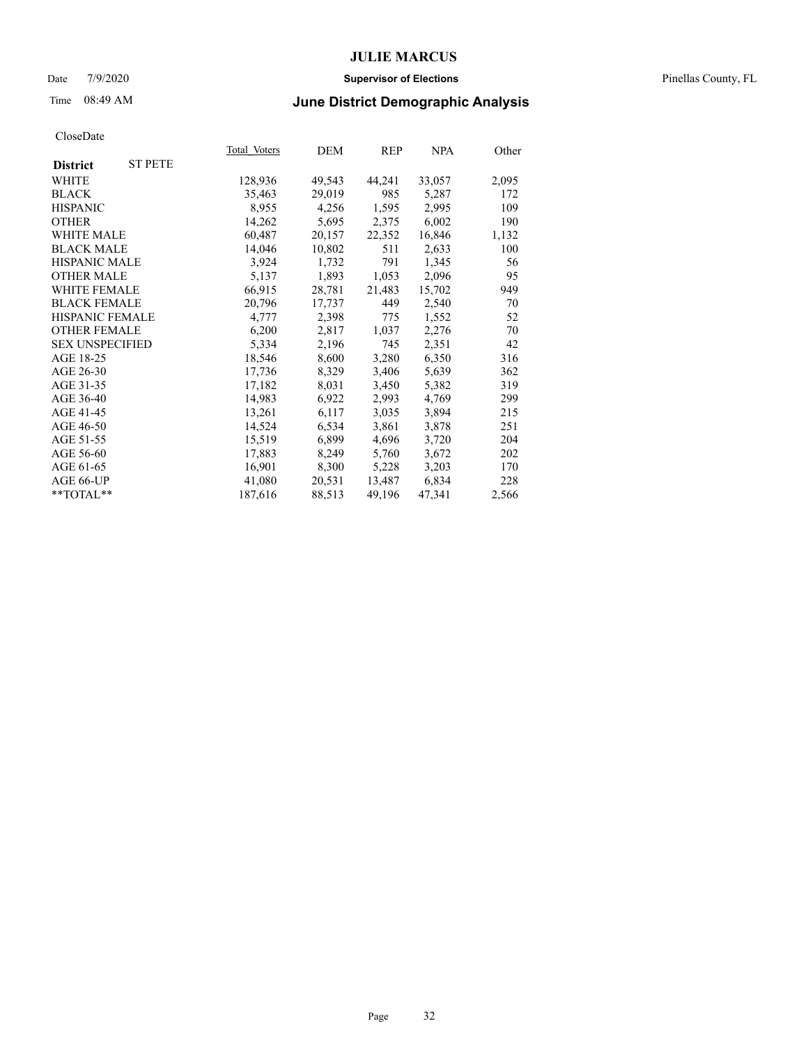CloseDate

| **District** ST PETE | Total Voters | DEM | REP | NPA | Other |
|---|---|---|---|---|---|
| WHITE | 128,936 | 49,543 | 44,241 | 33,057 | 2,095 |
| BLACK | 35,463 | 29,019 | 985 | 5,287 | 172 |
| HISPANIC | 8,955 | 4,256 | 1,595 | 2,995 | 109 |
| OTHER | 14,262 | 5,695 | 2,375 | 6,002 | 190 |
| WHITE MALE | 60,487 | 20,157 | 22,352 | 16,846 | 1,132 |
| BLACK MALE | 14,046 | 10,802 | 511 | 2,633 | 100 |
| HISPANIC MALE | 3,924 | 1,732 | 791 | 1,345 | 56 |
| OTHER MALE | 5,137 | 1,893 | 1,053 | 2,096 | 95 |
| WHITE FEMALE | 66,915 | 28,781 | 21,483 | 15,702 | 949 |
| BLACK FEMALE | 20,796 | 17,737 | 449 | 2,540 | 70 |
| HISPANIC FEMALE | 4,777 | 2,398 | 775 | 1,552 | 52 |
| OTHER FEMALE | 6,200 | 2,817 | 1,037 | 2,276 | 70 |
| SEX UNSPECIFIED | 5,334 | 2,196 | 745 | 2,351 | 42 |
| AGE 18-25 | 18,546 | 8,600 | 3,280 | 6,350 | 316 |
| AGE 26-30 | 17,736 | 8,329 | 3,406 | 5,639 | 362 |
| AGE 31-35 | 17,182 | 8,031 | 3,450 | 5,382 | 319 |
| AGE 36-40 | 14,983 | 6,922 | 2,993 | 4,769 | 299 |
| AGE 41-45 | 13,261 | 6,117 | 3,035 | 3,894 | 215 |
| AGE 46-50 | 14,524 | 6,534 | 3,861 | 3,878 | 251 |
| AGE 51-55 | 15,519 | 6,899 | 4,696 | 3,720 | 204 |
| AGE 56-60 | 17,883 | 8,249 | 5,760 | 3,672 | 202 |
| AGE 61-65 | 16,901 | 8,300 | 5,228 | 3,203 | 170 |
| AGE 66-UP | 41,080 | 20,531 | 13,487 | 6,834 | 228 |
| **TOTAL** | 187,616 | 88,513 | 49,196 | 47,341 | 2,566 |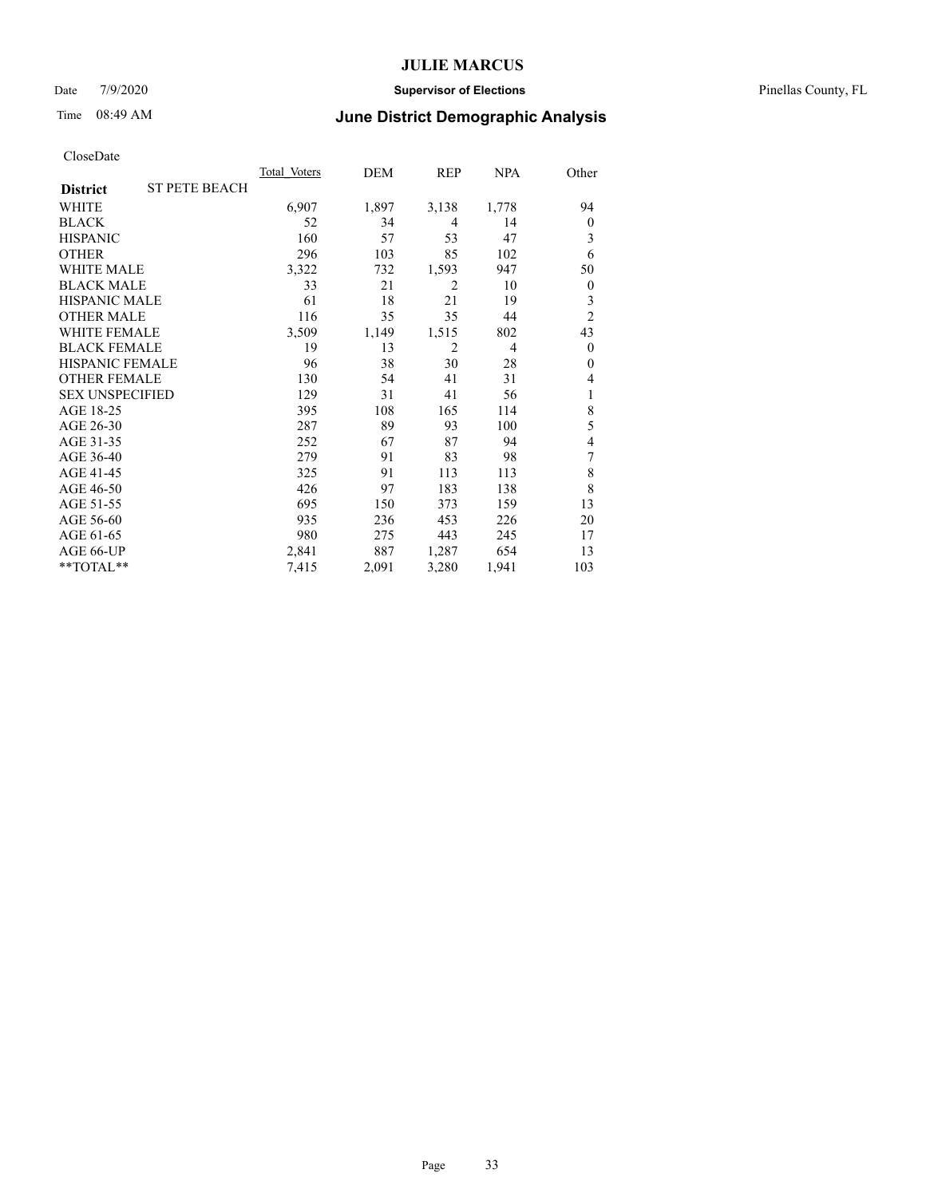# JULIE MARCUS

Date 7/9/2020 **Supervisor of Elections** Pinellas County, FL

Time 08:49 AM **June District Demographic Analysis**

CloseDate

| **District** ST PETE BEACH | Total Voters | DEM | REP | NPA | Other |
|---|---|---|---|---|---|
| WHITE | 6,907 | 1,897 | 3,138 | 1,778 | 94 |
| BLACK | 52 | 34 | 4 | 14 | 0 |
| HISPANIC | 160 | 57 | 53 | 47 | 3 |
| OTHER | 296 | 103 | 85 | 102 | 6 |
| WHITE MALE | 3,322 | 732 | 1,593 | 947 | 50 |
| BLACK MALE | 33 | 21 | 2 | 10 | 0 |
| HISPANIC MALE | 61 | 18 | 21 | 19 | 3 |
| OTHER MALE | 116 | 35 | 35 | 44 | 2 |
| WHITE FEMALE | 3,509 | 1,149 | 1,515 | 802 | 43 |
| BLACK FEMALE | 19 | 13 | 2 | 4 | 0 |
| HISPANIC FEMALE | 96 | 38 | 30 | 28 | 0 |
| OTHER FEMALE | 130 | 54 | 41 | 31 | 4 |
| SEX UNSPECIFIED | 129 | 31 | 41 | 56 | 1 |
| AGE 18-25 | 395 | 108 | 165 | 114 | 8 |
| AGE 26-30 | 287 | 89 | 93 | 100 | 5 |
| AGE 31-35 | 252 | 67 | 87 | 94 | 4 |
| AGE 36-40 | 279 | 91 | 83 | 98 | 7 |
| AGE 41-45 | 325 | 91 | 113 | 113 | 8 |
| AGE 46-50 | 426 | 97 | 183 | 138 | 8 |
| AGE 51-55 | 695 | 150 | 373 | 159 | 13 |
| AGE 56-60 | 935 | 236 | 453 | 226 | 20 |
| AGE 61-65 | 980 | 275 | 443 | 245 | 17 |
| AGE 66-UP | 2,841 | 887 | 1,287 | 654 | 13 |
| **TOTAL** | 7,415 | 2,091 | 3,280 | 1,941 | 103 |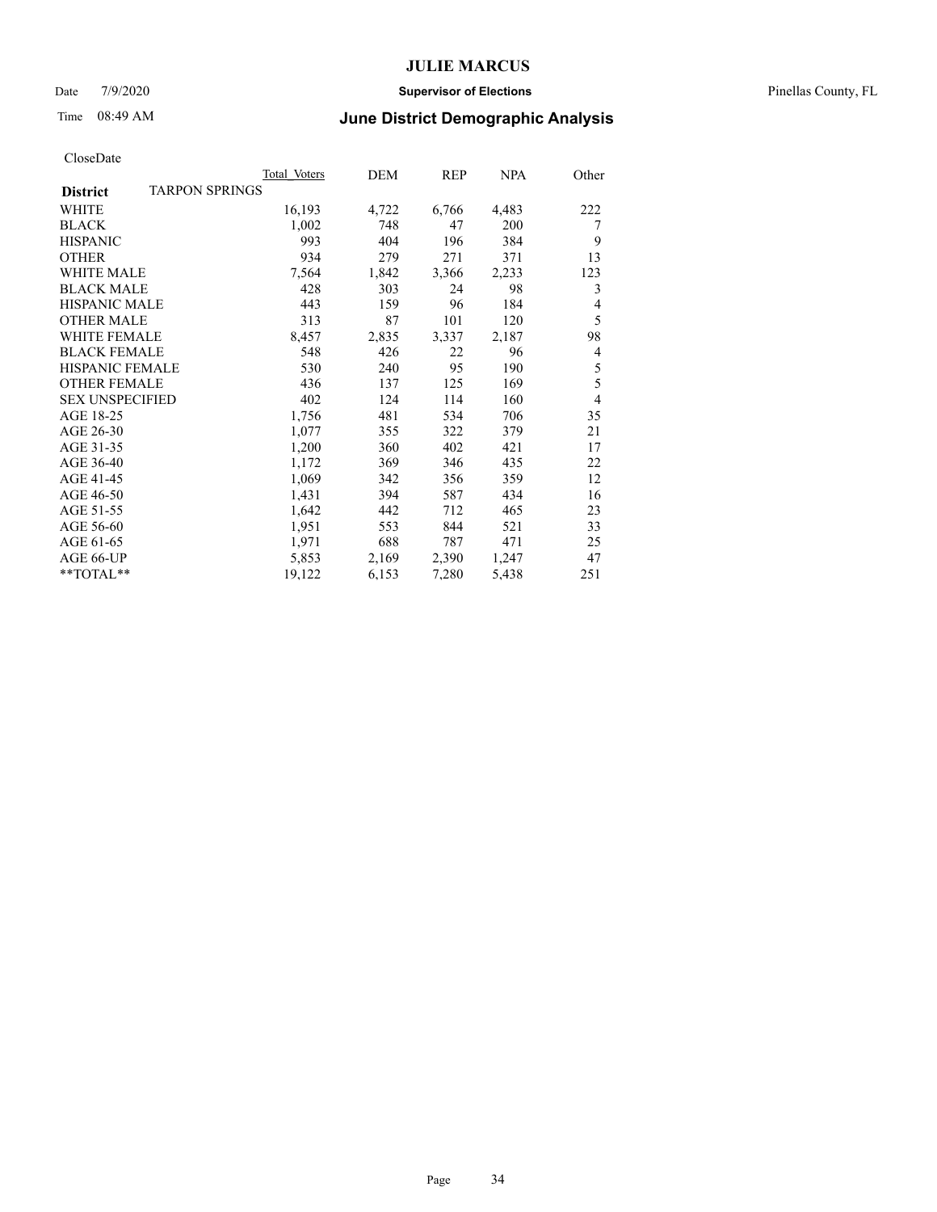# JULIE MARCUS

Date 7/9/2020 **Supervisor of Elections** Pinellas County, FL

Time 08:49 AM **June District Demographic Analysis**

CloseDate

| District | TARPON SPRINGS | Total Voters | DEM | REP | NPA | Other |
|---|---|---|---|---|---|---|
| WHITE | | 16,193 | 4,722 | 6,766 | 4,483 | 222 |
| BLACK | | 1,002 | 748 | 47 | 200 | 7 |
| HISPANIC | | 993 | 404 | 196 | 384 | 9 |
| OTHER | | 934 | 279 | 271 | 371 | 13 |
| WHITE MALE | | 7,564 | 1,842 | 3,366 | 2,233 | 123 |
| BLACK MALE | | 428 | 303 | 24 | 98 | 3 |
| HISPANIC MALE | | 443 | 159 | 96 | 184 | 4 |
| OTHER MALE | | 313 | 87 | 101 | 120 | 5 |
| WHITE FEMALE | | 8,457 | 2,835 | 3,337 | 2,187 | 98 |
| BLACK FEMALE | | 548 | 426 | 22 | 96 | 4 |
| HISPANIC FEMALE | | 530 | 240 | 95 | 190 | 5 |
| OTHER FEMALE | | 436 | 137 | 125 | 169 | 5 |
| SEX UNSPECIFIED | | 402 | 124 | 114 | 160 | 4 |
| AGE 18-25 | | 1,756 | 481 | 534 | 706 | 35 |
| AGE 26-30 | | 1,077 | 355 | 322 | 379 | 21 |
| AGE 31-35 | | 1,200 | 360 | 402 | 421 | 17 |
| AGE 36-40 | | 1,172 | 369 | 346 | 435 | 22 |
| AGE 41-45 | | 1,069 | 342 | 356 | 359 | 12 |
| AGE 46-50 | | 1,431 | 394 | 587 | 434 | 16 |
| AGE 51-55 | | 1,642 | 442 | 712 | 465 | 23 |
| AGE 56-60 | | 1,951 | 553 | 844 | 521 | 33 |
| AGE 61-65 | | 1,971 | 688 | 787 | 471 | 25 |
| AGE 66-UP | | 5,853 | 2,169 | 2,390 | 1,247 | 47 |
| **TOTAL** | | 19,122 | 6,153 | 7,280 | 5,438 | 251 |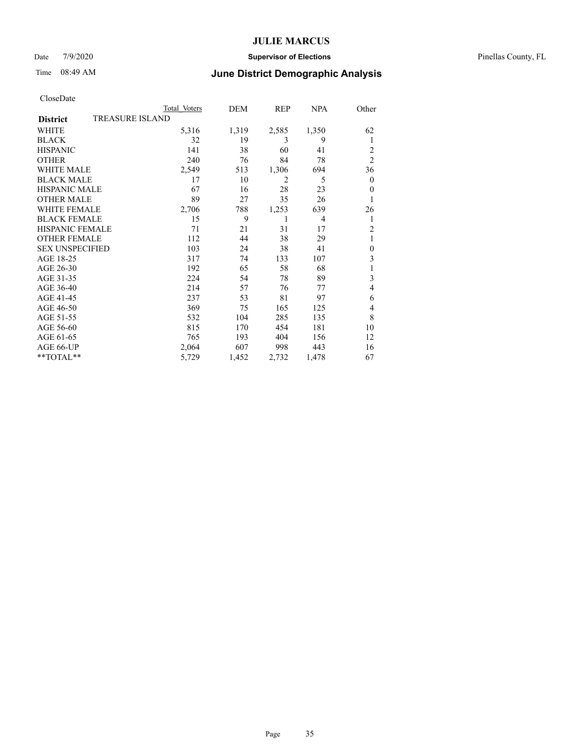CloseDate

| | Total Voters | DEM | REP | NPA | Other |
|---|---|---|---|---|---|
| **District** TREASURE ISLAND | | | | | |
| WHITE | 5,316 | 1,319 | 2,585 | 1,350 | 62 |
| BLACK | 32 | 19 | 3 | 9 | 1 |
| HISPANIC | 141 | 38 | 60 | 41 | 2 |
| OTHER | 240 | 76 | 84 | 78 | 2 |
| WHITE MALE | 2,549 | 513 | 1,306 | 694 | 36 |
| BLACK MALE | 17 | 10 | 2 | 5 | 0 |
| HISPANIC MALE | 67 | 16 | 28 | 23 | 0 |
| OTHER MALE | 89 | 27 | 35 | 26 | 1 |
| WHITE FEMALE | 2,706 | 788 | 1,253 | 639 | 26 |
| BLACK FEMALE | 15 | 9 | 1 | 4 | 1 |
| HISPANIC FEMALE | 71 | 21 | 31 | 17 | 2 |
| OTHER FEMALE | 112 | 44 | 38 | 29 | 1 |
| SEX UNSPECIFIED | 103 | 24 | 38 | 41 | 0 |
| AGE 18-25 | 317 | 74 | 133 | 107 | 3 |
| AGE 26-30 | 192 | 65 | 58 | 68 | 1 |
| AGE 31-35 | 224 | 54 | 78 | 89 | 3 |
| AGE 36-40 | 214 | 57 | 76 | 77 | 4 |
| AGE 41-45 | 237 | 53 | 81 | 97 | 6 |
| AGE 46-50 | 369 | 75 | 165 | 125 | 4 |
| AGE 51-55 | 532 | 104 | 285 | 135 | 8 |
| AGE 56-60 | 815 | 170 | 454 | 181 | 10 |
| AGE 61-65 | 765 | 193 | 404 | 156 | 12 |
| AGE 66-UP | 2,064 | 607 | 998 | 443 | 16 |
| **TOTAL** | 5,729 | 1,452 | 2,732 | 1,478 | 67 |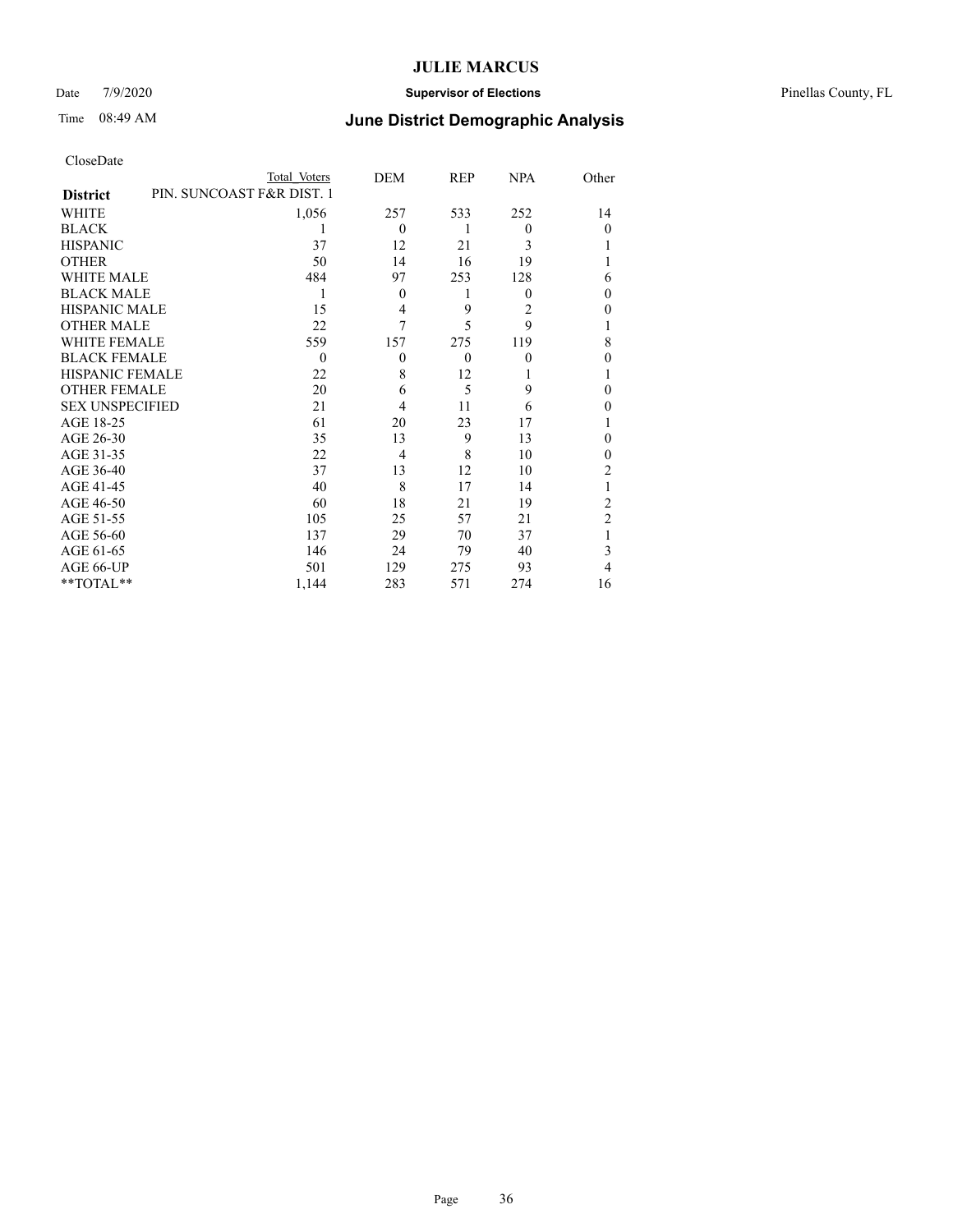# JULIE MARCUS

Date 7/9/2020 **Supervisor of Elections** Pinellas County, FL

Time 08:49 AM **June District Demographic Analysis**

CloseDate

| **District** | Total Voters | DEM | REP | NPA | Other |
|---|---|---|---|---|---|
| PIN. SUNCOAST F&R DIST. 1 | | | | | |
| WHITE | 1,056 | 257 | 533 | 252 | 14 |
| BLACK | 1 | 0 | 1 | 0 | 0 |
| HISPANIC | 37 | 12 | 21 | 3 | 1 |
| OTHER | 50 | 14 | 16 | 19 | 1 |
| WHITE MALE | 484 | 97 | 253 | 128 | 6 |
| BLACK MALE | 1 | 0 | 1 | 0 | 0 |
| HISPANIC MALE | 15 | 4 | 9 | 2 | 0 |
| OTHER MALE | 22 | 7 | 5 | 9 | 1 |
| WHITE FEMALE | 559 | 157 | 275 | 119 | 8 |
| BLACK FEMALE | 0 | 0 | 0 | 0 | 0 |
| HISPANIC FEMALE | 22 | 8 | 12 | 1 | 1 |
| OTHER FEMALE | 20 | 6 | 5 | 9 | 0 |
| SEX UNSPECIFIED | 21 | 4 | 11 | 6 | 0 |
| AGE 18-25 | 61 | 20 | 23 | 17 | 1 |
| AGE 26-30 | 35 | 13 | 9 | 13 | 0 |
| AGE 31-35 | 22 | 4 | 8 | 10 | 0 |
| AGE 36-40 | 37 | 13 | 12 | 10 | 2 |
| AGE 41-45 | 40 | 8 | 17 | 14 | 1 |
| AGE 46-50 | 60 | 18 | 21 | 19 | 2 |
| AGE 51-55 | 105 | 25 | 57 | 21 | 2 |
| AGE 56-60 | 137 | 29 | 70 | 37 | 1 |
| AGE 61-65 | 146 | 24 | 79 | 40 | 3 |
| AGE 66-UP | 501 | 129 | 275 | 93 | 4 |
| **TOTAL** | 1,144 | 283 | 571 | 274 | 16 |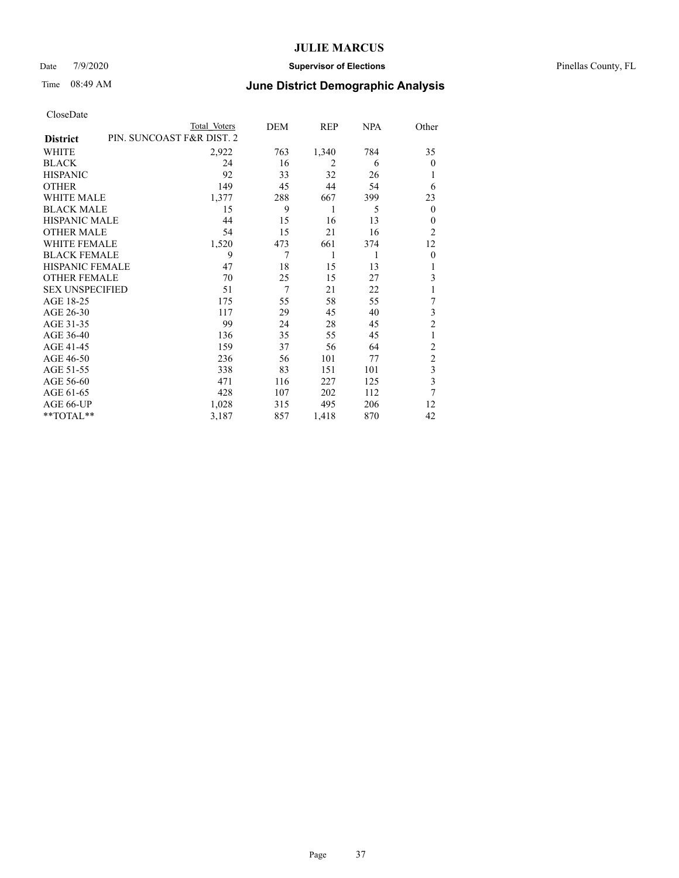CloseDate

| District | PIN. SUNCOAST F&R DIST. 2 Total Voters | DEM | REP | NPA | Other |
|---|---|---|---|---|---|
| WHITE | 2,922 | 763 | 1,340 | 784 | 35 |
| BLACK | 24 | 16 | 2 | 6 | 0 |
| HISPANIC | 92 | 33 | 32 | 26 | 1 |
| OTHER | 149 | 45 | 44 | 54 | 6 |
| WHITE MALE | 1,377 | 288 | 667 | 399 | 23 |
| BLACK MALE | 15 | 9 | 1 | 5 | 0 |
| HISPANIC MALE | 44 | 15 | 16 | 13 | 0 |
| OTHER MALE | 54 | 15 | 21 | 16 | 2 |
| WHITE FEMALE | 1,520 | 473 | 661 | 374 | 12 |
| BLACK FEMALE | 9 | 7 | 1 | 1 | 0 |
| HISPANIC FEMALE | 47 | 18 | 15 | 13 | 1 |
| OTHER FEMALE | 70 | 25 | 15 | 27 | 3 |
| SEX UNSPECIFIED | 51 | 7 | 21 | 22 | 1 |
| AGE 18-25 | 175 | 55 | 58 | 55 | 7 |
| AGE 26-30 | 117 | 29 | 45 | 40 | 3 |
| AGE 31-35 | 99 | 24 | 28 | 45 | 2 |
| AGE 36-40 | 136 | 35 | 55 | 45 | 1 |
| AGE 41-45 | 159 | 37 | 56 | 64 | 2 |
| AGE 46-50 | 236 | 56 | 101 | 77 | 2 |
| AGE 51-55 | 338 | 83 | 151 | 101 | 3 |
| AGE 56-60 | 471 | 116 | 227 | 125 | 3 |
| AGE 61-65 | 428 | 107 | 202 | 112 | 7 |
| AGE 66-UP | 1,028 | 315 | 495 | 206 | 12 |
| **TOTAL** | 3,187 | 857 | 1,418 | 870 | 42 |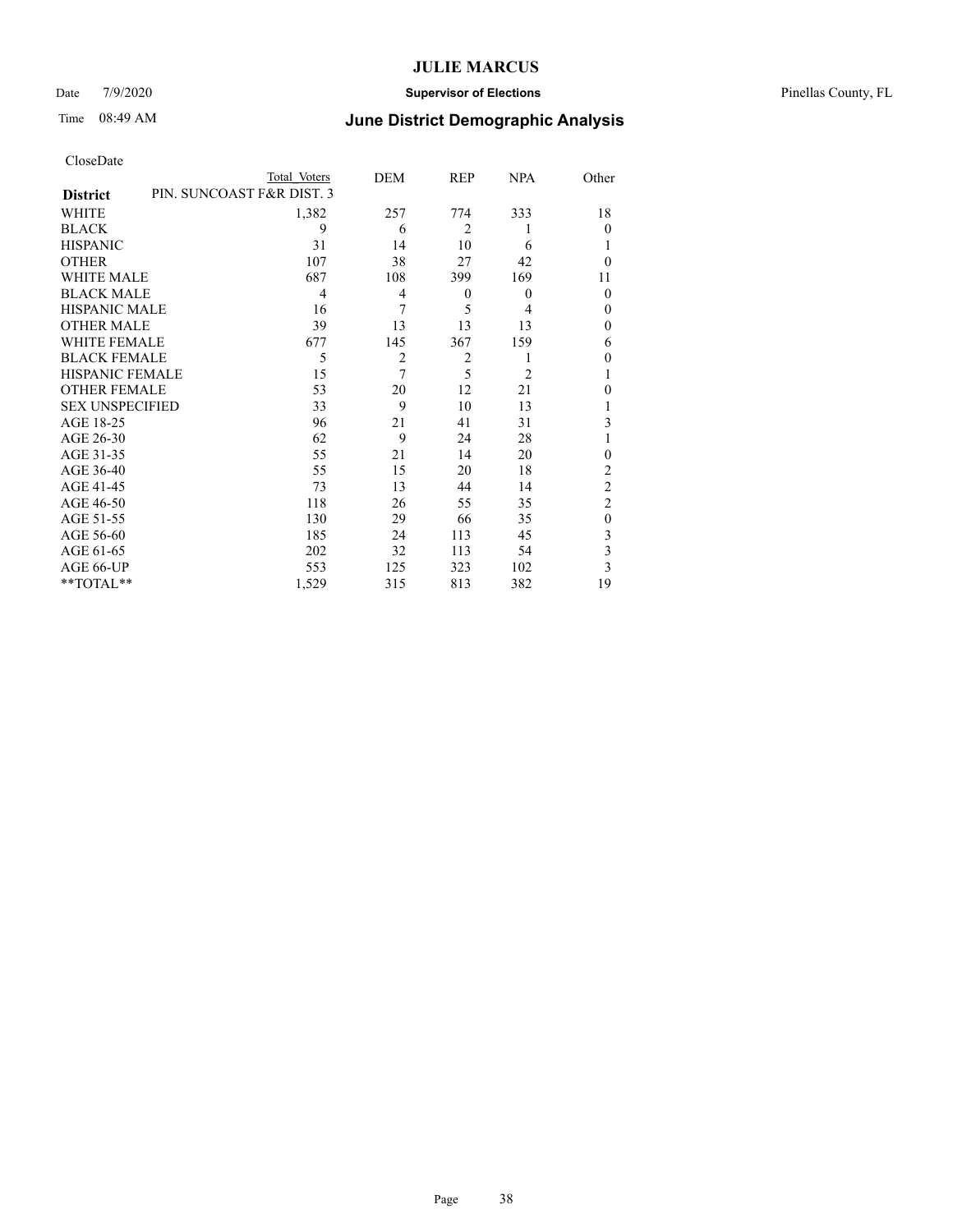CloseDate

| District | PIN. SUNCOAST F&R DIST. 3 Total Voters | DEM | REP | NPA | Other |
|---|---|---|---|---|---|
| WHITE | 1,382 | 257 | 774 | 333 | 18 |
| BLACK | 9 | 6 | 2 | 1 | 0 |
| HISPANIC | 31 | 14 | 10 | 6 | 1 |
| OTHER | 107 | 38 | 27 | 42 | 0 |
| WHITE MALE | 687 | 108 | 399 | 169 | 11 |
| BLACK MALE | 4 | 4 | 0 | 0 | 0 |
| HISPANIC MALE | 16 | 7 | 5 | 4 | 0 |
| OTHER MALE | 39 | 13 | 13 | 13 | 0 |
| WHITE FEMALE | 677 | 145 | 367 | 159 | 6 |
| BLACK FEMALE | 5 | 2 | 2 | 1 | 0 |
| HISPANIC FEMALE | 15 | 7 | 5 | 2 | 1 |
| OTHER FEMALE | 53 | 20 | 12 | 21 | 0 |
| SEX UNSPECIFIED | 33 | 9 | 10 | 13 | 1 |
| AGE 18-25 | 96 | 21 | 41 | 31 | 3 |
| AGE 26-30 | 62 | 9 | 24 | 28 | 1 |
| AGE 31-35 | 55 | 21 | 14 | 20 | 0 |
| AGE 36-40 | 55 | 15 | 20 | 18 | 2 |
| AGE 41-45 | 73 | 13 | 44 | 14 | 2 |
| AGE 46-50 | 118 | 26 | 55 | 35 | 2 |
| AGE 51-55 | 130 | 29 | 66 | 35 | 0 |
| AGE 56-60 | 185 | 24 | 113 | 45 | 3 |
| AGE 61-65 | 202 | 32 | 113 | 54 | 3 |
| AGE 66-UP | 553 | 125 | 323 | 102 | 3 |
| **TOTAL** | 1,529 | 315 | 813 | 382 | 19 |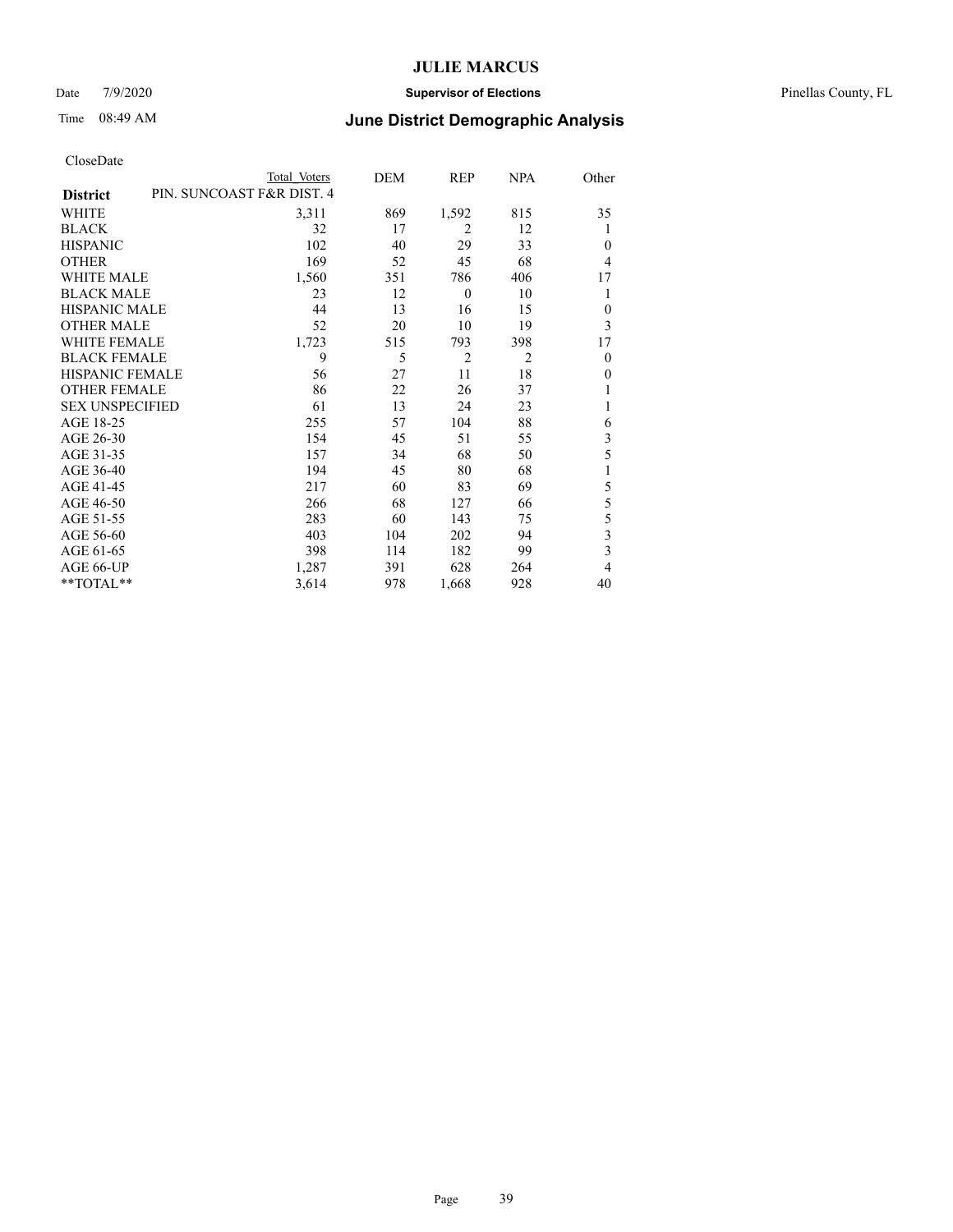# JULIE MARCUS

Date 7/9/2020 **Supervisor of Elections** Pinellas County, FL

Time 08:49 AM **June District Demographic Analysis**

CloseDate

| District | PIN. SUNCOAST F&R DIST. 4 Total Voters | DEM | REP | NPA | Other |
|---|---|---|---|---|---|
| WHITE | 3,311 | 869 | 1,592 | 815 | 35 |
| BLACK | 32 | 17 | 2 | 12 | 1 |
| HISPANIC | 102 | 40 | 29 | 33 | 0 |
| OTHER | 169 | 52 | 45 | 68 | 4 |
| WHITE MALE | 1,560 | 351 | 786 | 406 | 17 |
| BLACK MALE | 23 | 12 | 0 | 10 | 1 |
| HISPANIC MALE | 44 | 13 | 16 | 15 | 0 |
| OTHER MALE | 52 | 20 | 10 | 19 | 3 |
| WHITE FEMALE | 1,723 | 515 | 793 | 398 | 17 |
| BLACK FEMALE | 9 | 5 | 2 | 2 | 0 |
| HISPANIC FEMALE | 56 | 27 | 11 | 18 | 0 |
| OTHER FEMALE | 86 | 22 | 26 | 37 | 1 |
| SEX UNSPECIFIED | 61 | 13 | 24 | 23 | 1 |
| AGE 18-25 | 255 | 57 | 104 | 88 | 6 |
| AGE 26-30 | 154 | 45 | 51 | 55 | 3 |
| AGE 31-35 | 157 | 34 | 68 | 50 | 5 |
| AGE 36-40 | 194 | 45 | 80 | 68 | 1 |
| AGE 41-45 | 217 | 60 | 83 | 69 | 5 |
| AGE 46-50 | 266 | 68 | 127 | 66 | 5 |
| AGE 51-55 | 283 | 60 | 143 | 75 | 5 |
| AGE 56-60 | 403 | 104 | 202 | 94 | 3 |
| AGE 61-65 | 398 | 114 | 182 | 99 | 3 |
| AGE 66-UP | 1,287 | 391 | 628 | 264 | 4 |
| **TOTAL** | 3,614 | 978 | 1,668 | 928 | 40 |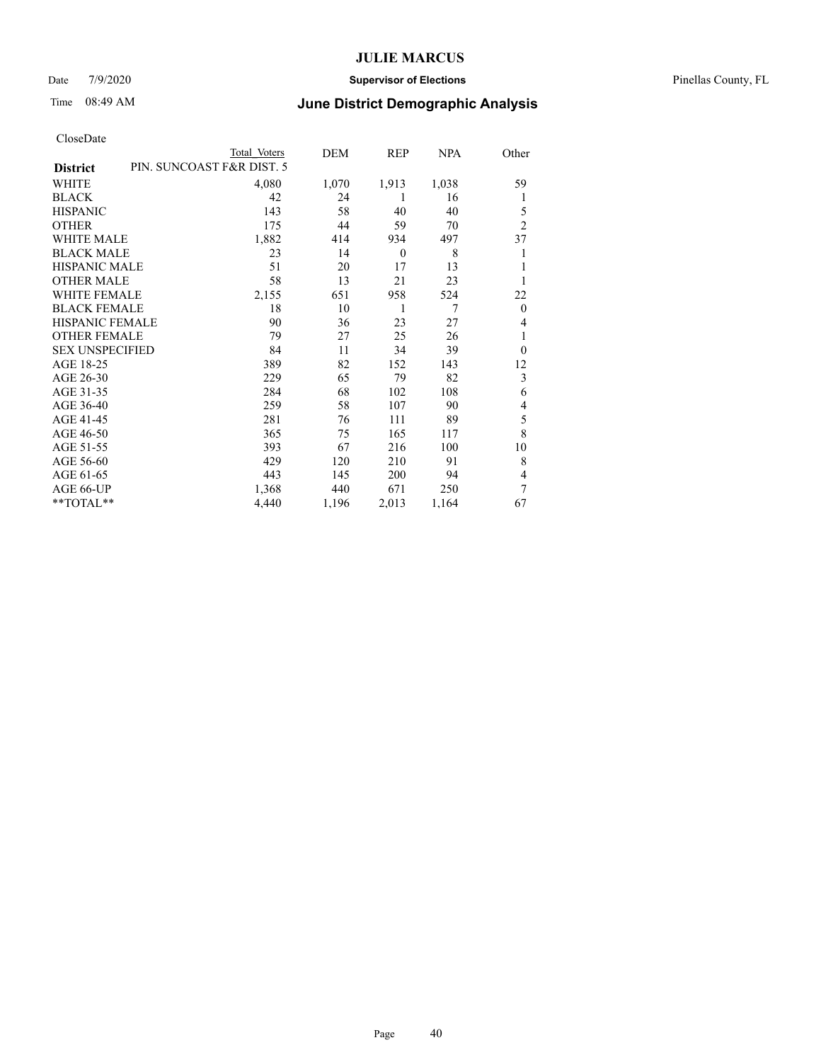# JULIE MARCUS

Date 7/9/2020 **Supervisor of Elections** Pinellas County, FL

Time 08:49 AM **June District Demographic Analysis**

CloseDate

| District | PIN. SUNCOAST F&R DIST. 5 Total Voters | DEM | REP | NPA | Other |
|---|---|---|---|---|---|
| WHITE | 4,080 | 1,070 | 1,913 | 1,038 | 59 |
| BLACK | 42 | 24 | 1 | 16 | 1 |
| HISPANIC | 143 | 58 | 40 | 40 | 5 |
| OTHER | 175 | 44 | 59 | 70 | 2 |
| WHITE MALE | 1,882 | 414 | 934 | 497 | 37 |
| BLACK MALE | 23 | 14 | 0 | 8 | 1 |
| HISPANIC MALE | 51 | 20 | 17 | 13 | 1 |
| OTHER MALE | 58 | 13 | 21 | 23 | 1 |
| WHITE FEMALE | 2,155 | 651 | 958 | 524 | 22 |
| BLACK FEMALE | 18 | 10 | 1 | 7 | 0 |
| HISPANIC FEMALE | 90 | 36 | 23 | 27 | 4 |
| OTHER FEMALE | 79 | 27 | 25 | 26 | 1 |
| SEX UNSPECIFIED | 84 | 11 | 34 | 39 | 0 |
| AGE 18-25 | 389 | 82 | 152 | 143 | 12 |
| AGE 26-30 | 229 | 65 | 79 | 82 | 3 |
| AGE 31-35 | 284 | 68 | 102 | 108 | 6 |
| AGE 36-40 | 259 | 58 | 107 | 90 | 4 |
| AGE 41-45 | 281 | 76 | 111 | 89 | 5 |
| AGE 46-50 | 365 | 75 | 165 | 117 | 8 |
| AGE 51-55 | 393 | 67 | 216 | 100 | 10 |
| AGE 56-60 | 429 | 120 | 210 | 91 | 8 |
| AGE 61-65 | 443 | 145 | 200 | 94 | 4 |
| AGE 66-UP | 1,368 | 440 | 671 | 250 | 7 |
| **TOTAL** | 4,440 | 1,196 | 2,013 | 1,164 | 67 |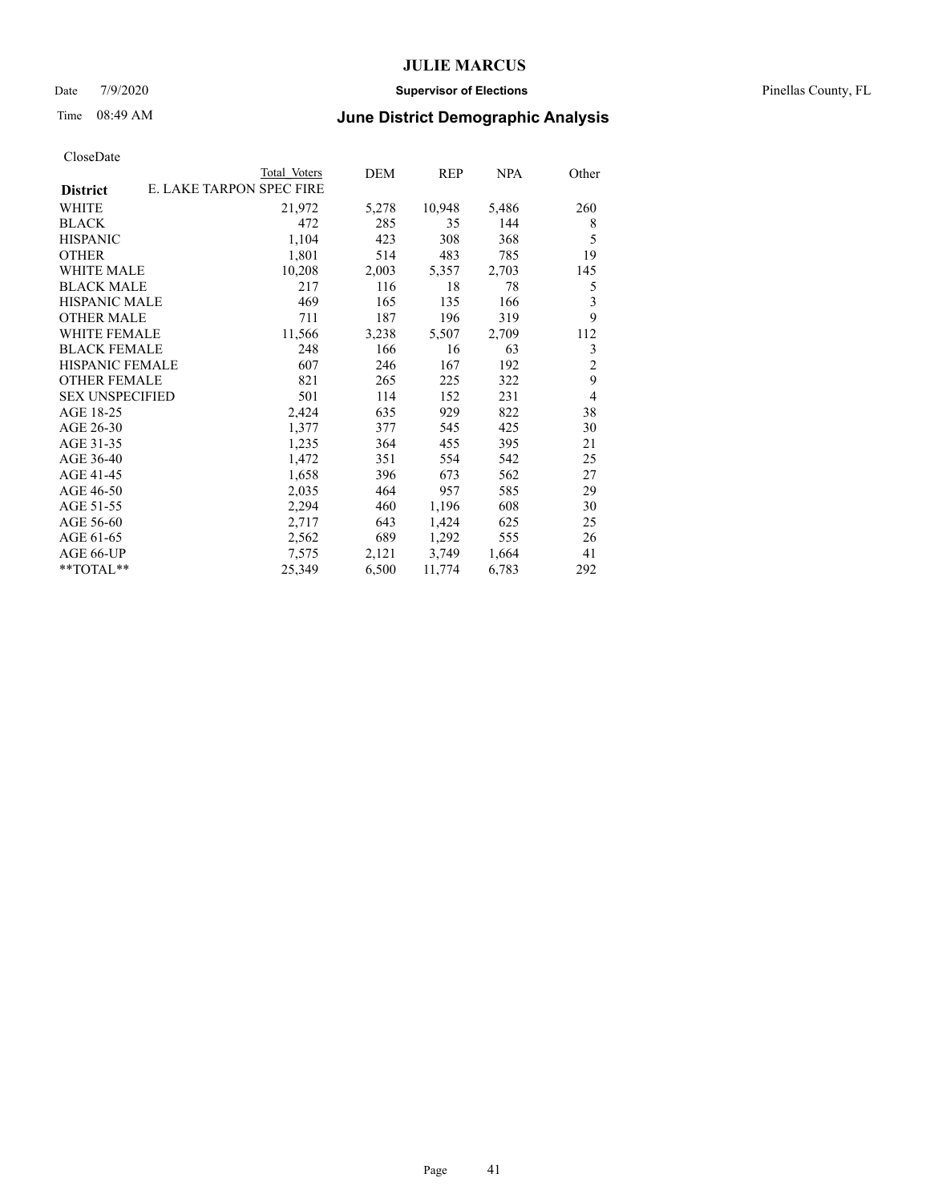# JULIE MARCUS

Date 7/9/2020 **Supervisor of Elections** Pinellas County, FL

Time 08:49 AM **June District Demographic Analysis**

CloseDate

| District | Total Voters | DEM | REP | NPA | Other |
|---|---|---|---|---|---|
| E. LAKE TARPON SPEC FIRE | | | | | |
| WHITE | 21,972 | 5,278 | 10,948 | 5,486 | 260 |
| BLACK | 472 | 285 | 35 | 144 | 8 |
| HISPANIC | 1,104 | 423 | 308 | 368 | 5 |
| OTHER | 1,801 | 514 | 483 | 785 | 19 |
| WHITE MALE | 10,208 | 2,003 | 5,357 | 2,703 | 145 |
| BLACK MALE | 217 | 116 | 18 | 78 | 5 |
| HISPANIC MALE | 469 | 165 | 135 | 166 | 3 |
| OTHER MALE | 711 | 187 | 196 | 319 | 9 |
| WHITE FEMALE | 11,566 | 3,238 | 5,507 | 2,709 | 112 |
| BLACK FEMALE | 248 | 166 | 16 | 63 | 3 |
| HISPANIC FEMALE | 607 | 246 | 167 | 192 | 2 |
| OTHER FEMALE | 821 | 265 | 225 | 322 | 9 |
| SEX UNSPECIFIED | 501 | 114 | 152 | 231 | 4 |
| AGE 18-25 | 2,424 | 635 | 929 | 822 | 38 |
| AGE 26-30 | 1,377 | 377 | 545 | 425 | 30 |
| AGE 31-35 | 1,235 | 364 | 455 | 395 | 21 |
| AGE 36-40 | 1,472 | 351 | 554 | 542 | 25 |
| AGE 41-45 | 1,658 | 396 | 673 | 562 | 27 |
| AGE 46-50 | 2,035 | 464 | 957 | 585 | 29 |
| AGE 51-55 | 2,294 | 460 | 1,196 | 608 | 30 |
| AGE 56-60 | 2,717 | 643 | 1,424 | 625 | 25 |
| AGE 61-65 | 2,562 | 689 | 1,292 | 555 | 26 |
| AGE 66-UP | 7,575 | 2,121 | 3,749 | 1,664 | 41 |
| **TOTAL** | 25,349 | 6,500 | 11,774 | 6,783 | 292 |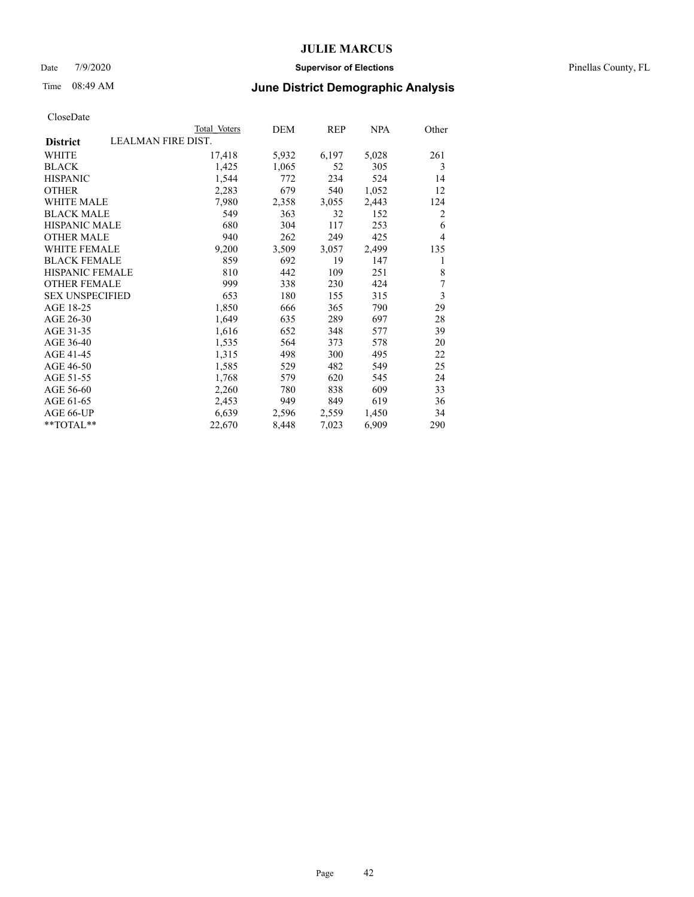# June District Demographic Analysis

CloseDate

| District | Total Voters | DEM | REP | NPA | Other |
|---|---|---|---|---|---|
| **LEALMAN FIRE DIST.** | | | | | |
| WHITE | 17,418 | 5,932 | 6,197 | 5,028 | 261 |
| BLACK | 1,425 | 1,065 | 52 | 305 | 3 |
| HISPANIC | 1,544 | 772 | 234 | 524 | 14 |
| OTHER | 2,283 | 679 | 540 | 1,052 | 12 |
| WHITE MALE | 7,980 | 2,358 | 3,055 | 2,443 | 124 |
| BLACK MALE | 549 | 363 | 32 | 152 | 2 |
| HISPANIC MALE | 680 | 304 | 117 | 253 | 6 |
| OTHER MALE | 940 | 262 | 249 | 425 | 4 |
| WHITE FEMALE | 9,200 | 3,509 | 3,057 | 2,499 | 135 |
| BLACK FEMALE | 859 | 692 | 19 | 147 | 1 |
| HISPANIC FEMALE | 810 | 442 | 109 | 251 | 8 |
| OTHER FEMALE | 999 | 338 | 230 | 424 | 7 |
| SEX UNSPECIFIED | 653 | 180 | 155 | 315 | 3 |
| AGE 18-25 | 1,850 | 666 | 365 | 790 | 29 |
| AGE 26-30 | 1,649 | 635 | 289 | 697 | 28 |
| AGE 31-35 | 1,616 | 652 | 348 | 577 | 39 |
| AGE 36-40 | 1,535 | 564 | 373 | 578 | 20 |
| AGE 41-45 | 1,315 | 498 | 300 | 495 | 22 |
| AGE 46-50 | 1,585 | 529 | 482 | 549 | 25 |
| AGE 51-55 | 1,768 | 579 | 620 | 545 | 24 |
| AGE 56-60 | 2,260 | 780 | 838 | 609 | 33 |
| AGE 61-65 | 2,453 | 949 | 849 | 619 | 36 |
| AGE 66-UP | 6,639 | 2,596 | 2,559 | 1,450 | 34 |
| **TOTAL** | 22,670 | 8,448 | 7,023 | 6,909 | 290 |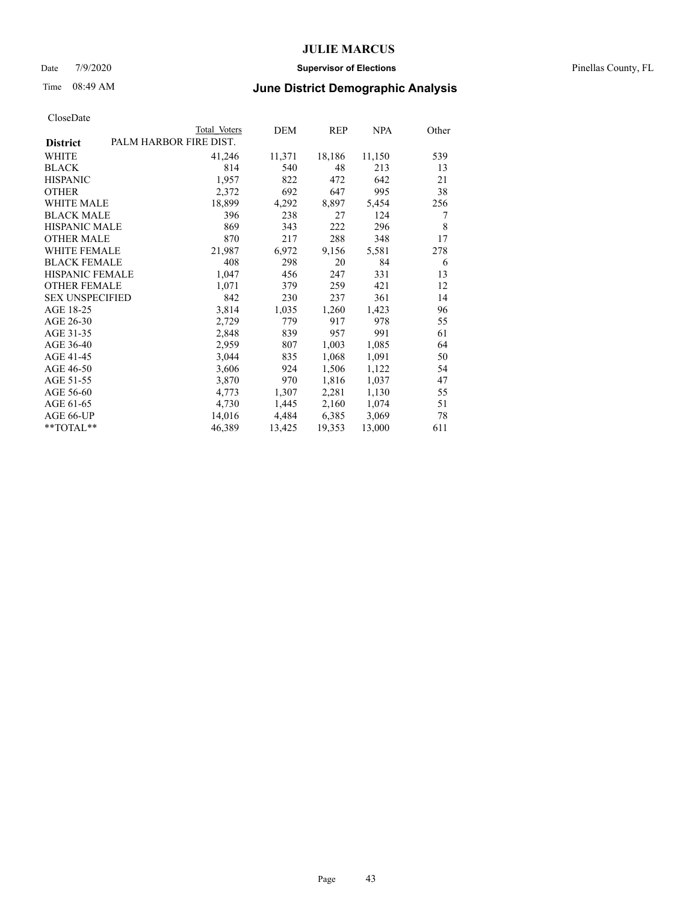CloseDate

| District | Total Voters | DEM | REP | NPA | Other |
|---|---|---|---|---|---|
| PALM HARBOR FIRE DIST. | | | | | |
| WHITE | 41,246 | 11,371 | 18,186 | 11,150 | 539 |
| BLACK | 814 | 540 | 48 | 213 | 13 |
| HISPANIC | 1,957 | 822 | 472 | 642 | 21 |
| OTHER | 2,372 | 692 | 647 | 995 | 38 |
| WHITE MALE | 18,899 | 4,292 | 8,897 | 5,454 | 256 |
| BLACK MALE | 396 | 238 | 27 | 124 | 7 |
| HISPANIC MALE | 869 | 343 | 222 | 296 | 8 |
| OTHER MALE | 870 | 217 | 288 | 348 | 17 |
| WHITE FEMALE | 21,987 | 6,972 | 9,156 | 5,581 | 278 |
| BLACK FEMALE | 408 | 298 | 20 | 84 | 6 |
| HISPANIC FEMALE | 1,047 | 456 | 247 | 331 | 13 |
| OTHER FEMALE | 1,071 | 379 | 259 | 421 | 12 |
| SEX UNSPECIFIED | 842 | 230 | 237 | 361 | 14 |
| AGE 18-25 | 3,814 | 1,035 | 1,260 | 1,423 | 96 |
| AGE 26-30 | 2,729 | 779 | 917 | 978 | 55 |
| AGE 31-35 | 2,848 | 839 | 957 | 991 | 61 |
| AGE 36-40 | 2,959 | 807 | 1,003 | 1,085 | 64 |
| AGE 41-45 | 3,044 | 835 | 1,068 | 1,091 | 50 |
| AGE 46-50 | 3,606 | 924 | 1,506 | 1,122 | 54 |
| AGE 51-55 | 3,870 | 970 | 1,816 | 1,037 | 47 |
| AGE 56-60 | 4,773 | 1,307 | 2,281 | 1,130 | 55 |
| AGE 61-65 | 4,730 | 1,445 | 2,160 | 1,074 | 51 |
| AGE 66-UP | 14,016 | 4,484 | 6,385 | 3,069 | 78 |
| **TOTAL** | 46,389 | 13,425 | 19,353 | 13,000 | 611 |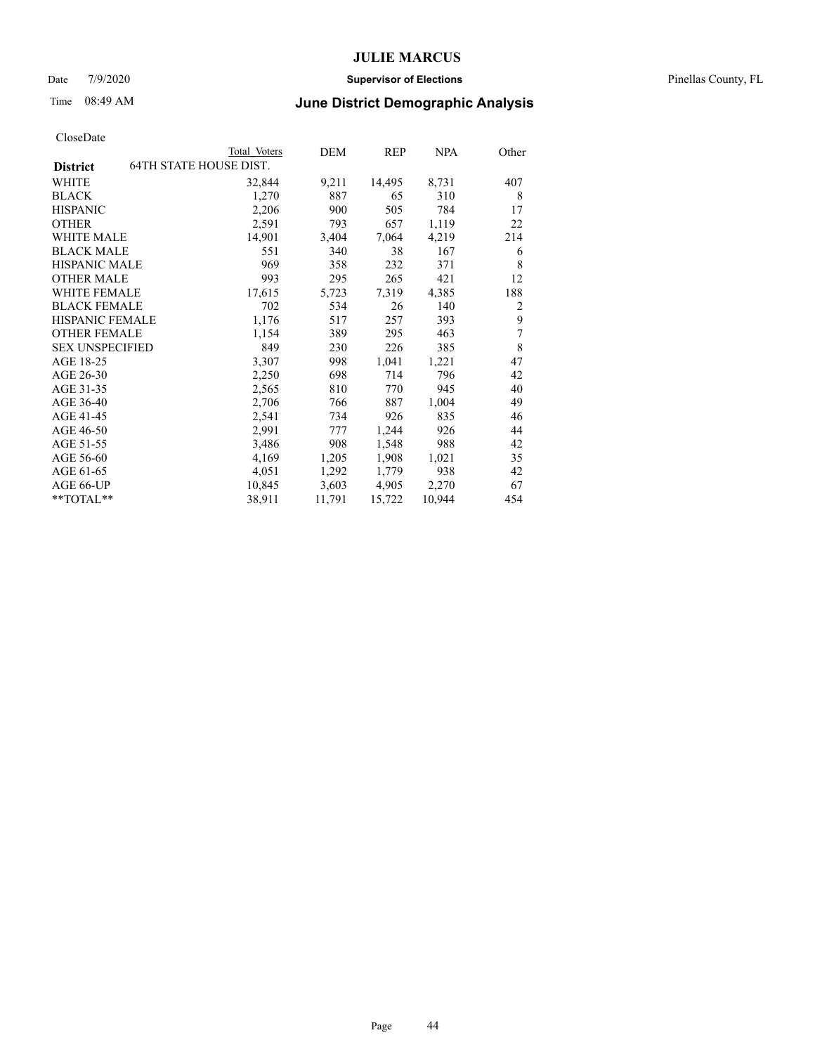# JULIE MARCUS

Date 7/9/2020 **Supervisor of Elections** Pinellas County, FL

Time 08:49 AM **June District Demographic Analysis**

CloseDate

| District | Total Voters | DEM | REP | NPA | Other |
|---|---|---|---|---|---|
| **64TH STATE HOUSE DIST.** | | | | | |
| WHITE | 32,844 | 9,211 | 14,495 | 8,731 | 407 |
| BLACK | 1,270 | 887 | 65 | 310 | 8 |
| HISPANIC | 2,206 | 900 | 505 | 784 | 17 |
| OTHER | 2,591 | 793 | 657 | 1,119 | 22 |
| WHITE MALE | 14,901 | 3,404 | 7,064 | 4,219 | 214 |
| BLACK MALE | 551 | 340 | 38 | 167 | 6 |
| HISPANIC MALE | 969 | 358 | 232 | 371 | 8 |
| OTHER MALE | 993 | 295 | 265 | 421 | 12 |
| WHITE FEMALE | 17,615 | 5,723 | 7,319 | 4,385 | 188 |
| BLACK FEMALE | 702 | 534 | 26 | 140 | 2 |
| HISPANIC FEMALE | 1,176 | 517 | 257 | 393 | 9 |
| OTHER FEMALE | 1,154 | 389 | 295 | 463 | 7 |
| SEX UNSPECIFIED | 849 | 230 | 226 | 385 | 8 |
| AGE 18-25 | 3,307 | 998 | 1,041 | 1,221 | 47 |
| AGE 26-30 | 2,250 | 698 | 714 | 796 | 42 |
| AGE 31-35 | 2,565 | 810 | 770 | 945 | 40 |
| AGE 36-40 | 2,706 | 766 | 887 | 1,004 | 49 |
| AGE 41-45 | 2,541 | 734 | 926 | 835 | 46 |
| AGE 46-50 | 2,991 | 777 | 1,244 | 926 | 44 |
| AGE 51-55 | 3,486 | 908 | 1,548 | 988 | 42 |
| AGE 56-60 | 4,169 | 1,205 | 1,908 | 1,021 | 35 |
| AGE 61-65 | 4,051 | 1,292 | 1,779 | 938 | 42 |
| AGE 66-UP | 10,845 | 3,603 | 4,905 | 2,270 | 67 |
| **TOTAL** | 38,911 | 11,791 | 15,722 | 10,944 | 454 |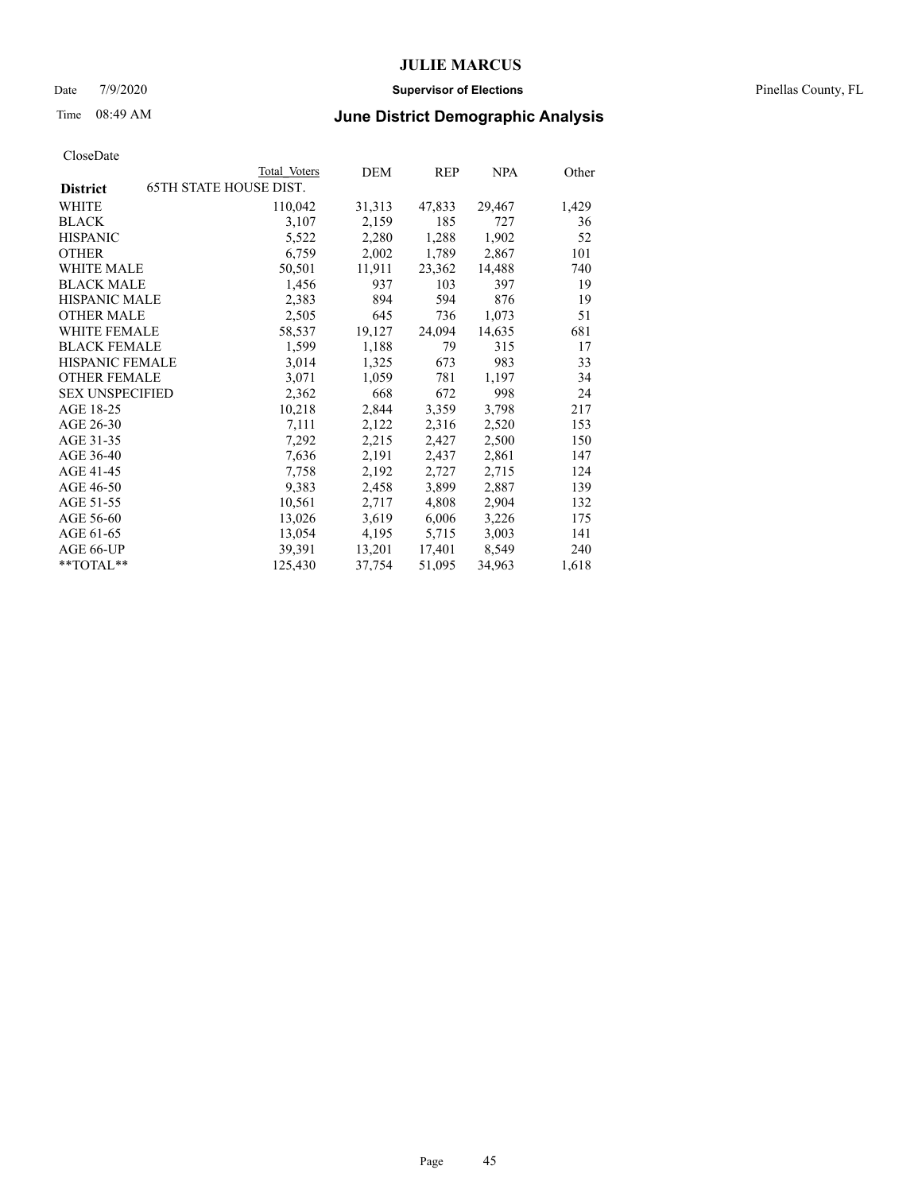# JULIE MARCUS

Date 7/9/2020 **Supervisor of Elections** Pinellas County, FL

Time 08:49 AM **June District Demographic Analysis**

CloseDate

| | Total Voters | DEM | REP | NPA | Other |
|---|---|---|---|---|---|
| **District** 65TH STATE HOUSE DIST. | | | | | |
| WHITE | 110,042 | 31,313 | 47,833 | 29,467 | 1,429 |
| BLACK | 3,107 | 2,159 | 185 | 727 | 36 |
| HISPANIC | 5,522 | 2,280 | 1,288 | 1,902 | 52 |
| OTHER | 6,759 | 2,002 | 1,789 | 2,867 | 101 |
| WHITE MALE | 50,501 | 11,911 | 23,362 | 14,488 | 740 |
| BLACK MALE | 1,456 | 937 | 103 | 397 | 19 |
| HISPANIC MALE | 2,383 | 894 | 594 | 876 | 19 |
| OTHER MALE | 2,505 | 645 | 736 | 1,073 | 51 |
| WHITE FEMALE | 58,537 | 19,127 | 24,094 | 14,635 | 681 |
| BLACK FEMALE | 1,599 | 1,188 | 79 | 315 | 17 |
| HISPANIC FEMALE | 3,014 | 1,325 | 673 | 983 | 33 |
| OTHER FEMALE | 3,071 | 1,059 | 781 | 1,197 | 34 |
| SEX UNSPECIFIED | 2,362 | 668 | 672 | 998 | 24 |
| AGE 18-25 | 10,218 | 2,844 | 3,359 | 3,798 | 217 |
| AGE 26-30 | 7,111 | 2,122 | 2,316 | 2,520 | 153 |
| AGE 31-35 | 7,292 | 2,215 | 2,427 | 2,500 | 150 |
| AGE 36-40 | 7,636 | 2,191 | 2,437 | 2,861 | 147 |
| AGE 41-45 | 7,758 | 2,192 | 2,727 | 2,715 | 124 |
| AGE 46-50 | 9,383 | 2,458 | 3,899 | 2,887 | 139 |
| AGE 51-55 | 10,561 | 2,717 | 4,808 | 2,904 | 132 |
| AGE 56-60 | 13,026 | 3,619 | 6,006 | 3,226 | 175 |
| AGE 61-65 | 13,054 | 4,195 | 5,715 | 3,003 | 141 |
| AGE 66-UP | 39,391 | 13,201 | 17,401 | 8,549 | 240 |
| **TOTAL** | 125,430 | 37,754 | 51,095 | 34,963 | 1,618 |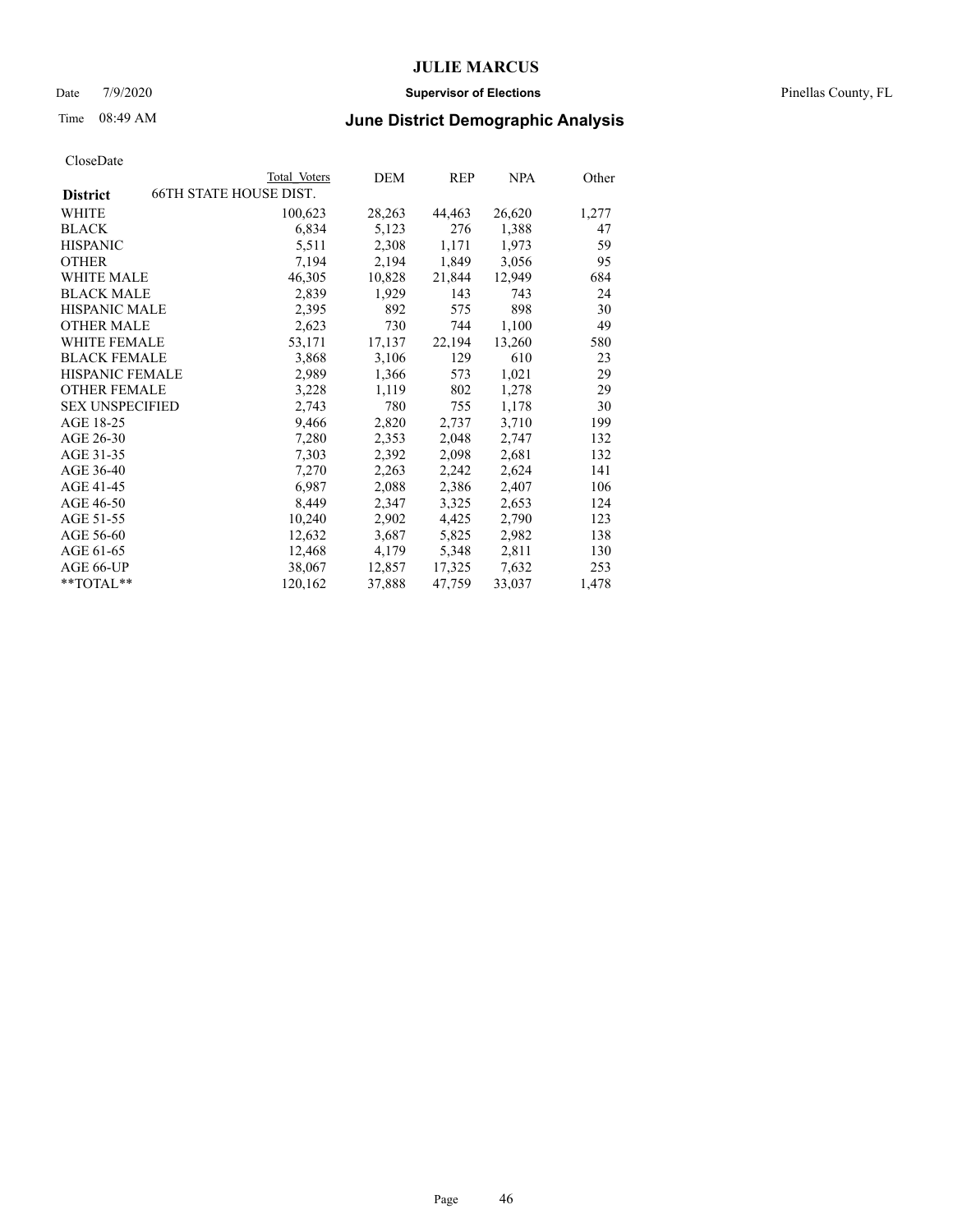# JULIE MARCUS

Date 7/9/2020 **Supervisor of Elections** Pinellas County, FL

Time 08:49 AM **June District Demographic Analysis**

CloseDate

| **District** 66TH STATE HOUSE DIST. | Total Voters | DEM | REP | NPA | Other |
|---|---|---|---|---|---|
| WHITE | 100,623 | 28,263 | 44,463 | 26,620 | 1,277 |
| BLACK | 6,834 | 5,123 | 276 | 1,388 | 47 |
| HISPANIC | 5,511 | 2,308 | 1,171 | 1,973 | 59 |
| OTHER | 7,194 | 2,194 | 1,849 | 3,056 | 95 |
| WHITE MALE | 46,305 | 10,828 | 21,844 | 12,949 | 684 |
| BLACK MALE | 2,839 | 1,929 | 143 | 743 | 24 |
| HISPANIC MALE | 2,395 | 892 | 575 | 898 | 30 |
| OTHER MALE | 2,623 | 730 | 744 | 1,100 | 49 |
| WHITE FEMALE | 53,171 | 17,137 | 22,194 | 13,260 | 580 |
| BLACK FEMALE | 3,868 | 3,106 | 129 | 610 | 23 |
| HISPANIC FEMALE | 2,989 | 1,366 | 573 | 1,021 | 29 |
| OTHER FEMALE | 3,228 | 1,119 | 802 | 1,278 | 29 |
| SEX UNSPECIFIED | 2,743 | 780 | 755 | 1,178 | 30 |
| AGE 18-25 | 9,466 | 2,820 | 2,737 | 3,710 | 199 |
| AGE 26-30 | 7,280 | 2,353 | 2,048 | 2,747 | 132 |
| AGE 31-35 | 7,303 | 2,392 | 2,098 | 2,681 | 132 |
| AGE 36-40 | 7,270 | 2,263 | 2,242 | 2,624 | 141 |
| AGE 41-45 | 6,987 | 2,088 | 2,386 | 2,407 | 106 |
| AGE 46-50 | 8,449 | 2,347 | 3,325 | 2,653 | 124 |
| AGE 51-55 | 10,240 | 2,902 | 4,425 | 2,790 | 123 |
| AGE 56-60 | 12,632 | 3,687 | 5,825 | 2,982 | 138 |
| AGE 61-65 | 12,468 | 4,179 | 5,348 | 2,811 | 130 |
| AGE 66-UP | 38,067 | 12,857 | 17,325 | 7,632 | 253 |
| **TOTAL** | 120,162 | 37,888 | 47,759 | 33,037 | 1,478 |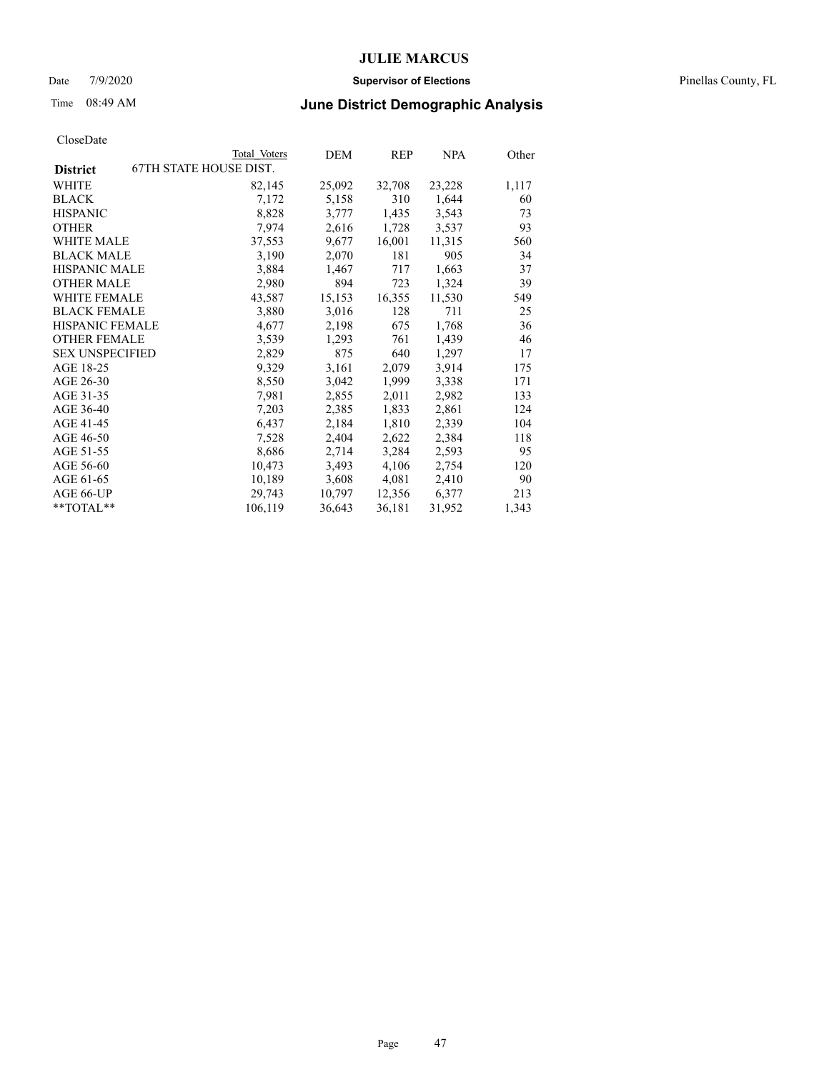# JULIE MARCUS

Date 7/9/2020 **Supervisor of Elections** Pinellas County, FL

Time 08:49 AM **June District Demographic Analysis**

CloseDate

| | Total Voters | DEM | REP | NPA | Other |
|---|---|---|---|---|---|
| **District** 67TH STATE HOUSE DIST. | | | | | |
| WHITE | 82,145 | 25,092 | 32,708 | 23,228 | 1,117 |
| BLACK | 7,172 | 5,158 | 310 | 1,644 | 60 |
| HISPANIC | 8,828 | 3,777 | 1,435 | 3,543 | 73 |
| OTHER | 7,974 | 2,616 | 1,728 | 3,537 | 93 |
| WHITE MALE | 37,553 | 9,677 | 16,001 | 11,315 | 560 |
| BLACK MALE | 3,190 | 2,070 | 181 | 905 | 34 |
| HISPANIC MALE | 3,884 | 1,467 | 717 | 1,663 | 37 |
| OTHER MALE | 2,980 | 894 | 723 | 1,324 | 39 |
| WHITE FEMALE | 43,587 | 15,153 | 16,355 | 11,530 | 549 |
| BLACK FEMALE | 3,880 | 3,016 | 128 | 711 | 25 |
| HISPANIC FEMALE | 4,677 | 2,198 | 675 | 1,768 | 36 |
| OTHER FEMALE | 3,539 | 1,293 | 761 | 1,439 | 46 |
| SEX UNSPECIFIED | 2,829 | 875 | 640 | 1,297 | 17 |
| AGE 18-25 | 9,329 | 3,161 | 2,079 | 3,914 | 175 |
| AGE 26-30 | 8,550 | 3,042 | 1,999 | 3,338 | 171 |
| AGE 31-35 | 7,981 | 2,855 | 2,011 | 2,982 | 133 |
| AGE 36-40 | 7,203 | 2,385 | 1,833 | 2,861 | 124 |
| AGE 41-45 | 6,437 | 2,184 | 1,810 | 2,339 | 104 |
| AGE 46-50 | 7,528 | 2,404 | 2,622 | 2,384 | 118 |
| AGE 51-55 | 8,686 | 2,714 | 3,284 | 2,593 | 95 |
| AGE 56-60 | 10,473 | 3,493 | 4,106 | 2,754 | 120 |
| AGE 61-65 | 10,189 | 3,608 | 4,081 | 2,410 | 90 |
| AGE 66-UP | 29,743 | 10,797 | 12,356 | 6,377 | 213 |
| **TOTAL** | 106,119 | 36,643 | 36,181 | 31,952 | 1,343 |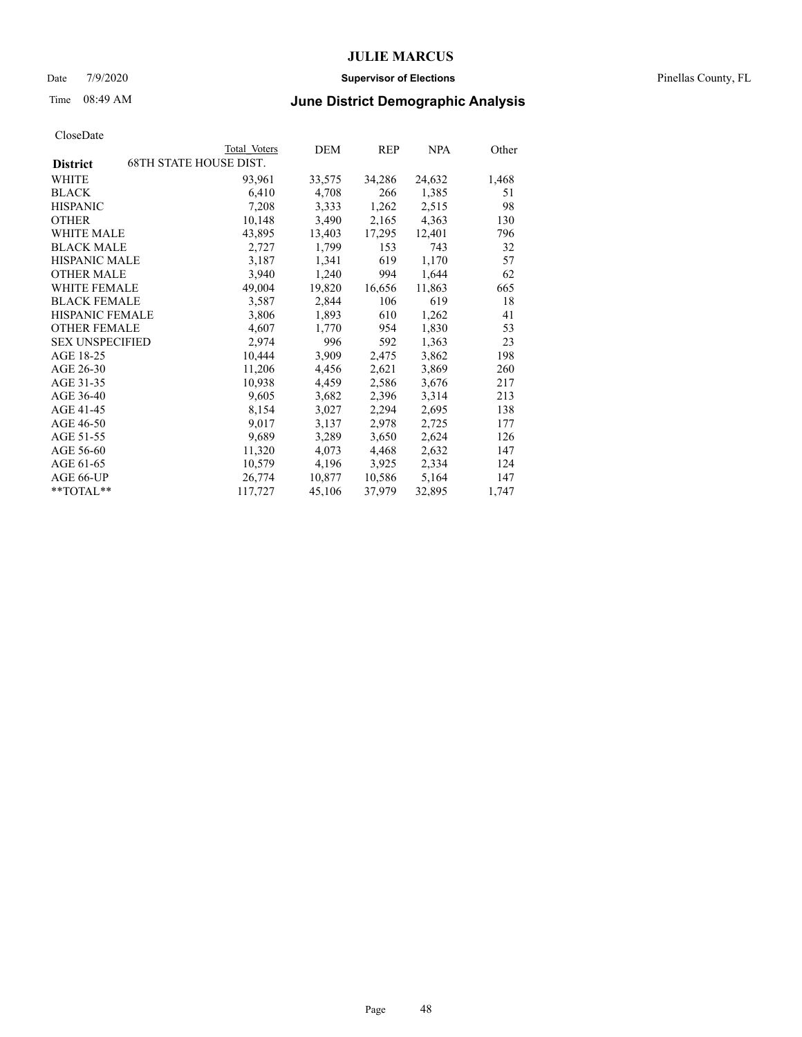CloseDate

| District | Total Voters | DEM | REP | NPA | Other |
|---|---|---|---|---|---|
| 68TH STATE HOUSE DIST. | | | | | |
| WHITE | 93,961 | 33,575 | 34,286 | 24,632 | 1,468 |
| BLACK | 6,410 | 4,708 | 266 | 1,385 | 51 |
| HISPANIC | 7,208 | 3,333 | 1,262 | 2,515 | 98 |
| OTHER | 10,148 | 3,490 | 2,165 | 4,363 | 130 |
| WHITE MALE | 43,895 | 13,403 | 17,295 | 12,401 | 796 |
| BLACK MALE | 2,727 | 1,799 | 153 | 743 | 32 |
| HISPANIC MALE | 3,187 | 1,341 | 619 | 1,170 | 57 |
| OTHER MALE | 3,940 | 1,240 | 994 | 1,644 | 62 |
| WHITE FEMALE | 49,004 | 19,820 | 16,656 | 11,863 | 665 |
| BLACK FEMALE | 3,587 | 2,844 | 106 | 619 | 18 |
| HISPANIC FEMALE | 3,806 | 1,893 | 610 | 1,262 | 41 |
| OTHER FEMALE | 4,607 | 1,770 | 954 | 1,830 | 53 |
| SEX UNSPECIFIED | 2,974 | 996 | 592 | 1,363 | 23 |
| AGE 18-25 | 10,444 | 3,909 | 2,475 | 3,862 | 198 |
| AGE 26-30 | 11,206 | 4,456 | 2,621 | 3,869 | 260 |
| AGE 31-35 | 10,938 | 4,459 | 2,586 | 3,676 | 217 |
| AGE 36-40 | 9,605 | 3,682 | 2,396 | 3,314 | 213 |
| AGE 41-45 | 8,154 | 3,027 | 2,294 | 2,695 | 138 |
| AGE 46-50 | 9,017 | 3,137 | 2,978 | 2,725 | 177 |
| AGE 51-55 | 9,689 | 3,289 | 3,650 | 2,624 | 126 |
| AGE 56-60 | 11,320 | 4,073 | 4,468 | 2,632 | 147 |
| AGE 61-65 | 10,579 | 4,196 | 3,925 | 2,334 | 124 |
| AGE 66-UP | 26,774 | 10,877 | 10,586 | 5,164 | 147 |
| **TOTAL** | 117,727 | 45,106 | 37,979 | 32,895 | 1,747 |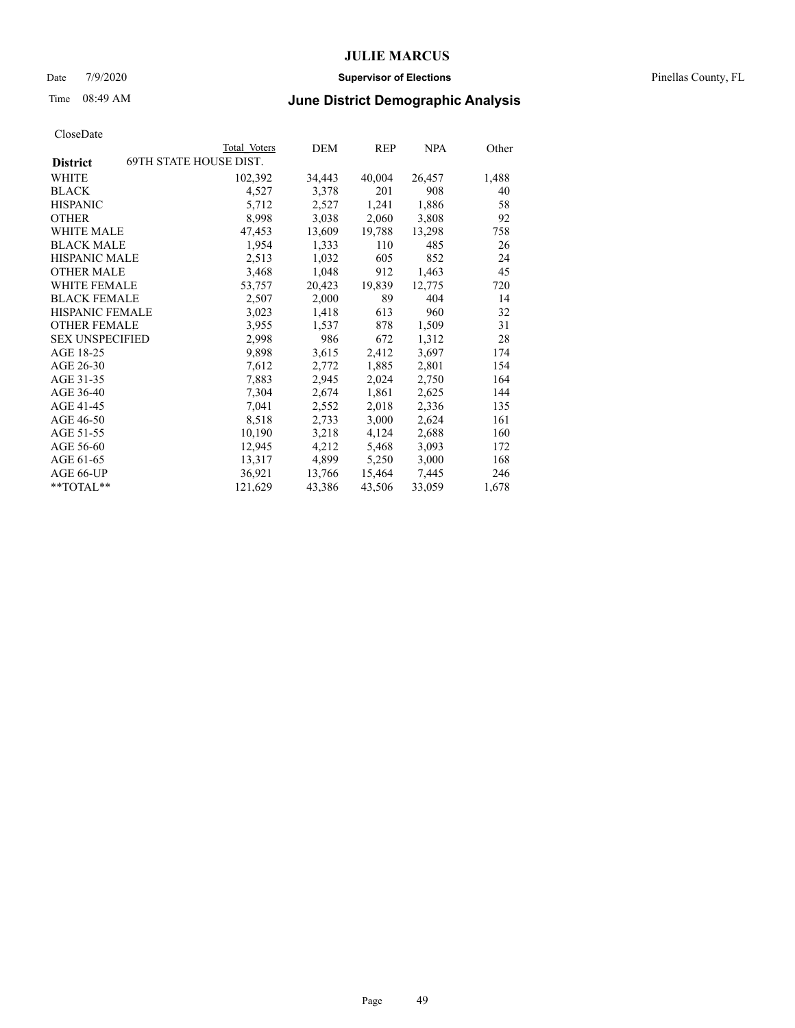# JULIE MARCUS

Date 7/9/2020 **Supervisor of Elections** Pinellas County, FL

Time 08:49 AM **June District Demographic Analysis**

CloseDate

| District | Total Voters | DEM | REP | NPA | Other |
|---|---|---|---|---|---|
| **69TH STATE HOUSE DIST.** | | | | | |
| WHITE | 102,392 | 34,443 | 40,004 | 26,457 | 1,488 |
| BLACK | 4,527 | 3,378 | 201 | 908 | 40 |
| HISPANIC | 5,712 | 2,527 | 1,241 | 1,886 | 58 |
| OTHER | 8,998 | 3,038 | 2,060 | 3,808 | 92 |
| WHITE MALE | 47,453 | 13,609 | 19,788 | 13,298 | 758 |
| BLACK MALE | 1,954 | 1,333 | 110 | 485 | 26 |
| HISPANIC MALE | 2,513 | 1,032 | 605 | 852 | 24 |
| OTHER MALE | 3,468 | 1,048 | 912 | 1,463 | 45 |
| WHITE FEMALE | 53,757 | 20,423 | 19,839 | 12,775 | 720 |
| BLACK FEMALE | 2,507 | 2,000 | 89 | 404 | 14 |
| HISPANIC FEMALE | 3,023 | 1,418 | 613 | 960 | 32 |
| OTHER FEMALE | 3,955 | 1,537 | 878 | 1,509 | 31 |
| SEX UNSPECIFIED | 2,998 | 986 | 672 | 1,312 | 28 |
| AGE 18-25 | 9,898 | 3,615 | 2,412 | 3,697 | 174 |
| AGE 26-30 | 7,612 | 2,772 | 1,885 | 2,801 | 154 |
| AGE 31-35 | 7,883 | 2,945 | 2,024 | 2,750 | 164 |
| AGE 36-40 | 7,304 | 2,674 | 1,861 | 2,625 | 144 |
| AGE 41-45 | 7,041 | 2,552 | 2,018 | 2,336 | 135 |
| AGE 46-50 | 8,518 | 2,733 | 3,000 | 2,624 | 161 |
| AGE 51-55 | 10,190 | 3,218 | 4,124 | 2,688 | 160 |
| AGE 56-60 | 12,945 | 4,212 | 5,468 | 3,093 | 172 |
| AGE 61-65 | 13,317 | 4,899 | 5,250 | 3,000 | 168 |
| AGE 66-UP | 36,921 | 13,766 | 15,464 | 7,445 | 246 |
| **TOTAL** | 121,629 | 43,386 | 43,506 | 33,059 | 1,678 |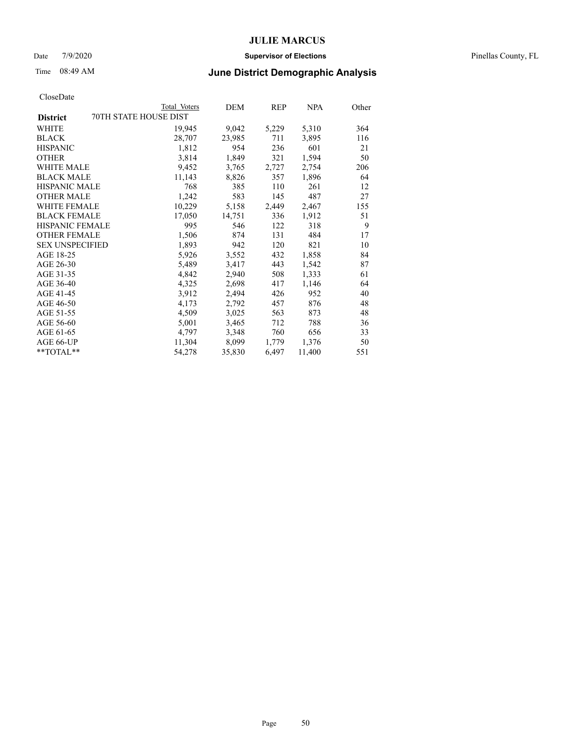# JULIE MARCUS

Date 7/9/2020 **Supervisor of Elections** Pinellas County, FL

Time 08:49 AM **June District Demographic Analysis**

CloseDate

| District | Total Voters | DEM | REP | NPA | Other |
|---|---|---|---|---|---|
| 70TH STATE HOUSE DIST | | | | | |
| WHITE | 19,945 | 9,042 | 5,229 | 5,310 | 364 |
| BLACK | 28,707 | 23,985 | 711 | 3,895 | 116 |
| HISPANIC | 1,812 | 954 | 236 | 601 | 21 |
| OTHER | 3,814 | 1,849 | 321 | 1,594 | 50 |
| WHITE MALE | 9,452 | 3,765 | 2,727 | 2,754 | 206 |
| BLACK MALE | 11,143 | 8,826 | 357 | 1,896 | 64 |
| HISPANIC MALE | 768 | 385 | 110 | 261 | 12 |
| OTHER MALE | 1,242 | 583 | 145 | 487 | 27 |
| WHITE FEMALE | 10,229 | 5,158 | 2,449 | 2,467 | 155 |
| BLACK FEMALE | 17,050 | 14,751 | 336 | 1,912 | 51 |
| HISPANIC FEMALE | 995 | 546 | 122 | 318 | 9 |
| OTHER FEMALE | 1,506 | 874 | 131 | 484 | 17 |
| SEX UNSPECIFIED | 1,893 | 942 | 120 | 821 | 10 |
| AGE 18-25 | 5,926 | 3,552 | 432 | 1,858 | 84 |
| AGE 26-30 | 5,489 | 3,417 | 443 | 1,542 | 87 |
| AGE 31-35 | 4,842 | 2,940 | 508 | 1,333 | 61 |
| AGE 36-40 | 4,325 | 2,698 | 417 | 1,146 | 64 |
| AGE 41-45 | 3,912 | 2,494 | 426 | 952 | 40 |
| AGE 46-50 | 4,173 | 2,792 | 457 | 876 | 48 |
| AGE 51-55 | 4,509 | 3,025 | 563 | 873 | 48 |
| AGE 56-60 | 5,001 | 3,465 | 712 | 788 | 36 |
| AGE 61-65 | 4,797 | 3,348 | 760 | 656 | 33 |
| AGE 66-UP | 11,304 | 8,099 | 1,779 | 1,376 | 50 |
| **TOTAL** | 54,278 | 35,830 | 6,497 | 11,400 | 551 |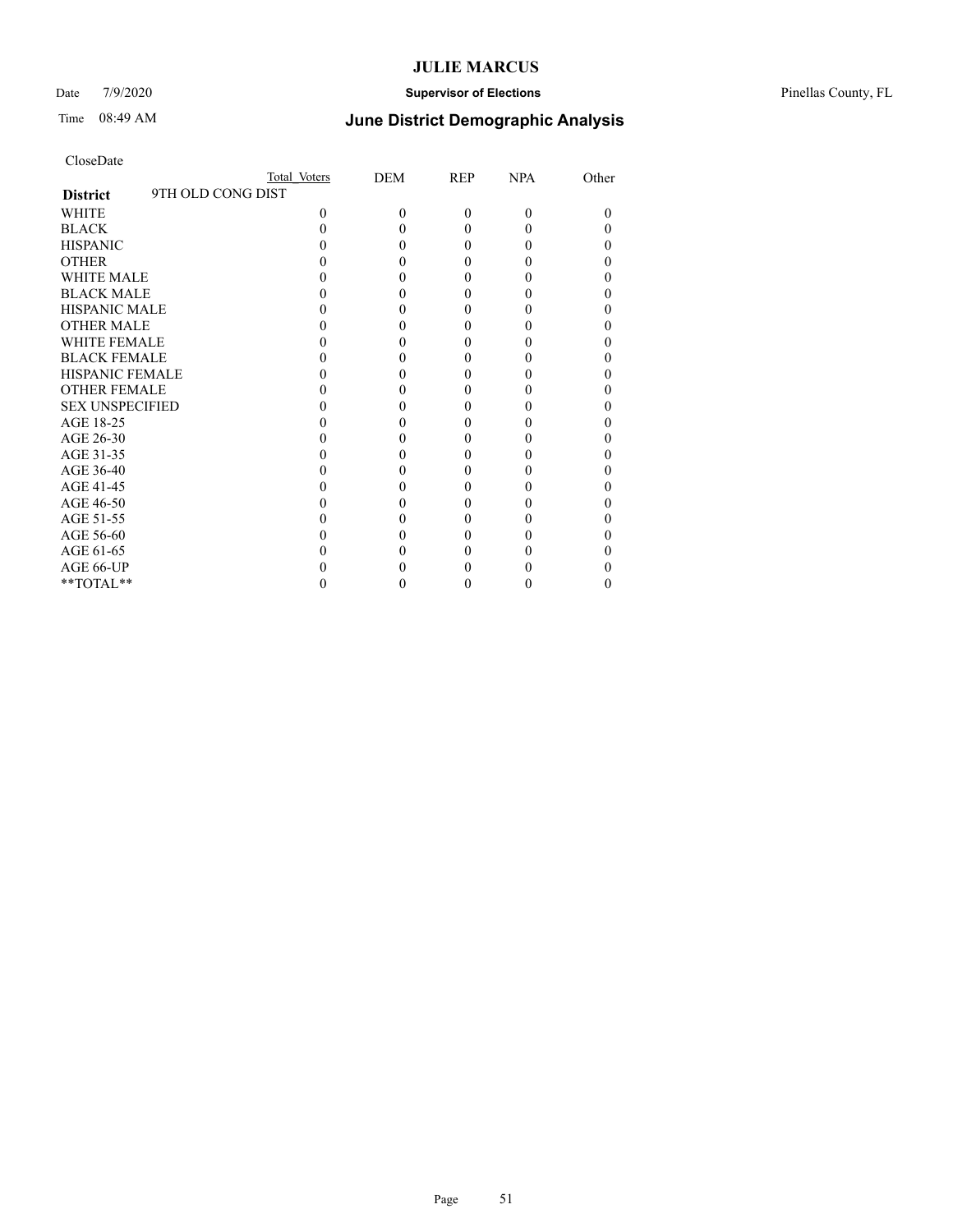CloseDate

| District | 9TH OLD CONG DIST | Total Voters | DEM | REP | NPA | Other |
|---|---|---|---|---|---|---|
| WHITE | | 0 | 0 | 0 | 0 | 0 |
| BLACK | | 0 | 0 | 0 | 0 | 0 |
| HISPANIC | | 0 | 0 | 0 | 0 | 0 |
| OTHER | | 0 | 0 | 0 | 0 | 0 |
| WHITE MALE | | 0 | 0 | 0 | 0 | 0 |
| BLACK MALE | | 0 | 0 | 0 | 0 | 0 |
| HISPANIC MALE | | 0 | 0 | 0 | 0 | 0 |
| OTHER MALE | | 0 | 0 | 0 | 0 | 0 |
| WHITE FEMALE | | 0 | 0 | 0 | 0 | 0 |
| BLACK FEMALE | | 0 | 0 | 0 | 0 | 0 |
| HISPANIC FEMALE | | 0 | 0 | 0 | 0 | 0 |
| OTHER FEMALE | | 0 | 0 | 0 | 0 | 0 |
| SEX UNSPECIFIED | | 0 | 0 | 0 | 0 | 0 |
| AGE 18-25 | | 0 | 0 | 0 | 0 | 0 |
| AGE 26-30 | | 0 | 0 | 0 | 0 | 0 |
| AGE 31-35 | | 0 | 0 | 0 | 0 | 0 |
| AGE 36-40 | | 0 | 0 | 0 | 0 | 0 |
| AGE 41-45 | | 0 | 0 | 0 | 0 | 0 |
| AGE 46-50 | | 0 | 0 | 0 | 0 | 0 |
| AGE 51-55 | | 0 | 0 | 0 | 0 | 0 |
| AGE 56-60 | | 0 | 0 | 0 | 0 | 0 |
| AGE 61-65 | | 0 | 0 | 0 | 0 | 0 |
| AGE 66-UP | | 0 | 0 | 0 | 0 | 0 |
| **TOTAL** | | 0 | 0 | 0 | 0 | 0 |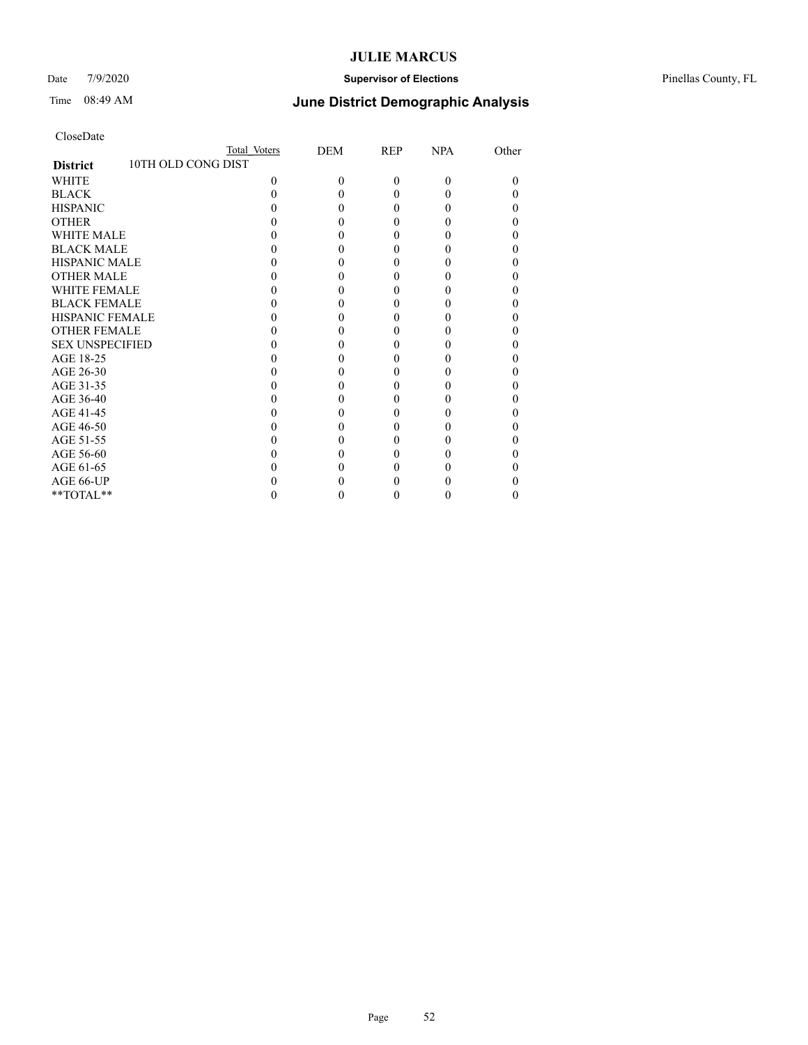CloseDate

| | Total Voters | DEM | REP | NPA | Other |
|---|---|---|---|---|---|
| **District** 10TH OLD CONG DIST | | | | | |
| WHITE | 0 | 0 | 0 | 0 | 0 |
| BLACK | 0 | 0 | 0 | 0 | 0 |
| HISPANIC | 0 | 0 | 0 | 0 | 0 |
| OTHER | 0 | 0 | 0 | 0 | 0 |
| WHITE MALE | 0 | 0 | 0 | 0 | 0 |
| BLACK MALE | 0 | 0 | 0 | 0 | 0 |
| HISPANIC MALE | 0 | 0 | 0 | 0 | 0 |
| OTHER MALE | 0 | 0 | 0 | 0 | 0 |
| WHITE FEMALE | 0 | 0 | 0 | 0 | 0 |
| BLACK FEMALE | 0 | 0 | 0 | 0 | 0 |
| HISPANIC FEMALE | 0 | 0 | 0 | 0 | 0 |
| OTHER FEMALE | 0 | 0 | 0 | 0 | 0 |
| SEX UNSPECIFIED | 0 | 0 | 0 | 0 | 0 |
| AGE 18-25 | 0 | 0 | 0 | 0 | 0 |
| AGE 26-30 | 0 | 0 | 0 | 0 | 0 |
| AGE 31-35 | 0 | 0 | 0 | 0 | 0 |
| AGE 36-40 | 0 | 0 | 0 | 0 | 0 |
| AGE 41-45 | 0 | 0 | 0 | 0 | 0 |
| AGE 46-50 | 0 | 0 | 0 | 0 | 0 |
| AGE 51-55 | 0 | 0 | 0 | 0 | 0 |
| AGE 56-60 | 0 | 0 | 0 | 0 | 0 |
| AGE 61-65 | 0 | 0 | 0 | 0 | 0 |
| AGE 66-UP | 0 | 0 | 0 | 0 | 0 |
| **TOTAL** | 0 | 0 | 0 | 0 | 0 |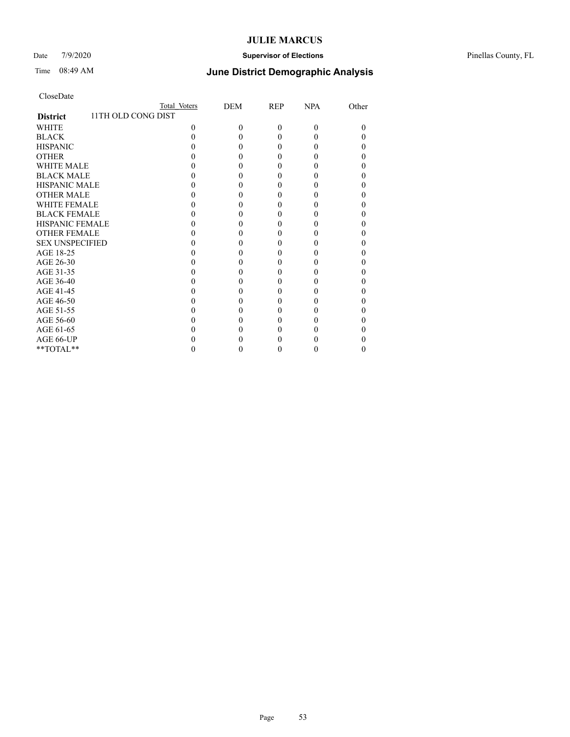CloseDate

| | Total Voters | DEM | REP | NPA | Other |
|---|---|---|---|---|---|
| **District** 11TH OLD CONG DIST | | | | | |
| WHITE | 0 | 0 | 0 | 0 | 0 |
| BLACK | 0 | 0 | 0 | 0 | 0 |
| HISPANIC | 0 | 0 | 0 | 0 | 0 |
| OTHER | 0 | 0 | 0 | 0 | 0 |
| WHITE MALE | 0 | 0 | 0 | 0 | 0 |
| BLACK MALE | 0 | 0 | 0 | 0 | 0 |
| HISPANIC MALE | 0 | 0 | 0 | 0 | 0 |
| OTHER MALE | 0 | 0 | 0 | 0 | 0 |
| WHITE FEMALE | 0 | 0 | 0 | 0 | 0 |
| BLACK FEMALE | 0 | 0 | 0 | 0 | 0 |
| HISPANIC FEMALE | 0 | 0 | 0 | 0 | 0 |
| OTHER FEMALE | 0 | 0 | 0 | 0 | 0 |
| SEX UNSPECIFIED | 0 | 0 | 0 | 0 | 0 |
| AGE 18-25 | 0 | 0 | 0 | 0 | 0 |
| AGE 26-30 | 0 | 0 | 0 | 0 | 0 |
| AGE 31-35 | 0 | 0 | 0 | 0 | 0 |
| AGE 36-40 | 0 | 0 | 0 | 0 | 0 |
| AGE 41-45 | 0 | 0 | 0 | 0 | 0 |
| AGE 46-50 | 0 | 0 | 0 | 0 | 0 |
| AGE 51-55 | 0 | 0 | 0 | 0 | 0 |
| AGE 56-60 | 0 | 0 | 0 | 0 | 0 |
| AGE 61-65 | 0 | 0 | 0 | 0 | 0 |
| AGE 66-UP | 0 | 0 | 0 | 0 | 0 |
| **TOTAL** | 0 | 0 | 0 | 0 | 0 |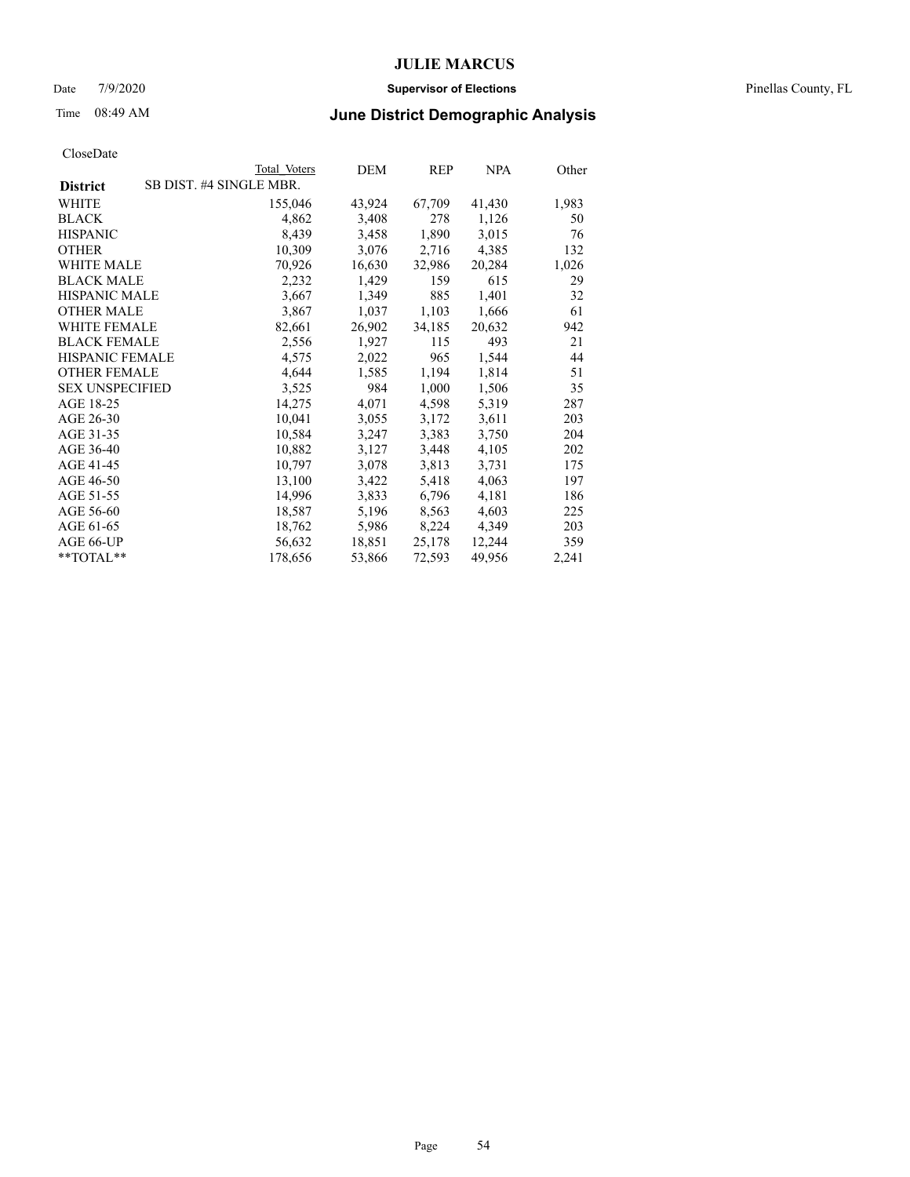# JULIE MARCUS

Date 7/9/2020 **Supervisor of Elections** Pinellas County, FL

Time 08:49 AM **June District Demographic Analysis**

CloseDate

| **District** SB DIST. #4 SINGLE MBR. | Total Voters | DEM | REP | NPA | Other |
|---|---|---|---|---|---|
| WHITE | 155,046 | 43,924 | 67,709 | 41,430 | 1,983 |
| BLACK | 4,862 | 3,408 | 278 | 1,126 | 50 |
| HISPANIC | 8,439 | 3,458 | 1,890 | 3,015 | 76 |
| OTHER | 10,309 | 3,076 | 2,716 | 4,385 | 132 |
| WHITE MALE | 70,926 | 16,630 | 32,986 | 20,284 | 1,026 |
| BLACK MALE | 2,232 | 1,429 | 159 | 615 | 29 |
| HISPANIC MALE | 3,667 | 1,349 | 885 | 1,401 | 32 |
| OTHER MALE | 3,867 | 1,037 | 1,103 | 1,666 | 61 |
| WHITE FEMALE | 82,661 | 26,902 | 34,185 | 20,632 | 942 |
| BLACK FEMALE | 2,556 | 1,927 | 115 | 493 | 21 |
| HISPANIC FEMALE | 4,575 | 2,022 | 965 | 1,544 | 44 |
| OTHER FEMALE | 4,644 | 1,585 | 1,194 | 1,814 | 51 |
| SEX UNSPECIFIED | 3,525 | 984 | 1,000 | 1,506 | 35 |
| AGE 18-25 | 14,275 | 4,071 | 4,598 | 5,319 | 287 |
| AGE 26-30 | 10,041 | 3,055 | 3,172 | 3,611 | 203 |
| AGE 31-35 | 10,584 | 3,247 | 3,383 | 3,750 | 204 |
| AGE 36-40 | 10,882 | 3,127 | 3,448 | 4,105 | 202 |
| AGE 41-45 | 10,797 | 3,078 | 3,813 | 3,731 | 175 |
| AGE 46-50 | 13,100 | 3,422 | 5,418 | 4,063 | 197 |
| AGE 51-55 | 14,996 | 3,833 | 6,796 | 4,181 | 186 |
| AGE 56-60 | 18,587 | 5,196 | 8,563 | 4,603 | 225 |
| AGE 61-65 | 18,762 | 5,986 | 8,224 | 4,349 | 203 |
| AGE 66-UP | 56,632 | 18,851 | 25,178 | 12,244 | 359 |
| **TOTAL** | 178,656 | 53,866 | 72,593 | 49,956 | 2,241 |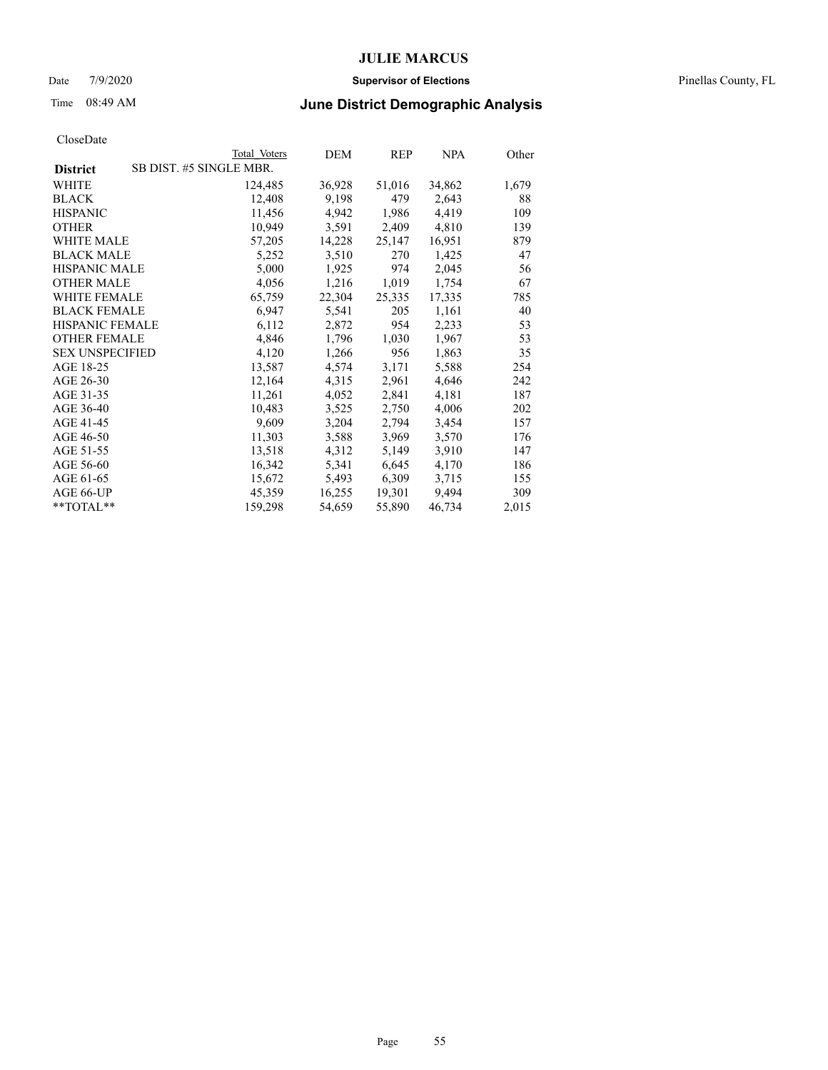# JULIE MARCUS

Date 7/9/2020 **Supervisor of Elections** Pinellas County, FL

Time 08:49 AM **June District Demographic Analysis**

CloseDate

| | Total Voters | DEM | REP | NPA | Other |
|---|---|---|---|---|---|
| **District** SB DIST. #5 SINGLE MBR. | | | | | |
| WHITE | 124,485 | 36,928 | 51,016 | 34,862 | 1,679 |
| BLACK | 12,408 | 9,198 | 479 | 2,643 | 88 |
| HISPANIC | 11,456 | 4,942 | 1,986 | 4,419 | 109 |
| OTHER | 10,949 | 3,591 | 2,409 | 4,810 | 139 |
| WHITE MALE | 57,205 | 14,228 | 25,147 | 16,951 | 879 |
| BLACK MALE | 5,252 | 3,510 | 270 | 1,425 | 47 |
| HISPANIC MALE | 5,000 | 1,925 | 974 | 2,045 | 56 |
| OTHER MALE | 4,056 | 1,216 | 1,019 | 1,754 | 67 |
| WHITE FEMALE | 65,759 | 22,304 | 25,335 | 17,335 | 785 |
| BLACK FEMALE | 6,947 | 5,541 | 205 | 1,161 | 40 |
| HISPANIC FEMALE | 6,112 | 2,872 | 954 | 2,233 | 53 |
| OTHER FEMALE | 4,846 | 1,796 | 1,030 | 1,967 | 53 |
| SEX UNSPECIFIED | 4,120 | 1,266 | 956 | 1,863 | 35 |
| AGE 18-25 | 13,587 | 4,574 | 3,171 | 5,588 | 254 |
| AGE 26-30 | 12,164 | 4,315 | 2,961 | 4,646 | 242 |
| AGE 31-35 | 11,261 | 4,052 | 2,841 | 4,181 | 187 |
| AGE 36-40 | 10,483 | 3,525 | 2,750 | 4,006 | 202 |
| AGE 41-45 | 9,609 | 3,204 | 2,794 | 3,454 | 157 |
| AGE 46-50 | 11,303 | 3,588 | 3,969 | 3,570 | 176 |
| AGE 51-55 | 13,518 | 4,312 | 5,149 | 3,910 | 147 |
| AGE 56-60 | 16,342 | 5,341 | 6,645 | 4,170 | 186 |
| AGE 61-65 | 15,672 | 5,493 | 6,309 | 3,715 | 155 |
| AGE 66-UP | 45,359 | 16,255 | 19,301 | 9,494 | 309 |
| **TOTAL** | 159,298 | 54,659 | 55,890 | 46,734 | 2,015 |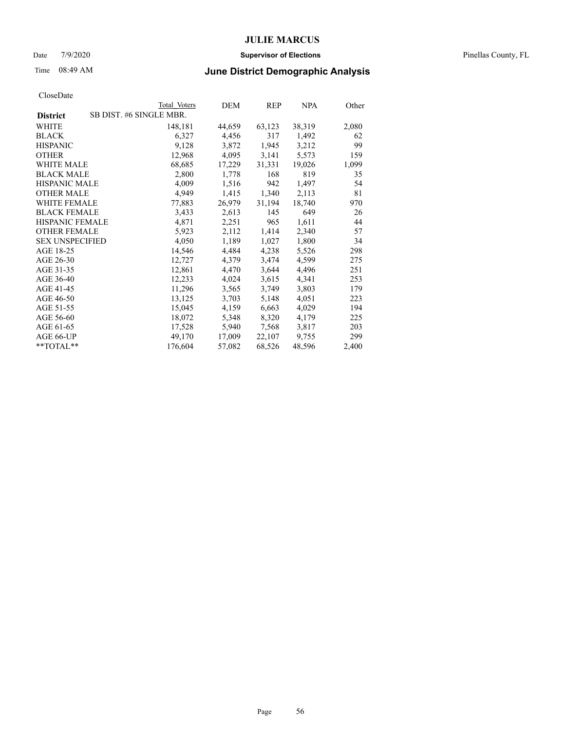CloseDate

| District | SB DIST. #6 SINGLE MBR. Total Voters | DEM | REP | NPA | Other |
|---|---|---|---|---|---|
| WHITE | 148,181 | 44,659 | 63,123 | 38,319 | 2,080 |
| BLACK | 6,327 | 4,456 | 317 | 1,492 | 62 |
| HISPANIC | 9,128 | 3,872 | 1,945 | 3,212 | 99 |
| OTHER | 12,968 | 4,095 | 3,141 | 5,573 | 159 |
| WHITE MALE | 68,685 | 17,229 | 31,331 | 19,026 | 1,099 |
| BLACK MALE | 2,800 | 1,778 | 168 | 819 | 35 |
| HISPANIC MALE | 4,009 | 1,516 | 942 | 1,497 | 54 |
| OTHER MALE | 4,949 | 1,415 | 1,340 | 2,113 | 81 |
| WHITE FEMALE | 77,883 | 26,979 | 31,194 | 18,740 | 970 |
| BLACK FEMALE | 3,433 | 2,613 | 145 | 649 | 26 |
| HISPANIC FEMALE | 4,871 | 2,251 | 965 | 1,611 | 44 |
| OTHER FEMALE | 5,923 | 2,112 | 1,414 | 2,340 | 57 |
| SEX UNSPECIFIED | 4,050 | 1,189 | 1,027 | 1,800 | 34 |
| AGE 18-25 | 14,546 | 4,484 | 4,238 | 5,526 | 298 |
| AGE 26-30 | 12,727 | 4,379 | 3,474 | 4,599 | 275 |
| AGE 31-35 | 12,861 | 4,470 | 3,644 | 4,496 | 251 |
| AGE 36-40 | 12,233 | 4,024 | 3,615 | 4,341 | 253 |
| AGE 41-45 | 11,296 | 3,565 | 3,749 | 3,803 | 179 |
| AGE 46-50 | 13,125 | 3,703 | 5,148 | 4,051 | 223 |
| AGE 51-55 | 15,045 | 4,159 | 6,663 | 4,029 | 194 |
| AGE 56-60 | 18,072 | 5,348 | 8,320 | 4,179 | 225 |
| AGE 61-65 | 17,528 | 5,940 | 7,568 | 3,817 | 203 |
| AGE 66-UP | 49,170 | 17,009 | 22,107 | 9,755 | 299 |
| **TOTAL** | 176,604 | 57,082 | 68,526 | 48,596 | 2,400 |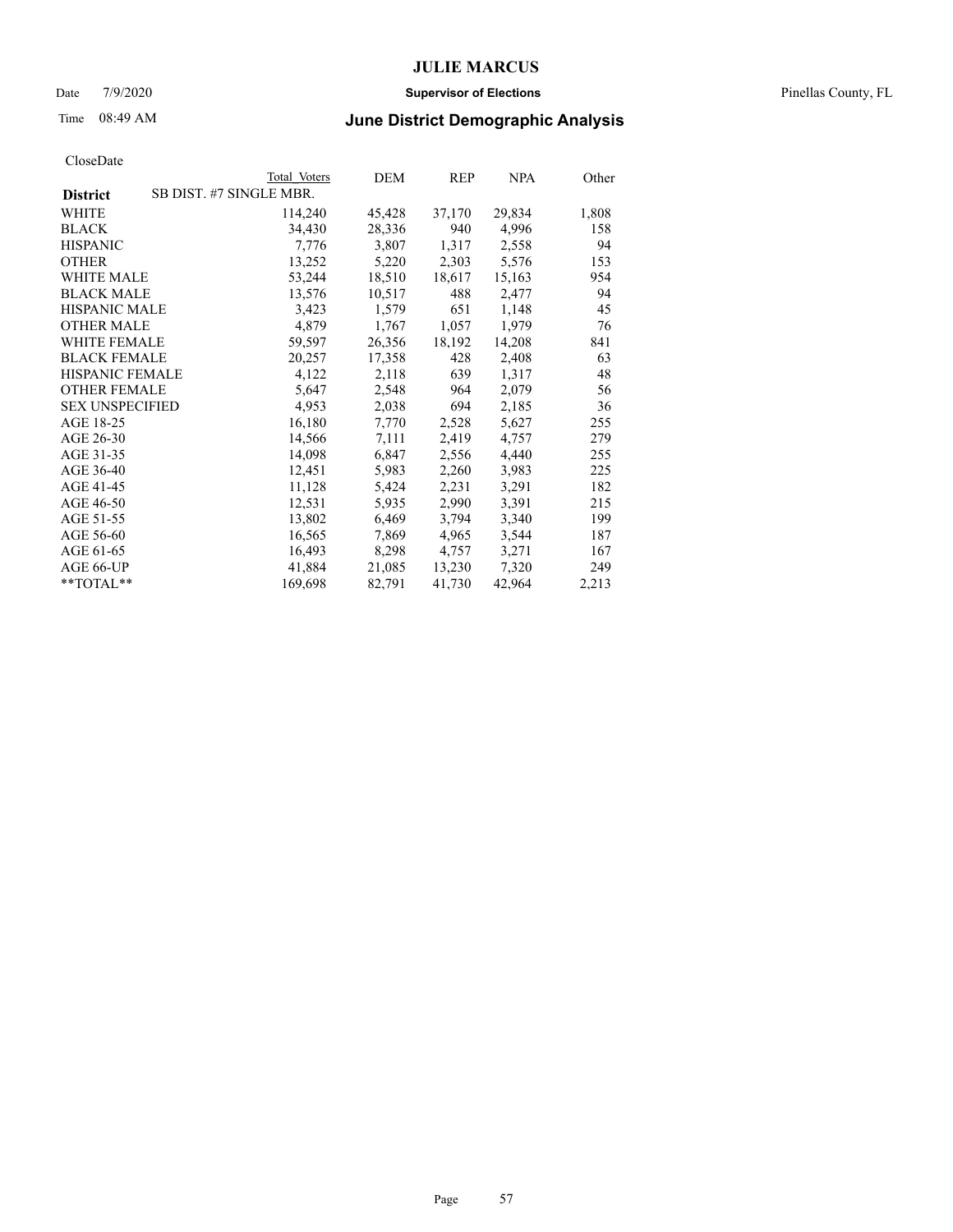# JULIE MARCUS

Date 7/9/2020 **Supervisor of Elections** Pinellas County, FL

Time 08:49 AM **June District Demographic Analysis**

CloseDate

| District | SB DIST. #7 SINGLE MBR. Total Voters | DEM | REP | NPA | Other |
|---|---|---|---|---|---|
| WHITE | 114,240 | 45,428 | 37,170 | 29,834 | 1,808 |
| BLACK | 34,430 | 28,336 | 940 | 4,996 | 158 |
| HISPANIC | 7,776 | 3,807 | 1,317 | 2,558 | 94 |
| OTHER | 13,252 | 5,220 | 2,303 | 5,576 | 153 |
| WHITE MALE | 53,244 | 18,510 | 18,617 | 15,163 | 954 |
| BLACK MALE | 13,576 | 10,517 | 488 | 2,477 | 94 |
| HISPANIC MALE | 3,423 | 1,579 | 651 | 1,148 | 45 |
| OTHER MALE | 4,879 | 1,767 | 1,057 | 1,979 | 76 |
| WHITE FEMALE | 59,597 | 26,356 | 18,192 | 14,208 | 841 |
| BLACK FEMALE | 20,257 | 17,358 | 428 | 2,408 | 63 |
| HISPANIC FEMALE | 4,122 | 2,118 | 639 | 1,317 | 48 |
| OTHER FEMALE | 5,647 | 2,548 | 964 | 2,079 | 56 |
| SEX UNSPECIFIED | 4,953 | 2,038 | 694 | 2,185 | 36 |
| AGE 18-25 | 16,180 | 7,770 | 2,528 | 5,627 | 255 |
| AGE 26-30 | 14,566 | 7,111 | 2,419 | 4,757 | 279 |
| AGE 31-35 | 14,098 | 6,847 | 2,556 | 4,440 | 255 |
| AGE 36-40 | 12,451 | 5,983 | 2,260 | 3,983 | 225 |
| AGE 41-45 | 11,128 | 5,424 | 2,231 | 3,291 | 182 |
| AGE 46-50 | 12,531 | 5,935 | 2,990 | 3,391 | 215 |
| AGE 51-55 | 13,802 | 6,469 | 3,794 | 3,340 | 199 |
| AGE 56-60 | 16,565 | 7,869 | 4,965 | 3,544 | 187 |
| AGE 61-65 | 16,493 | 8,298 | 4,757 | 3,271 | 167 |
| AGE 66-UP | 41,884 | 21,085 | 13,230 | 7,320 | 249 |
| **TOTAL** | 169,698 | 82,791 | 41,730 | 42,964 | 2,213 |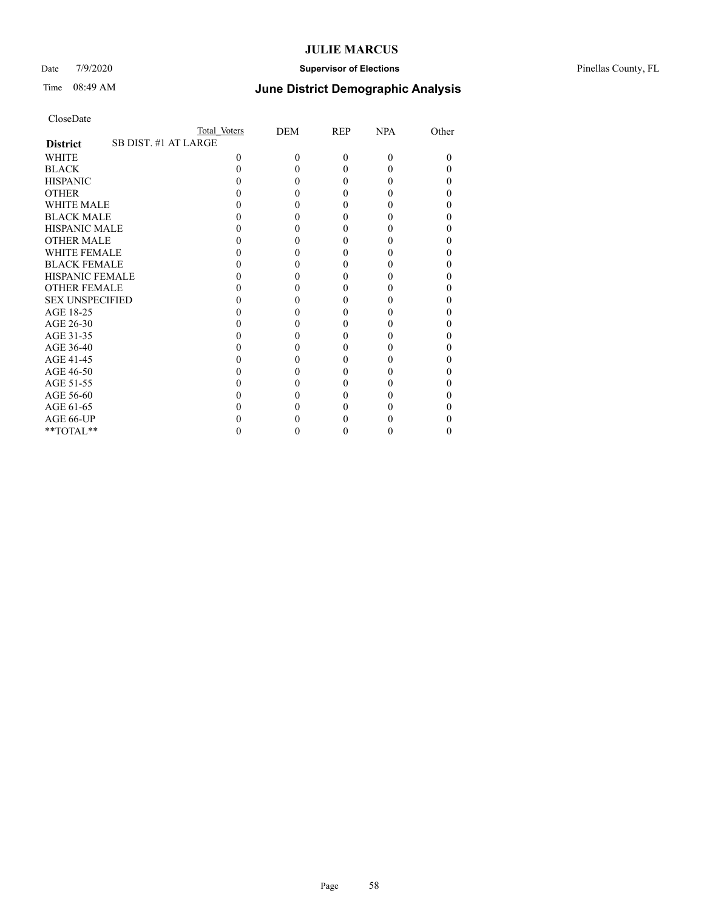# JULIE MARCUS

Date 7/9/2020 **Supervisor of Elections** Pinellas County, FL

Time 08:49 AM **June District Demographic Analysis**

CloseDate

| | Total Voters | DEM | REP | NPA | Other |
|---|---|---|---|---|---|
| **District** SB DIST. #1 AT LARGE | | | | | |
| WHITE | 0 | 0 | 0 | 0 | 0 |
| BLACK | 0 | 0 | 0 | 0 | 0 |
| HISPANIC | 0 | 0 | 0 | 0 | 0 |
| OTHER | 0 | 0 | 0 | 0 | 0 |
| WHITE MALE | 0 | 0 | 0 | 0 | 0 |
| BLACK MALE | 0 | 0 | 0 | 0 | 0 |
| HISPANIC MALE | 0 | 0 | 0 | 0 | 0 |
| OTHER MALE | 0 | 0 | 0 | 0 | 0 |
| WHITE FEMALE | 0 | 0 | 0 | 0 | 0 |
| BLACK FEMALE | 0 | 0 | 0 | 0 | 0 |
| HISPANIC FEMALE | 0 | 0 | 0 | 0 | 0 |
| OTHER FEMALE | 0 | 0 | 0 | 0 | 0 |
| SEX UNSPECIFIED | 0 | 0 | 0 | 0 | 0 |
| AGE 18-25 | 0 | 0 | 0 | 0 | 0 |
| AGE 26-30 | 0 | 0 | 0 | 0 | 0 |
| AGE 31-35 | 0 | 0 | 0 | 0 | 0 |
| AGE 36-40 | 0 | 0 | 0 | 0 | 0 |
| AGE 41-45 | 0 | 0 | 0 | 0 | 0 |
| AGE 46-50 | 0 | 0 | 0 | 0 | 0 |
| AGE 51-55 | 0 | 0 | 0 | 0 | 0 |
| AGE 56-60 | 0 | 0 | 0 | 0 | 0 |
| AGE 61-65 | 0 | 0 | 0 | 0 | 0 |
| AGE 66-UP | 0 | 0 | 0 | 0 | 0 |
| **TOTAL** | 0 | 0 | 0 | 0 | 0 |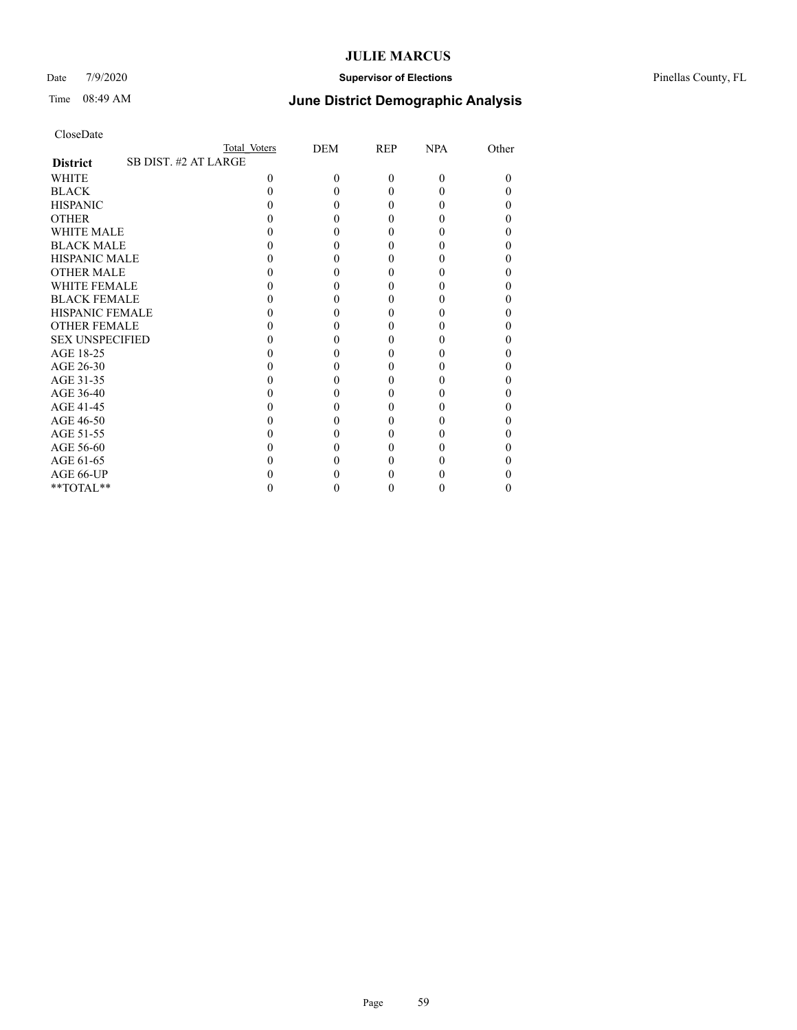CloseDate

| District | SB DIST. #2 AT LARGE | Total Voters | DEM | REP | NPA | Other |
|---|---|---|---|---|---|---|
| WHITE | | 0 | 0 | 0 | 0 | 0 |
| BLACK | | 0 | 0 | 0 | 0 | 0 |
| HISPANIC | | 0 | 0 | 0 | 0 | 0 |
| OTHER | | 0 | 0 | 0 | 0 | 0 |
| WHITE MALE | | 0 | 0 | 0 | 0 | 0 |
| BLACK MALE | | 0 | 0 | 0 | 0 | 0 |
| HISPANIC MALE | | 0 | 0 | 0 | 0 | 0 |
| OTHER MALE | | 0 | 0 | 0 | 0 | 0 |
| WHITE FEMALE | | 0 | 0 | 0 | 0 | 0 |
| BLACK FEMALE | | 0 | 0 | 0 | 0 | 0 |
| HISPANIC FEMALE | | 0 | 0 | 0 | 0 | 0 |
| OTHER FEMALE | | 0 | 0 | 0 | 0 | 0 |
| SEX UNSPECIFIED | | 0 | 0 | 0 | 0 | 0 |
| AGE 18-25 | | 0 | 0 | 0 | 0 | 0 |
| AGE 26-30 | | 0 | 0 | 0 | 0 | 0 |
| AGE 31-35 | | 0 | 0 | 0 | 0 | 0 |
| AGE 36-40 | | 0 | 0 | 0 | 0 | 0 |
| AGE 41-45 | | 0 | 0 | 0 | 0 | 0 |
| AGE 46-50 | | 0 | 0 | 0 | 0 | 0 |
| AGE 51-55 | | 0 | 0 | 0 | 0 | 0 |
| AGE 56-60 | | 0 | 0 | 0 | 0 | 0 |
| AGE 61-65 | | 0 | 0 | 0 | 0 | 0 |
| AGE 66-UP | | 0 | 0 | 0 | 0 | 0 |
| **TOTAL** | | 0 | 0 | 0 | 0 | 0 |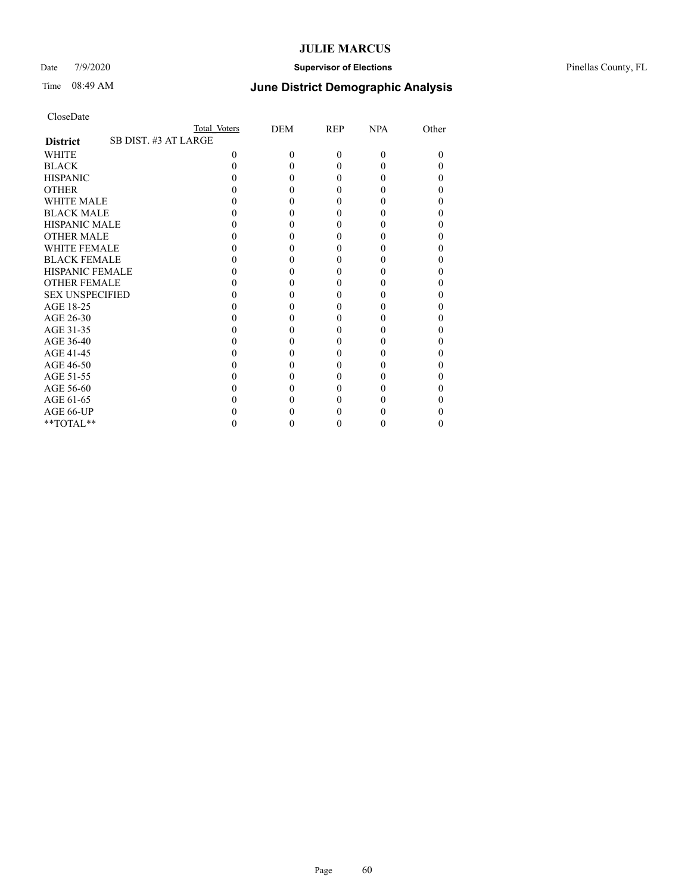CloseDate

| | Total Voters | DEM | REP | NPA | Other |
|---|---|---|---|---|---|
| **District** SB DIST. #3 AT LARGE | | | | | |
| WHITE | 0 | 0 | 0 | 0 | 0 |
| BLACK | 0 | 0 | 0 | 0 | 0 |
| HISPANIC | 0 | 0 | 0 | 0 | 0 |
| OTHER | 0 | 0 | 0 | 0 | 0 |
| WHITE MALE | 0 | 0 | 0 | 0 | 0 |
| BLACK MALE | 0 | 0 | 0 | 0 | 0 |
| HISPANIC MALE | 0 | 0 | 0 | 0 | 0 |
| OTHER MALE | 0 | 0 | 0 | 0 | 0 |
| WHITE FEMALE | 0 | 0 | 0 | 0 | 0 |
| BLACK FEMALE | 0 | 0 | 0 | 0 | 0 |
| HISPANIC FEMALE | 0 | 0 | 0 | 0 | 0 |
| OTHER FEMALE | 0 | 0 | 0 | 0 | 0 |
| SEX UNSPECIFIED | 0 | 0 | 0 | 0 | 0 |
| AGE 18-25 | 0 | 0 | 0 | 0 | 0 |
| AGE 26-30 | 0 | 0 | 0 | 0 | 0 |
| AGE 31-35 | 0 | 0 | 0 | 0 | 0 |
| AGE 36-40 | 0 | 0 | 0 | 0 | 0 |
| AGE 41-45 | 0 | 0 | 0 | 0 | 0 |
| AGE 46-50 | 0 | 0 | 0 | 0 | 0 |
| AGE 51-55 | 0 | 0 | 0 | 0 | 0 |
| AGE 56-60 | 0 | 0 | 0 | 0 | 0 |
| AGE 61-65 | 0 | 0 | 0 | 0 | 0 |
| AGE 66-UP | 0 | 0 | 0 | 0 | 0 |
| **TOTAL** | 0 | 0 | 0 | 0 | 0 |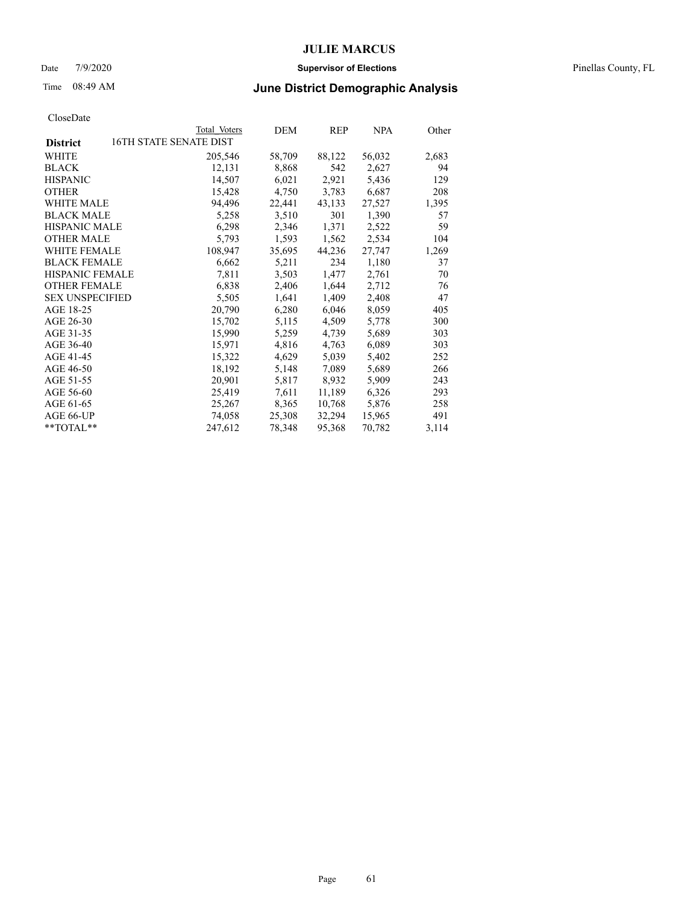CloseDate

| District | Total Voters | DEM | REP | NPA | Other |
|---|---|---|---|---|---|
| 16TH STATE SENATE DIST | | | | | |
| WHITE | 205,546 | 58,709 | 88,122 | 56,032 | 2,683 |
| BLACK | 12,131 | 8,868 | 542 | 2,627 | 94 |
| HISPANIC | 14,507 | 6,021 | 2,921 | 5,436 | 129 |
| OTHER | 15,428 | 4,750 | 3,783 | 6,687 | 208 |
| WHITE MALE | 94,496 | 22,441 | 43,133 | 27,527 | 1,395 |
| BLACK MALE | 5,258 | 3,510 | 301 | 1,390 | 57 |
| HISPANIC MALE | 6,298 | 2,346 | 1,371 | 2,522 | 59 |
| OTHER MALE | 5,793 | 1,593 | 1,562 | 2,534 | 104 |
| WHITE FEMALE | 108,947 | 35,695 | 44,236 | 27,747 | 1,269 |
| BLACK FEMALE | 6,662 | 5,211 | 234 | 1,180 | 37 |
| HISPANIC FEMALE | 7,811 | 3,503 | 1,477 | 2,761 | 70 |
| OTHER FEMALE | 6,838 | 2,406 | 1,644 | 2,712 | 76 |
| SEX UNSPECIFIED | 5,505 | 1,641 | 1,409 | 2,408 | 47 |
| AGE 18-25 | 20,790 | 6,280 | 6,046 | 8,059 | 405 |
| AGE 26-30 | 15,702 | 5,115 | 4,509 | 5,778 | 300 |
| AGE 31-35 | 15,990 | 5,259 | 4,739 | 5,689 | 303 |
| AGE 36-40 | 15,971 | 4,816 | 4,763 | 6,089 | 303 |
| AGE 41-45 | 15,322 | 4,629 | 5,039 | 5,402 | 252 |
| AGE 46-50 | 18,192 | 5,148 | 7,089 | 5,689 | 266 |
| AGE 51-55 | 20,901 | 5,817 | 8,932 | 5,909 | 243 |
| AGE 56-60 | 25,419 | 7,611 | 11,189 | 6,326 | 293 |
| AGE 61-65 | 25,267 | 8,365 | 10,768 | 5,876 | 258 |
| AGE 66-UP | 74,058 | 25,308 | 32,294 | 15,965 | 491 |
| **TOTAL** | 247,612 | 78,348 | 95,368 | 70,782 | 3,114 |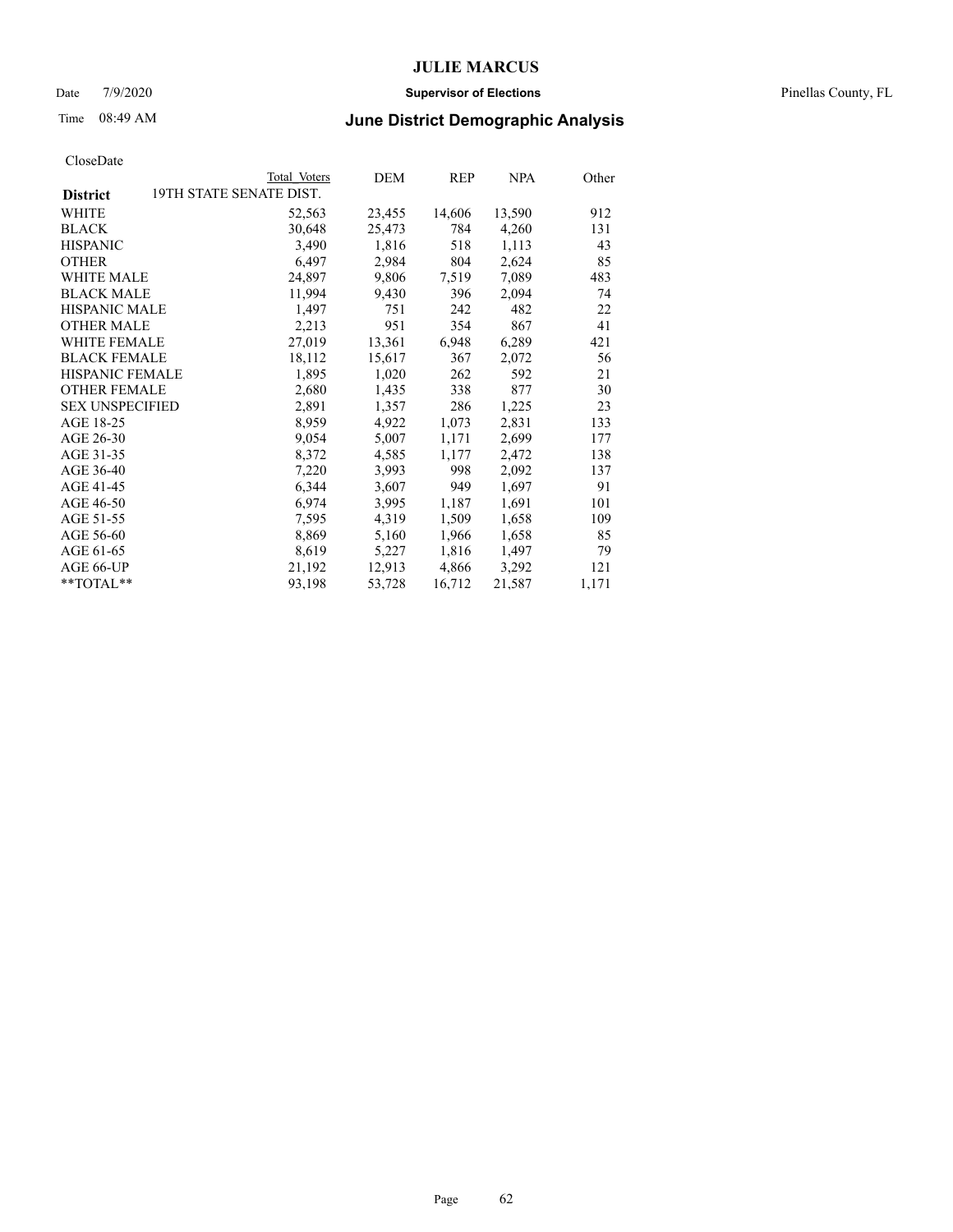# JULIE MARCUS

Date 7/9/2020 **Supervisor of Elections** Pinellas County, FL

Time 08:49 AM **June District Demographic Analysis**

CloseDate

| District | Total Voters | DEM | REP | NPA | Other |
|---|---|---|---|---|---|
| 19TH STATE SENATE DIST. | | | | | |
| WHITE | 52,563 | 23,455 | 14,606 | 13,590 | 912 |
| BLACK | 30,648 | 25,473 | 784 | 4,260 | 131 |
| HISPANIC | 3,490 | 1,816 | 518 | 1,113 | 43 |
| OTHER | 6,497 | 2,984 | 804 | 2,624 | 85 |
| WHITE MALE | 24,897 | 9,806 | 7,519 | 7,089 | 483 |
| BLACK MALE | 11,994 | 9,430 | 396 | 2,094 | 74 |
| HISPANIC MALE | 1,497 | 751 | 242 | 482 | 22 |
| OTHER MALE | 2,213 | 951 | 354 | 867 | 41 |
| WHITE FEMALE | 27,019 | 13,361 | 6,948 | 6,289 | 421 |
| BLACK FEMALE | 18,112 | 15,617 | 367 | 2,072 | 56 |
| HISPANIC FEMALE | 1,895 | 1,020 | 262 | 592 | 21 |
| OTHER FEMALE | 2,680 | 1,435 | 338 | 877 | 30 |
| SEX UNSPECIFIED | 2,891 | 1,357 | 286 | 1,225 | 23 |
| AGE 18-25 | 8,959 | 4,922 | 1,073 | 2,831 | 133 |
| AGE 26-30 | 9,054 | 5,007 | 1,171 | 2,699 | 177 |
| AGE 31-35 | 8,372 | 4,585 | 1,177 | 2,472 | 138 |
| AGE 36-40 | 7,220 | 3,993 | 998 | 2,092 | 137 |
| AGE 41-45 | 6,344 | 3,607 | 949 | 1,697 | 91 |
| AGE 46-50 | 6,974 | 3,995 | 1,187 | 1,691 | 101 |
| AGE 51-55 | 7,595 | 4,319 | 1,509 | 1,658 | 109 |
| AGE 56-60 | 8,869 | 5,160 | 1,966 | 1,658 | 85 |
| AGE 61-65 | 8,619 | 5,227 | 1,816 | 1,497 | 79 |
| AGE 66-UP | 21,192 | 12,913 | 4,866 | 3,292 | 121 |
| **TOTAL** | 93,198 | 53,728 | 16,712 | 21,587 | 1,171 |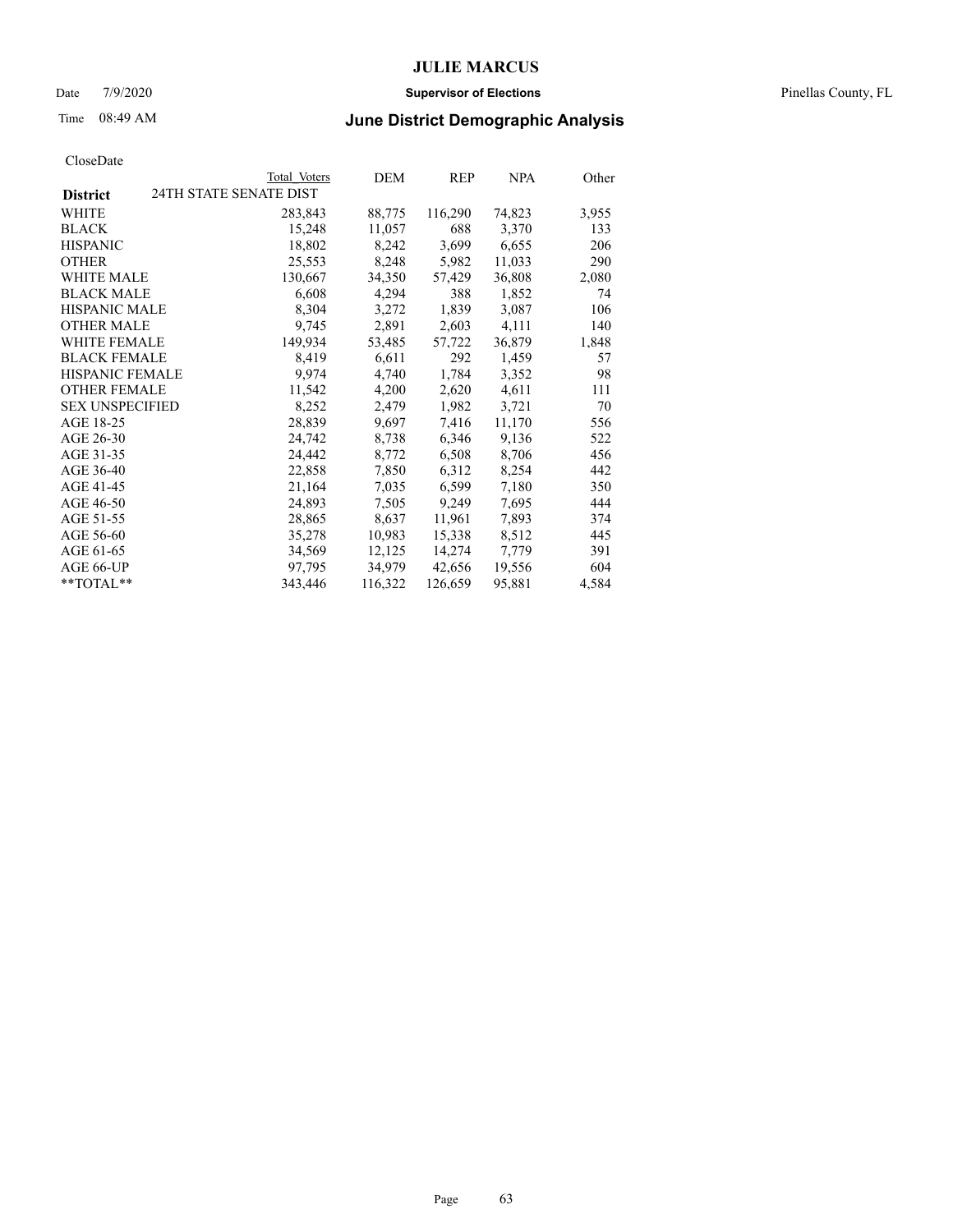# JULIE MARCUS

Date 7/9/2020 **Supervisor of Elections** Pinellas County, FL

Time 08:49 AM **June District Demographic Analysis**

CloseDate

| **District** | Total Voters | DEM | REP | NPA | Other |
|---|---|---|---|---|---|
| 24TH STATE SENATE DIST | | | | | |
| WHITE | 283,843 | 88,775 | 116,290 | 74,823 | 3,955 |
| BLACK | 15,248 | 11,057 | 688 | 3,370 | 133 |
| HISPANIC | 18,802 | 8,242 | 3,699 | 6,655 | 206 |
| OTHER | 25,553 | 8,248 | 5,982 | 11,033 | 290 |
| WHITE MALE | 130,667 | 34,350 | 57,429 | 36,808 | 2,080 |
| BLACK MALE | 6,608 | 4,294 | 388 | 1,852 | 74 |
| HISPANIC MALE | 8,304 | 3,272 | 1,839 | 3,087 | 106 |
| OTHER MALE | 9,745 | 2,891 | 2,603 | 4,111 | 140 |
| WHITE FEMALE | 149,934 | 53,485 | 57,722 | 36,879 | 1,848 |
| BLACK FEMALE | 8,419 | 6,611 | 292 | 1,459 | 57 |
| HISPANIC FEMALE | 9,974 | 4,740 | 1,784 | 3,352 | 98 |
| OTHER FEMALE | 11,542 | 4,200 | 2,620 | 4,611 | 111 |
| SEX UNSPECIFIED | 8,252 | 2,479 | 1,982 | 3,721 | 70 |
| AGE 18-25 | 28,839 | 9,697 | 7,416 | 11,170 | 556 |
| AGE 26-30 | 24,742 | 8,738 | 6,346 | 9,136 | 522 |
| AGE 31-35 | 24,442 | 8,772 | 6,508 | 8,706 | 456 |
| AGE 36-40 | 22,858 | 7,850 | 6,312 | 8,254 | 442 |
| AGE 41-45 | 21,164 | 7,035 | 6,599 | 7,180 | 350 |
| AGE 46-50 | 24,893 | 7,505 | 9,249 | 7,695 | 444 |
| AGE 51-55 | 28,865 | 8,637 | 11,961 | 7,893 | 374 |
| AGE 56-60 | 35,278 | 10,983 | 15,338 | 8,512 | 445 |
| AGE 61-65 | 34,569 | 12,125 | 14,274 | 7,779 | 391 |
| AGE 66-UP | 97,795 | 34,979 | 42,656 | 19,556 | 604 |
| **TOTAL** | 343,446 | 116,322 | 126,659 | 95,881 | 4,584 |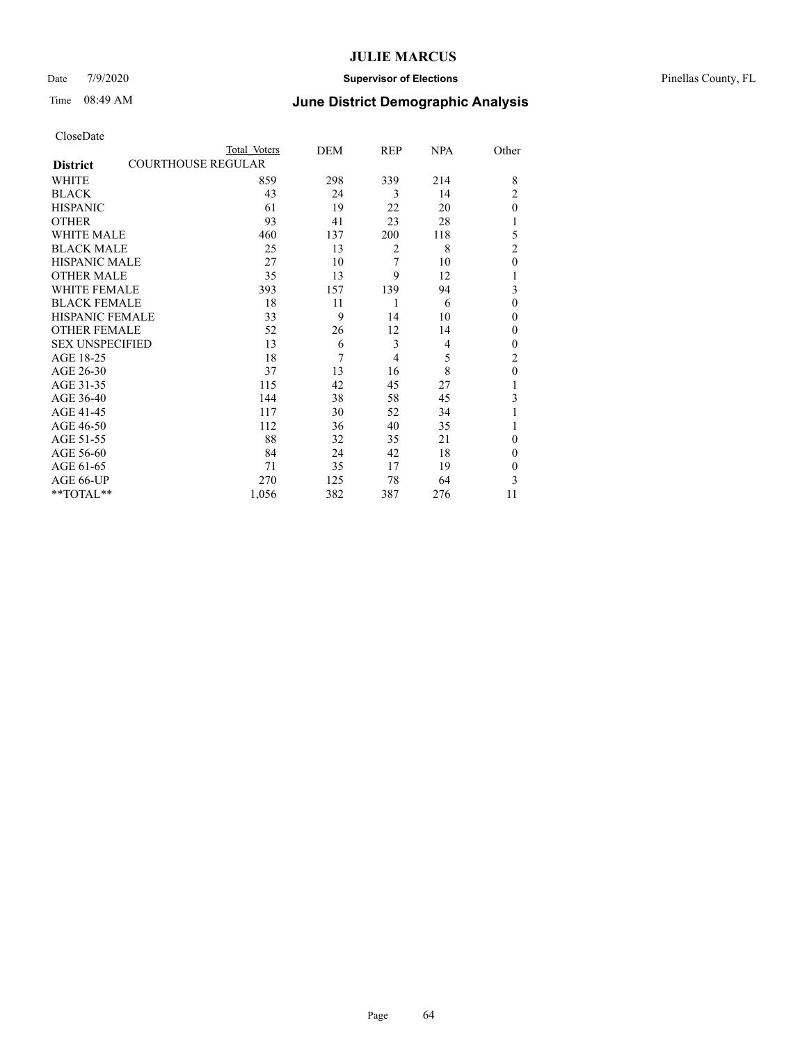# JULIE MARCUS

Date 7/9/2020 **Supervisor of Elections** Pinellas County, FL

Time 08:49 AM **June District Demographic Analysis**

CloseDate

| **District** | Total Voters | DEM | REP | NPA | Other |
|---|---|---|---|---|---|
| COURTHOUSE REGULAR | | | | | |
| WHITE | 859 | 298 | 339 | 214 | 8 |
| BLACK | 43 | 24 | 3 | 14 | 2 |
| HISPANIC | 61 | 19 | 22 | 20 | 0 |
| OTHER | 93 | 41 | 23 | 28 | 1 |
| WHITE MALE | 460 | 137 | 200 | 118 | 5 |
| BLACK MALE | 25 | 13 | 2 | 8 | 2 |
| HISPANIC MALE | 27 | 10 | 7 | 10 | 0 |
| OTHER MALE | 35 | 13 | 9 | 12 | 1 |
| WHITE FEMALE | 393 | 157 | 139 | 94 | 3 |
| BLACK FEMALE | 18 | 11 | 1 | 6 | 0 |
| HISPANIC FEMALE | 33 | 9 | 14 | 10 | 0 |
| OTHER FEMALE | 52 | 26 | 12 | 14 | 0 |
| SEX UNSPECIFIED | 13 | 6 | 3 | 4 | 0 |
| AGE 18-25 | 18 | 7 | 4 | 5 | 2 |
| AGE 26-30 | 37 | 13 | 16 | 8 | 0 |
| AGE 31-35 | 115 | 42 | 45 | 27 | 1 |
| AGE 36-40 | 144 | 38 | 58 | 45 | 3 |
| AGE 41-45 | 117 | 30 | 52 | 34 | 1 |
| AGE 46-50 | 112 | 36 | 40 | 35 | 1 |
| AGE 51-55 | 88 | 32 | 35 | 21 | 0 |
| AGE 56-60 | 84 | 24 | 42 | 18 | 0 |
| AGE 61-65 | 71 | 35 | 17 | 19 | 0 |
| AGE 66-UP | 270 | 125 | 78 | 64 | 3 |
| **TOTAL** | 1,056 | 382 | 387 | 276 | 11 |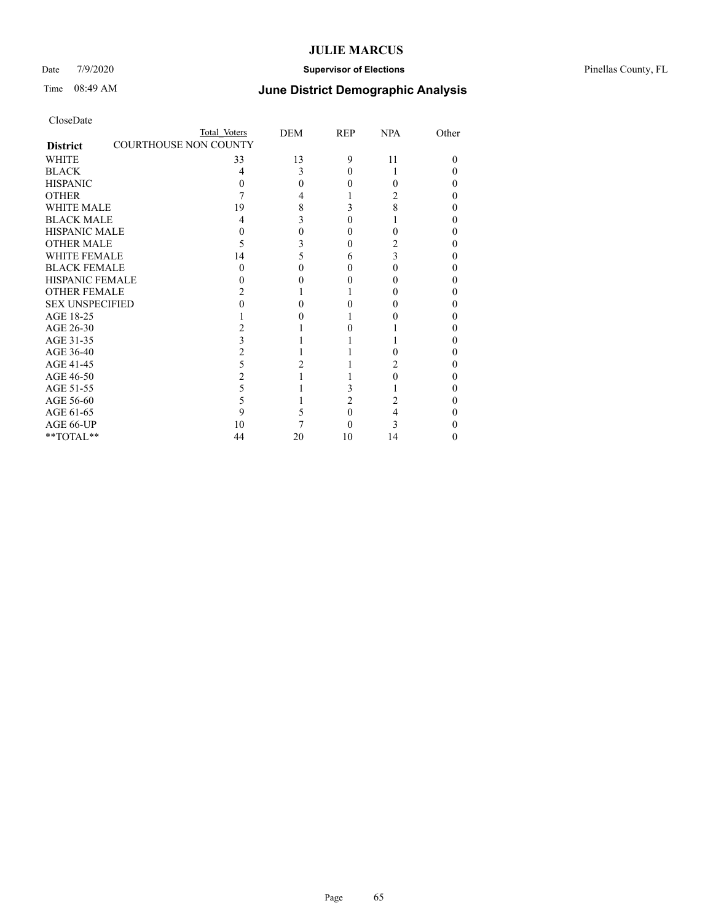CloseDate

| District | Total Voters | DEM | REP | NPA | Other |
|---|---|---|---|---|---|
| COURTHOUSE NON COUNTY | | | | | |
| WHITE | 33 | 13 | 9 | 11 | 0 |
| BLACK | 4 | 3 | 0 | 1 | 0 |
| HISPANIC | 0 | 0 | 0 | 0 | 0 |
| OTHER | 7 | 4 | 1 | 2 | 0 |
| WHITE MALE | 19 | 8 | 3 | 8 | 0 |
| BLACK MALE | 4 | 3 | 0 | 1 | 0 |
| HISPANIC MALE | 0 | 0 | 0 | 0 | 0 |
| OTHER MALE | 5 | 3 | 0 | 2 | 0 |
| WHITE FEMALE | 14 | 5 | 6 | 3 | 0 |
| BLACK FEMALE | 0 | 0 | 0 | 0 | 0 |
| HISPANIC FEMALE | 0 | 0 | 0 | 0 | 0 |
| OTHER FEMALE | 2 | 1 | 1 | 0 | 0 |
| SEX UNSPECIFIED | 0 | 0 | 0 | 0 | 0 |
| AGE 18-25 | 1 | 0 | 1 | 0 | 0 |
| AGE 26-30 | 2 | 1 | 0 | 1 | 0 |
| AGE 31-35 | 3 | 1 | 1 | 1 | 0 |
| AGE 36-40 | 2 | 1 | 1 | 0 | 0 |
| AGE 41-45 | 5 | 2 | 1 | 2 | 0 |
| AGE 46-50 | 2 | 1 | 1 | 0 | 0 |
| AGE 51-55 | 5 | 1 | 3 | 1 | 0 |
| AGE 56-60 | 5 | 1 | 2 | 2 | 0 |
| AGE 61-65 | 9 | 5 | 0 | 4 | 0 |
| AGE 66-UP | 10 | 7 | 0 | 3 | 0 |
| **TOTAL** | 44 | 20 | 10 | 14 | 0 |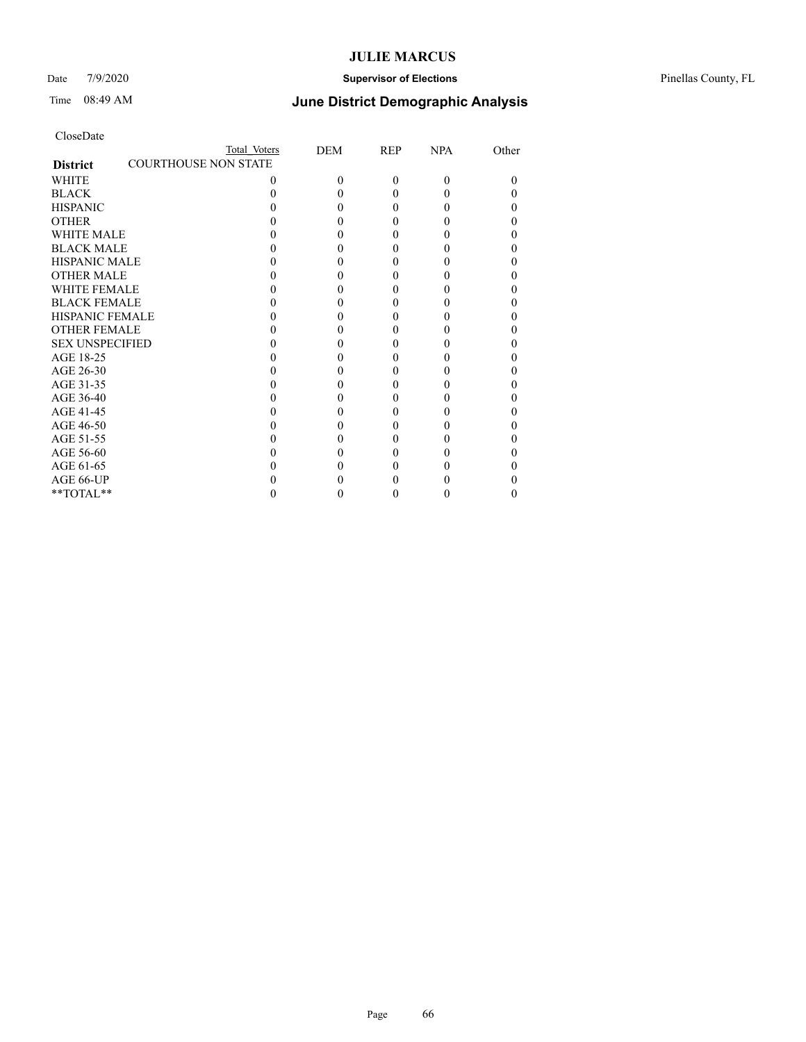# JULIE MARCUS

Date 7/9/2020 **Supervisor of Elections** Pinellas County, FL

Time 08:49 AM **June District Demographic Analysis**

CloseDate

| District | Total Voters | DEM | REP | NPA | Other |
|---|---|---|---|---|---|
| COURTHOUSE NON STATE | | | | | |
| WHITE | 0 | 0 | 0 | 0 | 0 |
| BLACK | 0 | 0 | 0 | 0 | 0 |
| HISPANIC | 0 | 0 | 0 | 0 | 0 |
| OTHER | 0 | 0 | 0 | 0 | 0 |
| WHITE MALE | 0 | 0 | 0 | 0 | 0 |
| BLACK MALE | 0 | 0 | 0 | 0 | 0 |
| HISPANIC MALE | 0 | 0 | 0 | 0 | 0 |
| OTHER MALE | 0 | 0 | 0 | 0 | 0 |
| WHITE FEMALE | 0 | 0 | 0 | 0 | 0 |
| BLACK FEMALE | 0 | 0 | 0 | 0 | 0 |
| HISPANIC FEMALE | 0 | 0 | 0 | 0 | 0 |
| OTHER FEMALE | 0 | 0 | 0 | 0 | 0 |
| SEX UNSPECIFIED | 0 | 0 | 0 | 0 | 0 |
| AGE 18-25 | 0 | 0 | 0 | 0 | 0 |
| AGE 26-30 | 0 | 0 | 0 | 0 | 0 |
| AGE 31-35 | 0 | 0 | 0 | 0 | 0 |
| AGE 36-40 | 0 | 0 | 0 | 0 | 0 |
| AGE 41-45 | 0 | 0 | 0 | 0 | 0 |
| AGE 46-50 | 0 | 0 | 0 | 0 | 0 |
| AGE 51-55 | 0 | 0 | 0 | 0 | 0 |
| AGE 56-60 | 0 | 0 | 0 | 0 | 0 |
| AGE 61-65 | 0 | 0 | 0 | 0 | 0 |
| AGE 66-UP | 0 | 0 | 0 | 0 | 0 |
| **TOTAL** | 0 | 0 | 0 | 0 | 0 |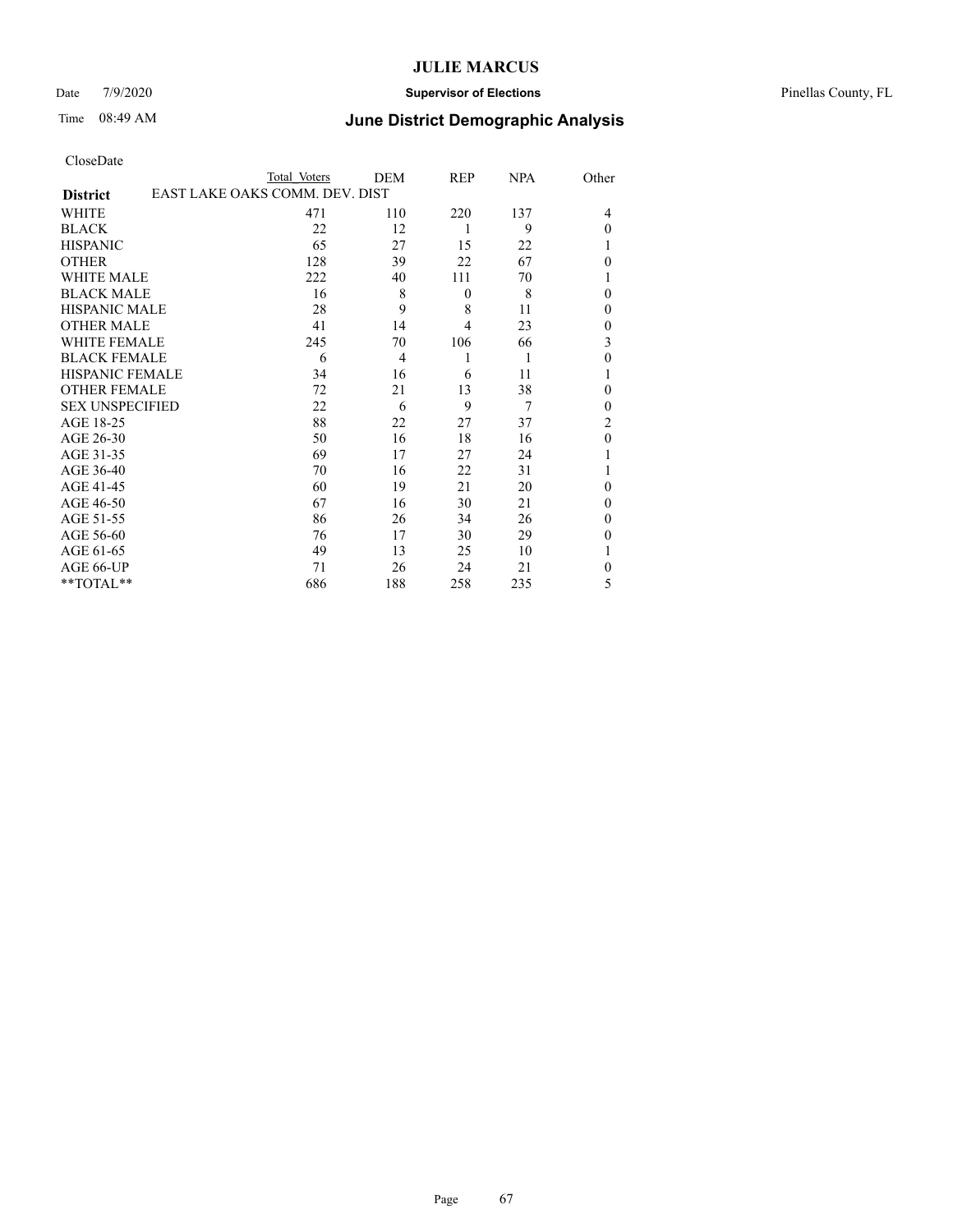# JULIE MARCUS

Date 7/9/2020 **Supervisor of Elections** Pinellas County, FL

Time 08:49 AM **June District Demographic Analysis**

CloseDate

| District | Total Voters | DEM | REP | NPA | Other |
|---|---|---|---|---|---|
| EAST LAKE OAKS COMM. DEV. DIST | | | | | |
| WHITE | 471 | 110 | 220 | 137 | 4 |
| BLACK | 22 | 12 | 1 | 9 | 0 |
| HISPANIC | 65 | 27 | 15 | 22 | 1 |
| OTHER | 128 | 39 | 22 | 67 | 0 |
| WHITE MALE | 222 | 40 | 111 | 70 | 1 |
| BLACK MALE | 16 | 8 | 0 | 8 | 0 |
| HISPANIC MALE | 28 | 9 | 8 | 11 | 0 |
| OTHER MALE | 41 | 14 | 4 | 23 | 0 |
| WHITE FEMALE | 245 | 70 | 106 | 66 | 3 |
| BLACK FEMALE | 6 | 4 | 1 | 1 | 0 |
| HISPANIC FEMALE | 34 | 16 | 6 | 11 | 1 |
| OTHER FEMALE | 72 | 21 | 13 | 38 | 0 |
| SEX UNSPECIFIED | 22 | 6 | 9 | 7 | 0 |
| AGE 18-25 | 88 | 22 | 27 | 37 | 2 |
| AGE 26-30 | 50 | 16 | 18 | 16 | 0 |
| AGE 31-35 | 69 | 17 | 27 | 24 | 1 |
| AGE 36-40 | 70 | 16 | 22 | 31 | 1 |
| AGE 41-45 | 60 | 19 | 21 | 20 | 0 |
| AGE 46-50 | 67 | 16 | 30 | 21 | 0 |
| AGE 51-55 | 86 | 26 | 34 | 26 | 0 |
| AGE 56-60 | 76 | 17 | 30 | 29 | 0 |
| AGE 61-65 | 49 | 13 | 25 | 10 | 1 |
| AGE 66-UP | 71 | 26 | 24 | 21 | 0 |
| **TOTAL** | 686 | 188 | 258 | 235 | 5 |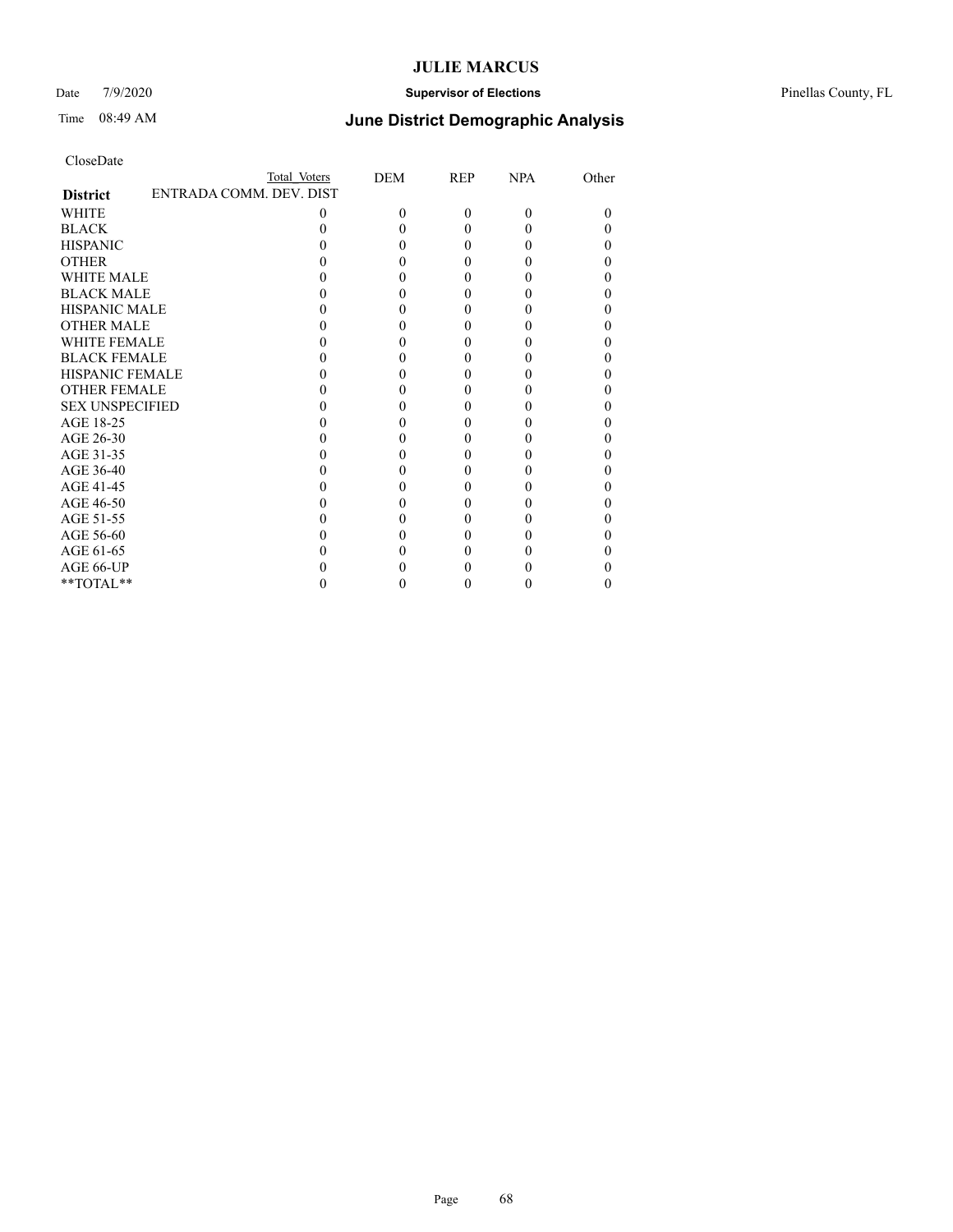# JULIE MARCUS

Date 7/9/2020 **Supervisor of Elections** Pinellas County, FL

Time 08:49 AM **June District Demographic Analysis**

CloseDate

| District | Total Voters | DEM | REP | NPA | Other |
|---|---|---|---|---|---|
| | ENTRADA COMM. DEV. DIST | | | | |
| WHITE | 0 | 0 | 0 | 0 | 0 |
| BLACK | 0 | 0 | 0 | 0 | 0 |
| HISPANIC | 0 | 0 | 0 | 0 | 0 |
| OTHER | 0 | 0 | 0 | 0 | 0 |
| WHITE MALE | 0 | 0 | 0 | 0 | 0 |
| BLACK MALE | 0 | 0 | 0 | 0 | 0 |
| HISPANIC MALE | 0 | 0 | 0 | 0 | 0 |
| OTHER MALE | 0 | 0 | 0 | 0 | 0 |
| WHITE FEMALE | 0 | 0 | 0 | 0 | 0 |
| BLACK FEMALE | 0 | 0 | 0 | 0 | 0 |
| HISPANIC FEMALE | 0 | 0 | 0 | 0 | 0 |
| OTHER FEMALE | 0 | 0 | 0 | 0 | 0 |
| SEX UNSPECIFIED | 0 | 0 | 0 | 0 | 0 |
| AGE 18-25 | 0 | 0 | 0 | 0 | 0 |
| AGE 26-30 | 0 | 0 | 0 | 0 | 0 |
| AGE 31-35 | 0 | 0 | 0 | 0 | 0 |
| AGE 36-40 | 0 | 0 | 0 | 0 | 0 |
| AGE 41-45 | 0 | 0 | 0 | 0 | 0 |
| AGE 46-50 | 0 | 0 | 0 | 0 | 0 |
| AGE 51-55 | 0 | 0 | 0 | 0 | 0 |
| AGE 56-60 | 0 | 0 | 0 | 0 | 0 |
| AGE 61-65 | 0 | 0 | 0 | 0 | 0 |
| AGE 66-UP | 0 | 0 | 0 | 0 | 0 |
| **TOTAL** | 0 | 0 | 0 | 0 | 0 |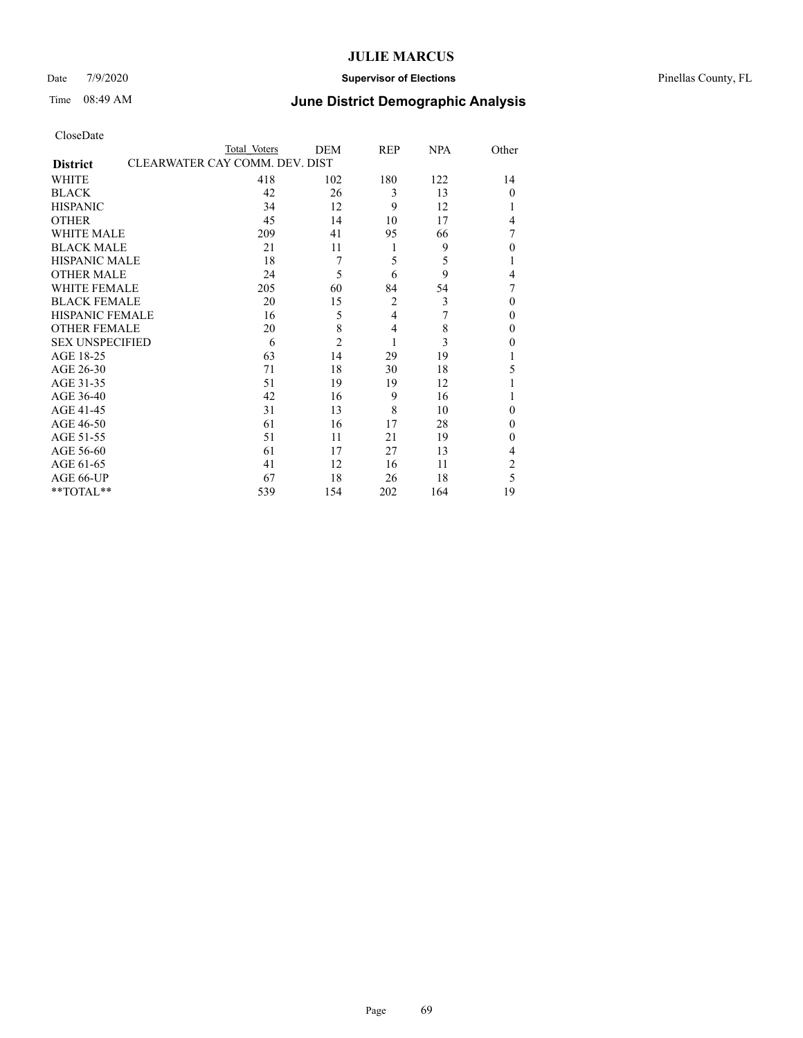CloseDate

| District | Total Voters | DEM | REP | NPA | Other |
|---|---|---|---|---|---|
| CLEARWATER CAY COMM. DEV. DIST | | | | | |
| WHITE | 418 | 102 | 180 | 122 | 14 |
| BLACK | 42 | 26 | 3 | 13 | 0 |
| HISPANIC | 34 | 12 | 9 | 12 | 1 |
| OTHER | 45 | 14 | 10 | 17 | 4 |
| WHITE MALE | 209 | 41 | 95 | 66 | 7 |
| BLACK MALE | 21 | 11 | 1 | 9 | 0 |
| HISPANIC MALE | 18 | 7 | 5 | 5 | 1 |
| OTHER MALE | 24 | 5 | 6 | 9 | 4 |
| WHITE FEMALE | 205 | 60 | 84 | 54 | 7 |
| BLACK FEMALE | 20 | 15 | 2 | 3 | 0 |
| HISPANIC FEMALE | 16 | 5 | 4 | 7 | 0 |
| OTHER FEMALE | 20 | 8 | 4 | 8 | 0 |
| SEX UNSPECIFIED | 6 | 2 | 1 | 3 | 0 |
| AGE 18-25 | 63 | 14 | 29 | 19 | 1 |
| AGE 26-30 | 71 | 18 | 30 | 18 | 5 |
| AGE 31-35 | 51 | 19 | 19 | 12 | 1 |
| AGE 36-40 | 42 | 16 | 9 | 16 | 1 |
| AGE 41-45 | 31 | 13 | 8 | 10 | 0 |
| AGE 46-50 | 61 | 16 | 17 | 28 | 0 |
| AGE 51-55 | 51 | 11 | 21 | 19 | 0 |
| AGE 56-60 | 61 | 17 | 27 | 13 | 4 |
| AGE 61-65 | 41 | 12 | 16 | 11 | 2 |
| AGE 66-UP | 67 | 18 | 26 | 18 | 5 |
| **TOTAL** | 539 | 154 | 202 | 164 | 19 |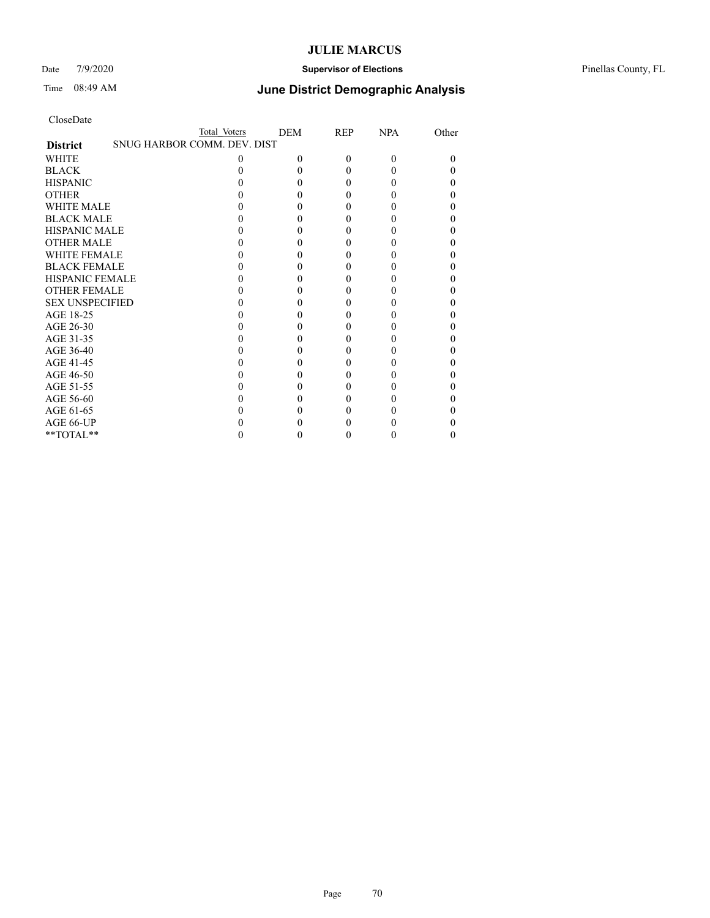CloseDate

| District | Total Voters | DEM | REP | NPA | Other |
|---|---|---|---|---|---|
| SNUG HARBOR COMM. DEV. DIST | | | | | |
| WHITE | 0 | 0 | 0 | 0 | 0 |
| BLACK | 0 | 0 | 0 | 0 | 0 |
| HISPANIC | 0 | 0 | 0 | 0 | 0 |
| OTHER | 0 | 0 | 0 | 0 | 0 |
| WHITE MALE | 0 | 0 | 0 | 0 | 0 |
| BLACK MALE | 0 | 0 | 0 | 0 | 0 |
| HISPANIC MALE | 0 | 0 | 0 | 0 | 0 |
| OTHER MALE | 0 | 0 | 0 | 0 | 0 |
| WHITE FEMALE | 0 | 0 | 0 | 0 | 0 |
| BLACK FEMALE | 0 | 0 | 0 | 0 | 0 |
| HISPANIC FEMALE | 0 | 0 | 0 | 0 | 0 |
| OTHER FEMALE | 0 | 0 | 0 | 0 | 0 |
| SEX UNSPECIFIED | 0 | 0 | 0 | 0 | 0 |
| AGE 18-25 | 0 | 0 | 0 | 0 | 0 |
| AGE 26-30 | 0 | 0 | 0 | 0 | 0 |
| AGE 31-35 | 0 | 0 | 0 | 0 | 0 |
| AGE 36-40 | 0 | 0 | 0 | 0 | 0 |
| AGE 41-45 | 0 | 0 | 0 | 0 | 0 |
| AGE 46-50 | 0 | 0 | 0 | 0 | 0 |
| AGE 51-55 | 0 | 0 | 0 | 0 | 0 |
| AGE 56-60 | 0 | 0 | 0 | 0 | 0 |
| AGE 61-65 | 0 | 0 | 0 | 0 | 0 |
| AGE 66-UP | 0 | 0 | 0 | 0 | 0 |
| **TOTAL** | 0 | 0 | 0 | 0 | 0 |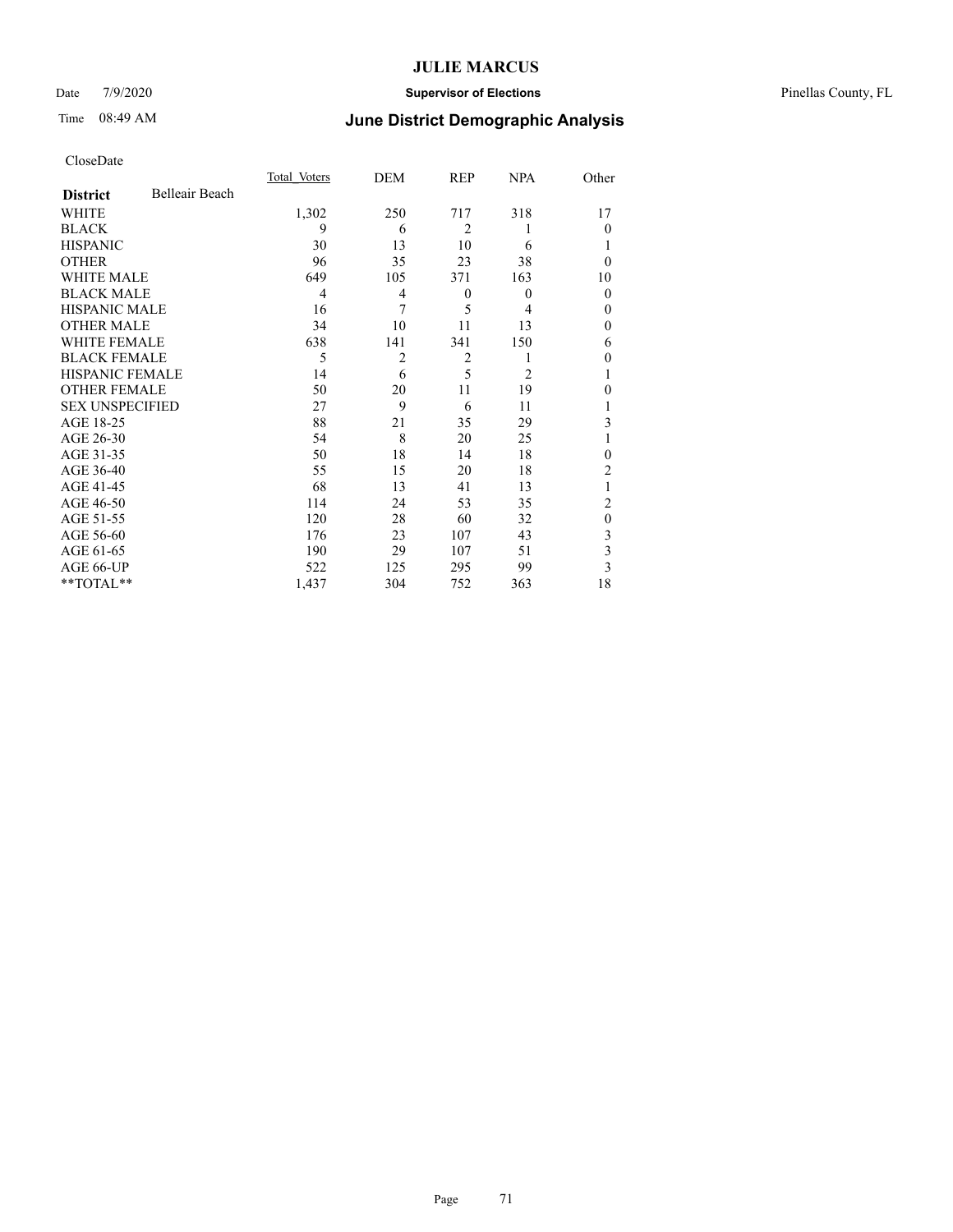# JULIE MARCUS

Date 7/9/2020 **Supervisor of Elections** Pinellas County, FL

Time 08:49 AM **June District Demographic Analysis**

CloseDate

| **District** Belleair Beach | Total Voters | DEM | REP | NPA | Other |
|---|---|---|---|---|---|
| WHITE | 1,302 | 250 | 717 | 318 | 17 |
| BLACK | 9 | 6 | 2 | 1 | 0 |
| HISPANIC | 30 | 13 | 10 | 6 | 1 |
| OTHER | 96 | 35 | 23 | 38 | 0 |
| WHITE MALE | 649 | 105 | 371 | 163 | 10 |
| BLACK MALE | 4 | 4 | 0 | 0 | 0 |
| HISPANIC MALE | 16 | 7 | 5 | 4 | 0 |
| OTHER MALE | 34 | 10 | 11 | 13 | 0 |
| WHITE FEMALE | 638 | 141 | 341 | 150 | 6 |
| BLACK FEMALE | 5 | 2 | 2 | 1 | 0 |
| HISPANIC FEMALE | 14 | 6 | 5 | 2 | 1 |
| OTHER FEMALE | 50 | 20 | 11 | 19 | 0 |
| SEX UNSPECIFIED | 27 | 9 | 6 | 11 | 1 |
| AGE 18-25 | 88 | 21 | 35 | 29 | 3 |
| AGE 26-30 | 54 | 8 | 20 | 25 | 1 |
| AGE 31-35 | 50 | 18 | 14 | 18 | 0 |
| AGE 36-40 | 55 | 15 | 20 | 18 | 2 |
| AGE 41-45 | 68 | 13 | 41 | 13 | 1 |
| AGE 46-50 | 114 | 24 | 53 | 35 | 2 |
| AGE 51-55 | 120 | 28 | 60 | 32 | 0 |
| AGE 56-60 | 176 | 23 | 107 | 43 | 3 |
| AGE 61-65 | 190 | 29 | 107 | 51 | 3 |
| AGE 66-UP | 522 | 125 | 295 | 99 | 3 |
| **TOTAL** | 1,437 | 304 | 752 | 363 | 18 |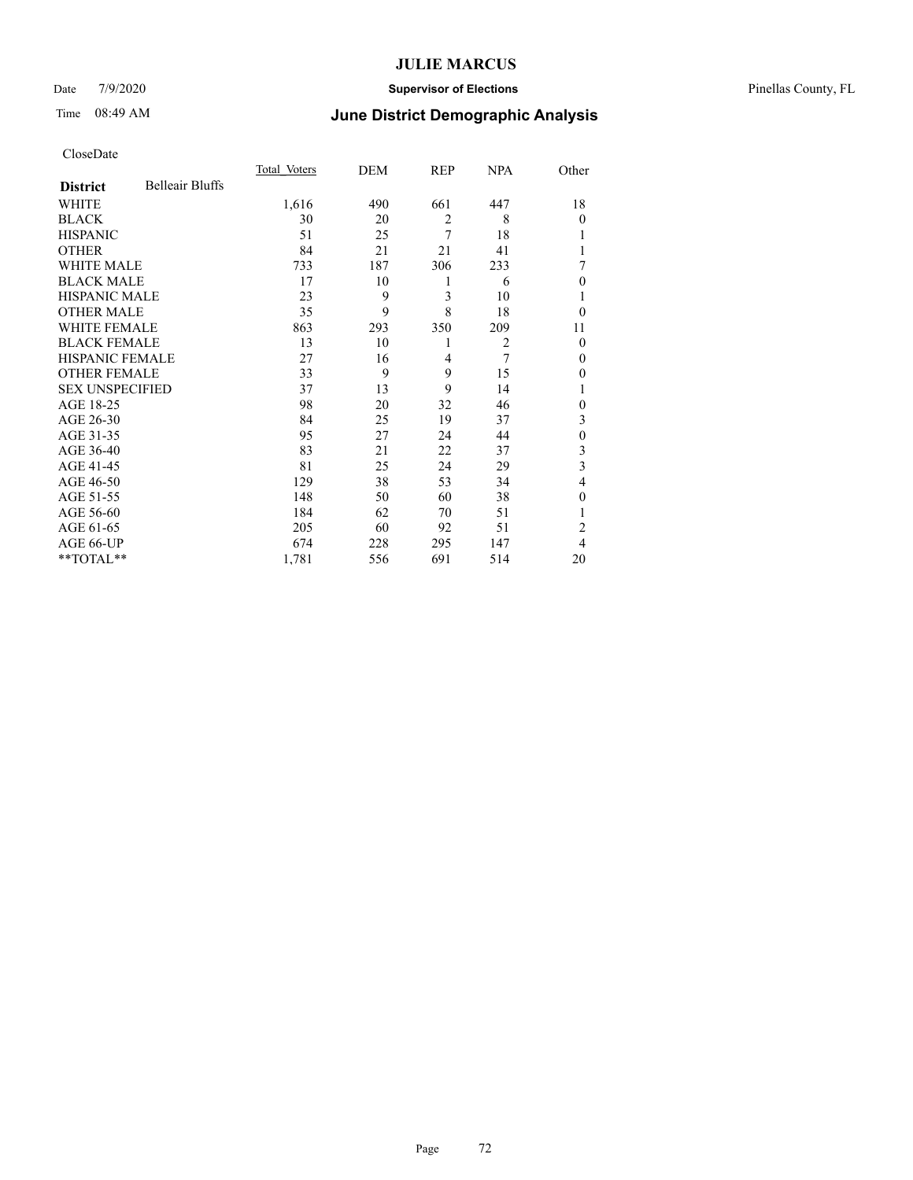**JULIE MARCUS**

Date 7/9/2020 **Supervisor of Elections** Pinellas County, FL

Time 08:49 AM **June District Demographic Analysis**

CloseDate

| **District** Belleair Bluffs | Total Voters | DEM | REP | NPA | Other |
|---|---|---|---|---|---|
| WHITE | 1,616 | 490 | 661 | 447 | 18 |
| BLACK | 30 | 20 | 2 | 8 | 0 |
| HISPANIC | 51 | 25 | 7 | 18 | 1 |
| OTHER | 84 | 21 | 21 | 41 | 1 |
| WHITE MALE | 733 | 187 | 306 | 233 | 7 |
| BLACK MALE | 17 | 10 | 1 | 6 | 0 |
| HISPANIC MALE | 23 | 9 | 3 | 10 | 1 |
| OTHER MALE | 35 | 9 | 8 | 18 | 0 |
| WHITE FEMALE | 863 | 293 | 350 | 209 | 11 |
| BLACK FEMALE | 13 | 10 | 1 | 2 | 0 |
| HISPANIC FEMALE | 27 | 16 | 4 | 7 | 0 |
| OTHER FEMALE | 33 | 9 | 9 | 15 | 0 |
| SEX UNSPECIFIED | 37 | 13 | 9 | 14 | 1 |
| AGE 18-25 | 98 | 20 | 32 | 46 | 0 |
| AGE 26-30 | 84 | 25 | 19 | 37 | 3 |
| AGE 31-35 | 95 | 27 | 24 | 44 | 0 |
| AGE 36-40 | 83 | 21 | 22 | 37 | 3 |
| AGE 41-45 | 81 | 25 | 24 | 29 | 3 |
| AGE 46-50 | 129 | 38 | 53 | 34 | 4 |
| AGE 51-55 | 148 | 50 | 60 | 38 | 0 |
| AGE 56-60 | 184 | 62 | 70 | 51 | 1 |
| AGE 61-65 | 205 | 60 | 92 | 51 | 2 |
| AGE 66-UP | 674 | 228 | 295 | 147 | 4 |
| **TOTAL** | 1,781 | 556 | 691 | 514 | 20 |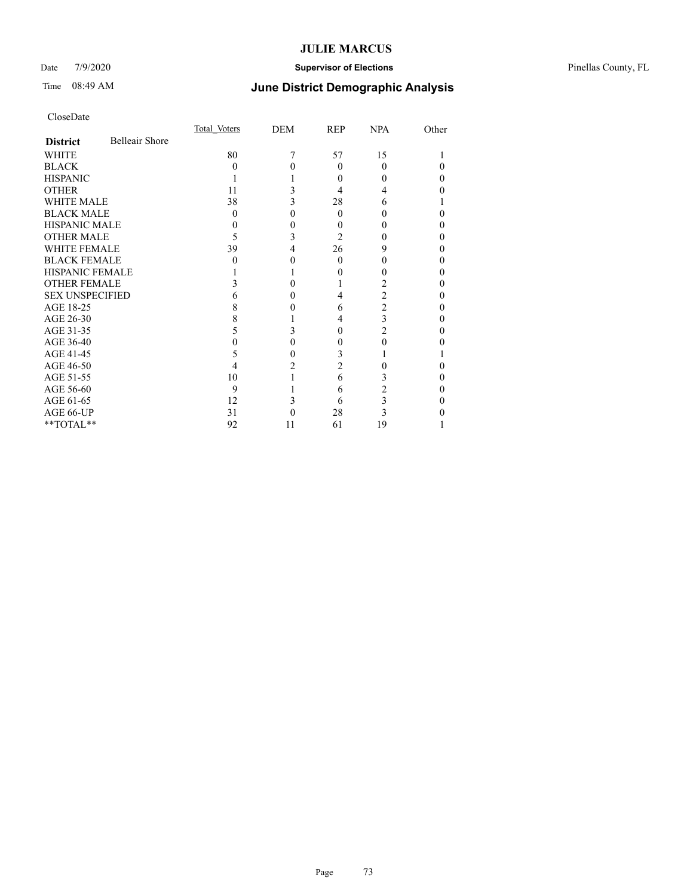CloseDate

| | Total_Voters | DEM | REP | NPA | Other |
|---|---|---|---|---|---|
| **District** Belleair Shore | | | | | |
| WHITE | 80 | 7 | 57 | 15 | 1 |
| BLACK | 0 | 0 | 0 | 0 | 0 |
| HISPANIC | 1 | 1 | 0 | 0 | 0 |
| OTHER | 11 | 3 | 4 | 4 | 0 |
| WHITE MALE | 38 | 3 | 28 | 6 | 1 |
| BLACK MALE | 0 | 0 | 0 | 0 | 0 |
| HISPANIC MALE | 0 | 0 | 0 | 0 | 0 |
| OTHER MALE | 5 | 3 | 2 | 0 | 0 |
| WHITE FEMALE | 39 | 4 | 26 | 9 | 0 |
| BLACK FEMALE | 0 | 0 | 0 | 0 | 0 |
| HISPANIC FEMALE | 1 | 1 | 0 | 0 | 0 |
| OTHER FEMALE | 3 | 0 | 1 | 2 | 0 |
| SEX UNSPECIFIED | 6 | 0 | 4 | 2 | 0 |
| AGE 18-25 | 8 | 0 | 6 | 2 | 0 |
| AGE 26-30 | 8 | 1 | 4 | 3 | 0 |
| AGE 31-35 | 5 | 3 | 0 | 2 | 0 |
| AGE 36-40 | 0 | 0 | 0 | 0 | 0 |
| AGE 41-45 | 5 | 0 | 3 | 1 | 1 |
| AGE 46-50 | 4 | 2 | 2 | 0 | 0 |
| AGE 51-55 | 10 | 1 | 6 | 3 | 0 |
| AGE 56-60 | 9 | 1 | 6 | 2 | 0 |
| AGE 61-65 | 12 | 3 | 6 | 3 | 0 |
| AGE 66-UP | 31 | 0 | 28 | 3 | 0 |
| **TOTAL** | 92 | 11 | 61 | 19 | 1 |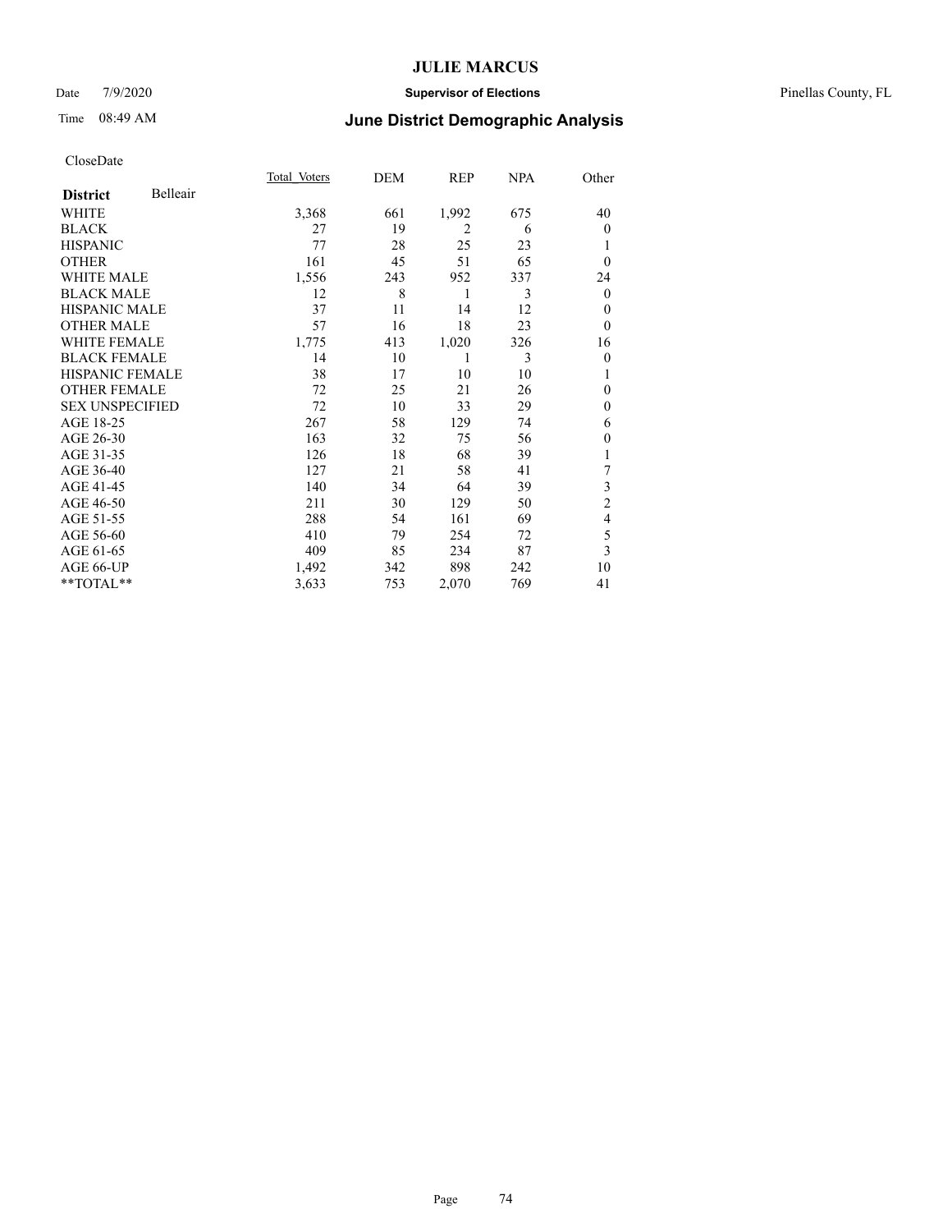# JULIE MARCUS

Date 7/9/2020 **Supervisor of Elections** Pinellas County, FL

Time 08:49 AM **June District Demographic Analysis**

CloseDate

| **District** Belleair | Total_Voters | DEM | REP | NPA | Other |
|---|---|---|---|---|---|
| WHITE | 3,368 | 661 | 1,992 | 675 | 40 |
| BLACK | 27 | 19 | 2 | 6 | 0 |
| HISPANIC | 77 | 28 | 25 | 23 | 1 |
| OTHER | 161 | 45 | 51 | 65 | 0 |
| WHITE MALE | 1,556 | 243 | 952 | 337 | 24 |
| BLACK MALE | 12 | 8 | 1 | 3 | 0 |
| HISPANIC MALE | 37 | 11 | 14 | 12 | 0 |
| OTHER MALE | 57 | 16 | 18 | 23 | 0 |
| WHITE FEMALE | 1,775 | 413 | 1,020 | 326 | 16 |
| BLACK FEMALE | 14 | 10 | 1 | 3 | 0 |
| HISPANIC FEMALE | 38 | 17 | 10 | 10 | 1 |
| OTHER FEMALE | 72 | 25 | 21 | 26 | 0 |
| SEX UNSPECIFIED | 72 | 10 | 33 | 29 | 0 |
| AGE 18-25 | 267 | 58 | 129 | 74 | 6 |
| AGE 26-30 | 163 | 32 | 75 | 56 | 0 |
| AGE 31-35 | 126 | 18 | 68 | 39 | 1 |
| AGE 36-40 | 127 | 21 | 58 | 41 | 7 |
| AGE 41-45 | 140 | 34 | 64 | 39 | 3 |
| AGE 46-50 | 211 | 30 | 129 | 50 | 2 |
| AGE 51-55 | 288 | 54 | 161 | 69 | 4 |
| AGE 56-60 | 410 | 79 | 254 | 72 | 5 |
| AGE 61-65 | 409 | 85 | 234 | 87 | 3 |
| AGE 66-UP | 1,492 | 342 | 898 | 242 | 10 |
| **TOTAL** | 3,633 | 753 | 2,070 | 769 | 41 |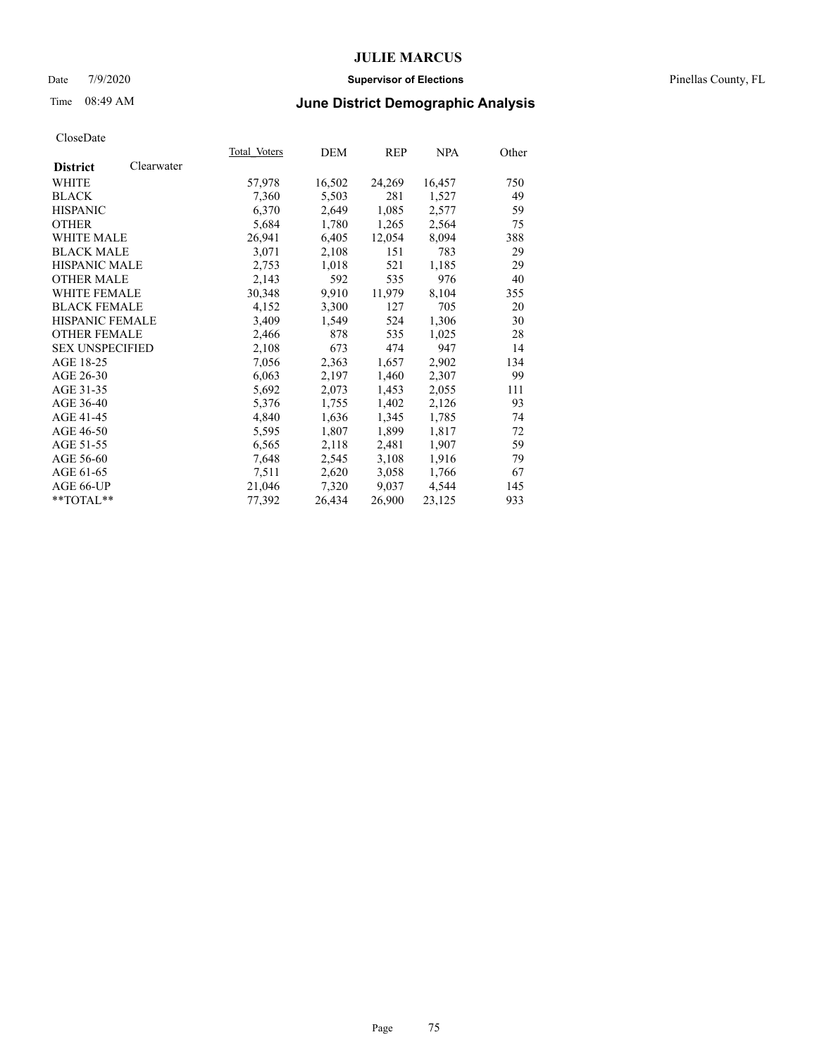# JULIE MARCUS

Date 7/9/2020 **Supervisor of Elections** Pinellas County, FL

Time 08:49 AM **June District Demographic Analysis**

CloseDate

| **District** Clearwater | Total Voters | DEM | REP | NPA | Other |
|---|---|---|---|---|---|
| WHITE | 57,978 | 16,502 | 24,269 | 16,457 | 750 |
| BLACK | 7,360 | 5,503 | 281 | 1,527 | 49 |
| HISPANIC | 6,370 | 2,649 | 1,085 | 2,577 | 59 |
| OTHER | 5,684 | 1,780 | 1,265 | 2,564 | 75 |
| WHITE MALE | 26,941 | 6,405 | 12,054 | 8,094 | 388 |
| BLACK MALE | 3,071 | 2,108 | 151 | 783 | 29 |
| HISPANIC MALE | 2,753 | 1,018 | 521 | 1,185 | 29 |
| OTHER MALE | 2,143 | 592 | 535 | 976 | 40 |
| WHITE FEMALE | 30,348 | 9,910 | 11,979 | 8,104 | 355 |
| BLACK FEMALE | 4,152 | 3,300 | 127 | 705 | 20 |
| HISPANIC FEMALE | 3,409 | 1,549 | 524 | 1,306 | 30 |
| OTHER FEMALE | 2,466 | 878 | 535 | 1,025 | 28 |
| SEX UNSPECIFIED | 2,108 | 673 | 474 | 947 | 14 |
| AGE 18-25 | 7,056 | 2,363 | 1,657 | 2,902 | 134 |
| AGE 26-30 | 6,063 | 2,197 | 1,460 | 2,307 | 99 |
| AGE 31-35 | 5,692 | 2,073 | 1,453 | 2,055 | 111 |
| AGE 36-40 | 5,376 | 1,755 | 1,402 | 2,126 | 93 |
| AGE 41-45 | 4,840 | 1,636 | 1,345 | 1,785 | 74 |
| AGE 46-50 | 5,595 | 1,807 | 1,899 | 1,817 | 72 |
| AGE 51-55 | 6,565 | 2,118 | 2,481 | 1,907 | 59 |
| AGE 56-60 | 7,648 | 2,545 | 3,108 | 1,916 | 79 |
| AGE 61-65 | 7,511 | 2,620 | 3,058 | 1,766 | 67 |
| AGE 66-UP | 21,046 | 7,320 | 9,037 | 4,544 | 145 |
| **TOTAL** | 77,392 | 26,434 | 26,900 | 23,125 | 933 |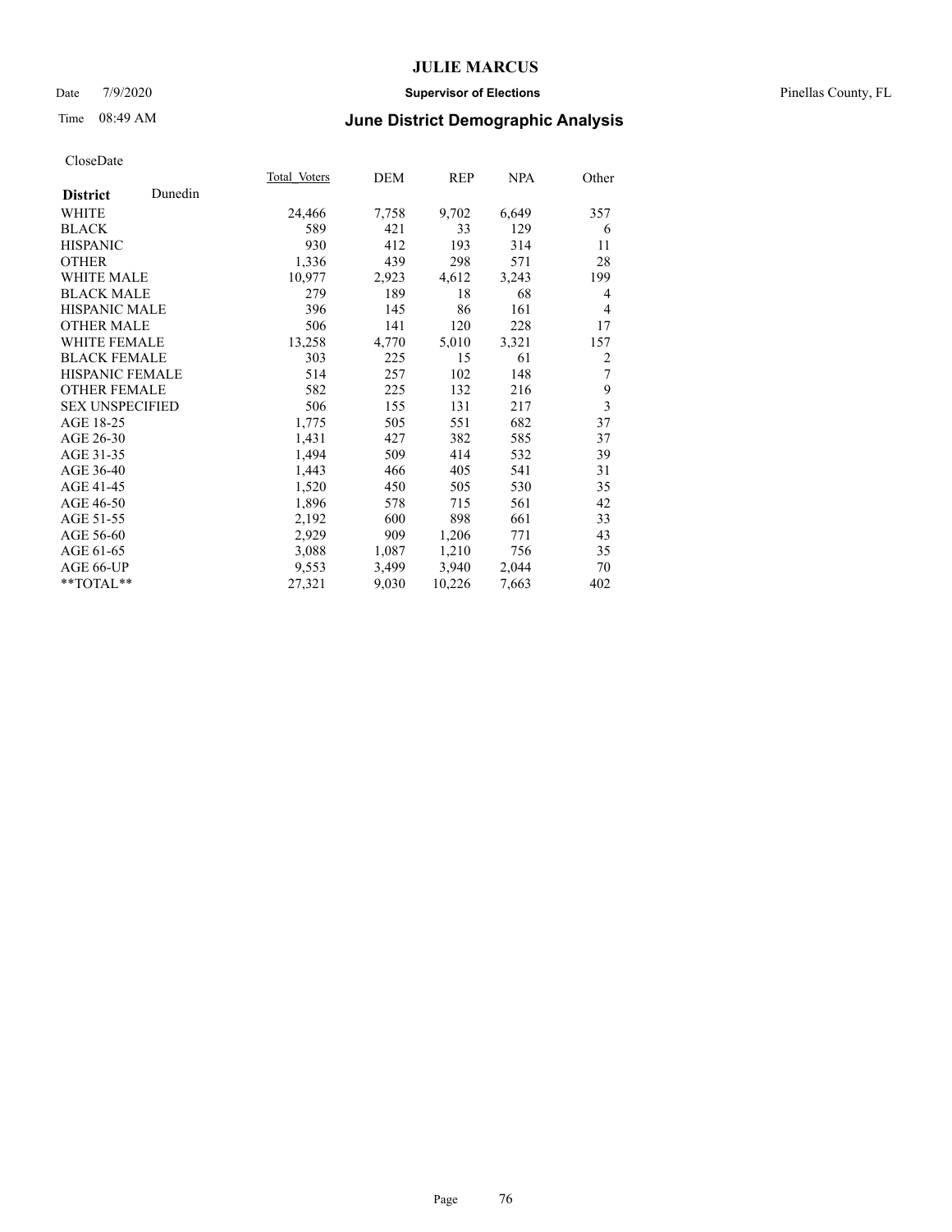CloseDate

| District Dunedin | Total Voters | DEM | REP | NPA | Other |
|---|---|---|---|---|---|
| WHITE | 24,466 | 7,758 | 9,702 | 6,649 | 357 |
| BLACK | 589 | 421 | 33 | 129 | 6 |
| HISPANIC | 930 | 412 | 193 | 314 | 11 |
| OTHER | 1,336 | 439 | 298 | 571 | 28 |
| WHITE MALE | 10,977 | 2,923 | 4,612 | 3,243 | 199 |
| BLACK MALE | 279 | 189 | 18 | 68 | 4 |
| HISPANIC MALE | 396 | 145 | 86 | 161 | 4 |
| OTHER MALE | 506 | 141 | 120 | 228 | 17 |
| WHITE FEMALE | 13,258 | 4,770 | 5,010 | 3,321 | 157 |
| BLACK FEMALE | 303 | 225 | 15 | 61 | 2 |
| HISPANIC FEMALE | 514 | 257 | 102 | 148 | 7 |
| OTHER FEMALE | 582 | 225 | 132 | 216 | 9 |
| SEX UNSPECIFIED | 506 | 155 | 131 | 217 | 3 |
| AGE 18-25 | 1,775 | 505 | 551 | 682 | 37 |
| AGE 26-30 | 1,431 | 427 | 382 | 585 | 37 |
| AGE 31-35 | 1,494 | 509 | 414 | 532 | 39 |
| AGE 36-40 | 1,443 | 466 | 405 | 541 | 31 |
| AGE 41-45 | 1,520 | 450 | 505 | 530 | 35 |
| AGE 46-50 | 1,896 | 578 | 715 | 561 | 42 |
| AGE 51-55 | 2,192 | 600 | 898 | 661 | 33 |
| AGE 56-60 | 2,929 | 909 | 1,206 | 771 | 43 |
| AGE 61-65 | 3,088 | 1,087 | 1,210 | 756 | 35 |
| AGE 66-UP | 9,553 | 3,499 | 3,940 | 2,044 | 70 |
| **TOTAL** | 27,321 | 9,030 | 10,226 | 7,663 | 402 |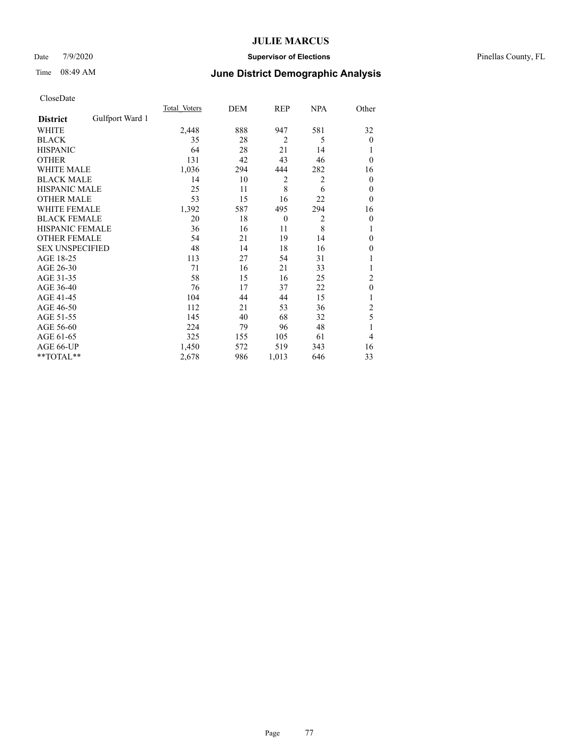CloseDate

| District | Gulfport Ward 1 | Total_Voters | DEM | REP | NPA | Other |
|---|---|---|---|---|---|---|
| WHITE | | 2,448 | 888 | 947 | 581 | 32 |
| BLACK | | 35 | 28 | 2 | 5 | 0 |
| HISPANIC | | 64 | 28 | 21 | 14 | 1 |
| OTHER | | 131 | 42 | 43 | 46 | 0 |
| WHITE MALE | | 1,036 | 294 | 444 | 282 | 16 |
| BLACK MALE | | 14 | 10 | 2 | 2 | 0 |
| HISPANIC MALE | | 25 | 11 | 8 | 6 | 0 |
| OTHER MALE | | 53 | 15 | 16 | 22 | 0 |
| WHITE FEMALE | | 1,392 | 587 | 495 | 294 | 16 |
| BLACK FEMALE | | 20 | 18 | 0 | 2 | 0 |
| HISPANIC FEMALE | | 36 | 16 | 11 | 8 | 1 |
| OTHER FEMALE | | 54 | 21 | 19 | 14 | 0 |
| SEX UNSPECIFIED | | 48 | 14 | 18 | 16 | 0 |
| AGE 18-25 | | 113 | 27 | 54 | 31 | 1 |
| AGE 26-30 | | 71 | 16 | 21 | 33 | 1 |
| AGE 31-35 | | 58 | 15 | 16 | 25 | 2 |
| AGE 36-40 | | 76 | 17 | 37 | 22 | 0 |
| AGE 41-45 | | 104 | 44 | 44 | 15 | 1 |
| AGE 46-50 | | 112 | 21 | 53 | 36 | 2 |
| AGE 51-55 | | 145 | 40 | 68 | 32 | 5 |
| AGE 56-60 | | 224 | 79 | 96 | 48 | 1 |
| AGE 61-65 | | 325 | 155 | 105 | 61 | 4 |
| AGE 66-UP | | 1,450 | 572 | 519 | 343 | 16 |
| **TOTAL** | | 2,678 | 986 | 1,013 | 646 | 33 |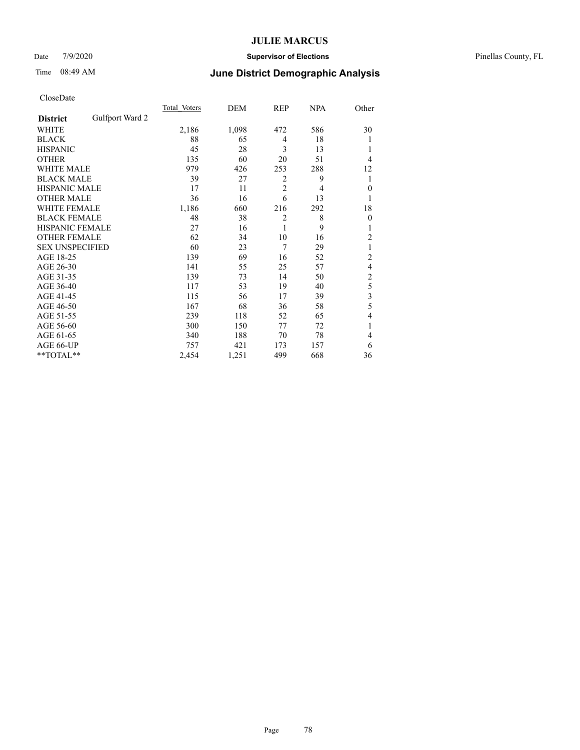# JULIE MARCUS

Date 7/9/2020 **Supervisor of Elections** Pinellas County, FL

Time 08:49 AM **June District Demographic Analysis**

CloseDate

| **District** Gulfport Ward 2 | Total Voters | DEM | REP | NPA | Other |
|---|---|---|---|---|---|
| WHITE | 2,186 | 1,098 | 472 | 586 | 30 |
| BLACK | 88 | 65 | 4 | 18 | 1 |
| HISPANIC | 45 | 28 | 3 | 13 | 1 |
| OTHER | 135 | 60 | 20 | 51 | 4 |
| WHITE MALE | 979 | 426 | 253 | 288 | 12 |
| BLACK MALE | 39 | 27 | 2 | 9 | 1 |
| HISPANIC MALE | 17 | 11 | 2 | 4 | 0 |
| OTHER MALE | 36 | 16 | 6 | 13 | 1 |
| WHITE FEMALE | 1,186 | 660 | 216 | 292 | 18 |
| BLACK FEMALE | 48 | 38 | 2 | 8 | 0 |
| HISPANIC FEMALE | 27 | 16 | 1 | 9 | 1 |
| OTHER FEMALE | 62 | 34 | 10 | 16 | 2 |
| SEX UNSPECIFIED | 60 | 23 | 7 | 29 | 1 |
| AGE 18-25 | 139 | 69 | 16 | 52 | 2 |
| AGE 26-30 | 141 | 55 | 25 | 57 | 4 |
| AGE 31-35 | 139 | 73 | 14 | 50 | 2 |
| AGE 36-40 | 117 | 53 | 19 | 40 | 5 |
| AGE 41-45 | 115 | 56 | 17 | 39 | 3 |
| AGE 46-50 | 167 | 68 | 36 | 58 | 5 |
| AGE 51-55 | 239 | 118 | 52 | 65 | 4 |
| AGE 56-60 | 300 | 150 | 77 | 72 | 1 |
| AGE 61-65 | 340 | 188 | 70 | 78 | 4 |
| AGE 66-UP | 757 | 421 | 173 | 157 | 6 |
| **TOTAL** | 2,454 | 1,251 | 499 | 668 | 36 |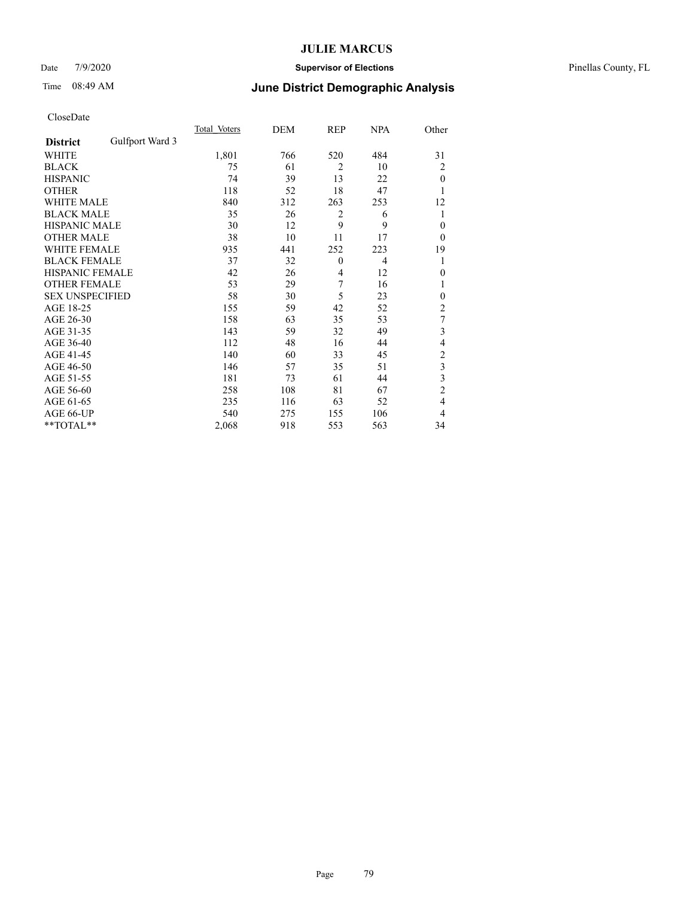# JULIE MARCUS

Date 7/9/2020 **Supervisor of Elections** Pinellas County, FL

Time 08:49 AM **June District Demographic Analysis**

CloseDate

| **District** Gulfport Ward 3 | Total Voters | DEM | REP | NPA | Other |
|---|---|---|---|---|---|
| WHITE | 1,801 | 766 | 520 | 484 | 31 |
| BLACK | 75 | 61 | 2 | 10 | 2 |
| HISPANIC | 74 | 39 | 13 | 22 | 0 |
| OTHER | 118 | 52 | 18 | 47 | 1 |
| WHITE MALE | 840 | 312 | 263 | 253 | 12 |
| BLACK MALE | 35 | 26 | 2 | 6 | 1 |
| HISPANIC MALE | 30 | 12 | 9 | 9 | 0 |
| OTHER MALE | 38 | 10 | 11 | 17 | 0 |
| WHITE FEMALE | 935 | 441 | 252 | 223 | 19 |
| BLACK FEMALE | 37 | 32 | 0 | 4 | 1 |
| HISPANIC FEMALE | 42 | 26 | 4 | 12 | 0 |
| OTHER FEMALE | 53 | 29 | 7 | 16 | 1 |
| SEX UNSPECIFIED | 58 | 30 | 5 | 23 | 0 |
| AGE 18-25 | 155 | 59 | 42 | 52 | 2 |
| AGE 26-30 | 158 | 63 | 35 | 53 | 7 |
| AGE 31-35 | 143 | 59 | 32 | 49 | 3 |
| AGE 36-40 | 112 | 48 | 16 | 44 | 4 |
| AGE 41-45 | 140 | 60 | 33 | 45 | 2 |
| AGE 46-50 | 146 | 57 | 35 | 51 | 3 |
| AGE 51-55 | 181 | 73 | 61 | 44 | 3 |
| AGE 56-60 | 258 | 108 | 81 | 67 | 2 |
| AGE 61-65 | 235 | 116 | 63 | 52 | 4 |
| AGE 66-UP | 540 | 275 | 155 | 106 | 4 |
| **TOTAL** | 2,068 | 918 | 553 | 563 | 34 |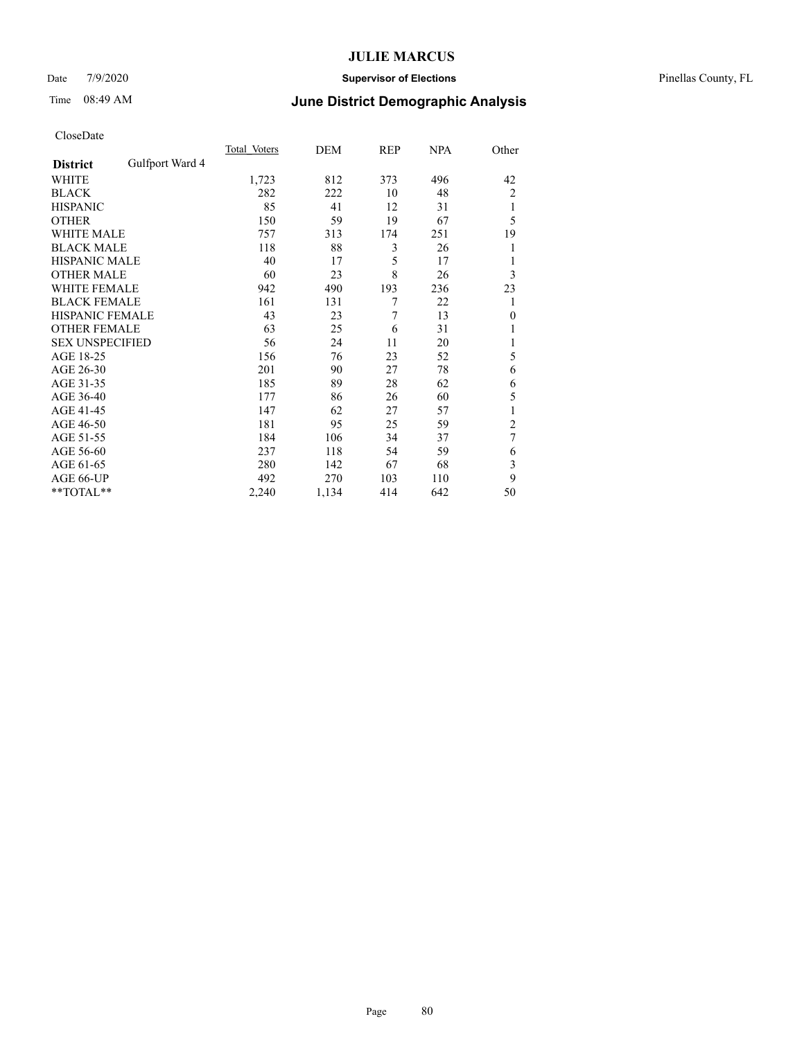CloseDate

| District | Gulfport Ward 4 | Total Voters | DEM | REP | NPA | Other |
|---|---|---|---|---|---|---|
| WHITE | | 1,723 | 812 | 373 | 496 | 42 |
| BLACK | | 282 | 222 | 10 | 48 | 2 |
| HISPANIC | | 85 | 41 | 12 | 31 | 1 |
| OTHER | | 150 | 59 | 19 | 67 | 5 |
| WHITE MALE | | 757 | 313 | 174 | 251 | 19 |
| BLACK MALE | | 118 | 88 | 3 | 26 | 1 |
| HISPANIC MALE | | 40 | 17 | 5 | 17 | 1 |
| OTHER MALE | | 60 | 23 | 8 | 26 | 3 |
| WHITE FEMALE | | 942 | 490 | 193 | 236 | 23 |
| BLACK FEMALE | | 161 | 131 | 7 | 22 | 1 |
| HISPANIC FEMALE | | 43 | 23 | 7 | 13 | 0 |
| OTHER FEMALE | | 63 | 25 | 6 | 31 | 1 |
| SEX UNSPECIFIED | | 56 | 24 | 11 | 20 | 1 |
| AGE 18-25 | | 156 | 76 | 23 | 52 | 5 |
| AGE 26-30 | | 201 | 90 | 27 | 78 | 6 |
| AGE 31-35 | | 185 | 89 | 28 | 62 | 6 |
| AGE 36-40 | | 177 | 86 | 26 | 60 | 5 |
| AGE 41-45 | | 147 | 62 | 27 | 57 | 1 |
| AGE 46-50 | | 181 | 95 | 25 | 59 | 2 |
| AGE 51-55 | | 184 | 106 | 34 | 37 | 7 |
| AGE 56-60 | | 237 | 118 | 54 | 59 | 6 |
| AGE 61-65 | | 280 | 142 | 67 | 68 | 3 |
| AGE 66-UP | | 492 | 270 | 103 | 110 | 9 |
| **TOTAL** | | 2,240 | 1,134 | 414 | 642 | 50 |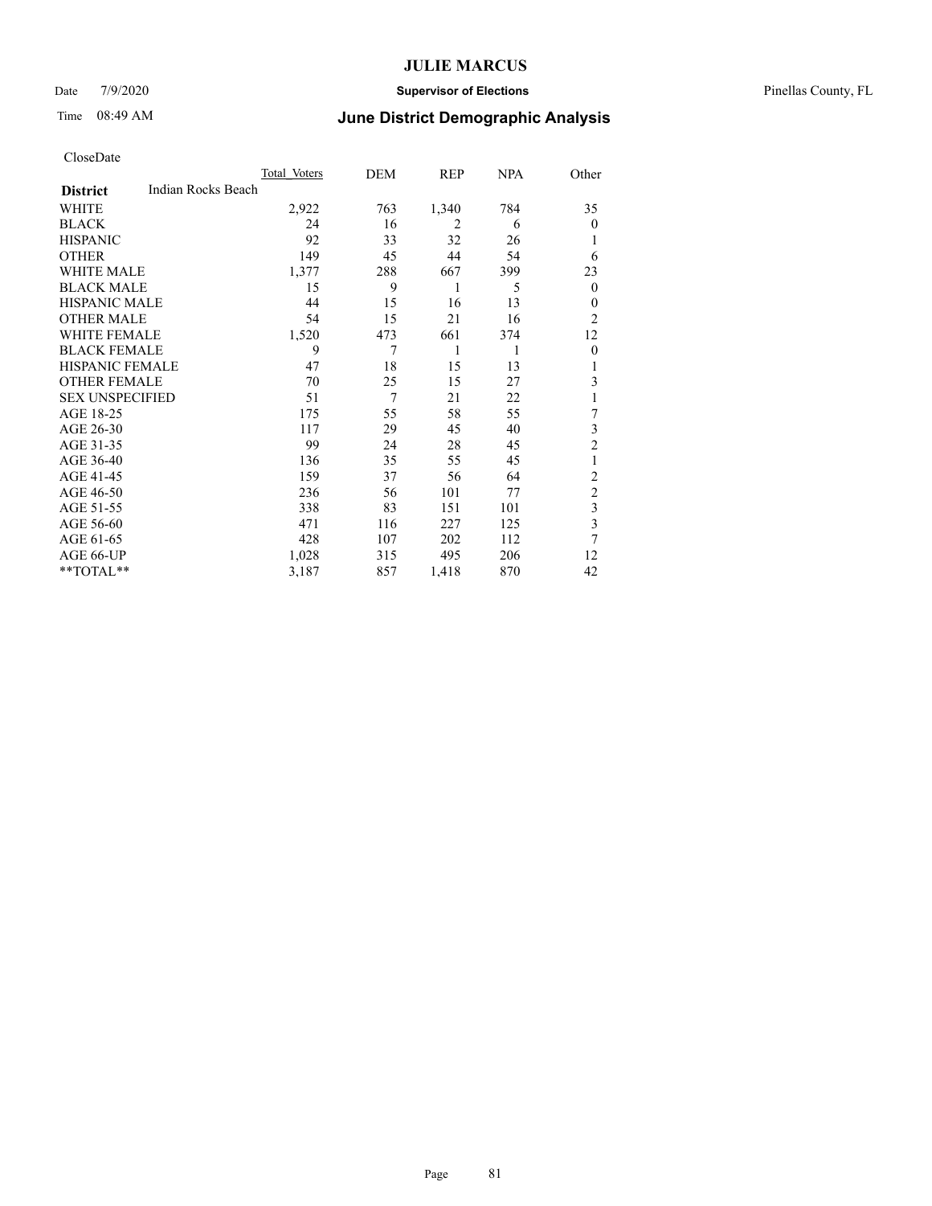# JULIE MARCUS

Date 7/9/2020 **Supervisor of Elections** Pinellas County, FL

Time 08:49 AM **June District Demographic Analysis**

CloseDate

| **District** Indian Rocks Beach | Total Voters | DEM | REP | NPA | Other |
|---|---|---|---|---|---|
| WHITE | 2,922 | 763 | 1,340 | 784 | 35 |
| BLACK | 24 | 16 | 2 | 6 | 0 |
| HISPANIC | 92 | 33 | 32 | 26 | 1 |
| OTHER | 149 | 45 | 44 | 54 | 6 |
| WHITE MALE | 1,377 | 288 | 667 | 399 | 23 |
| BLACK MALE | 15 | 9 | 1 | 5 | 0 |
| HISPANIC MALE | 44 | 15 | 16 | 13 | 0 |
| OTHER MALE | 54 | 15 | 21 | 16 | 2 |
| WHITE FEMALE | 1,520 | 473 | 661 | 374 | 12 |
| BLACK FEMALE | 9 | 7 | 1 | 1 | 0 |
| HISPANIC FEMALE | 47 | 18 | 15 | 13 | 1 |
| OTHER FEMALE | 70 | 25 | 15 | 27 | 3 |
| SEX UNSPECIFIED | 51 | 7 | 21 | 22 | 1 |
| AGE 18-25 | 175 | 55 | 58 | 55 | 7 |
| AGE 26-30 | 117 | 29 | 45 | 40 | 3 |
| AGE 31-35 | 99 | 24 | 28 | 45 | 2 |
| AGE 36-40 | 136 | 35 | 55 | 45 | 1 |
| AGE 41-45 | 159 | 37 | 56 | 64 | 2 |
| AGE 46-50 | 236 | 56 | 101 | 77 | 2 |
| AGE 51-55 | 338 | 83 | 151 | 101 | 3 |
| AGE 56-60 | 471 | 116 | 227 | 125 | 3 |
| AGE 61-65 | 428 | 107 | 202 | 112 | 7 |
| AGE 66-UP | 1,028 | 315 | 495 | 206 | 12 |
| **TOTAL** | 3,187 | 857 | 1,418 | 870 | 42 |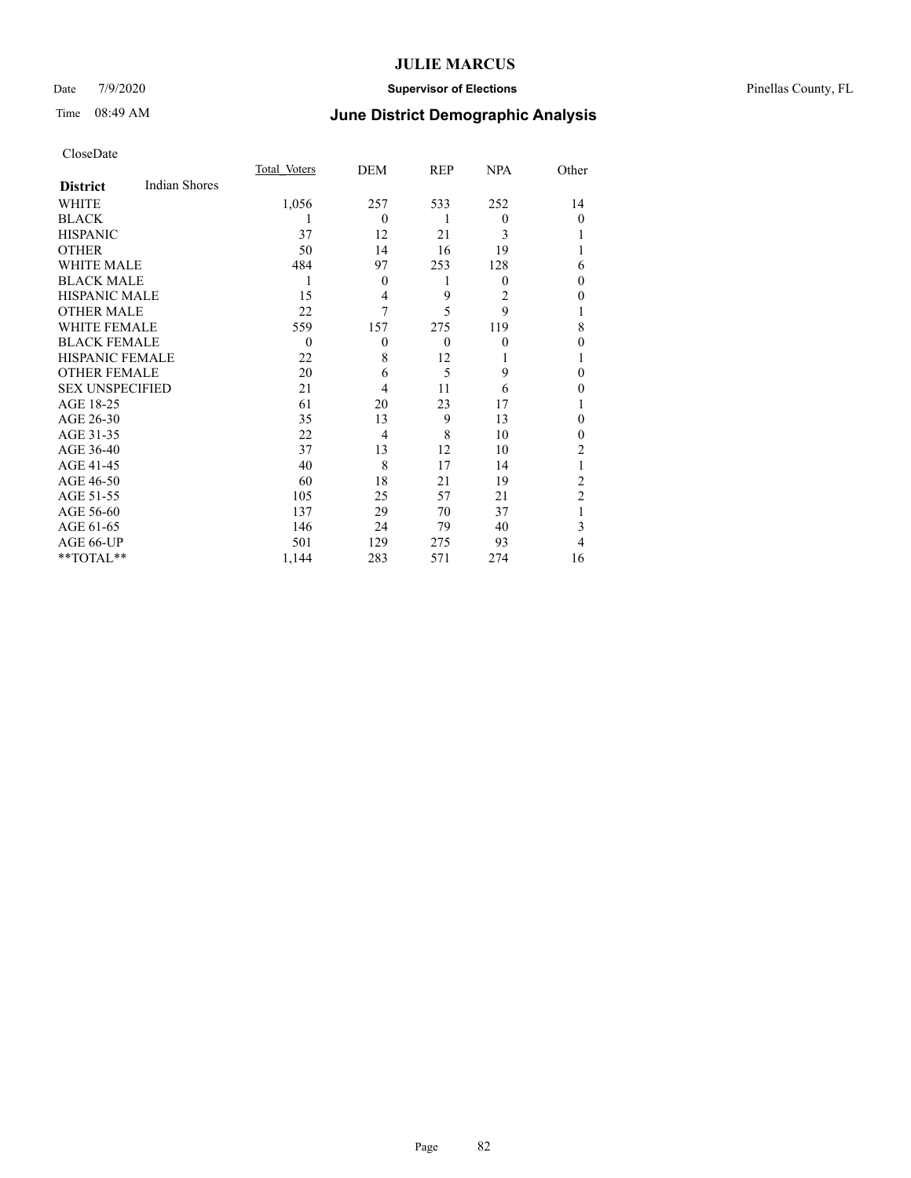# JULIE MARCUS

Date 7/9/2020 **Supervisor of Elections** Pinellas County, FL

Time 08:49 AM **June District Demographic Analysis**

CloseDate

| **District** Indian Shores | Total Voters | DEM | REP | NPA | Other |
|---|---|---|---|---|---|
| WHITE | 1,056 | 257 | 533 | 252 | 14 |
| BLACK | 1 | 0 | 1 | 0 | 0 |
| HISPANIC | 37 | 12 | 21 | 3 | 1 |
| OTHER | 50 | 14 | 16 | 19 | 1 |
| WHITE MALE | 484 | 97 | 253 | 128 | 6 |
| BLACK MALE | 1 | 0 | 1 | 0 | 0 |
| HISPANIC MALE | 15 | 4 | 9 | 2 | 0 |
| OTHER MALE | 22 | 7 | 5 | 9 | 1 |
| WHITE FEMALE | 559 | 157 | 275 | 119 | 8 |
| BLACK FEMALE | 0 | 0 | 0 | 0 | 0 |
| HISPANIC FEMALE | 22 | 8 | 12 | 1 | 1 |
| OTHER FEMALE | 20 | 6 | 5 | 9 | 0 |
| SEX UNSPECIFIED | 21 | 4 | 11 | 6 | 0 |
| AGE 18-25 | 61 | 20 | 23 | 17 | 1 |
| AGE 26-30 | 35 | 13 | 9 | 13 | 0 |
| AGE 31-35 | 22 | 4 | 8 | 10 | 0 |
| AGE 36-40 | 37 | 13 | 12 | 10 | 2 |
| AGE 41-45 | 40 | 8 | 17 | 14 | 1 |
| AGE 46-50 | 60 | 18 | 21 | 19 | 2 |
| AGE 51-55 | 105 | 25 | 57 | 21 | 2 |
| AGE 56-60 | 137 | 29 | 70 | 37 | 1 |
| AGE 61-65 | 146 | 24 | 79 | 40 | 3 |
| AGE 66-UP | 501 | 129 | 275 | 93 | 4 |
| **TOTAL** | 1,144 | 283 | 571 | 274 | 16 |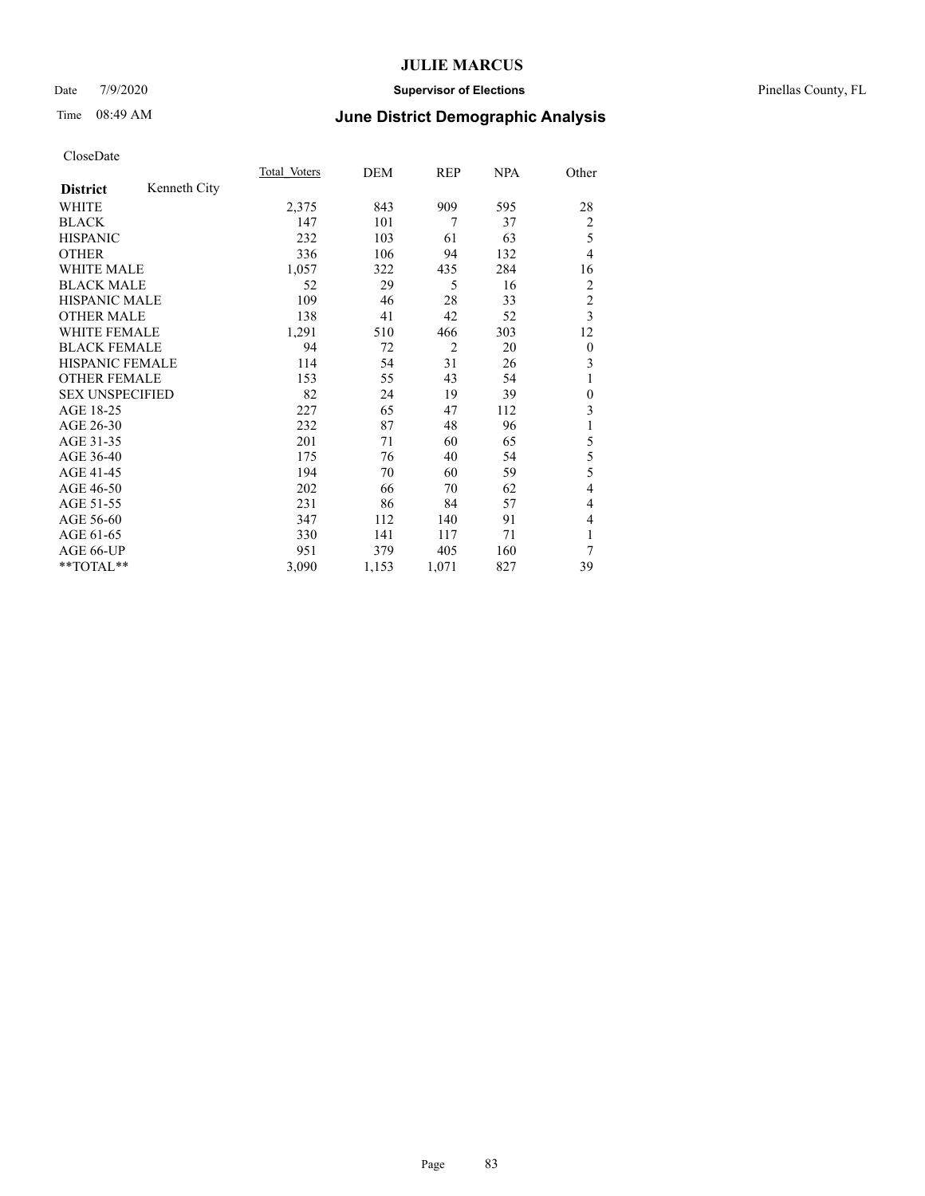# JULIE MARCUS

Date 7/9/2020 **Supervisor of Elections** Pinellas County, FL

Time 08:49 AM **June District Demographic Analysis**

CloseDate

| **District** Kenneth City | Total Voters | DEM | REP | NPA | Other |
|---|---|---|---|---|---|
| WHITE | 2,375 | 843 | 909 | 595 | 28 |
| BLACK | 147 | 101 | 7 | 37 | 2 |
| HISPANIC | 232 | 103 | 61 | 63 | 5 |
| OTHER | 336 | 106 | 94 | 132 | 4 |
| WHITE MALE | 1,057 | 322 | 435 | 284 | 16 |
| BLACK MALE | 52 | 29 | 5 | 16 | 2 |
| HISPANIC MALE | 109 | 46 | 28 | 33 | 2 |
| OTHER MALE | 138 | 41 | 42 | 52 | 3 |
| WHITE FEMALE | 1,291 | 510 | 466 | 303 | 12 |
| BLACK FEMALE | 94 | 72 | 2 | 20 | 0 |
| HISPANIC FEMALE | 114 | 54 | 31 | 26 | 3 |
| OTHER FEMALE | 153 | 55 | 43 | 54 | 1 |
| SEX UNSPECIFIED | 82 | 24 | 19 | 39 | 0 |
| AGE 18-25 | 227 | 65 | 47 | 112 | 3 |
| AGE 26-30 | 232 | 87 | 48 | 96 | 1 |
| AGE 31-35 | 201 | 71 | 60 | 65 | 5 |
| AGE 36-40 | 175 | 76 | 40 | 54 | 5 |
| AGE 41-45 | 194 | 70 | 60 | 59 | 5 |
| AGE 46-50 | 202 | 66 | 70 | 62 | 4 |
| AGE 51-55 | 231 | 86 | 84 | 57 | 4 |
| AGE 56-60 | 347 | 112 | 140 | 91 | 4 |
| AGE 61-65 | 330 | 141 | 117 | 71 | 1 |
| AGE 66-UP | 951 | 379 | 405 | 160 | 7 |
| **TOTAL** | 3,090 | 1,153 | 1,071 | 827 | 39 |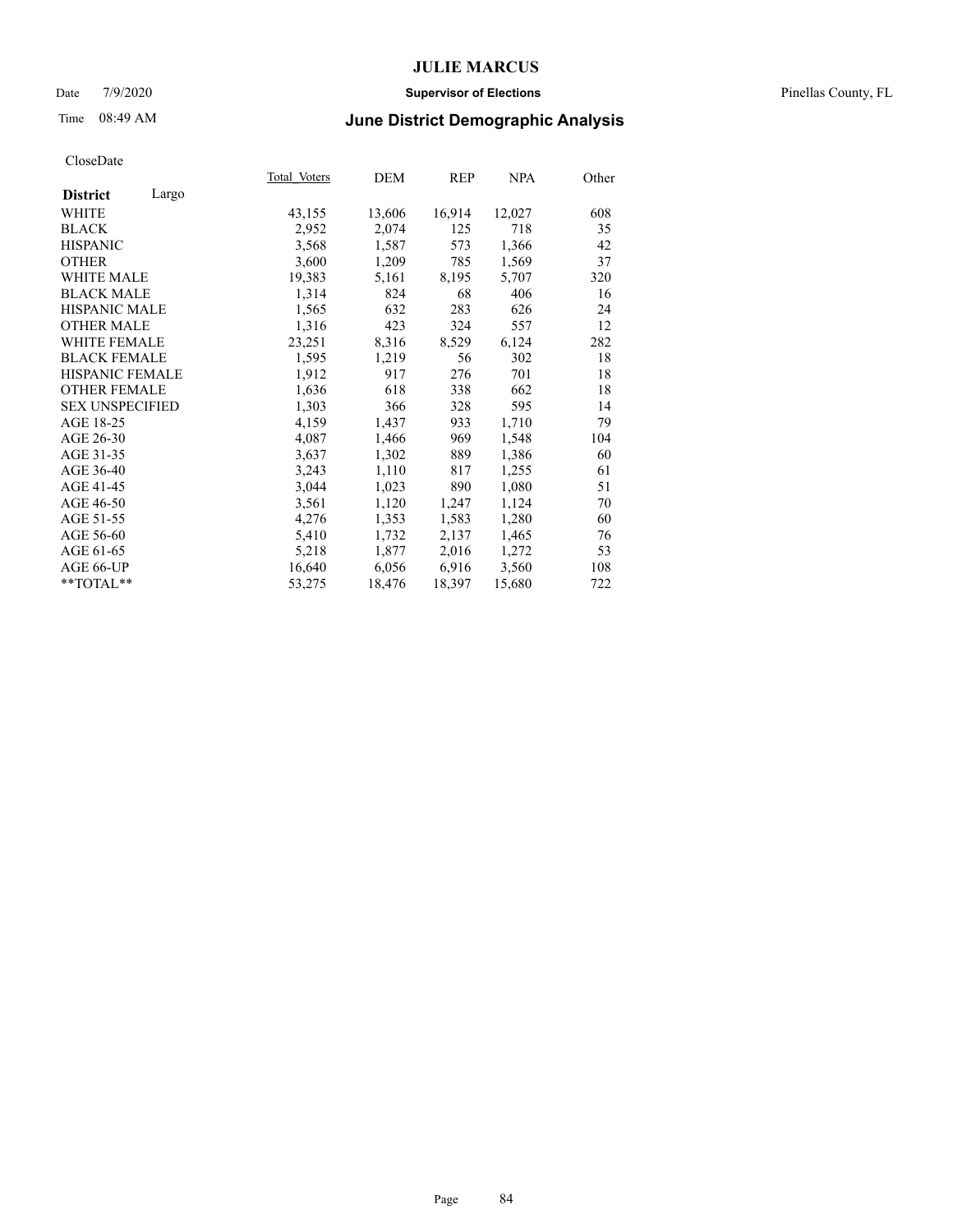# JULIE MARCUS

Date 7/9/2020 **Supervisor of Elections** Pinellas County, FL

Time 08:49 AM **June District Demographic Analysis**

CloseDate

| **District** Largo | Total Voters | DEM | REP | NPA | Other |
|---|---|---|---|---|---|
| WHITE | 43,155 | 13,606 | 16,914 | 12,027 | 608 |
| BLACK | 2,952 | 2,074 | 125 | 718 | 35 |
| HISPANIC | 3,568 | 1,587 | 573 | 1,366 | 42 |
| OTHER | 3,600 | 1,209 | 785 | 1,569 | 37 |
| WHITE MALE | 19,383 | 5,161 | 8,195 | 5,707 | 320 |
| BLACK MALE | 1,314 | 824 | 68 | 406 | 16 |
| HISPANIC MALE | 1,565 | 632 | 283 | 626 | 24 |
| OTHER MALE | 1,316 | 423 | 324 | 557 | 12 |
| WHITE FEMALE | 23,251 | 8,316 | 8,529 | 6,124 | 282 |
| BLACK FEMALE | 1,595 | 1,219 | 56 | 302 | 18 |
| HISPANIC FEMALE | 1,912 | 917 | 276 | 701 | 18 |
| OTHER FEMALE | 1,636 | 618 | 338 | 662 | 18 |
| SEX UNSPECIFIED | 1,303 | 366 | 328 | 595 | 14 |
| AGE 18-25 | 4,159 | 1,437 | 933 | 1,710 | 79 |
| AGE 26-30 | 4,087 | 1,466 | 969 | 1,548 | 104 |
| AGE 31-35 | 3,637 | 1,302 | 889 | 1,386 | 60 |
| AGE 36-40 | 3,243 | 1,110 | 817 | 1,255 | 61 |
| AGE 41-45 | 3,044 | 1,023 | 890 | 1,080 | 51 |
| AGE 46-50 | 3,561 | 1,120 | 1,247 | 1,124 | 70 |
| AGE 51-55 | 4,276 | 1,353 | 1,583 | 1,280 | 60 |
| AGE 56-60 | 5,410 | 1,732 | 2,137 | 1,465 | 76 |
| AGE 61-65 | 5,218 | 1,877 | 2,016 | 1,272 | 53 |
| AGE 66-UP | 16,640 | 6,056 | 6,916 | 3,560 | 108 |
| **TOTAL** | 53,275 | 18,476 | 18,397 | 15,680 | 722 |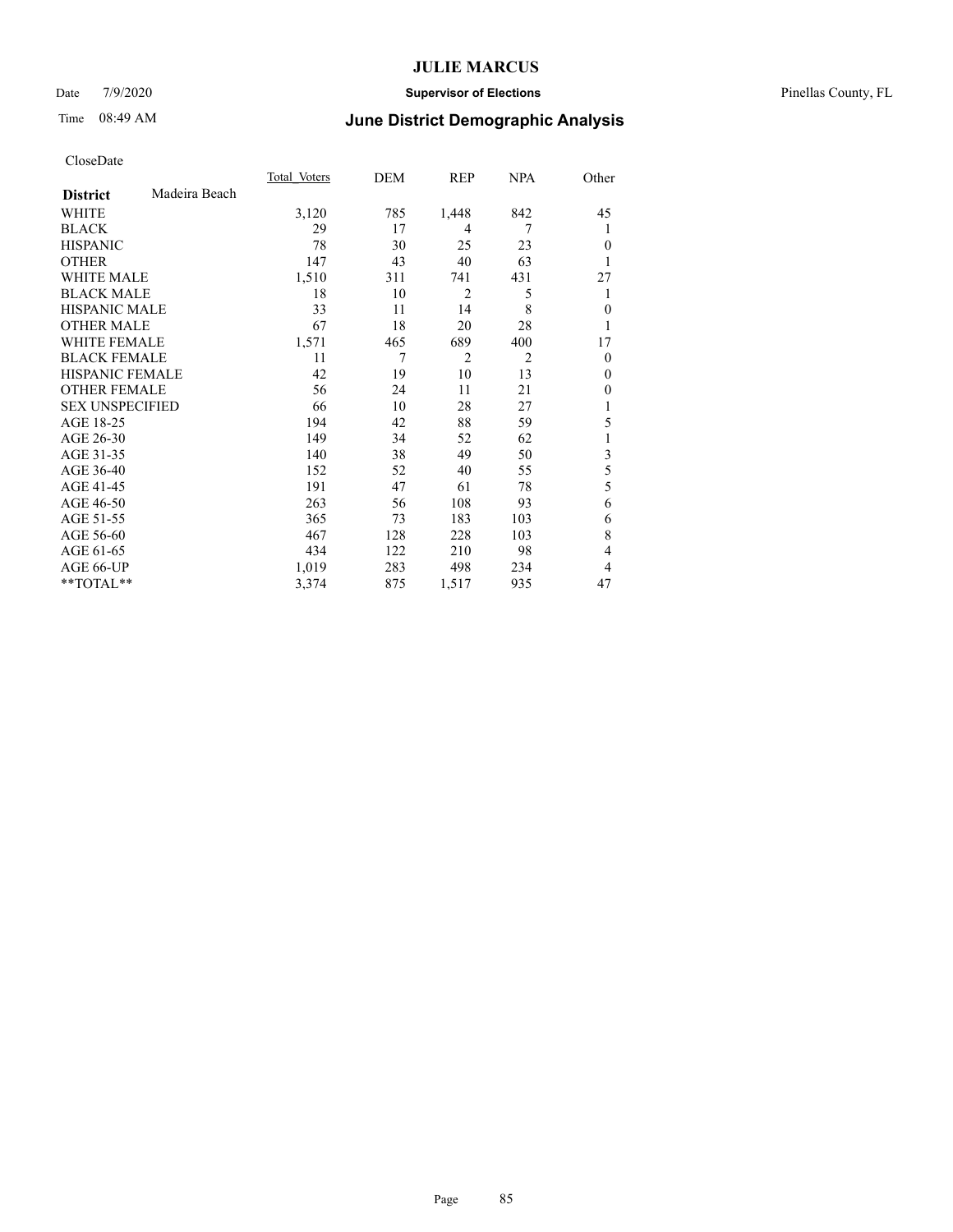# JULIE MARCUS

Date 7/9/2020 **Supervisor of Elections** Pinellas County, FL

Time 08:49 AM **June District Demographic Analysis**

CloseDate

| **District** Madeira Beach | Total Voters | DEM | REP | NPA | Other |
|---|---|---|---|---|---|
| WHITE | 3,120 | 785 | 1,448 | 842 | 45 |
| BLACK | 29 | 17 | 4 | 7 | 1 |
| HISPANIC | 78 | 30 | 25 | 23 | 0 |
| OTHER | 147 | 43 | 40 | 63 | 1 |
| WHITE MALE | 1,510 | 311 | 741 | 431 | 27 |
| BLACK MALE | 18 | 10 | 2 | 5 | 1 |
| HISPANIC MALE | 33 | 11 | 14 | 8 | 0 |
| OTHER MALE | 67 | 18 | 20 | 28 | 1 |
| WHITE FEMALE | 1,571 | 465 | 689 | 400 | 17 |
| BLACK FEMALE | 11 | 7 | 2 | 2 | 0 |
| HISPANIC FEMALE | 42 | 19 | 10 | 13 | 0 |
| OTHER FEMALE | 56 | 24 | 11 | 21 | 0 |
| SEX UNSPECIFIED | 66 | 10 | 28 | 27 | 1 |
| AGE 18-25 | 194 | 42 | 88 | 59 | 5 |
| AGE 26-30 | 149 | 34 | 52 | 62 | 1 |
| AGE 31-35 | 140 | 38 | 49 | 50 | 3 |
| AGE 36-40 | 152 | 52 | 40 | 55 | 5 |
| AGE 41-45 | 191 | 47 | 61 | 78 | 5 |
| AGE 46-50 | 263 | 56 | 108 | 93 | 6 |
| AGE 51-55 | 365 | 73 | 183 | 103 | 6 |
| AGE 56-60 | 467 | 128 | 228 | 103 | 8 |
| AGE 61-65 | 434 | 122 | 210 | 98 | 4 |
| AGE 66-UP | 1,019 | 283 | 498 | 234 | 4 |
| **TOTAL** | 3,374 | 875 | 1,517 | 935 | 47 |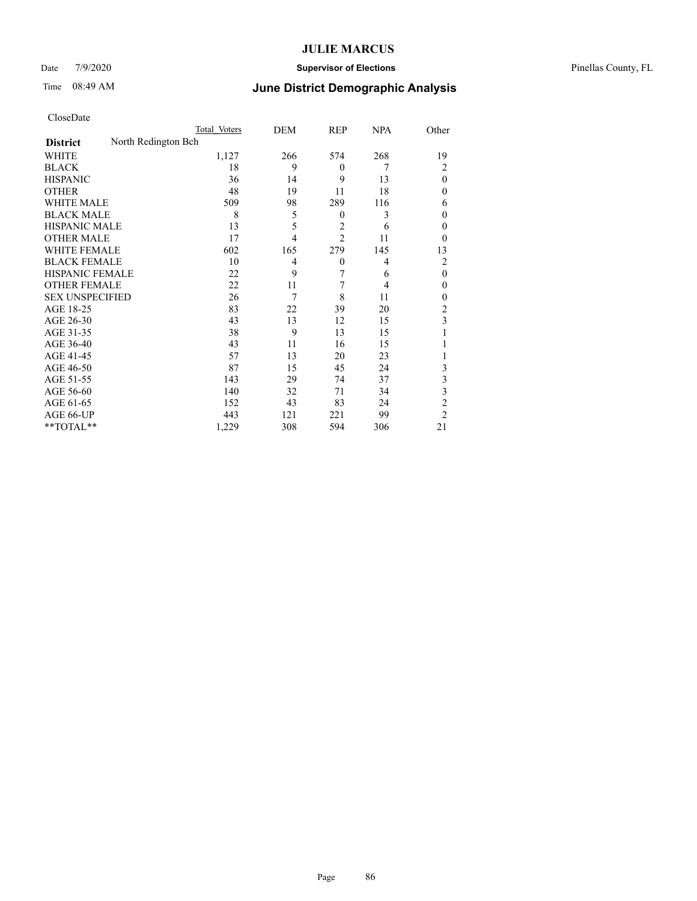# JULIE MARCUS

Date 7/9/2020 **Supervisor of Elections** Pinellas County, FL

Time 08:49 AM **June District Demographic Analysis**

CloseDate

| **District** | North Redington Bch | Total Voters | DEM | REP | NPA | Other |
|---|---|---|---|---|---|---|
| WHITE | | 1,127 | 266 | 574 | 268 | 19 |
| BLACK | | 18 | 9 | 0 | 7 | 2 |
| HISPANIC | | 36 | 14 | 9 | 13 | 0 |
| OTHER | | 48 | 19 | 11 | 18 | 0 |
| WHITE MALE | | 509 | 98 | 289 | 116 | 6 |
| BLACK MALE | | 8 | 5 | 0 | 3 | 0 |
| HISPANIC MALE | | 13 | 5 | 2 | 6 | 0 |
| OTHER MALE | | 17 | 4 | 2 | 11 | 0 |
| WHITE FEMALE | | 602 | 165 | 279 | 145 | 13 |
| BLACK FEMALE | | 10 | 4 | 0 | 4 | 2 |
| HISPANIC FEMALE | | 22 | 9 | 7 | 6 | 0 |
| OTHER FEMALE | | 22 | 11 | 7 | 4 | 0 |
| SEX UNSPECIFIED | | 26 | 7 | 8 | 11 | 0 |
| AGE 18-25 | | 83 | 22 | 39 | 20 | 2 |
| AGE 26-30 | | 43 | 13 | 12 | 15 | 3 |
| AGE 31-35 | | 38 | 9 | 13 | 15 | 1 |
| AGE 36-40 | | 43 | 11 | 16 | 15 | 1 |
| AGE 41-45 | | 57 | 13 | 20 | 23 | 1 |
| AGE 46-50 | | 87 | 15 | 45 | 24 | 3 |
| AGE 51-55 | | 143 | 29 | 74 | 37 | 3 |
| AGE 56-60 | | 140 | 32 | 71 | 34 | 3 |
| AGE 61-65 | | 152 | 43 | 83 | 24 | 2 |
| AGE 66-UP | | 443 | 121 | 221 | 99 | 2 |
| **TOTAL** | | 1,229 | 308 | 594 | 306 | 21 |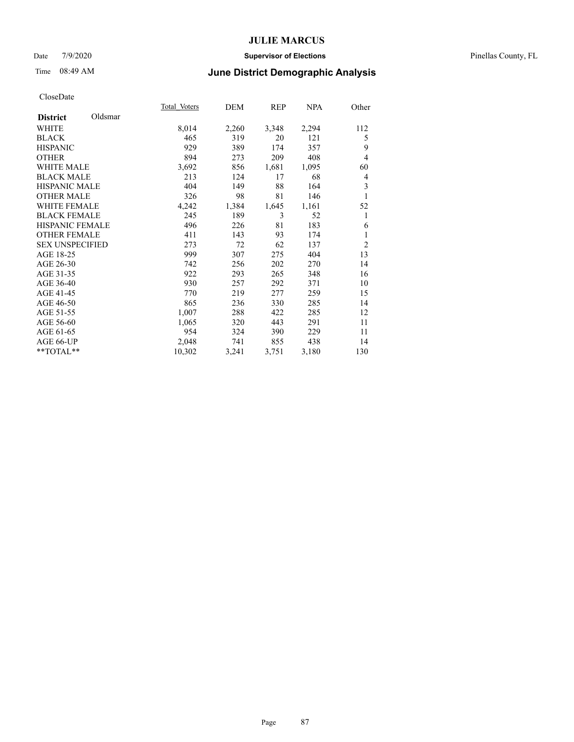CloseDate

| District Oldsmar | Total Voters | DEM | REP | NPA | Other |
|---|---|---|---|---|---|
| WHITE | 8,014 | 2,260 | 3,348 | 2,294 | 112 |
| BLACK | 465 | 319 | 20 | 121 | 5 |
| HISPANIC | 929 | 389 | 174 | 357 | 9 |
| OTHER | 894 | 273 | 209 | 408 | 4 |
| WHITE MALE | 3,692 | 856 | 1,681 | 1,095 | 60 |
| BLACK MALE | 213 | 124 | 17 | 68 | 4 |
| HISPANIC MALE | 404 | 149 | 88 | 164 | 3 |
| OTHER MALE | 326 | 98 | 81 | 146 | 1 |
| WHITE FEMALE | 4,242 | 1,384 | 1,645 | 1,161 | 52 |
| BLACK FEMALE | 245 | 189 | 3 | 52 | 1 |
| HISPANIC FEMALE | 496 | 226 | 81 | 183 | 6 |
| OTHER FEMALE | 411 | 143 | 93 | 174 | 1 |
| SEX UNSPECIFIED | 273 | 72 | 62 | 137 | 2 |
| AGE 18-25 | 999 | 307 | 275 | 404 | 13 |
| AGE 26-30 | 742 | 256 | 202 | 270 | 14 |
| AGE 31-35 | 922 | 293 | 265 | 348 | 16 |
| AGE 36-40 | 930 | 257 | 292 | 371 | 10 |
| AGE 41-45 | 770 | 219 | 277 | 259 | 15 |
| AGE 46-50 | 865 | 236 | 330 | 285 | 14 |
| AGE 51-55 | 1,007 | 288 | 422 | 285 | 12 |
| AGE 56-60 | 1,065 | 320 | 443 | 291 | 11 |
| AGE 61-65 | 954 | 324 | 390 | 229 | 11 |
| AGE 66-UP | 2,048 | 741 | 855 | 438 | 14 |
| **TOTAL** | 10,302 | 3,241 | 3,751 | 3,180 | 130 |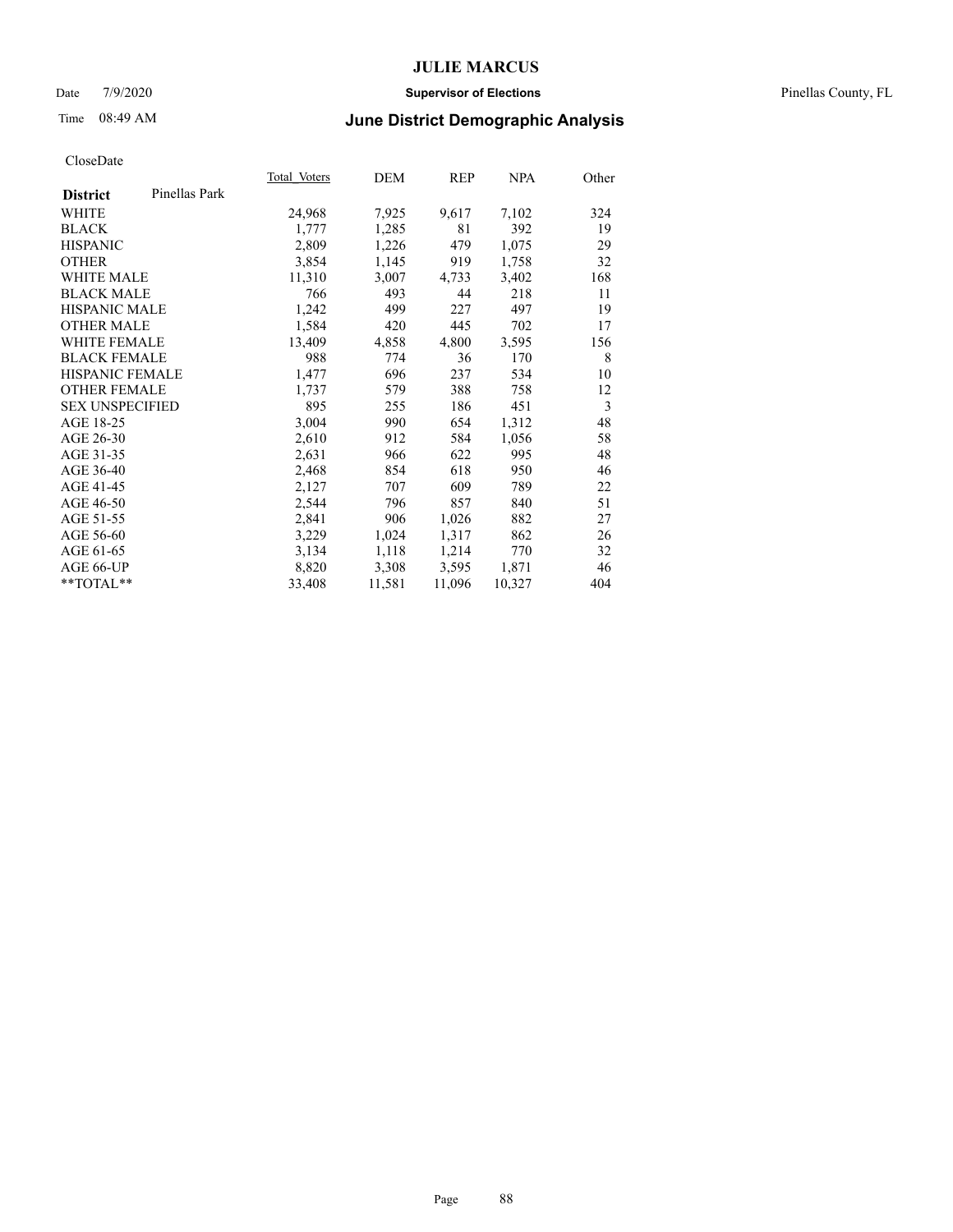# JULIE MARCUS

Date 7/9/2020 **Supervisor of Elections** Pinellas County, FL

Time 08:49 AM **June District Demographic Analysis**

CloseDate

| **District** Pinellas Park | Total Voters | DEM | REP | NPA | Other |
|---|---|---|---|---|---|
| WHITE | 24,968 | 7,925 | 9,617 | 7,102 | 324 |
| BLACK | 1,777 | 1,285 | 81 | 392 | 19 |
| HISPANIC | 2,809 | 1,226 | 479 | 1,075 | 29 |
| OTHER | 3,854 | 1,145 | 919 | 1,758 | 32 |
| WHITE MALE | 11,310 | 3,007 | 4,733 | 3,402 | 168 |
| BLACK MALE | 766 | 493 | 44 | 218 | 11 |
| HISPANIC MALE | 1,242 | 499 | 227 | 497 | 19 |
| OTHER MALE | 1,584 | 420 | 445 | 702 | 17 |
| WHITE FEMALE | 13,409 | 4,858 | 4,800 | 3,595 | 156 |
| BLACK FEMALE | 988 | 774 | 36 | 170 | 8 |
| HISPANIC FEMALE | 1,477 | 696 | 237 | 534 | 10 |
| OTHER FEMALE | 1,737 | 579 | 388 | 758 | 12 |
| SEX UNSPECIFIED | 895 | 255 | 186 | 451 | 3 |
| AGE 18-25 | 3,004 | 990 | 654 | 1,312 | 48 |
| AGE 26-30 | 2,610 | 912 | 584 | 1,056 | 58 |
| AGE 31-35 | 2,631 | 966 | 622 | 995 | 48 |
| AGE 36-40 | 2,468 | 854 | 618 | 950 | 46 |
| AGE 41-45 | 2,127 | 707 | 609 | 789 | 22 |
| AGE 46-50 | 2,544 | 796 | 857 | 840 | 51 |
| AGE 51-55 | 2,841 | 906 | 1,026 | 882 | 27 |
| AGE 56-60 | 3,229 | 1,024 | 1,317 | 862 | 26 |
| AGE 61-65 | 3,134 | 1,118 | 1,214 | 770 | 32 |
| AGE 66-UP | 8,820 | 3,308 | 3,595 | 1,871 | 46 |
| **TOTAL** | 33,408 | 11,581 | 11,096 | 10,327 | 404 |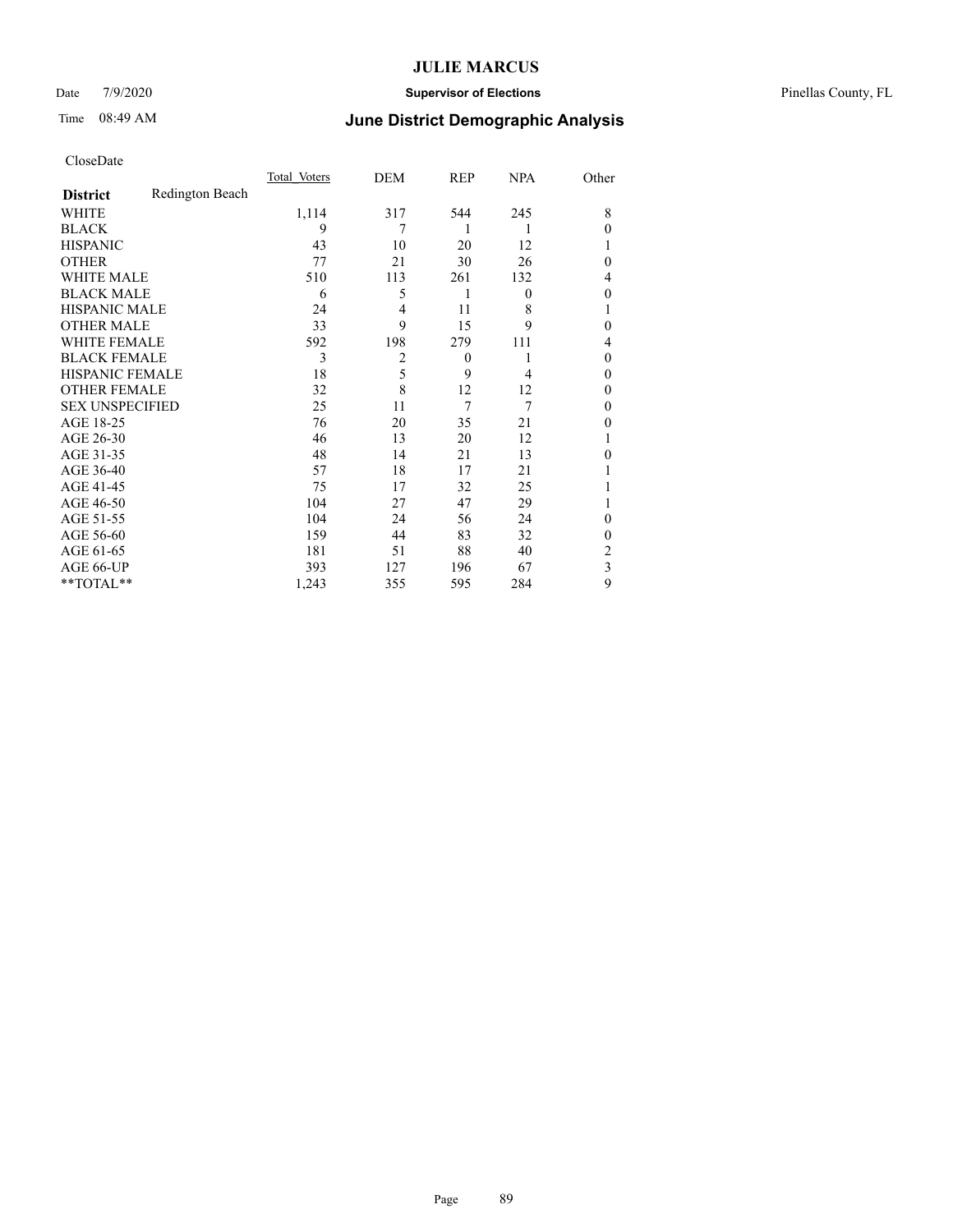CloseDate

| District | Redington Beach | Total_Voters | DEM | REP | NPA | Other |
|---|---|---|---|---|---|---|
| WHITE | | 1,114 | 317 | 544 | 245 | 8 |
| BLACK | | 9 | 7 | 1 | 1 | 0 |
| HISPANIC | | 43 | 10 | 20 | 12 | 1 |
| OTHER | | 77 | 21 | 30 | 26 | 0 |
| WHITE MALE | | 510 | 113 | 261 | 132 | 4 |
| BLACK MALE | | 6 | 5 | 1 | 0 | 0 |
| HISPANIC MALE | | 24 | 4 | 11 | 8 | 1 |
| OTHER MALE | | 33 | 9 | 15 | 9 | 0 |
| WHITE FEMALE | | 592 | 198 | 279 | 111 | 4 |
| BLACK FEMALE | | 3 | 2 | 0 | 1 | 0 |
| HISPANIC FEMALE | | 18 | 5 | 9 | 4 | 0 |
| OTHER FEMALE | | 32 | 8 | 12 | 12 | 0 |
| SEX UNSPECIFIED | | 25 | 11 | 7 | 7 | 0 |
| AGE 18-25 | | 76 | 20 | 35 | 21 | 0 |
| AGE 26-30 | | 46 | 13 | 20 | 12 | 1 |
| AGE 31-35 | | 48 | 14 | 21 | 13 | 0 |
| AGE 36-40 | | 57 | 18 | 17 | 21 | 1 |
| AGE 41-45 | | 75 | 17 | 32 | 25 | 1 |
| AGE 46-50 | | 104 | 27 | 47 | 29 | 1 |
| AGE 51-55 | | 104 | 24 | 56 | 24 | 0 |
| AGE 56-60 | | 159 | 44 | 83 | 32 | 0 |
| AGE 61-65 | | 181 | 51 | 88 | 40 | 2 |
| AGE 66-UP | | 393 | 127 | 196 | 67 | 3 |
| **TOTAL** | | 1,243 | 355 | 595 | 284 | 9 |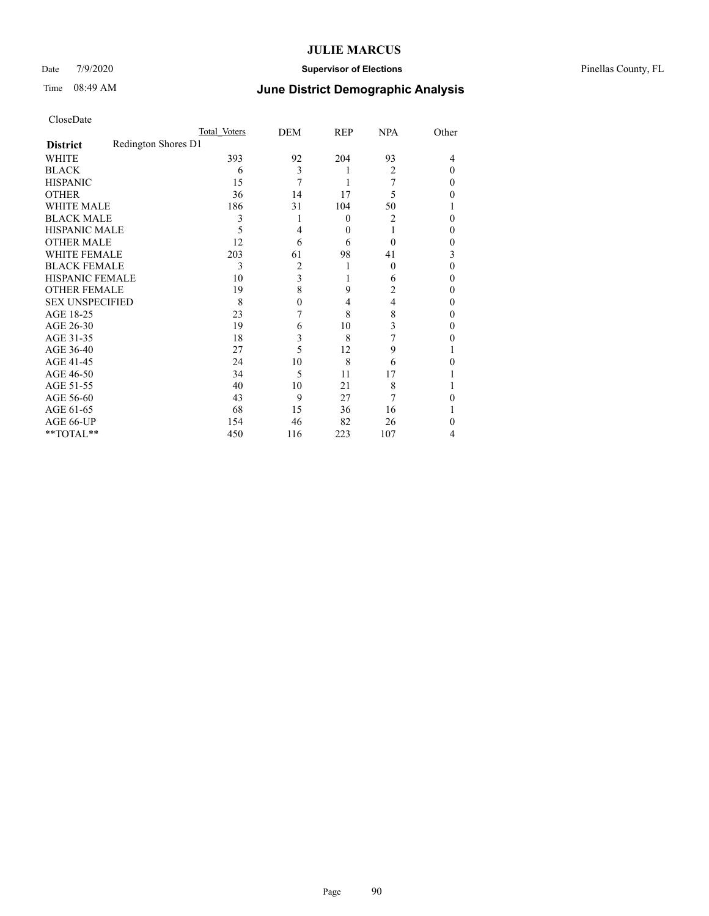CloseDate

| District | Redington Shores D1 | Total Voters | DEM | REP | NPA | Other |
|---|---|---|---|---|---|---|
| WHITE | | 393 | 92 | 204 | 93 | 4 |
| BLACK | | 6 | 3 | 1 | 2 | 0 |
| HISPANIC | | 15 | 7 | 1 | 7 | 0 |
| OTHER | | 36 | 14 | 17 | 5 | 0 |
| WHITE MALE | | 186 | 31 | 104 | 50 | 1 |
| BLACK MALE | | 3 | 1 | 0 | 2 | 0 |
| HISPANIC MALE | | 5 | 4 | 0 | 1 | 0 |
| OTHER MALE | | 12 | 6 | 6 | 0 | 0 |
| WHITE FEMALE | | 203 | 61 | 98 | 41 | 3 |
| BLACK FEMALE | | 3 | 2 | 1 | 0 | 0 |
| HISPANIC FEMALE | | 10 | 3 | 1 | 6 | 0 |
| OTHER FEMALE | | 19 | 8 | 9 | 2 | 0 |
| SEX UNSPECIFIED | | 8 | 0 | 4 | 4 | 0 |
| AGE 18-25 | | 23 | 7 | 8 | 8 | 0 |
| AGE 26-30 | | 19 | 6 | 10 | 3 | 0 |
| AGE 31-35 | | 18 | 3 | 8 | 7 | 0 |
| AGE 36-40 | | 27 | 5 | 12 | 9 | 1 |
| AGE 41-45 | | 24 | 10 | 8 | 6 | 0 |
| AGE 46-50 | | 34 | 5 | 11 | 17 | 1 |
| AGE 51-55 | | 40 | 10 | 21 | 8 | 1 |
| AGE 56-60 | | 43 | 9 | 27 | 7 | 0 |
| AGE 61-65 | | 68 | 15 | 36 | 16 | 1 |
| AGE 66-UP | | 154 | 46 | 82 | 26 | 0 |
| **TOTAL** | | 450 | 116 | 223 | 107 | 4 |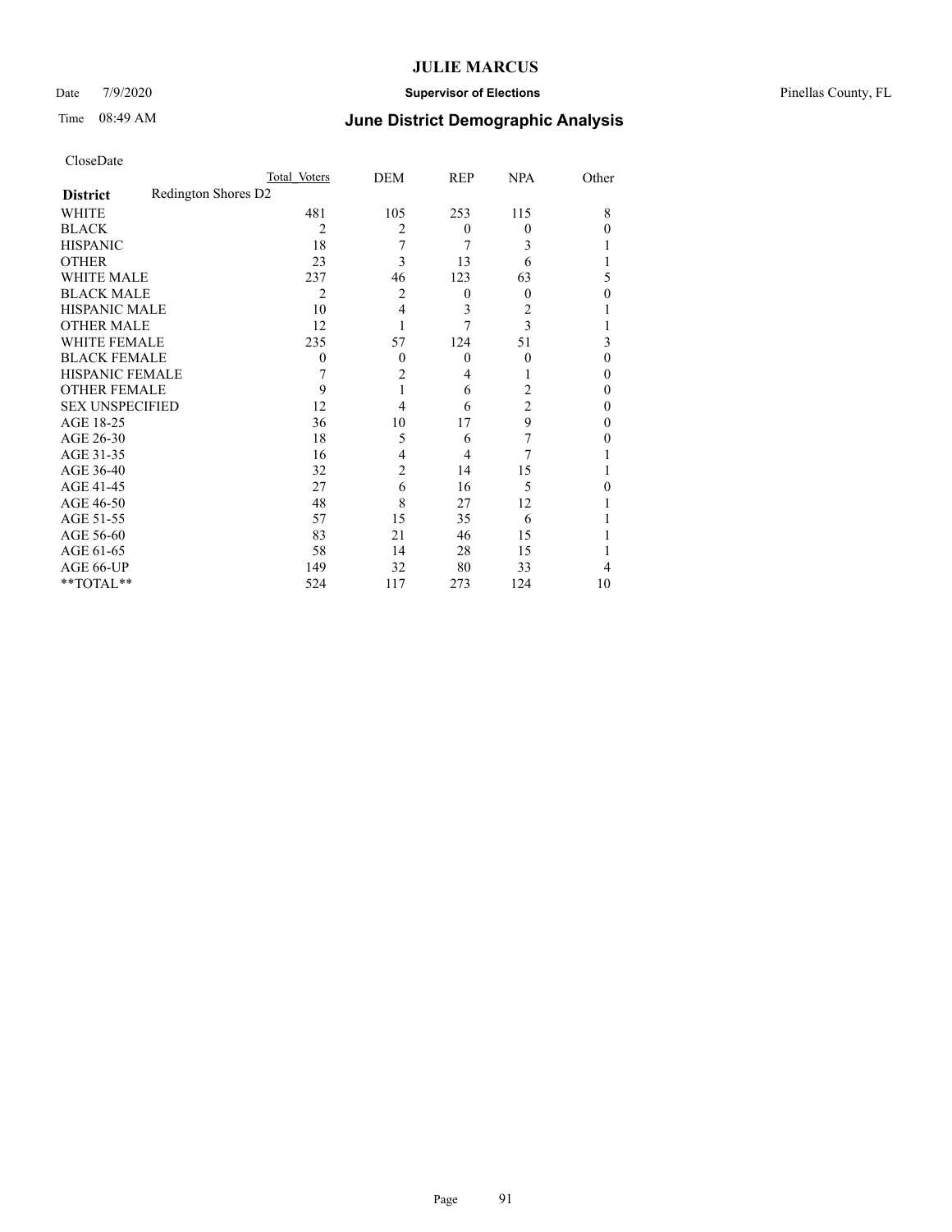# JULIE MARCUS

Date 7/9/2020 **Supervisor of Elections** Pinellas County, FL

Time 08:49 AM **June District Demographic Analysis**

CloseDate

| **District** | Redington Shores D2 | Total Voters | DEM | REP | NPA | Other |
|---|---|---|---|---|---|---|
| WHITE | | 481 | 105 | 253 | 115 | 8 |
| BLACK | | 2 | 2 | 0 | 0 | 0 |
| HISPANIC | | 18 | 7 | 7 | 3 | 1 |
| OTHER | | 23 | 3 | 13 | 6 | 1 |
| WHITE MALE | | 237 | 46 | 123 | 63 | 5 |
| BLACK MALE | | 2 | 2 | 0 | 0 | 0 |
| HISPANIC MALE | | 10 | 4 | 3 | 2 | 1 |
| OTHER MALE | | 12 | 1 | 7 | 3 | 1 |
| WHITE FEMALE | | 235 | 57 | 124 | 51 | 3 |
| BLACK FEMALE | | 0 | 0 | 0 | 0 | 0 |
| HISPANIC FEMALE | | 7 | 2 | 4 | 1 | 0 |
| OTHER FEMALE | | 9 | 1 | 6 | 2 | 0 |
| SEX UNSPECIFIED | | 12 | 4 | 6 | 2 | 0 |
| AGE 18-25 | | 36 | 10 | 17 | 9 | 0 |
| AGE 26-30 | | 18 | 5 | 6 | 7 | 0 |
| AGE 31-35 | | 16 | 4 | 4 | 7 | 1 |
| AGE 36-40 | | 32 | 2 | 14 | 15 | 1 |
| AGE 41-45 | | 27 | 6 | 16 | 5 | 0 |
| AGE 46-50 | | 48 | 8 | 27 | 12 | 1 |
| AGE 51-55 | | 57 | 15 | 35 | 6 | 1 |
| AGE 56-60 | | 83 | 21 | 46 | 15 | 1 |
| AGE 61-65 | | 58 | 14 | 28 | 15 | 1 |
| AGE 66-UP | | 149 | 32 | 80 | 33 | 4 |
| **TOTAL** | | 524 | 117 | 273 | 124 | 10 |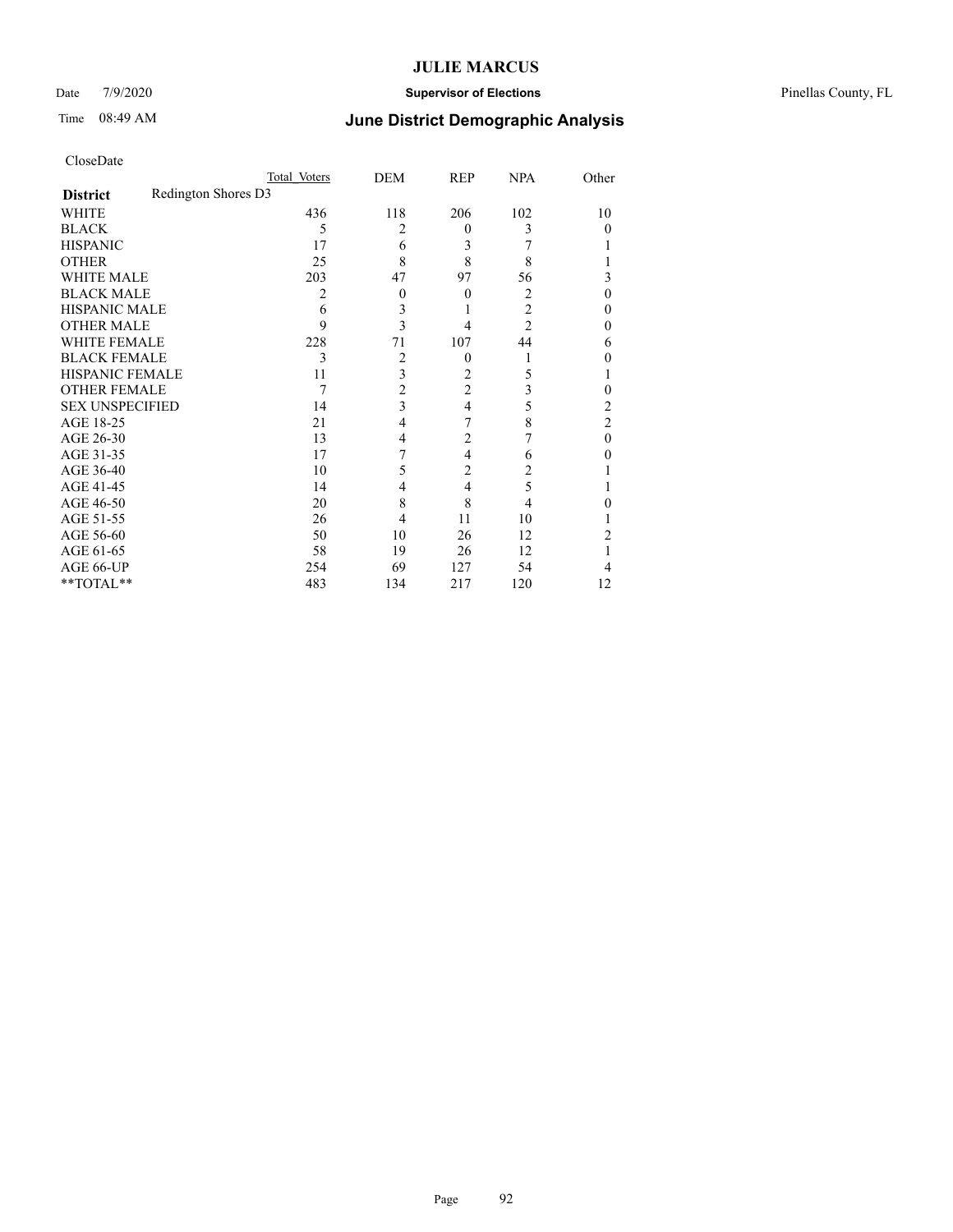CloseDate

| District | Total Voters | DEM | REP | NPA | Other |
|---|---|---|---|---|---|
| **Redington Shores D3** | | | | | |
| WHITE | 436 | 118 | 206 | 102 | 10 |
| BLACK | 5 | 2 | 0 | 3 | 0 |
| HISPANIC | 17 | 6 | 3 | 7 | 1 |
| OTHER | 25 | 8 | 8 | 8 | 1 |
| WHITE MALE | 203 | 47 | 97 | 56 | 3 |
| BLACK MALE | 2 | 0 | 0 | 2 | 0 |
| HISPANIC MALE | 6 | 3 | 1 | 2 | 0 |
| OTHER MALE | 9 | 3 | 4 | 2 | 0 |
| WHITE FEMALE | 228 | 71 | 107 | 44 | 6 |
| BLACK FEMALE | 3 | 2 | 0 | 1 | 0 |
| HISPANIC FEMALE | 11 | 3 | 2 | 5 | 1 |
| OTHER FEMALE | 7 | 2 | 2 | 3 | 0 |
| SEX UNSPECIFIED | 14 | 3 | 4 | 5 | 2 |
| AGE 18-25 | 21 | 4 | 7 | 8 | 2 |
| AGE 26-30 | 13 | 4 | 2 | 7 | 0 |
| AGE 31-35 | 17 | 7 | 4 | 6 | 0 |
| AGE 36-40 | 10 | 5 | 2 | 2 | 1 |
| AGE 41-45 | 14 | 4 | 4 | 5 | 1 |
| AGE 46-50 | 20 | 8 | 8 | 4 | 0 |
| AGE 51-55 | 26 | 4 | 11 | 10 | 1 |
| AGE 56-60 | 50 | 10 | 26 | 12 | 2 |
| AGE 61-65 | 58 | 19 | 26 | 12 | 1 |
| AGE 66-UP | 254 | 69 | 127 | 54 | 4 |
| **TOTAL** | 483 | 134 | 217 | 120 | 12 |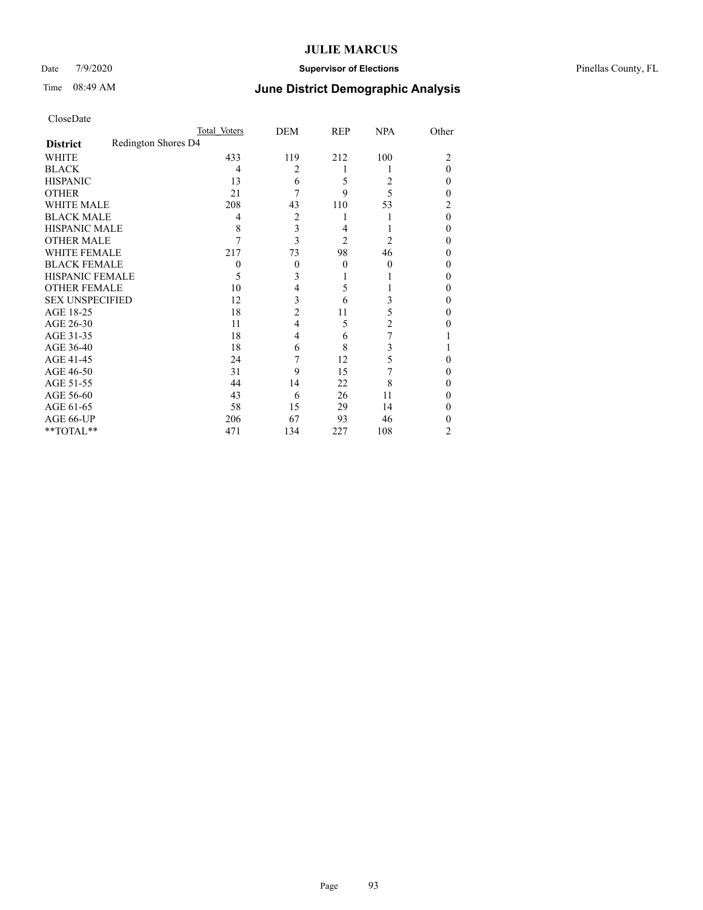# JULIE MARCUS

Date 7/9/2020 **Supervisor of Elections** Pinellas County, FL

Time 08:49 AM **June District Demographic Analysis**

CloseDate

| **District** | Redington Shores D4 | Total Voters | DEM | REP | NPA | Other |
|---|---|---|---|---|---|---|
| WHITE | | 433 | 119 | 212 | 100 | 2 |
| BLACK | | 4 | 2 | 1 | 1 | 0 |
| HISPANIC | | 13 | 6 | 5 | 2 | 0 |
| OTHER | | 21 | 7 | 9 | 5 | 0 |
| WHITE MALE | | 208 | 43 | 110 | 53 | 2 |
| BLACK MALE | | 4 | 2 | 1 | 1 | 0 |
| HISPANIC MALE | | 8 | 3 | 4 | 1 | 0 |
| OTHER MALE | | 7 | 3 | 2 | 2 | 0 |
| WHITE FEMALE | | 217 | 73 | 98 | 46 | 0 |
| BLACK FEMALE | | 0 | 0 | 0 | 0 | 0 |
| HISPANIC FEMALE | | 5 | 3 | 1 | 1 | 0 |
| OTHER FEMALE | | 10 | 4 | 5 | 1 | 0 |
| SEX UNSPECIFIED | | 12 | 3 | 6 | 3 | 0 |
| AGE 18-25 | | 18 | 2 | 11 | 5 | 0 |
| AGE 26-30 | | 11 | 4 | 5 | 2 | 0 |
| AGE 31-35 | | 18 | 4 | 6 | 7 | 1 |
| AGE 36-40 | | 18 | 6 | 8 | 3 | 1 |
| AGE 41-45 | | 24 | 7 | 12 | 5 | 0 |
| AGE 46-50 | | 31 | 9 | 15 | 7 | 0 |
| AGE 51-55 | | 44 | 14 | 22 | 8 | 0 |
| AGE 56-60 | | 43 | 6 | 26 | 11 | 0 |
| AGE 61-65 | | 58 | 15 | 29 | 14 | 0 |
| AGE 66-UP | | 206 | 67 | 93 | 46 | 0 |
| **TOTAL** | | 471 | 134 | 227 | 108 | 2 |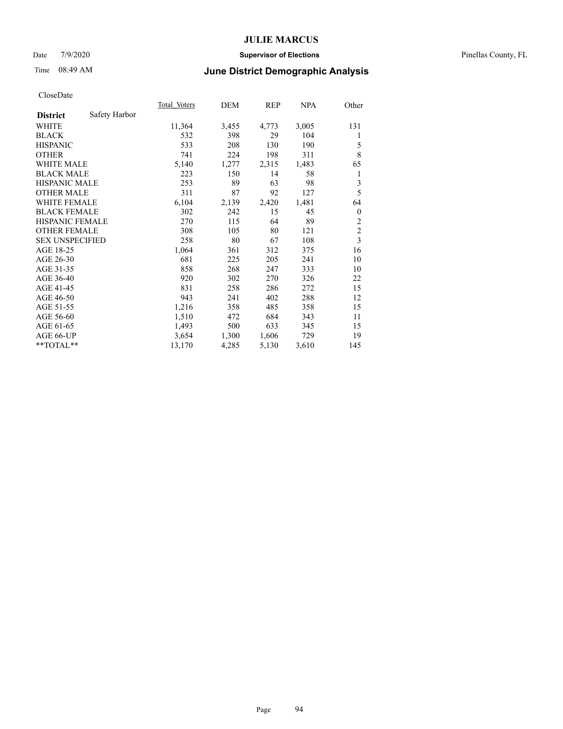# JULIE MARCUS

Date 7/9/2020 **Supervisor of Elections** Pinellas County, FL

Time 08:49 AM **June District Demographic Analysis**

CloseDate

| **District** Safety Harbor | Total Voters | DEM | REP | NPA | Other |
|---|---|---|---|---|---|
| WHITE | 11,364 | 3,455 | 4,773 | 3,005 | 131 |
| BLACK | 532 | 398 | 29 | 104 | 1 |
| HISPANIC | 533 | 208 | 130 | 190 | 5 |
| OTHER | 741 | 224 | 198 | 311 | 8 |
| WHITE MALE | 5,140 | 1,277 | 2,315 | 1,483 | 65 |
| BLACK MALE | 223 | 150 | 14 | 58 | 1 |
| HISPANIC MALE | 253 | 89 | 63 | 98 | 3 |
| OTHER MALE | 311 | 87 | 92 | 127 | 5 |
| WHITE FEMALE | 6,104 | 2,139 | 2,420 | 1,481 | 64 |
| BLACK FEMALE | 302 | 242 | 15 | 45 | 0 |
| HISPANIC FEMALE | 270 | 115 | 64 | 89 | 2 |
| OTHER FEMALE | 308 | 105 | 80 | 121 | 2 |
| SEX UNSPECIFIED | 258 | 80 | 67 | 108 | 3 |
| AGE 18-25 | 1,064 | 361 | 312 | 375 | 16 |
| AGE 26-30 | 681 | 225 | 205 | 241 | 10 |
| AGE 31-35 | 858 | 268 | 247 | 333 | 10 |
| AGE 36-40 | 920 | 302 | 270 | 326 | 22 |
| AGE 41-45 | 831 | 258 | 286 | 272 | 15 |
| AGE 46-50 | 943 | 241 | 402 | 288 | 12 |
| AGE 51-55 | 1,216 | 358 | 485 | 358 | 15 |
| AGE 56-60 | 1,510 | 472 | 684 | 343 | 11 |
| AGE 61-65 | 1,493 | 500 | 633 | 345 | 15 |
| AGE 66-UP | 3,654 | 1,300 | 1,606 | 729 | 19 |
| **TOTAL** | 13,170 | 4,285 | 5,130 | 3,610 | 145 |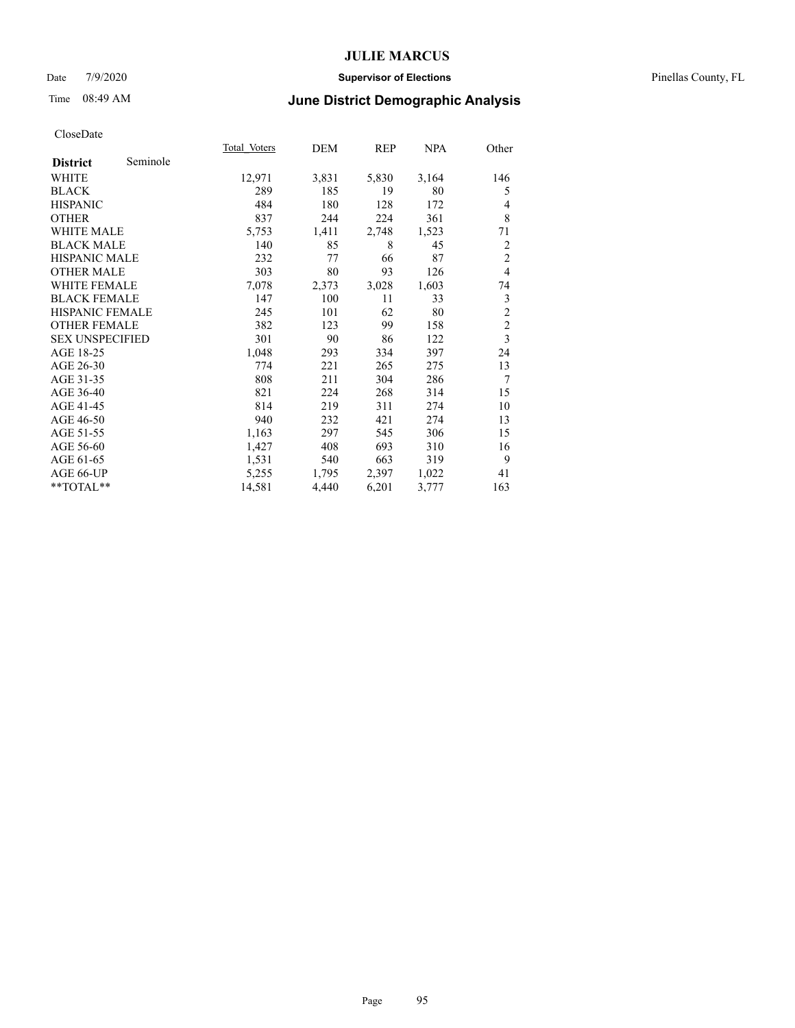# JULIE MARCUS

Date 7/9/2020 **Supervisor of Elections** Pinellas County, FL

Time 08:49 AM **June District Demographic Analysis**

CloseDate

| **District** Seminole | Total Voters | DEM | REP | NPA | Other |
|---|---|---|---|---|---|
| WHITE | 12,971 | 3,831 | 5,830 | 3,164 | 146 |
| BLACK | 289 | 185 | 19 | 80 | 5 |
| HISPANIC | 484 | 180 | 128 | 172 | 4 |
| OTHER | 837 | 244 | 224 | 361 | 8 |
| WHITE MALE | 5,753 | 1,411 | 2,748 | 1,523 | 71 |
| BLACK MALE | 140 | 85 | 8 | 45 | 2 |
| HISPANIC MALE | 232 | 77 | 66 | 87 | 2 |
| OTHER MALE | 303 | 80 | 93 | 126 | 4 |
| WHITE FEMALE | 7,078 | 2,373 | 3,028 | 1,603 | 74 |
| BLACK FEMALE | 147 | 100 | 11 | 33 | 3 |
| HISPANIC FEMALE | 245 | 101 | 62 | 80 | 2 |
| OTHER FEMALE | 382 | 123 | 99 | 158 | 2 |
| SEX UNSPECIFIED | 301 | 90 | 86 | 122 | 3 |
| AGE 18-25 | 1,048 | 293 | 334 | 397 | 24 |
| AGE 26-30 | 774 | 221 | 265 | 275 | 13 |
| AGE 31-35 | 808 | 211 | 304 | 286 | 7 |
| AGE 36-40 | 821 | 224 | 268 | 314 | 15 |
| AGE 41-45 | 814 | 219 | 311 | 274 | 10 |
| AGE 46-50 | 940 | 232 | 421 | 274 | 13 |
| AGE 51-55 | 1,163 | 297 | 545 | 306 | 15 |
| AGE 56-60 | 1,427 | 408 | 693 | 310 | 16 |
| AGE 61-65 | 1,531 | 540 | 663 | 319 | 9 |
| AGE 66-UP | 5,255 | 1,795 | 2,397 | 1,022 | 41 |
| **TOTAL** | 14,581 | 4,440 | 6,201 | 3,777 | 163 |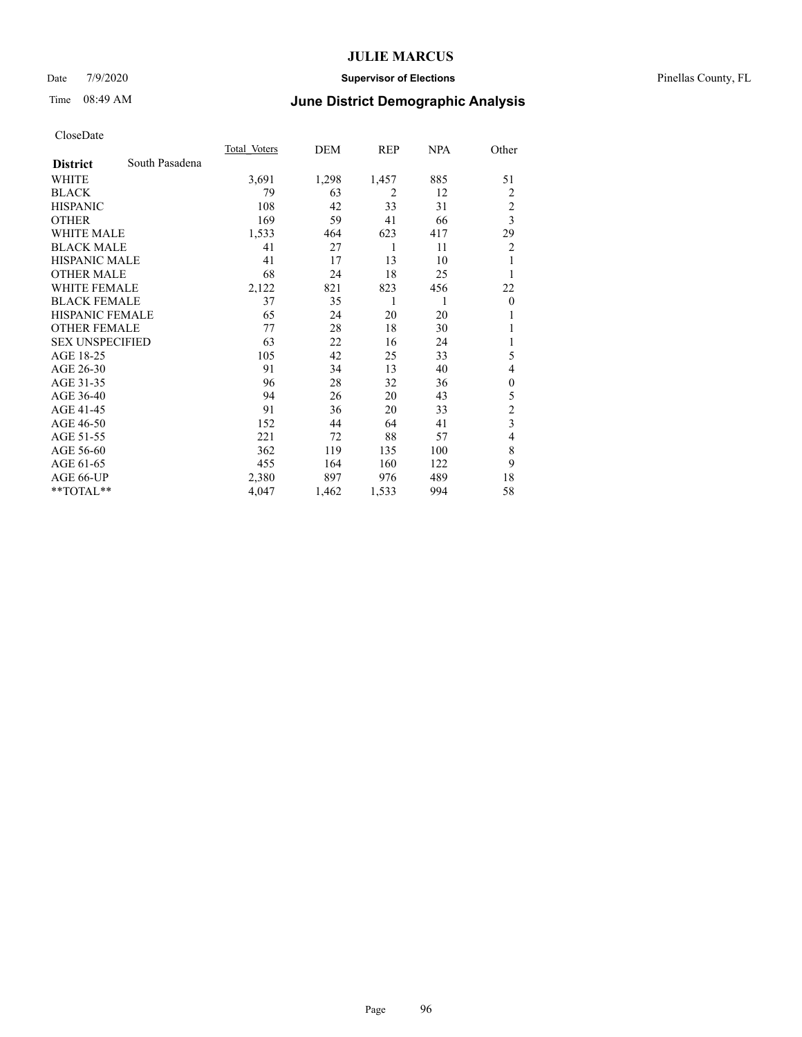# JULIE MARCUS

Date 7/9/2020 **Supervisor of Elections** Pinellas County, FL

Time 08:49 AM **June District Demographic Analysis**

CloseDate

| **District** South Pasadena | Total_Voters | DEM | REP | NPA | Other |
|---|---|---|---|---|---|
| WHITE | 3,691 | 1,298 | 1,457 | 885 | 51 |
| BLACK | 79 | 63 | 2 | 12 | 2 |
| HISPANIC | 108 | 42 | 33 | 31 | 2 |
| OTHER | 169 | 59 | 41 | 66 | 3 |
| WHITE MALE | 1,533 | 464 | 623 | 417 | 29 |
| BLACK MALE | 41 | 27 | 1 | 11 | 2 |
| HISPANIC MALE | 41 | 17 | 13 | 10 | 1 |
| OTHER MALE | 68 | 24 | 18 | 25 | 1 |
| WHITE FEMALE | 2,122 | 821 | 823 | 456 | 22 |
| BLACK FEMALE | 37 | 35 | 1 | 1 | 0 |
| HISPANIC FEMALE | 65 | 24 | 20 | 20 | 1 |
| OTHER FEMALE | 77 | 28 | 18 | 30 | 1 |
| SEX UNSPECIFIED | 63 | 22 | 16 | 24 | 1 |
| AGE 18-25 | 105 | 42 | 25 | 33 | 5 |
| AGE 26-30 | 91 | 34 | 13 | 40 | 4 |
| AGE 31-35 | 96 | 28 | 32 | 36 | 0 |
| AGE 36-40 | 94 | 26 | 20 | 43 | 5 |
| AGE 41-45 | 91 | 36 | 20 | 33 | 2 |
| AGE 46-50 | 152 | 44 | 64 | 41 | 3 |
| AGE 51-55 | 221 | 72 | 88 | 57 | 4 |
| AGE 56-60 | 362 | 119 | 135 | 100 | 8 |
| AGE 61-65 | 455 | 164 | 160 | 122 | 9 |
| AGE 66-UP | 2,380 | 897 | 976 | 489 | 18 |
| **TOTAL** | 4,047 | 1,462 | 1,533 | 994 | 58 |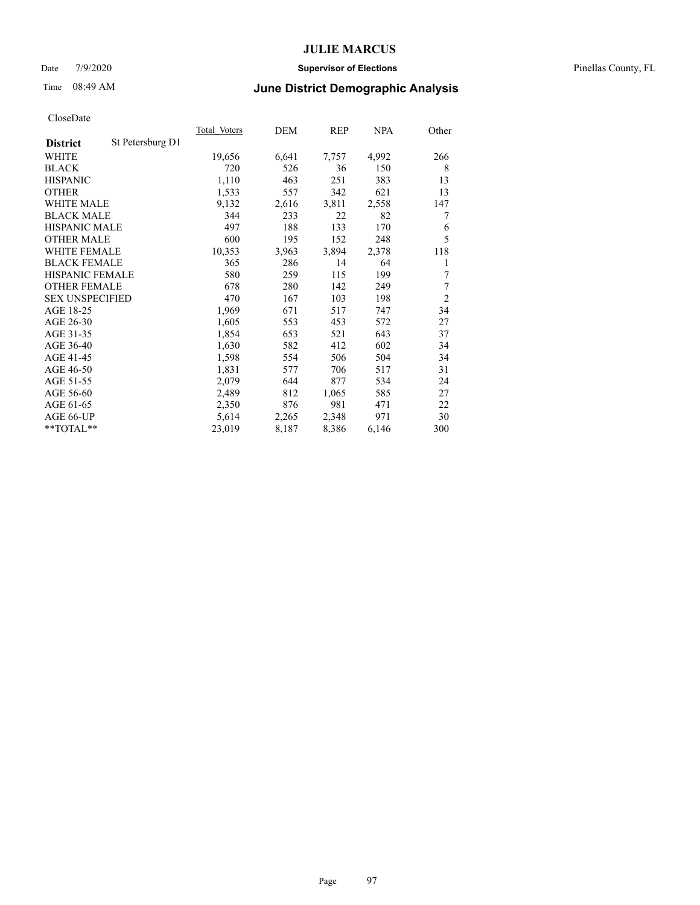# JULIE MARCUS

Date 7/9/2020 **Supervisor of Elections** Pinellas County, FL

Time 08:49 AM **June District Demographic Analysis**

CloseDate

| **District** St Petersburg D1 | Total Voters | DEM | REP | NPA | Other |
|---|---|---|---|---|---|
| WHITE | 19,656 | 6,641 | 7,757 | 4,992 | 266 |
| BLACK | 720 | 526 | 36 | 150 | 8 |
| HISPANIC | 1,110 | 463 | 251 | 383 | 13 |
| OTHER | 1,533 | 557 | 342 | 621 | 13 |
| WHITE MALE | 9,132 | 2,616 | 3,811 | 2,558 | 147 |
| BLACK MALE | 344 | 233 | 22 | 82 | 7 |
| HISPANIC MALE | 497 | 188 | 133 | 170 | 6 |
| OTHER MALE | 600 | 195 | 152 | 248 | 5 |
| WHITE FEMALE | 10,353 | 3,963 | 3,894 | 2,378 | 118 |
| BLACK FEMALE | 365 | 286 | 14 | 64 | 1 |
| HISPANIC FEMALE | 580 | 259 | 115 | 199 | 7 |
| OTHER FEMALE | 678 | 280 | 142 | 249 | 7 |
| SEX UNSPECIFIED | 470 | 167 | 103 | 198 | 2 |
| AGE 18-25 | 1,969 | 671 | 517 | 747 | 34 |
| AGE 26-30 | 1,605 | 553 | 453 | 572 | 27 |
| AGE 31-35 | 1,854 | 653 | 521 | 643 | 37 |
| AGE 36-40 | 1,630 | 582 | 412 | 602 | 34 |
| AGE 41-45 | 1,598 | 554 | 506 | 504 | 34 |
| AGE 46-50 | 1,831 | 577 | 706 | 517 | 31 |
| AGE 51-55 | 2,079 | 644 | 877 | 534 | 24 |
| AGE 56-60 | 2,489 | 812 | 1,065 | 585 | 27 |
| AGE 61-65 | 2,350 | 876 | 981 | 471 | 22 |
| AGE 66-UP | 5,614 | 2,265 | 2,348 | 971 | 30 |
| **TOTAL** | 23,019 | 8,187 | 8,386 | 6,146 | 300 |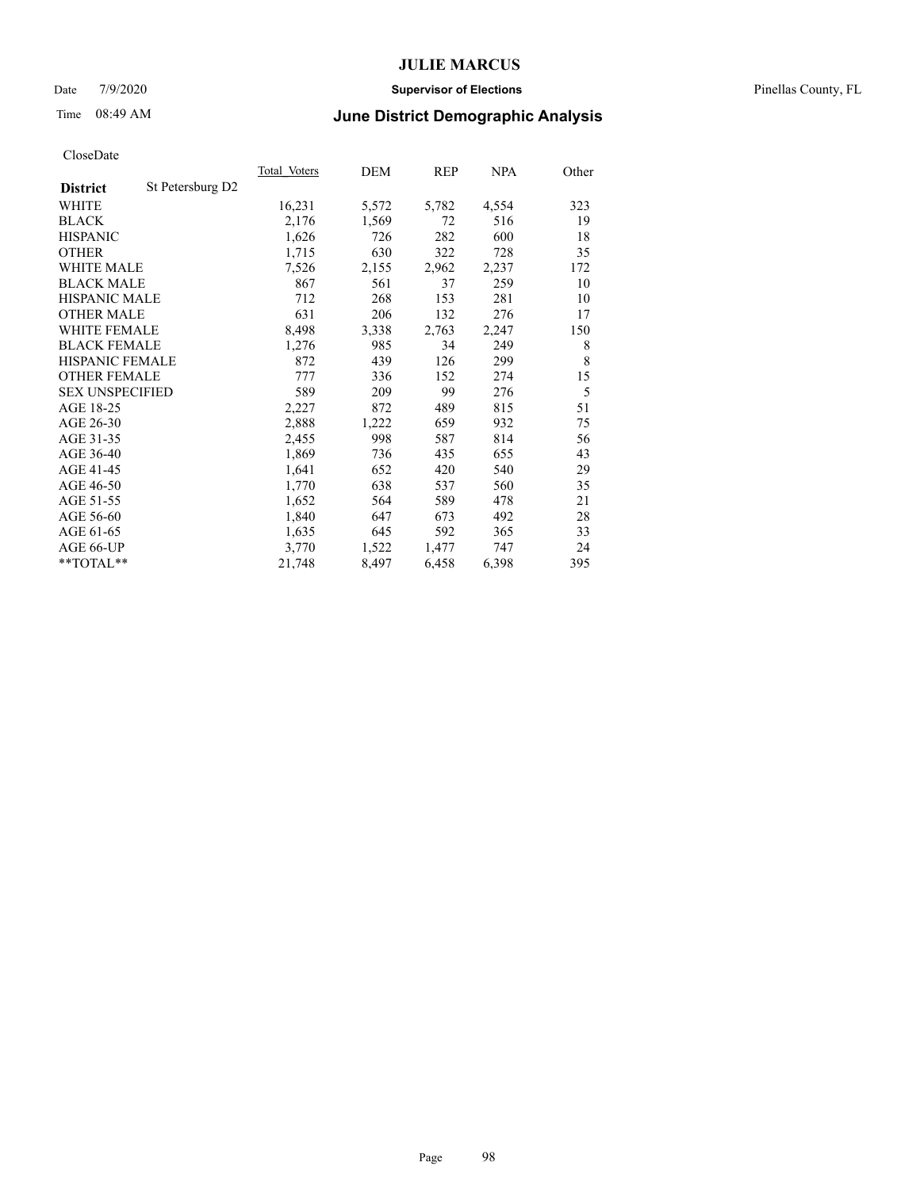CloseDate

| District | St Petersburg D2 | Total_Voters | DEM | REP | NPA | Other |
|---|---|---|---|---|---|---|
| WHITE | | 16,231 | 5,572 | 5,782 | 4,554 | 323 |
| BLACK | | 2,176 | 1,569 | 72 | 516 | 19 |
| HISPANIC | | 1,626 | 726 | 282 | 600 | 18 |
| OTHER | | 1,715 | 630 | 322 | 728 | 35 |
| WHITE MALE | | 7,526 | 2,155 | 2,962 | 2,237 | 172 |
| BLACK MALE | | 867 | 561 | 37 | 259 | 10 |
| HISPANIC MALE | | 712 | 268 | 153 | 281 | 10 |
| OTHER MALE | | 631 | 206 | 132 | 276 | 17 |
| WHITE FEMALE | | 8,498 | 3,338 | 2,763 | 2,247 | 150 |
| BLACK FEMALE | | 1,276 | 985 | 34 | 249 | 8 |
| HISPANIC FEMALE | | 872 | 439 | 126 | 299 | 8 |
| OTHER FEMALE | | 777 | 336 | 152 | 274 | 15 |
| SEX UNSPECIFIED | | 589 | 209 | 99 | 276 | 5 |
| AGE 18-25 | | 2,227 | 872 | 489 | 815 | 51 |
| AGE 26-30 | | 2,888 | 1,222 | 659 | 932 | 75 |
| AGE 31-35 | | 2,455 | 998 | 587 | 814 | 56 |
| AGE 36-40 | | 1,869 | 736 | 435 | 655 | 43 |
| AGE 41-45 | | 1,641 | 652 | 420 | 540 | 29 |
| AGE 46-50 | | 1,770 | 638 | 537 | 560 | 35 |
| AGE 51-55 | | 1,652 | 564 | 589 | 478 | 21 |
| AGE 56-60 | | 1,840 | 647 | 673 | 492 | 28 |
| AGE 61-65 | | 1,635 | 645 | 592 | 365 | 33 |
| AGE 66-UP | | 3,770 | 1,522 | 1,477 | 747 | 24 |
| **TOTAL** | | 21,748 | 8,497 | 6,458 | 6,398 | 395 |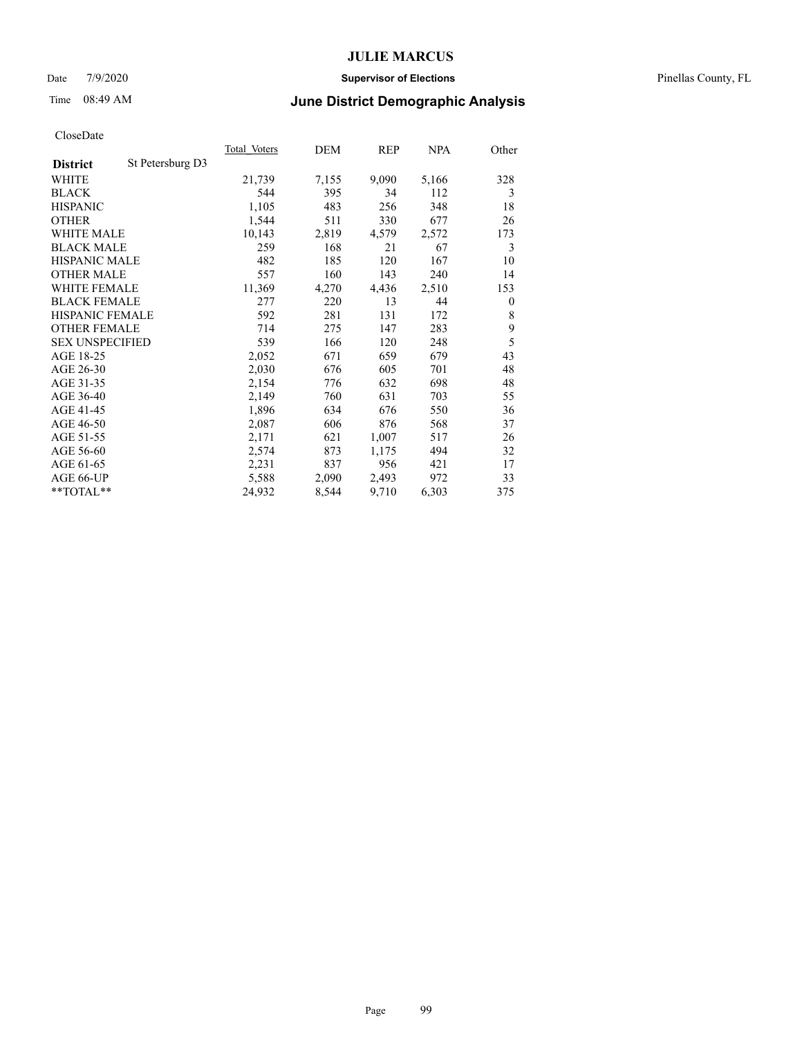# JULIE MARCUS

Date 7/9/2020 **Supervisor of Elections** Pinellas County, FL

Time 08:49 AM **June District Demographic Analysis**

CloseDate

| **District** | St Petersburg D3 | Total Voters | DEM | REP | NPA | Other |
|---|---|---|---|---|---|---|
| WHITE | | 21,739 | 7,155 | 9,090 | 5,166 | 328 |
| BLACK | | 544 | 395 | 34 | 112 | 3 |
| HISPANIC | | 1,105 | 483 | 256 | 348 | 18 |
| OTHER | | 1,544 | 511 | 330 | 677 | 26 |
| WHITE MALE | | 10,143 | 2,819 | 4,579 | 2,572 | 173 |
| BLACK MALE | | 259 | 168 | 21 | 67 | 3 |
| HISPANIC MALE | | 482 | 185 | 120 | 167 | 10 |
| OTHER MALE | | 557 | 160 | 143 | 240 | 14 |
| WHITE FEMALE | | 11,369 | 4,270 | 4,436 | 2,510 | 153 |
| BLACK FEMALE | | 277 | 220 | 13 | 44 | 0 |
| HISPANIC FEMALE | | 592 | 281 | 131 | 172 | 8 |
| OTHER FEMALE | | 714 | 275 | 147 | 283 | 9 |
| SEX UNSPECIFIED | | 539 | 166 | 120 | 248 | 5 |
| AGE 18-25 | | 2,052 | 671 | 659 | 679 | 43 |
| AGE 26-30 | | 2,030 | 676 | 605 | 701 | 48 |
| AGE 31-35 | | 2,154 | 776 | 632 | 698 | 48 |
| AGE 36-40 | | 2,149 | 760 | 631 | 703 | 55 |
| AGE 41-45 | | 1,896 | 634 | 676 | 550 | 36 |
| AGE 46-50 | | 2,087 | 606 | 876 | 568 | 37 |
| AGE 51-55 | | 2,171 | 621 | 1,007 | 517 | 26 |
| AGE 56-60 | | 2,574 | 873 | 1,175 | 494 | 32 |
| AGE 61-65 | | 2,231 | 837 | 956 | 421 | 17 |
| AGE 66-UP | | 5,588 | 2,090 | 2,493 | 972 | 33 |
| **TOTAL** | | 24,932 | 8,544 | 9,710 | 6,303 | 375 |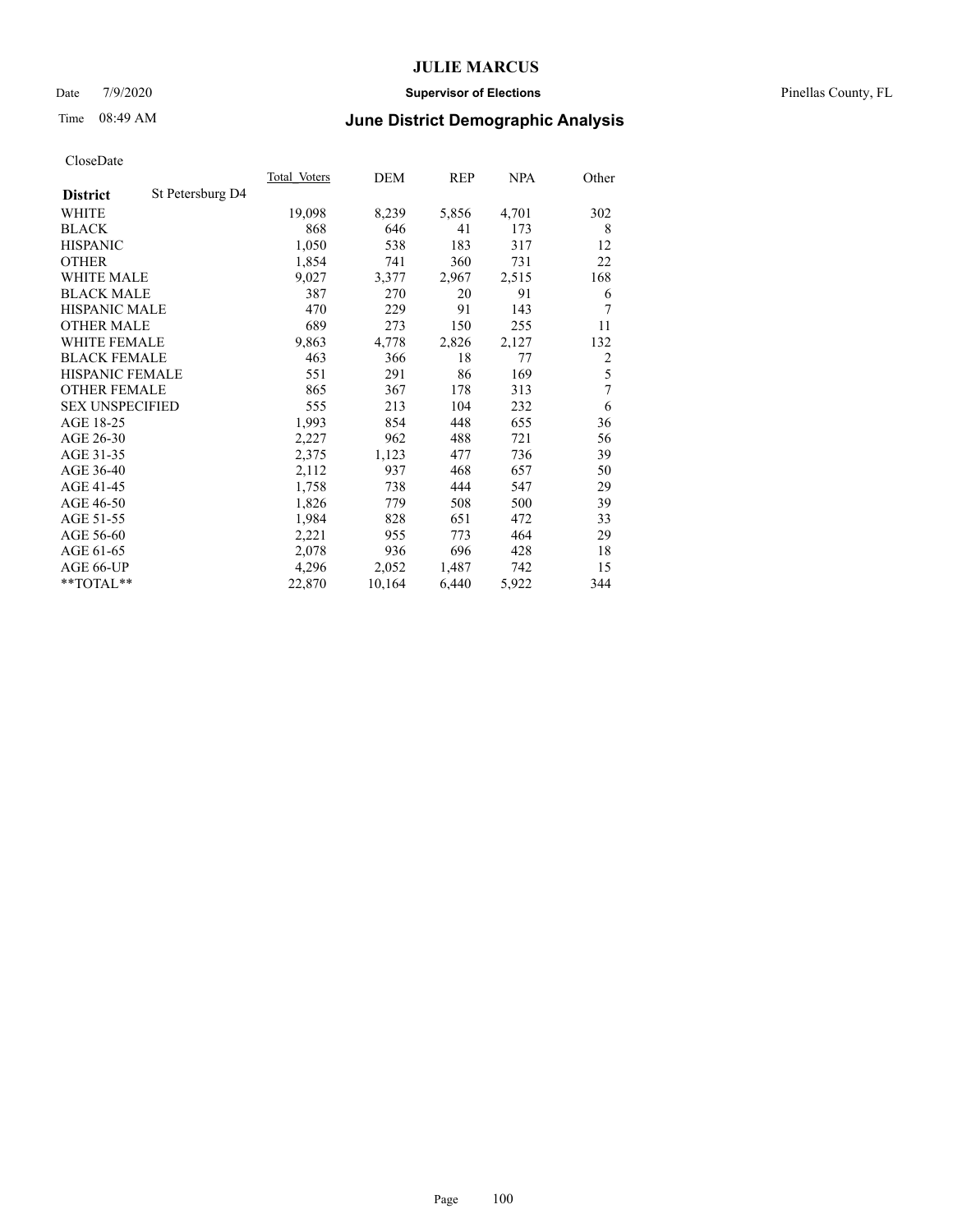# JULIE MARCUS

Date 7/9/2020 **Supervisor of Elections** Pinellas County, FL

Time 08:49 AM **June District Demographic Analysis**

CloseDate

| **District** St Petersburg D4 | Total Voters | DEM | REP | NPA | Other |
|---|---|---|---|---|---|
| WHITE | 19,098 | 8,239 | 5,856 | 4,701 | 302 |
| BLACK | 868 | 646 | 41 | 173 | 8 |
| HISPANIC | 1,050 | 538 | 183 | 317 | 12 |
| OTHER | 1,854 | 741 | 360 | 731 | 22 |
| WHITE MALE | 9,027 | 3,377 | 2,967 | 2,515 | 168 |
| BLACK MALE | 387 | 270 | 20 | 91 | 6 |
| HISPANIC MALE | 470 | 229 | 91 | 143 | 7 |
| OTHER MALE | 689 | 273 | 150 | 255 | 11 |
| WHITE FEMALE | 9,863 | 4,778 | 2,826 | 2,127 | 132 |
| BLACK FEMALE | 463 | 366 | 18 | 77 | 2 |
| HISPANIC FEMALE | 551 | 291 | 86 | 169 | 5 |
| OTHER FEMALE | 865 | 367 | 178 | 313 | 7 |
| SEX UNSPECIFIED | 555 | 213 | 104 | 232 | 6 |
| AGE 18-25 | 1,993 | 854 | 448 | 655 | 36 |
| AGE 26-30 | 2,227 | 962 | 488 | 721 | 56 |
| AGE 31-35 | 2,375 | 1,123 | 477 | 736 | 39 |
| AGE 36-40 | 2,112 | 937 | 468 | 657 | 50 |
| AGE 41-45 | 1,758 | 738 | 444 | 547 | 29 |
| AGE 46-50 | 1,826 | 779 | 508 | 500 | 39 |
| AGE 51-55 | 1,984 | 828 | 651 | 472 | 33 |
| AGE 56-60 | 2,221 | 955 | 773 | 464 | 29 |
| AGE 61-65 | 2,078 | 936 | 696 | 428 | 18 |
| AGE 66-UP | 4,296 | 2,052 | 1,487 | 742 | 15 |
| **TOTAL** | 22,870 | 10,164 | 6,440 | 5,922 | 344 |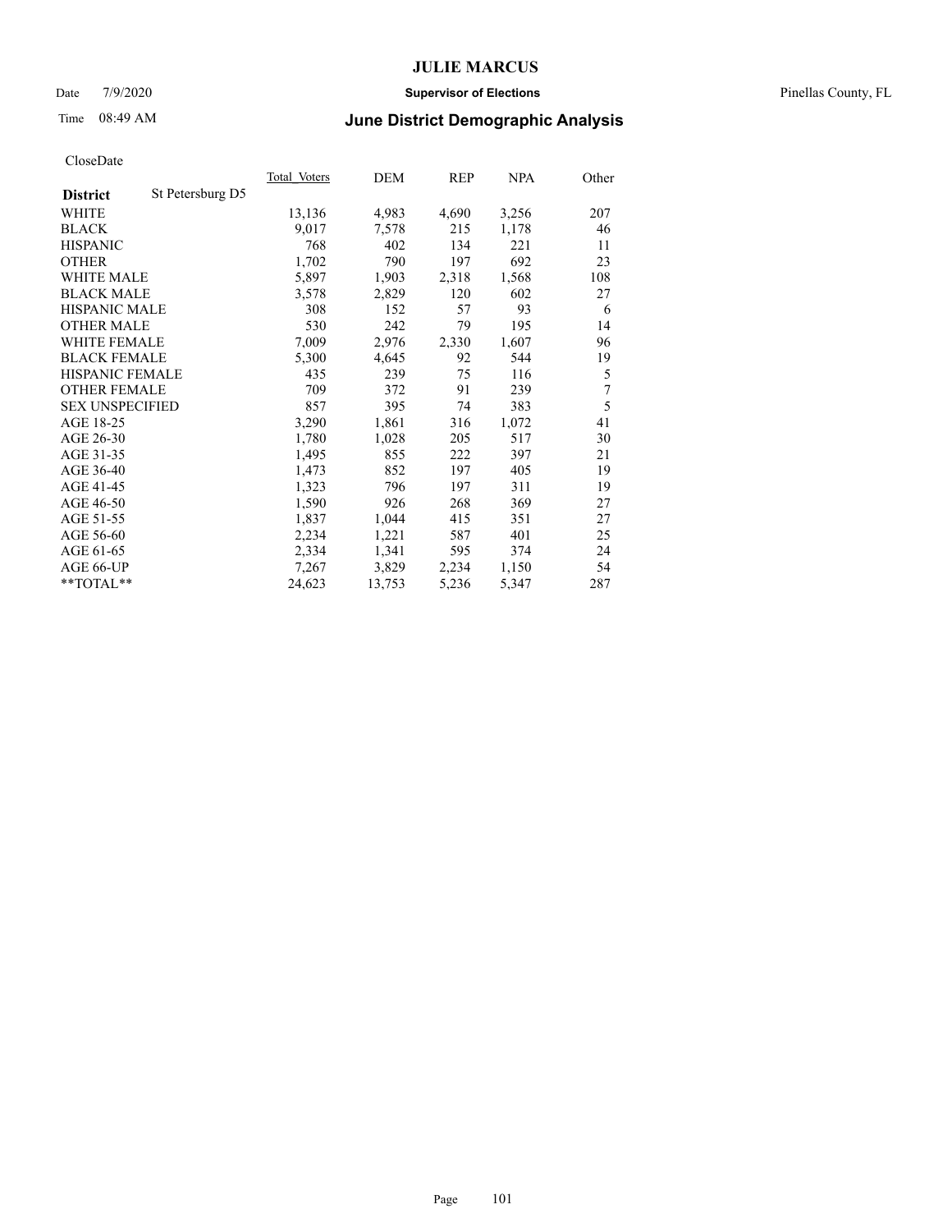# JULIE MARCUS

Date 7/9/2020 **Supervisor of Elections** Pinellas County, FL

Time 08:49 AM **June District Demographic Analysis**

CloseDate

| **District** St Petersburg D5 | Total Voters | DEM | REP | NPA | Other |
|---|---|---|---|---|---|
| WHITE | 13,136 | 4,983 | 4,690 | 3,256 | 207 |
| BLACK | 9,017 | 7,578 | 215 | 1,178 | 46 |
| HISPANIC | 768 | 402 | 134 | 221 | 11 |
| OTHER | 1,702 | 790 | 197 | 692 | 23 |
| WHITE MALE | 5,897 | 1,903 | 2,318 | 1,568 | 108 |
| BLACK MALE | 3,578 | 2,829 | 120 | 602 | 27 |
| HISPANIC MALE | 308 | 152 | 57 | 93 | 6 |
| OTHER MALE | 530 | 242 | 79 | 195 | 14 |
| WHITE FEMALE | 7,009 | 2,976 | 2,330 | 1,607 | 96 |
| BLACK FEMALE | 5,300 | 4,645 | 92 | 544 | 19 |
| HISPANIC FEMALE | 435 | 239 | 75 | 116 | 5 |
| OTHER FEMALE | 709 | 372 | 91 | 239 | 7 |
| SEX UNSPECIFIED | 857 | 395 | 74 | 383 | 5 |
| AGE 18-25 | 3,290 | 1,861 | 316 | 1,072 | 41 |
| AGE 26-30 | 1,780 | 1,028 | 205 | 517 | 30 |
| AGE 31-35 | 1,495 | 855 | 222 | 397 | 21 |
| AGE 36-40 | 1,473 | 852 | 197 | 405 | 19 |
| AGE 41-45 | 1,323 | 796 | 197 | 311 | 19 |
| AGE 46-50 | 1,590 | 926 | 268 | 369 | 27 |
| AGE 51-55 | 1,837 | 1,044 | 415 | 351 | 27 |
| AGE 56-60 | 2,234 | 1,221 | 587 | 401 | 25 |
| AGE 61-65 | 2,334 | 1,341 | 595 | 374 | 24 |
| AGE 66-UP | 7,267 | 3,829 | 2,234 | 1,150 | 54 |
| **TOTAL** | 24,623 | 13,753 | 5,236 | 5,347 | 287 |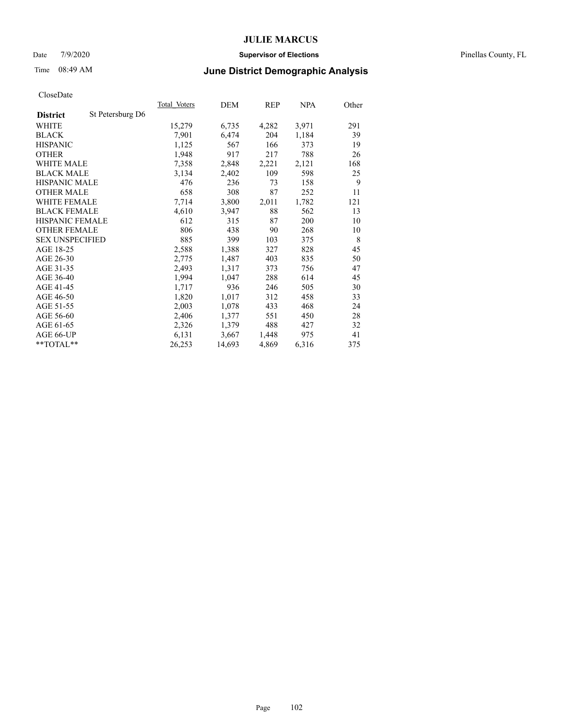CloseDate

| | Total_Voters | DEM | REP | NPA | Other |
|---|---|---|---|---|---|
| **District** St Petersburg D6 | | | | | |
| WHITE | 15,279 | 6,735 | 4,282 | 3,971 | 291 |
| BLACK | 7,901 | 6,474 | 204 | 1,184 | 39 |
| HISPANIC | 1,125 | 567 | 166 | 373 | 19 |
| OTHER | 1,948 | 917 | 217 | 788 | 26 |
| WHITE MALE | 7,358 | 2,848 | 2,221 | 2,121 | 168 |
| BLACK MALE | 3,134 | 2,402 | 109 | 598 | 25 |
| HISPANIC MALE | 476 | 236 | 73 | 158 | 9 |
| OTHER MALE | 658 | 308 | 87 | 252 | 11 |
| WHITE FEMALE | 7,714 | 3,800 | 2,011 | 1,782 | 121 |
| BLACK FEMALE | 4,610 | 3,947 | 88 | 562 | 13 |
| HISPANIC FEMALE | 612 | 315 | 87 | 200 | 10 |
| OTHER FEMALE | 806 | 438 | 90 | 268 | 10 |
| SEX UNSPECIFIED | 885 | 399 | 103 | 375 | 8 |
| AGE 18-25 | 2,588 | 1,388 | 327 | 828 | 45 |
| AGE 26-30 | 2,775 | 1,487 | 403 | 835 | 50 |
| AGE 31-35 | 2,493 | 1,317 | 373 | 756 | 47 |
| AGE 36-40 | 1,994 | 1,047 | 288 | 614 | 45 |
| AGE 41-45 | 1,717 | 936 | 246 | 505 | 30 |
| AGE 46-50 | 1,820 | 1,017 | 312 | 458 | 33 |
| AGE 51-55 | 2,003 | 1,078 | 433 | 468 | 24 |
| AGE 56-60 | 2,406 | 1,377 | 551 | 450 | 28 |
| AGE 61-65 | 2,326 | 1,379 | 488 | 427 | 32 |
| AGE 66-UP | 6,131 | 3,667 | 1,448 | 975 | 41 |
| **TOTAL** | 26,253 | 14,693 | 4,869 | 6,316 | 375 |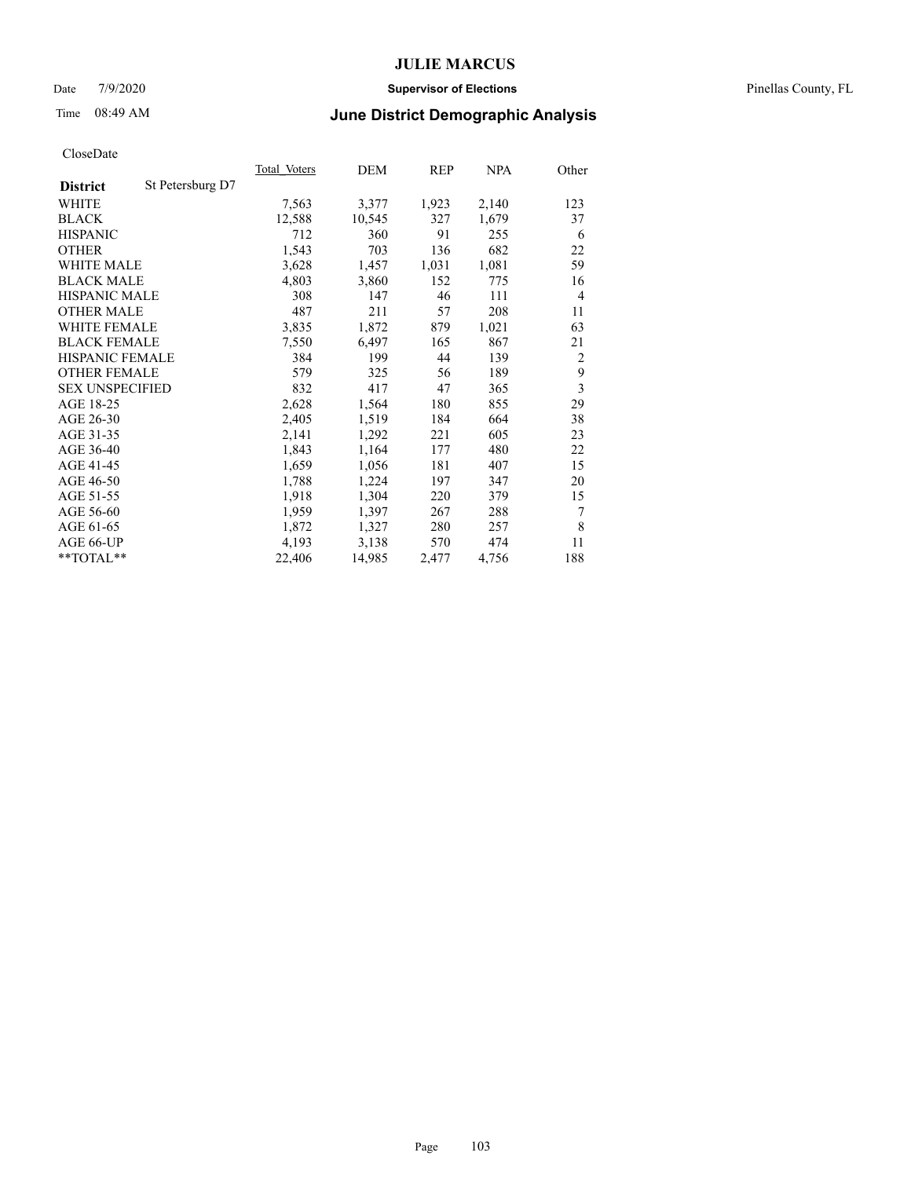# June District Demographic Analysis

CloseDate

| District | St Petersburg D7 | Total Voters | DEM | REP | NPA | Other |
|---|---|---|---|---|---|---|
| WHITE | | 7,563 | 3,377 | 1,923 | 2,140 | 123 |
| BLACK | | 12,588 | 10,545 | 327 | 1,679 | 37 |
| HISPANIC | | 712 | 360 | 91 | 255 | 6 |
| OTHER | | 1,543 | 703 | 136 | 682 | 22 |
| WHITE MALE | | 3,628 | 1,457 | 1,031 | 1,081 | 59 |
| BLACK MALE | | 4,803 | 3,860 | 152 | 775 | 16 |
| HISPANIC MALE | | 308 | 147 | 46 | 111 | 4 |
| OTHER MALE | | 487 | 211 | 57 | 208 | 11 |
| WHITE FEMALE | | 3,835 | 1,872 | 879 | 1,021 | 63 |
| BLACK FEMALE | | 7,550 | 6,497 | 165 | 867 | 21 |
| HISPANIC FEMALE | | 384 | 199 | 44 | 139 | 2 |
| OTHER FEMALE | | 579 | 325 | 56 | 189 | 9 |
| SEX UNSPECIFIED | | 832 | 417 | 47 | 365 | 3 |
| AGE 18-25 | | 2,628 | 1,564 | 180 | 855 | 29 |
| AGE 26-30 | | 2,405 | 1,519 | 184 | 664 | 38 |
| AGE 31-35 | | 2,141 | 1,292 | 221 | 605 | 23 |
| AGE 36-40 | | 1,843 | 1,164 | 177 | 480 | 22 |
| AGE 41-45 | | 1,659 | 1,056 | 181 | 407 | 15 |
| AGE 46-50 | | 1,788 | 1,224 | 197 | 347 | 20 |
| AGE 51-55 | | 1,918 | 1,304 | 220 | 379 | 15 |
| AGE 56-60 | | 1,959 | 1,397 | 267 | 288 | 7 |
| AGE 61-65 | | 1,872 | 1,327 | 280 | 257 | 8 |
| AGE 66-UP | | 4,193 | 3,138 | 570 | 474 | 11 |
| **TOTAL** | | 22,406 | 14,985 | 2,477 | 4,756 | 188 |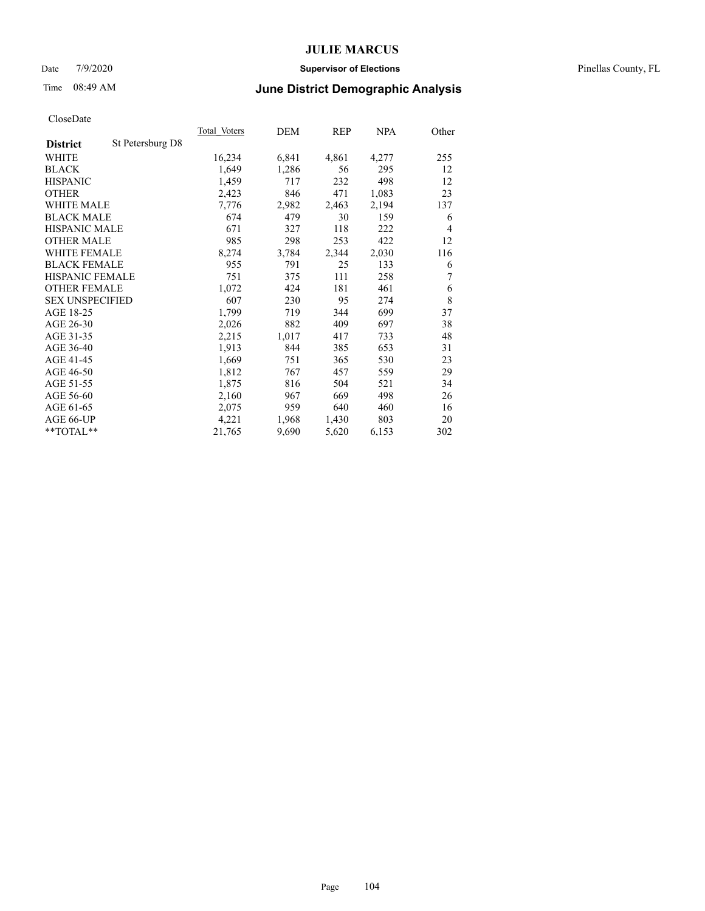# JULIE MARCUS

Date 7/9/2020 **Supervisor of Elections** Pinellas County, FL

Time 08:49 AM **June District Demographic Analysis**

CloseDate

| **District** St Petersburg D8 | Total Voters | DEM | REP | NPA | Other |
|---|---|---|---|---|---|
| WHITE | 16,234 | 6,841 | 4,861 | 4,277 | 255 |
| BLACK | 1,649 | 1,286 | 56 | 295 | 12 |
| HISPANIC | 1,459 | 717 | 232 | 498 | 12 |
| OTHER | 2,423 | 846 | 471 | 1,083 | 23 |
| WHITE MALE | 7,776 | 2,982 | 2,463 | 2,194 | 137 |
| BLACK MALE | 674 | 479 | 30 | 159 | 6 |
| HISPANIC MALE | 671 | 327 | 118 | 222 | 4 |
| OTHER MALE | 985 | 298 | 253 | 422 | 12 |
| WHITE FEMALE | 8,274 | 3,784 | 2,344 | 2,030 | 116 |
| BLACK FEMALE | 955 | 791 | 25 | 133 | 6 |
| HISPANIC FEMALE | 751 | 375 | 111 | 258 | 7 |
| OTHER FEMALE | 1,072 | 424 | 181 | 461 | 6 |
| SEX UNSPECIFIED | 607 | 230 | 95 | 274 | 8 |
| AGE 18-25 | 1,799 | 719 | 344 | 699 | 37 |
| AGE 26-30 | 2,026 | 882 | 409 | 697 | 38 |
| AGE 31-35 | 2,215 | 1,017 | 417 | 733 | 48 |
| AGE 36-40 | 1,913 | 844 | 385 | 653 | 31 |
| AGE 41-45 | 1,669 | 751 | 365 | 530 | 23 |
| AGE 46-50 | 1,812 | 767 | 457 | 559 | 29 |
| AGE 51-55 | 1,875 | 816 | 504 | 521 | 34 |
| AGE 56-60 | 2,160 | 967 | 669 | 498 | 26 |
| AGE 61-65 | 2,075 | 959 | 640 | 460 | 16 |
| AGE 66-UP | 4,221 | 1,968 | 1,430 | 803 | 20 |
| **TOTAL** | 21,765 | 9,690 | 5,620 | 6,153 | 302 |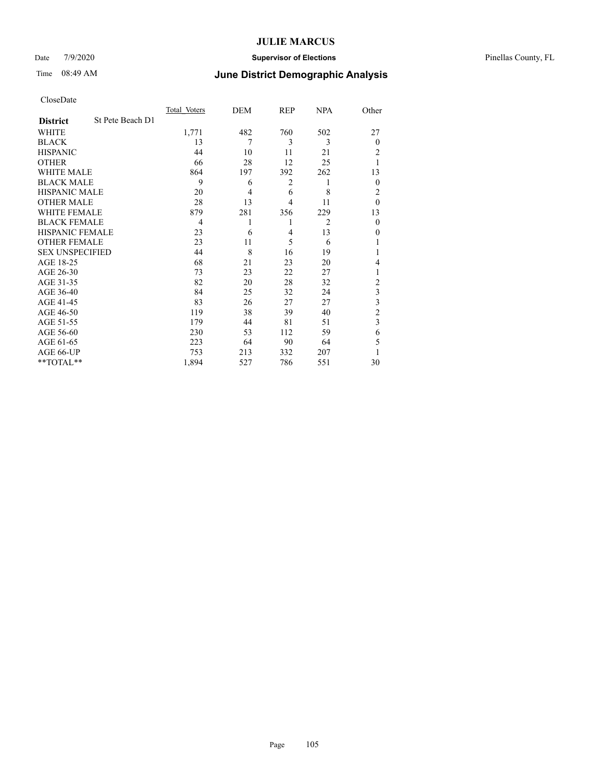CloseDate

| District | St Pete Beach D1 | Total Voters | DEM | REP | NPA | Other |
|---|---|---|---|---|---|---|
| WHITE | | 1,771 | 482 | 760 | 502 | 27 |
| BLACK | | 13 | 7 | 3 | 3 | 0 |
| HISPANIC | | 44 | 10 | 11 | 21 | 2 |
| OTHER | | 66 | 28 | 12 | 25 | 1 |
| WHITE MALE | | 864 | 197 | 392 | 262 | 13 |
| BLACK MALE | | 9 | 6 | 2 | 1 | 0 |
| HISPANIC MALE | | 20 | 4 | 6 | 8 | 2 |
| OTHER MALE | | 28 | 13 | 4 | 11 | 0 |
| WHITE FEMALE | | 879 | 281 | 356 | 229 | 13 |
| BLACK FEMALE | | 4 | 1 | 1 | 2 | 0 |
| HISPANIC FEMALE | | 23 | 6 | 4 | 13 | 0 |
| OTHER FEMALE | | 23 | 11 | 5 | 6 | 1 |
| SEX UNSPECIFIED | | 44 | 8 | 16 | 19 | 1 |
| AGE 18-25 | | 68 | 21 | 23 | 20 | 4 |
| AGE 26-30 | | 73 | 23 | 22 | 27 | 1 |
| AGE 31-35 | | 82 | 20 | 28 | 32 | 2 |
| AGE 36-40 | | 84 | 25 | 32 | 24 | 3 |
| AGE 41-45 | | 83 | 26 | 27 | 27 | 3 |
| AGE 46-50 | | 119 | 38 | 39 | 40 | 2 |
| AGE 51-55 | | 179 | 44 | 81 | 51 | 3 |
| AGE 56-60 | | 230 | 53 | 112 | 59 | 6 |
| AGE 61-65 | | 223 | 64 | 90 | 64 | 5 |
| AGE 66-UP | | 753 | 213 | 332 | 207 | 1 |
| **TOTAL** | | 1,894 | 527 | 786 | 551 | 30 |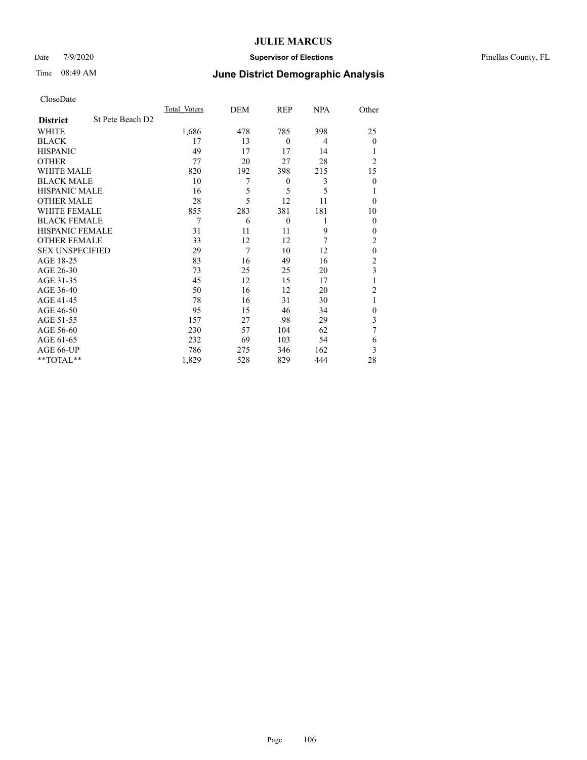# JULIE MARCUS

Date 7/9/2020 **Supervisor of Elections** Pinellas County, FL

Time 08:49 AM **June District Demographic Analysis**

CloseDate

| **District** St Pete Beach D2 | Total Voters | DEM | REP | NPA | Other |
|---|---|---|---|---|---|
| WHITE | 1,686 | 478 | 785 | 398 | 25 |
| BLACK | 17 | 13 | 0 | 4 | 0 |
| HISPANIC | 49 | 17 | 17 | 14 | 1 |
| OTHER | 77 | 20 | 27 | 28 | 2 |
| WHITE MALE | 820 | 192 | 398 | 215 | 15 |
| BLACK MALE | 10 | 7 | 0 | 3 | 0 |
| HISPANIC MALE | 16 | 5 | 5 | 5 | 1 |
| OTHER MALE | 28 | 5 | 12 | 11 | 0 |
| WHITE FEMALE | 855 | 283 | 381 | 181 | 10 |
| BLACK FEMALE | 7 | 6 | 0 | 1 | 0 |
| HISPANIC FEMALE | 31 | 11 | 11 | 9 | 0 |
| OTHER FEMALE | 33 | 12 | 12 | 7 | 2 |
| SEX UNSPECIFIED | 29 | 7 | 10 | 12 | 0 |
| AGE 18-25 | 83 | 16 | 49 | 16 | 2 |
| AGE 26-30 | 73 | 25 | 25 | 20 | 3 |
| AGE 31-35 | 45 | 12 | 15 | 17 | 1 |
| AGE 36-40 | 50 | 16 | 12 | 20 | 2 |
| AGE 41-45 | 78 | 16 | 31 | 30 | 1 |
| AGE 46-50 | 95 | 15 | 46 | 34 | 0 |
| AGE 51-55 | 157 | 27 | 98 | 29 | 3 |
| AGE 56-60 | 230 | 57 | 104 | 62 | 7 |
| AGE 61-65 | 232 | 69 | 103 | 54 | 6 |
| AGE 66-UP | 786 | 275 | 346 | 162 | 3 |
| **TOTAL** | 1,829 | 528 | 829 | 444 | 28 |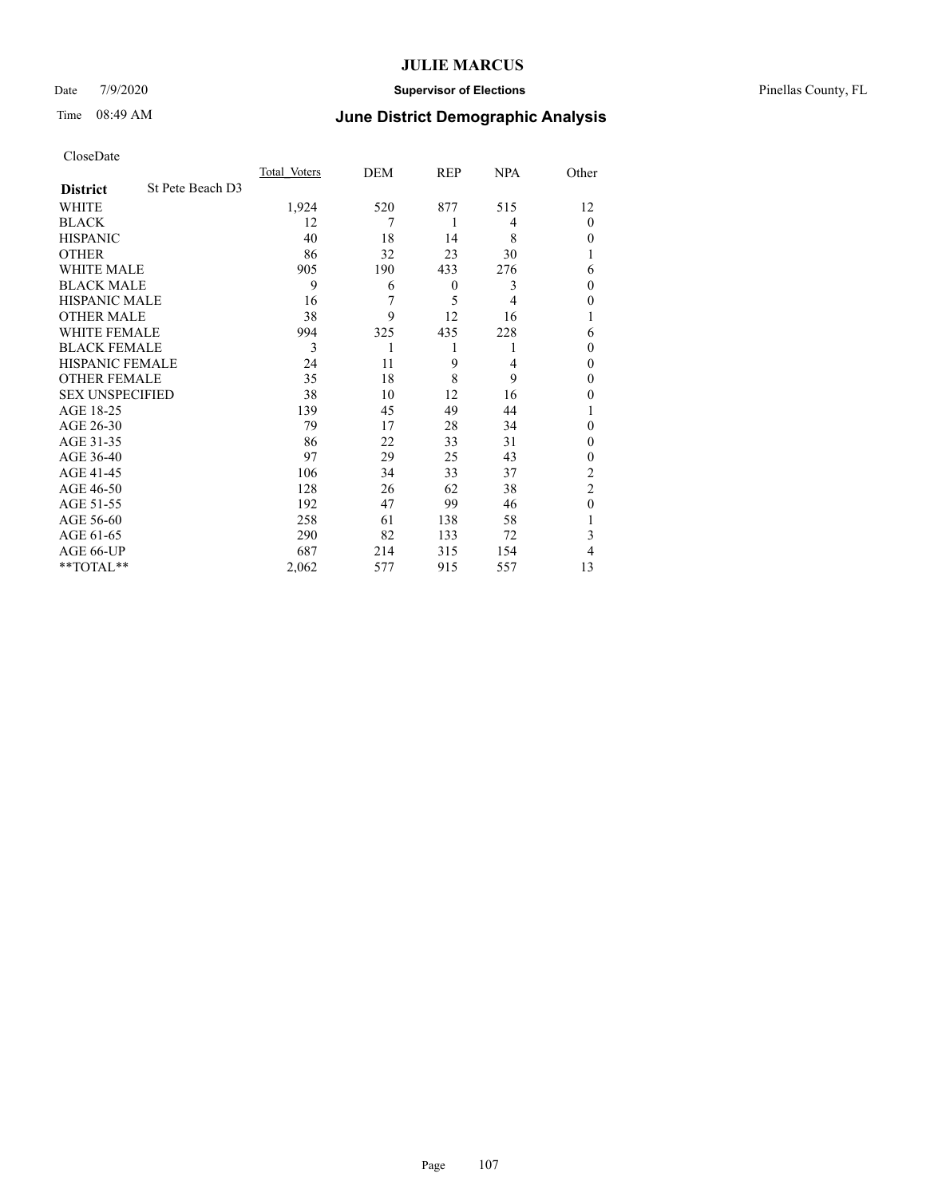# JULIE MARCUS

Date 7/9/2020 **Supervisor of Elections** Pinellas County, FL

Time 08:49 AM **June District Demographic Analysis**

CloseDate

| **District** St Pete Beach D3 | Total Voters | DEM | REP | NPA | Other |
|---|---|---|---|---|---|
| WHITE | 1,924 | 520 | 877 | 515 | 12 |
| BLACK | 12 | 7 | 1 | 4 | 0 |
| HISPANIC | 40 | 18 | 14 | 8 | 0 |
| OTHER | 86 | 32 | 23 | 30 | 1 |
| WHITE MALE | 905 | 190 | 433 | 276 | 6 |
| BLACK MALE | 9 | 6 | 0 | 3 | 0 |
| HISPANIC MALE | 16 | 7 | 5 | 4 | 0 |
| OTHER MALE | 38 | 9 | 12 | 16 | 1 |
| WHITE FEMALE | 994 | 325 | 435 | 228 | 6 |
| BLACK FEMALE | 3 | 1 | 1 | 1 | 0 |
| HISPANIC FEMALE | 24 | 11 | 9 | 4 | 0 |
| OTHER FEMALE | 35 | 18 | 8 | 9 | 0 |
| SEX UNSPECIFIED | 38 | 10 | 12 | 16 | 0 |
| AGE 18-25 | 139 | 45 | 49 | 44 | 1 |
| AGE 26-30 | 79 | 17 | 28 | 34 | 0 |
| AGE 31-35 | 86 | 22 | 33 | 31 | 0 |
| AGE 36-40 | 97 | 29 | 25 | 43 | 0 |
| AGE 41-45 | 106 | 34 | 33 | 37 | 2 |
| AGE 46-50 | 128 | 26 | 62 | 38 | 2 |
| AGE 51-55 | 192 | 47 | 99 | 46 | 0 |
| AGE 56-60 | 258 | 61 | 138 | 58 | 1 |
| AGE 61-65 | 290 | 82 | 133 | 72 | 3 |
| AGE 66-UP | 687 | 214 | 315 | 154 | 4 |
| **TOTAL** | 2,062 | 577 | 915 | 557 | 13 |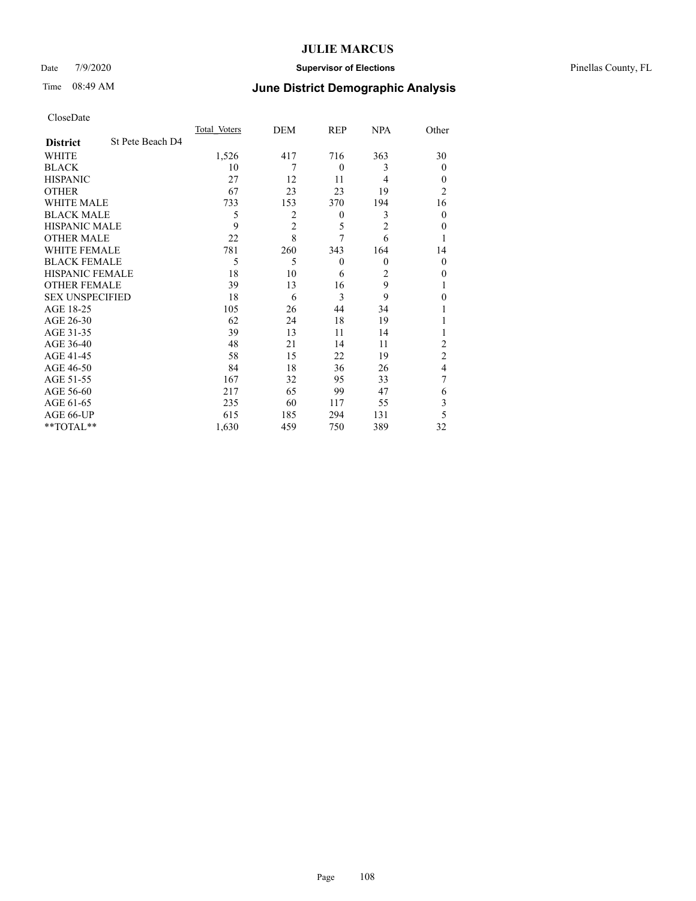CloseDate

| District | St Pete Beach D4 | Total Voters | DEM | REP | NPA | Other |
|---|---|---|---|---|---|---|
| WHITE | | 1,526 | 417 | 716 | 363 | 30 |
| BLACK | | 10 | 7 | 0 | 3 | 0 |
| HISPANIC | | 27 | 12 | 11 | 4 | 0 |
| OTHER | | 67 | 23 | 23 | 19 | 2 |
| WHITE MALE | | 733 | 153 | 370 | 194 | 16 |
| BLACK MALE | | 5 | 2 | 0 | 3 | 0 |
| HISPANIC MALE | | 9 | 2 | 5 | 2 | 0 |
| OTHER MALE | | 22 | 8 | 7 | 6 | 1 |
| WHITE FEMALE | | 781 | 260 | 343 | 164 | 14 |
| BLACK FEMALE | | 5 | 5 | 0 | 0 | 0 |
| HISPANIC FEMALE | | 18 | 10 | 6 | 2 | 0 |
| OTHER FEMALE | | 39 | 13 | 16 | 9 | 1 |
| SEX UNSPECIFIED | | 18 | 6 | 3 | 9 | 0 |
| AGE 18-25 | | 105 | 26 | 44 | 34 | 1 |
| AGE 26-30 | | 62 | 24 | 18 | 19 | 1 |
| AGE 31-35 | | 39 | 13 | 11 | 14 | 1 |
| AGE 36-40 | | 48 | 21 | 14 | 11 | 2 |
| AGE 41-45 | | 58 | 15 | 22 | 19 | 2 |
| AGE 46-50 | | 84 | 18 | 36 | 26 | 4 |
| AGE 51-55 | | 167 | 32 | 95 | 33 | 7 |
| AGE 56-60 | | 217 | 65 | 99 | 47 | 6 |
| AGE 61-65 | | 235 | 60 | 117 | 55 | 3 |
| AGE 66-UP | | 615 | 185 | 294 | 131 | 5 |
| **TOTAL** | | 1,630 | 459 | 750 | 389 | 32 |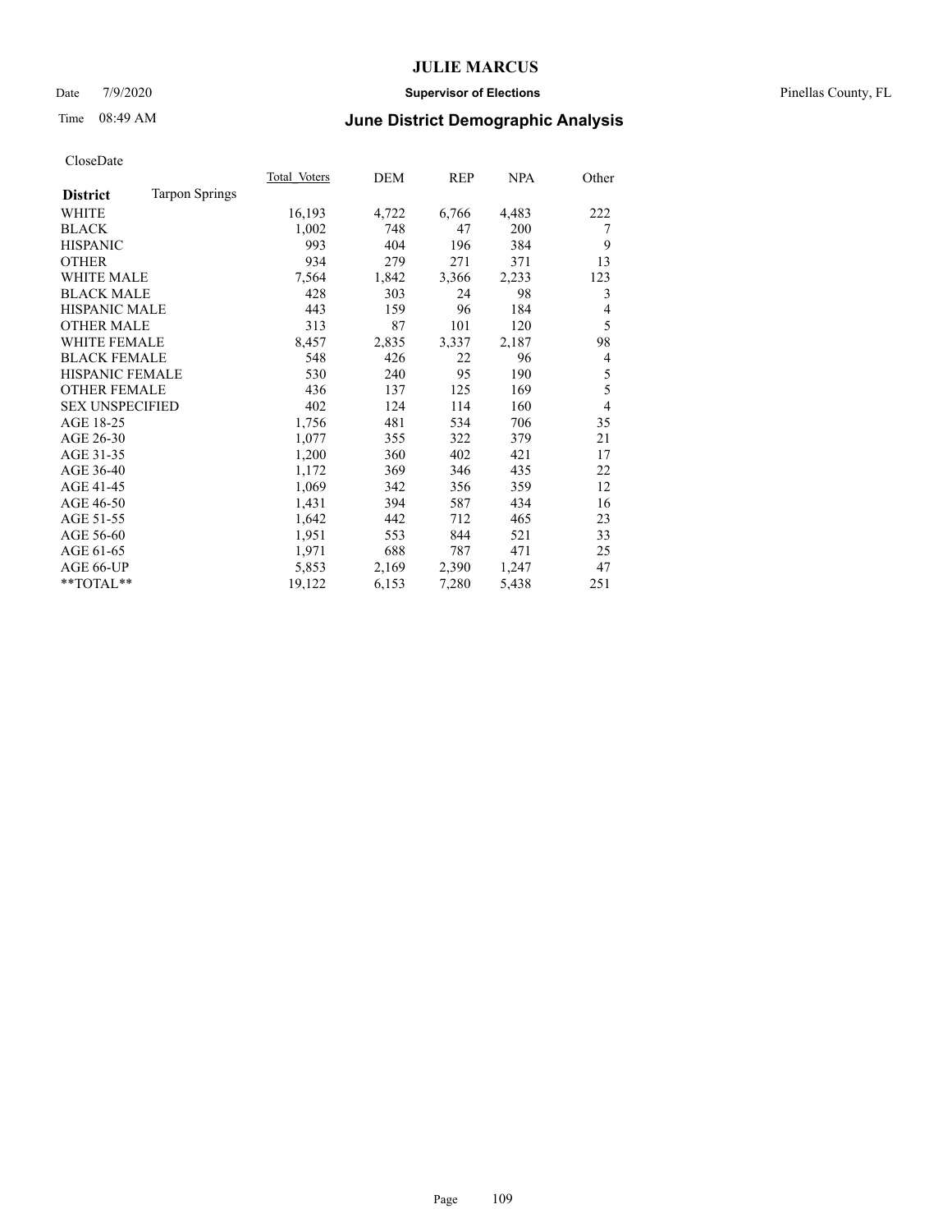# JULIE MARCUS

Date 7/9/2020 **Supervisor of Elections** Pinellas County, FL

Time 08:49 AM **June District Demographic Analysis**

CloseDate

| **District** Tarpon Springs | Total Voters | DEM | REP | NPA | Other |
|---|---|---|---|---|---|
| WHITE | 16,193 | 4,722 | 6,766 | 4,483 | 222 |
| BLACK | 1,002 | 748 | 47 | 200 | 7 |
| HISPANIC | 993 | 404 | 196 | 384 | 9 |
| OTHER | 934 | 279 | 271 | 371 | 13 |
| WHITE MALE | 7,564 | 1,842 | 3,366 | 2,233 | 123 |
| BLACK MALE | 428 | 303 | 24 | 98 | 3 |
| HISPANIC MALE | 443 | 159 | 96 | 184 | 4 |
| OTHER MALE | 313 | 87 | 101 | 120 | 5 |
| WHITE FEMALE | 8,457 | 2,835 | 3,337 | 2,187 | 98 |
| BLACK FEMALE | 548 | 426 | 22 | 96 | 4 |
| HISPANIC FEMALE | 530 | 240 | 95 | 190 | 5 |
| OTHER FEMALE | 436 | 137 | 125 | 169 | 5 |
| SEX UNSPECIFIED | 402 | 124 | 114 | 160 | 4 |
| AGE 18-25 | 1,756 | 481 | 534 | 706 | 35 |
| AGE 26-30 | 1,077 | 355 | 322 | 379 | 21 |
| AGE 31-35 | 1,200 | 360 | 402 | 421 | 17 |
| AGE 36-40 | 1,172 | 369 | 346 | 435 | 22 |
| AGE 41-45 | 1,069 | 342 | 356 | 359 | 12 |
| AGE 46-50 | 1,431 | 394 | 587 | 434 | 16 |
| AGE 51-55 | 1,642 | 442 | 712 | 465 | 23 |
| AGE 56-60 | 1,951 | 553 | 844 | 521 | 33 |
| AGE 61-65 | 1,971 | 688 | 787 | 471 | 25 |
| AGE 66-UP | 5,853 | 2,169 | 2,390 | 1,247 | 47 |
| **TOTAL** | 19,122 | 6,153 | 7,280 | 5,438 | 251 |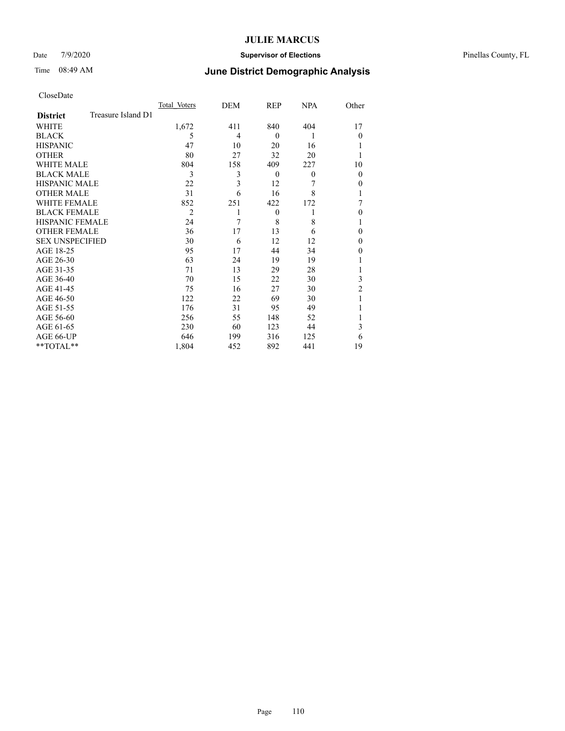CloseDate

| District | Treasure Island D1 | Total_Voters | DEM | REP | NPA | Other |
|---|---|---|---|---|---|---|
| WHITE | | 1,672 | 411 | 840 | 404 | 17 |
| BLACK | | 5 | 4 | 0 | 1 | 0 |
| HISPANIC | | 47 | 10 | 20 | 16 | 1 |
| OTHER | | 80 | 27 | 32 | 20 | 1 |
| WHITE MALE | | 804 | 158 | 409 | 227 | 10 |
| BLACK MALE | | 3 | 3 | 0 | 0 | 0 |
| HISPANIC MALE | | 22 | 3 | 12 | 7 | 0 |
| OTHER MALE | | 31 | 6 | 16 | 8 | 1 |
| WHITE FEMALE | | 852 | 251 | 422 | 172 | 7 |
| BLACK FEMALE | | 2 | 1 | 0 | 1 | 0 |
| HISPANIC FEMALE | | 24 | 7 | 8 | 8 | 1 |
| OTHER FEMALE | | 36 | 17 | 13 | 6 | 0 |
| SEX UNSPECIFIED | | 30 | 6 | 12 | 12 | 0 |
| AGE 18-25 | | 95 | 17 | 44 | 34 | 0 |
| AGE 26-30 | | 63 | 24 | 19 | 19 | 1 |
| AGE 31-35 | | 71 | 13 | 29 | 28 | 1 |
| AGE 36-40 | | 70 | 15 | 22 | 30 | 3 |
| AGE 41-45 | | 75 | 16 | 27 | 30 | 2 |
| AGE 46-50 | | 122 | 22 | 69 | 30 | 1 |
| AGE 51-55 | | 176 | 31 | 95 | 49 | 1 |
| AGE 56-60 | | 256 | 55 | 148 | 52 | 1 |
| AGE 61-65 | | 230 | 60 | 123 | 44 | 3 |
| AGE 66-UP | | 646 | 199 | 316 | 125 | 6 |
| **TOTAL** | | 1,804 | 452 | 892 | 441 | 19 |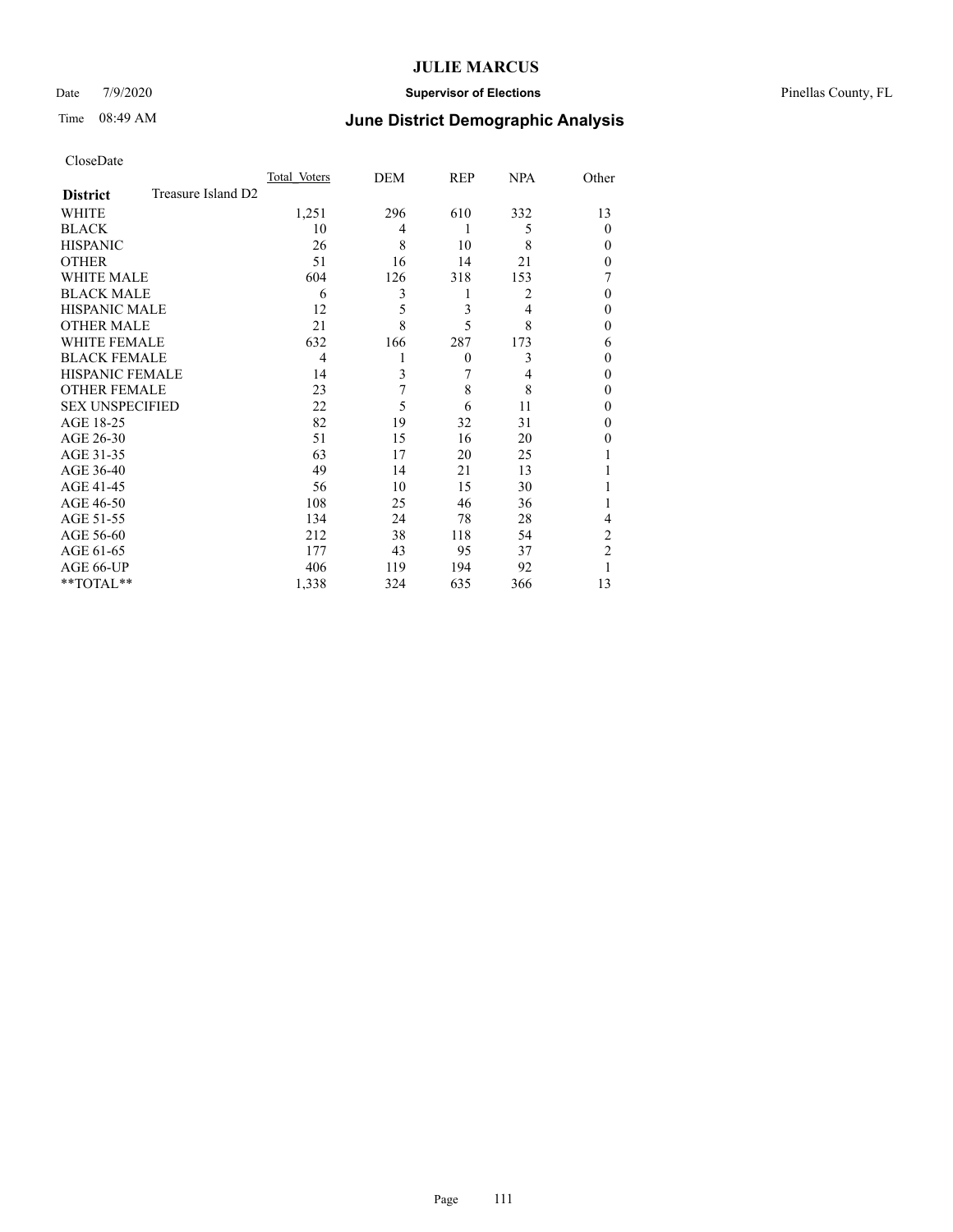CloseDate

| District | Treasure Island D2 | Total Voters | DEM | REP | NPA | Other |
|---|---|---|---|---|---|---|
| WHITE | | 1,251 | 296 | 610 | 332 | 13 |
| BLACK | | 10 | 4 | 1 | 5 | 0 |
| HISPANIC | | 26 | 8 | 10 | 8 | 0 |
| OTHER | | 51 | 16 | 14 | 21 | 0 |
| WHITE MALE | | 604 | 126 | 318 | 153 | 7 |
| BLACK MALE | | 6 | 3 | 1 | 2 | 0 |
| HISPANIC MALE | | 12 | 5 | 3 | 4 | 0 |
| OTHER MALE | | 21 | 8 | 5 | 8 | 0 |
| WHITE FEMALE | | 632 | 166 | 287 | 173 | 6 |
| BLACK FEMALE | | 4 | 1 | 0 | 3 | 0 |
| HISPANIC FEMALE | | 14 | 3 | 7 | 4 | 0 |
| OTHER FEMALE | | 23 | 7 | 8 | 8 | 0 |
| SEX UNSPECIFIED | | 22 | 5 | 6 | 11 | 0 |
| AGE 18-25 | | 82 | 19 | 32 | 31 | 0 |
| AGE 26-30 | | 51 | 15 | 16 | 20 | 0 |
| AGE 31-35 | | 63 | 17 | 20 | 25 | 1 |
| AGE 36-40 | | 49 | 14 | 21 | 13 | 1 |
| AGE 41-45 | | 56 | 10 | 15 | 30 | 1 |
| AGE 46-50 | | 108 | 25 | 46 | 36 | 1 |
| AGE 51-55 | | 134 | 24 | 78 | 28 | 4 |
| AGE 56-60 | | 212 | 38 | 118 | 54 | 2 |
| AGE 61-65 | | 177 | 43 | 95 | 37 | 2 |
| AGE 66-UP | | 406 | 119 | 194 | 92 | 1 |
| **TOTAL** | | 1,338 | 324 | 635 | 366 | 13 |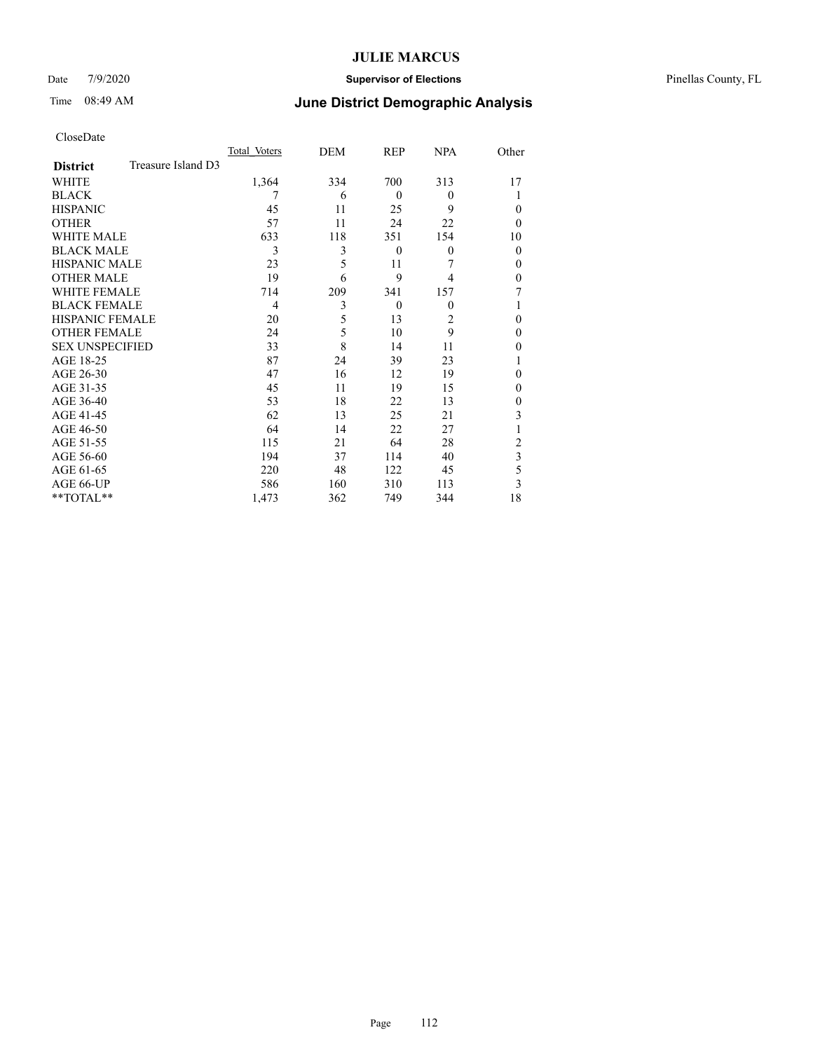CloseDate

| | Total Voters | DEM | REP | NPA | Other |
|---|---|---|---|---|---|
| **District** Treasure Island D3 | | | | | |
| WHITE | 1,364 | 334 | 700 | 313 | 17 |
| BLACK | 7 | 6 | 0 | 0 | 1 |
| HISPANIC | 45 | 11 | 25 | 9 | 0 |
| OTHER | 57 | 11 | 24 | 22 | 0 |
| WHITE MALE | 633 | 118 | 351 | 154 | 10 |
| BLACK MALE | 3 | 3 | 0 | 0 | 0 |
| HISPANIC MALE | 23 | 5 | 11 | 7 | 0 |
| OTHER MALE | 19 | 6 | 9 | 4 | 0 |
| WHITE FEMALE | 714 | 209 | 341 | 157 | 7 |
| BLACK FEMALE | 4 | 3 | 0 | 0 | 1 |
| HISPANIC FEMALE | 20 | 5 | 13 | 2 | 0 |
| OTHER FEMALE | 24 | 5 | 10 | 9 | 0 |
| SEX UNSPECIFIED | 33 | 8 | 14 | 11 | 0 |
| AGE 18-25 | 87 | 24 | 39 | 23 | 1 |
| AGE 26-30 | 47 | 16 | 12 | 19 | 0 |
| AGE 31-35 | 45 | 11 | 19 | 15 | 0 |
| AGE 36-40 | 53 | 18 | 22 | 13 | 0 |
| AGE 41-45 | 62 | 13 | 25 | 21 | 3 |
| AGE 46-50 | 64 | 14 | 22 | 27 | 1 |
| AGE 51-55 | 115 | 21 | 64 | 28 | 2 |
| AGE 56-60 | 194 | 37 | 114 | 40 | 3 |
| AGE 61-65 | 220 | 48 | 122 | 45 | 5 |
| AGE 66-UP | 586 | 160 | 310 | 113 | 3 |
| **TOTAL** | 1,473 | 362 | 749 | 344 | 18 |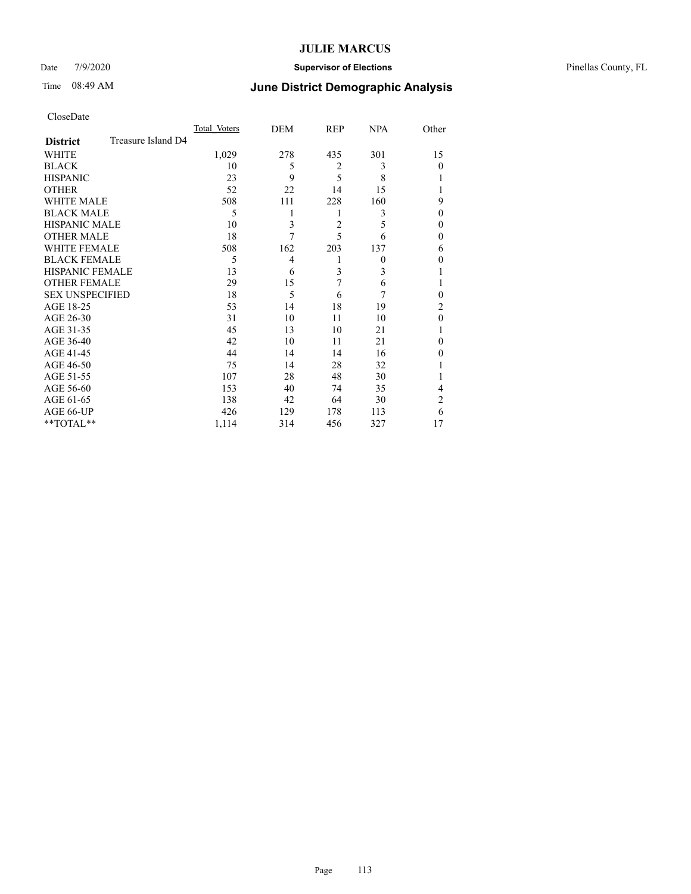CloseDate

| District | Treasure Island D4 | Total Voters | DEM | REP | NPA | Other |
|---|---|---|---|---|---|---|
| WHITE | | 1,029 | 278 | 435 | 301 | 15 |
| BLACK | | 10 | 5 | 2 | 3 | 0 |
| HISPANIC | | 23 | 9 | 5 | 8 | 1 |
| OTHER | | 52 | 22 | 14 | 15 | 1 |
| WHITE MALE | | 508 | 111 | 228 | 160 | 9 |
| BLACK MALE | | 5 | 1 | 1 | 3 | 0 |
| HISPANIC MALE | | 10 | 3 | 2 | 5 | 0 |
| OTHER MALE | | 18 | 7 | 5 | 6 | 0 |
| WHITE FEMALE | | 508 | 162 | 203 | 137 | 6 |
| BLACK FEMALE | | 5 | 4 | 1 | 0 | 0 |
| HISPANIC FEMALE | | 13 | 6 | 3 | 3 | 1 |
| OTHER FEMALE | | 29 | 15 | 7 | 6 | 1 |
| SEX UNSPECIFIED | | 18 | 5 | 6 | 7 | 0 |
| AGE 18-25 | | 53 | 14 | 18 | 19 | 2 |
| AGE 26-30 | | 31 | 10 | 11 | 10 | 0 |
| AGE 31-35 | | 45 | 13 | 10 | 21 | 1 |
| AGE 36-40 | | 42 | 10 | 11 | 21 | 0 |
| AGE 41-45 | | 44 | 14 | 14 | 16 | 0 |
| AGE 46-50 | | 75 | 14 | 28 | 32 | 1 |
| AGE 51-55 | | 107 | 28 | 48 | 30 | 1 |
| AGE 56-60 | | 153 | 40 | 74 | 35 | 4 |
| AGE 61-65 | | 138 | 42 | 64 | 30 | 2 |
| AGE 66-UP | | 426 | 129 | 178 | 113 | 6 |
| **TOTAL** | | 1,114 | 314 | 456 | 327 | 17 |